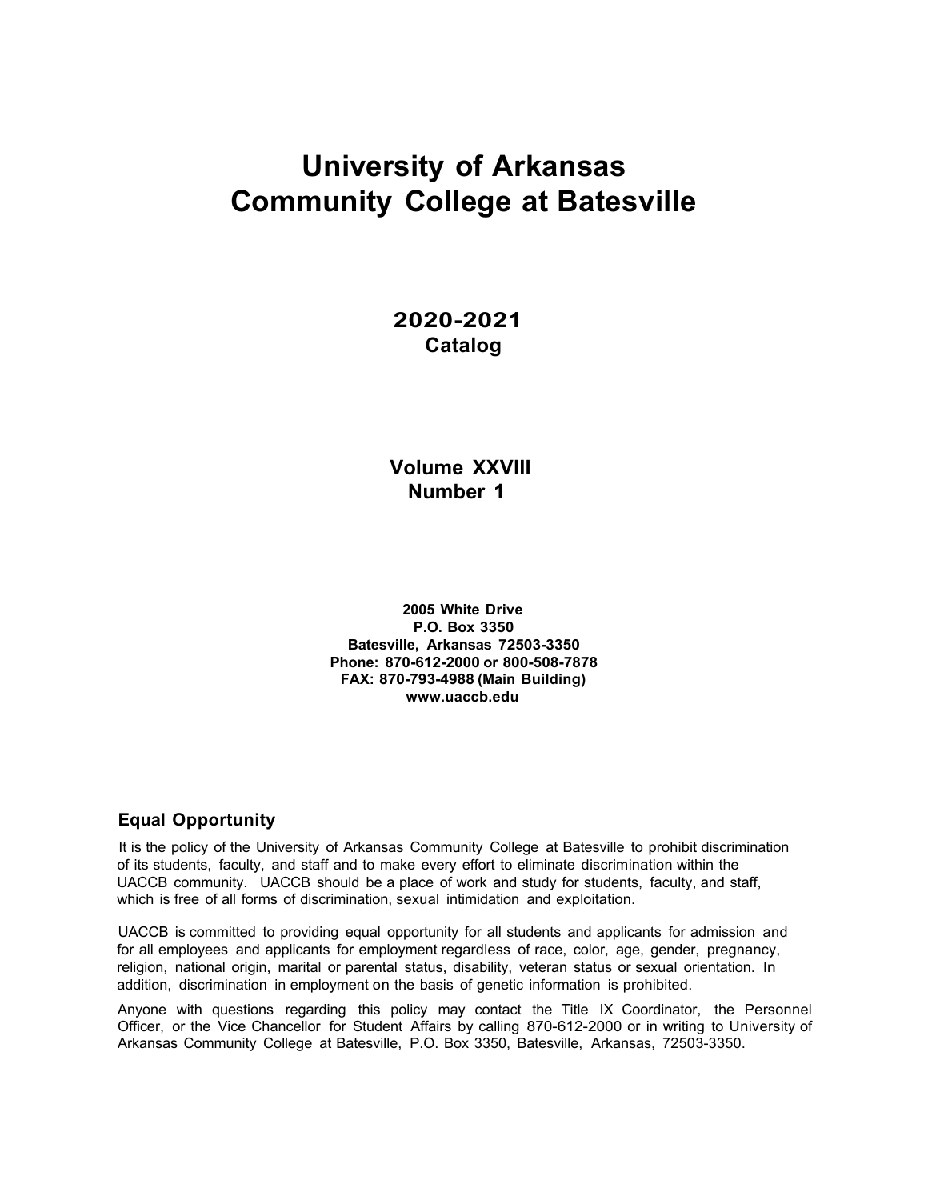# University of Arkansas Community College at Batesville

## 2020-2021 Catalog

## Volume XXVIII Number 1

**2005 White Drive**
**P.O. Box 3350**
**Batesville, Arkansas 72503-3350**
**Phone: 870-612-2000 or 800-508-7878**
**FAX: 870-793-4988 (Main Building)**
**www.uaccb.edu**

### Equal Opportunity

It is the policy of the University of Arkansas Community College at Batesville to prohibit discrimination of its students, faculty, and staff and to make every effort to eliminate discrimination within the UACCB community. UACCB should be a place of work and study for students, faculty, and staff, which is free of all forms of discrimination, sexual intimidation and exploitation.

UACCB is committed to providing equal opportunity for all students and applicants for admission and for all employees and applicants for employment regardless of race, color, age, gender, pregnancy, religion, national origin, marital or parental status, disability, veteran status or sexual orientation. In addition, discrimination in employment on the basis of genetic information is prohibited.

Anyone with questions regarding this policy may contact the Title IX Coordinator, the Personnel Officer, or the Vice Chancellor for Student Affairs by calling 870-612-2000 or in writing to University of Arkansas Community College at Batesville, P.O. Box 3350, Batesville, Arkansas, 72503-3350.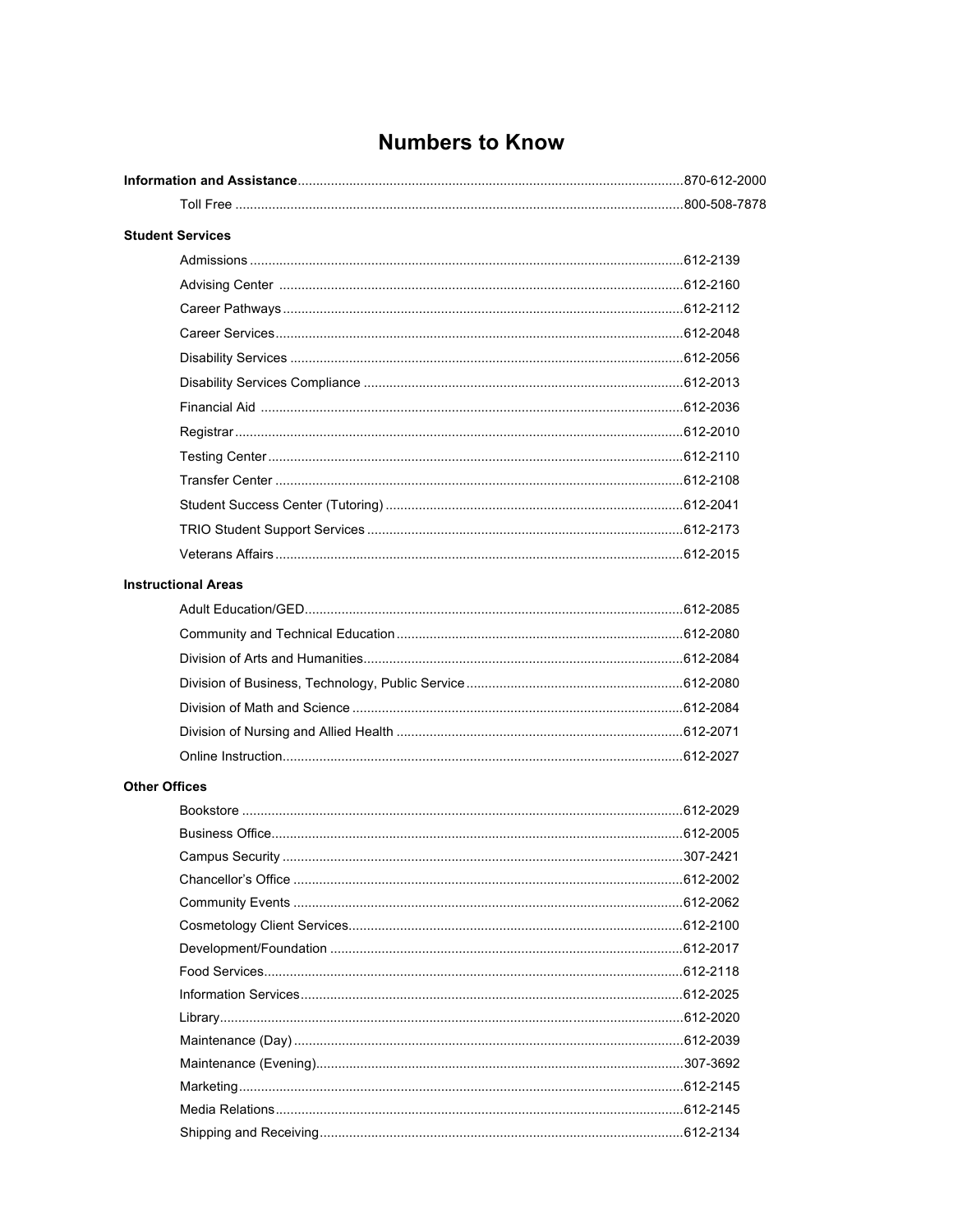# Numbers to Know

| | |
|---|---|
| **Information and Assistance** | 870-612-2000 |
| Toll Free | 800-508-7878 |
| **Student Services** | |
| Admissions | 612-2139 |
| Advising Center | 612-2160 |
| Career Pathways | 612-2112 |
| Career Services | 612-2048 |
| Disability Services | 612-2056 |
| Disability Services Compliance | 612-2013 |
| Financial Aid | 612-2036 |
| Registrar | 612-2010 |
| Testing Center | 612-2110 |
| Transfer Center | 612-2108 |
| Student Success Center (Tutoring) | 612-2041 |
| TRIO Student Support Services | 612-2173 |
| Veterans Affairs | 612-2015 |
| **Instructional Areas** | |
| Adult Education/GED | 612-2085 |
| Community and Technical Education | 612-2080 |
| Division of Arts and Humanities | 612-2084 |
| Division of Business, Technology, Public Service | 612-2080 |
| Division of Math and Science | 612-2084 |
| Division of Nursing and Allied Health | 612-2071 |
| Online Instruction | 612-2027 |
| **Other Offices** | |
| Bookstore | 612-2029 |
| Business Office | 612-2005 |
| Campus Security | 307-2421 |
| Chancellor's Office | 612-2002 |
| Community Events | 612-2062 |
| Cosmetology Client Services | 612-2100 |
| Development/Foundation | 612-2017 |
| Food Services | 612-2118 |
| Information Services | 612-2025 |
| Library | 612-2020 |
| Maintenance (Day) | 612-2039 |
| Maintenance (Evening) | 307-3692 |
| Marketing | 612-2145 |
| Media Relations | 612-2145 |
| Shipping and Receiving | 612-2134 |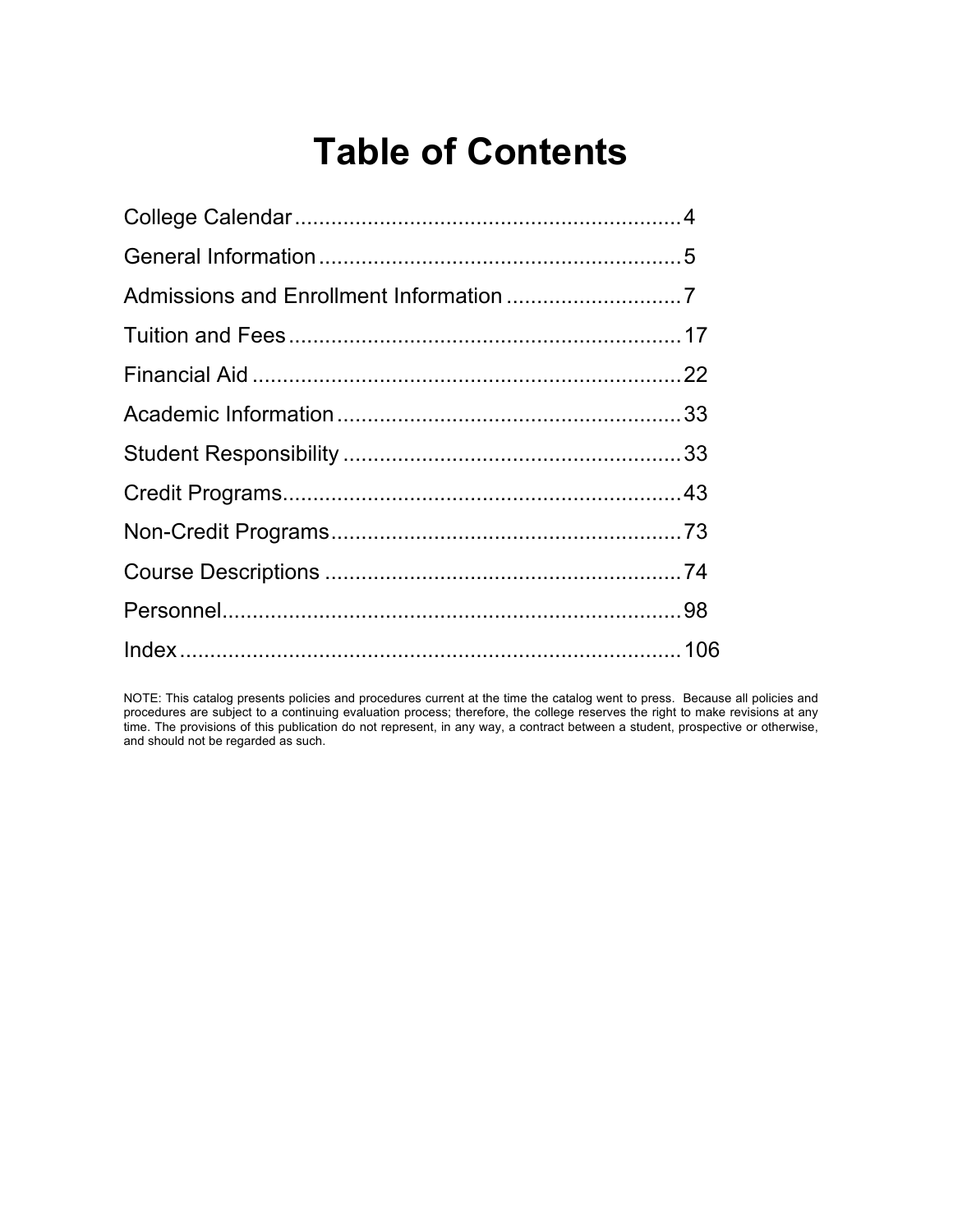# Table of Contents

| | |
|---|---|
| College Calendar | 4 |
| General Information | 5 |
| Admissions and Enrollment Information | 7 |
| Tuition and Fees | 17 |
| Financial Aid | 22 |
| Academic Information | 33 |
| Student Responsibility | 33 |
| Credit Programs | 43 |
| Non-Credit Programs | 73 |
| Course Descriptions | 74 |
| Personnel | 98 |
| Index | 106 |

NOTE: This catalog presents policies and procedures current at the time the catalog went to press. Because all policies and procedures are subject to a continuing evaluation process; therefore, the college reserves the right to make revisions at any time. The provisions of this publication do not represent, in any way, a contract between a student, prospective or otherwise, and should not be regarded as such.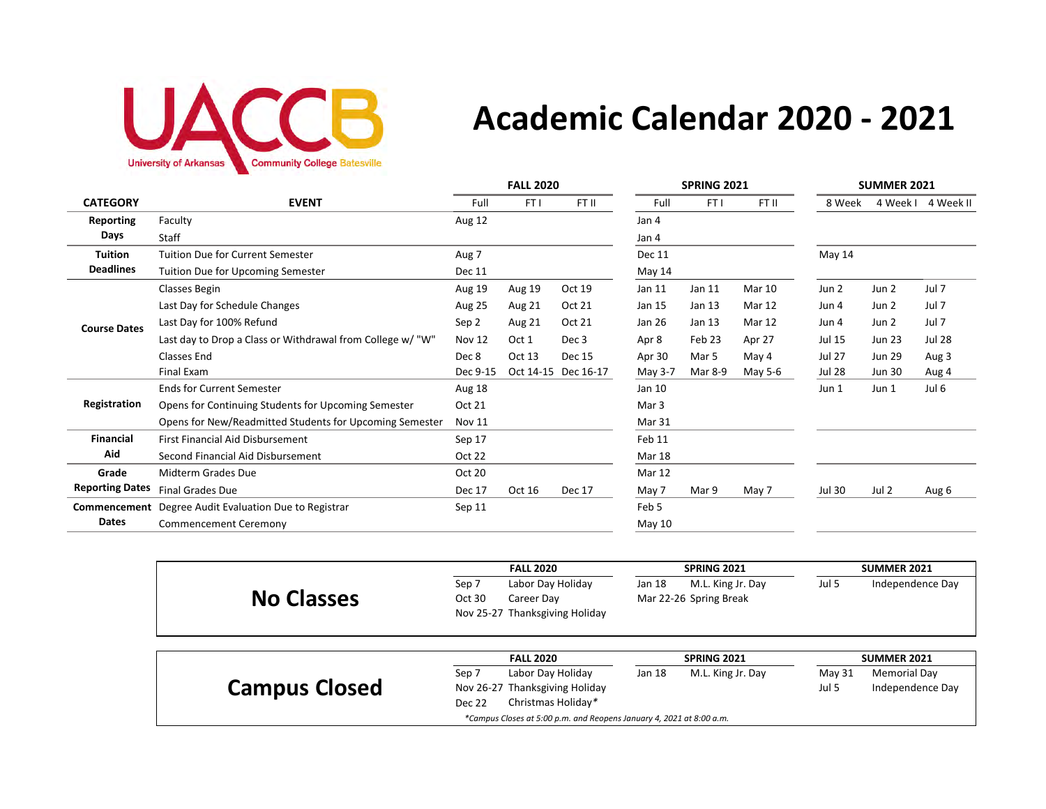UACCB University of Arkansas Community College Batesville

# Academic Calendar 2020 - 2021

| CATEGORY | EVENT | FALL 2020 Full | FALL 2020 FT I | FALL 2020 FT II | SPRING 2021 Full | SPRING 2021 FT I | SPRING 2021 FT II | SUMMER 2021 8 Week | SUMMER 2021 4 Week I | SUMMER 2021 4 Week II |
|---|---|---|---|---|---|---|---|---|---|---|
| Reporting Days | Faculty | Aug 12 | | | Jan 4 | | | | | |
| | Staff | | | | Jan 4 | | | | | |
| Tuition Deadlines | Tuition Due for Current Semester | Aug 7 | | | Dec 11 | | | May 14 | | |
| | Tuition Due for Upcoming Semester | Dec 11 | | | May 14 | | | | | |
| Course Dates | Classes Begin | Aug 19 | Aug 19 | Oct 19 | Jan 11 | Jan 11 | Mar 10 | Jun 2 | Jun 2 | Jul 7 |
| | Last Day for Schedule Changes | Aug 25 | Aug 21 | Oct 21 | Jan 15 | Jan 13 | Mar 12 | Jun 4 | Jun 2 | Jul 7 |
| | Last Day for 100% Refund | Sep 2 | Aug 21 | Oct 21 | Jan 26 | Jan 13 | Mar 12 | Jun 4 | Jun 2 | Jul 7 |
| | Last day to Drop a Class or Withdrawal from College w/ "W" | Nov 12 | Oct 1 | Dec 3 | Apr 8 | Feb 23 | Apr 27 | Jul 15 | Jun 23 | Jul 28 |
| | Classes End | Dec 8 | Oct 13 | Dec 15 | Apr 30 | Mar 5 | May 4 | Jul 27 | Jun 29 | Aug 3 |
| | Final Exam | Dec 9-15 | Oct 14-15 | Dec 16-17 | May 3-7 | Mar 8-9 | May 5-6 | Jul 28 | Jun 30 | Aug 4 |
| Registration | Ends for Current Semester | Aug 18 | | | Jan 10 | | | Jun 1 | Jun 1 | Jul 6 |
| | Opens for Continuing Students for Upcoming Semester | Oct 21 | | | Mar 3 | | | | | |
| | Opens for New/Readmitted Students for Upcoming Semester | Nov 11 | | | Mar 31 | | | | | |
| Financial Aid | First Financial Aid Disbursement | Sep 17 | | | Feb 11 | | | | | |
| | Second Financial Aid Disbursement | Oct 22 | | | Mar 18 | | | | | |
| Grade Reporting Dates | Midterm Grades Due | Oct 20 | | | Mar 12 | | | | | |
| | Final Grades Due | Dec 17 | Oct 16 | Dec 17 | May 7 | Mar 9 | May 7 | Jul 30 | Jul 2 | Aug 6 |
| Commencement Dates | Degree Audit Evaluation Due to Registrar | Sep 11 | | | Feb 5 | | | | | |
| | Commencement Ceremony | | | | May 10 | | | | | |

## No Classes

| FALL 2020 | | SPRING 2021 | | SUMMER 2021 | |
|---|---|---|---|---|---|
| Sep 7 | Labor Day Holiday | Jan 18 | M.L. King Jr. Day | Jul 5 | Independence Day |
| Oct 30 | Career Day | Mar 22-26 | Spring Break | | |
| Nov 25-27 | Thanksgiving Holiday | | | | |

## Campus Closed

| FALL 2020 | | SPRING 2021 | | SUMMER 2021 | |
|---|---|---|---|---|---|
| Sep 7 | Labor Day Holiday | Jan 18 | M.L. King Jr. Day | May 31 | Memorial Day |
| Nov 26-27 | Thanksgiving Holiday | | | Jul 5 | Independence Day |
| Dec 22 | Christmas Holiday* | | | | |

*\*Campus Closes at 5:00 p.m. and Reopens January 4, 2021 at 8:00 a.m.*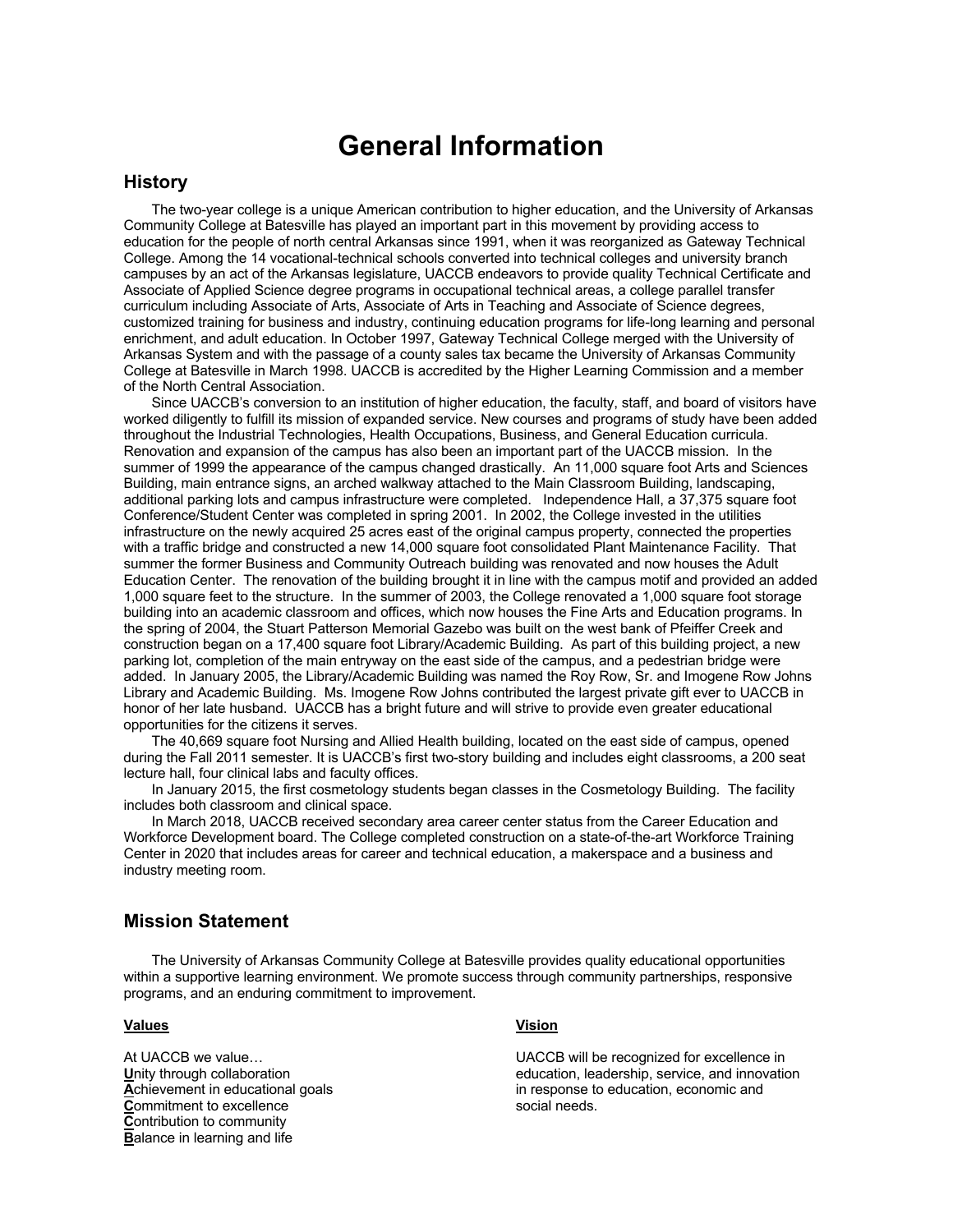# General Information

## History

The two-year college is a unique American contribution to higher education, and the University of Arkansas Community College at Batesville has played an important part in this movement by providing access to education for the people of north central Arkansas since 1991, when it was reorganized as Gateway Technical College. Among the 14 vocational-technical schools converted into technical colleges and university branch campuses by an act of the Arkansas legislature, UACCB endeavors to provide quality Technical Certificate and Associate of Applied Science degree programs in occupational technical areas, a college parallel transfer curriculum including Associate of Arts, Associate of Arts in Teaching and Associate of Science degrees, customized training for business and industry, continuing education programs for life-long learning and personal enrichment, and adult education. In October 1997, Gateway Technical College merged with the University of Arkansas System and with the passage of a county sales tax became the University of Arkansas Community College at Batesville in March 1998. UACCB is accredited by the Higher Learning Commission and a member of the North Central Association.

Since UACCB's conversion to an institution of higher education, the faculty, staff, and board of visitors have worked diligently to fulfill its mission of expanded service. New courses and programs of study have been added throughout the Industrial Technologies, Health Occupations, Business, and General Education curricula. Renovation and expansion of the campus has also been an important part of the UACCB mission. In the summer of 1999 the appearance of the campus changed drastically. An 11,000 square foot Arts and Sciences Building, main entrance signs, an arched walkway attached to the Main Classroom Building, landscaping, additional parking lots and campus infrastructure were completed. Independence Hall, a 37,375 square foot Conference/Student Center was completed in spring 2001. In 2002, the College invested in the utilities infrastructure on the newly acquired 25 acres east of the original campus property, connected the properties with a traffic bridge and constructed a new 14,000 square foot consolidated Plant Maintenance Facility. That summer the former Business and Community Outreach building was renovated and now houses the Adult Education Center. The renovation of the building brought it in line with the campus motif and provided an added 1,000 square feet to the structure. In the summer of 2003, the College renovated a 1,000 square foot storage building into an academic classroom and offices, which now houses the Fine Arts and Education programs. In the spring of 2004, the Stuart Patterson Memorial Gazebo was built on the west bank of Pfeiffer Creek and construction began on a 17,400 square foot Library/Academic Building. As part of this building project, a new parking lot, completion of the main entryway on the east side of the campus, and a pedestrian bridge were added. In January 2005, the Library/Academic Building was named the Roy Row, Sr. and Imogene Row Johns Library and Academic Building. Ms. Imogene Row Johns contributed the largest private gift ever to UACCB in honor of her late husband. UACCB has a bright future and will strive to provide even greater educational opportunities for the citizens it serves.

The 40,669 square foot Nursing and Allied Health building, located on the east side of campus, opened during the Fall 2011 semester. It is UACCB's first two-story building and includes eight classrooms, a 200 seat lecture hall, four clinical labs and faculty offices.

In January 2015, the first cosmetology students began classes in the Cosmetology Building. The facility includes both classroom and clinical space.

In March 2018, UACCB received secondary area career center status from the Career Education and Workforce Development board. The College completed construction on a state-of-the-art Workforce Training Center in 2020 that includes areas for career and technical education, a makerspace and a business and industry meeting room.

## Mission Statement

The University of Arkansas Community College at Batesville provides quality educational opportunities within a supportive learning environment. We promote success through community partnerships, responsive programs, and an enduring commitment to improvement.

### Values

At UACCB we value…
**U**nity through collaboration
**A**chievement in educational goals
**C**ommitment to excellence
**C**ontribution to community
**B**alance in learning and life

### Vision

UACCB will be recognized for excellence in education, leadership, service, and innovation in response to education, economic and social needs.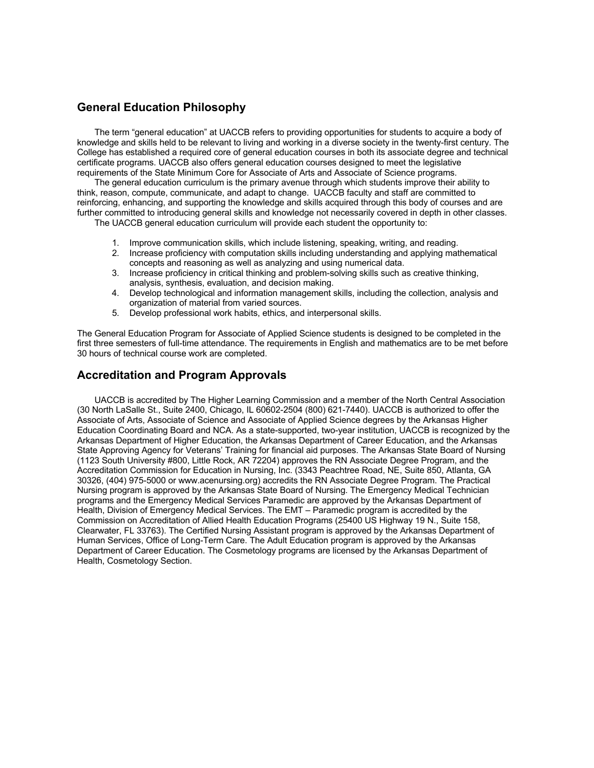## General Education Philosophy

The term “general education” at UACCB refers to providing opportunities for students to acquire a body of knowledge and skills held to be relevant to living and working in a diverse society in the twenty-first century. The College has established a required core of general education courses in both its associate degree and technical certificate programs. UACCB also offers general education courses designed to meet the legislative requirements of the State Minimum Core for Associate of Arts and Associate of Science programs.

The general education curriculum is the primary avenue through which students improve their ability to think, reason, compute, communicate, and adapt to change. UACCB faculty and staff are committed to reinforcing, enhancing, and supporting the knowledge and skills acquired through this body of courses and are further committed to introducing general skills and knowledge not necessarily covered in depth in other classes.

The UACCB general education curriculum will provide each student the opportunity to:

1. Improve communication skills, which include listening, speaking, writing, and reading.
2. Increase proficiency with computation skills including understanding and applying mathematical concepts and reasoning as well as analyzing and using numerical data.
3. Increase proficiency in critical thinking and problem-solving skills such as creative thinking, analysis, synthesis, evaluation, and decision making.
4. Develop technological and information management skills, including the collection, analysis and organization of material from varied sources.
5. Develop professional work habits, ethics, and interpersonal skills.

The General Education Program for Associate of Applied Science students is designed to be completed in the first three semesters of full-time attendance. The requirements in English and mathematics are to be met before 30 hours of technical course work are completed.

## Accreditation and Program Approvals

UACCB is accredited by The Higher Learning Commission and a member of the North Central Association (30 North LaSalle St., Suite 2400, Chicago, IL 60602-2504 (800) 621-7440). UACCB is authorized to offer the Associate of Arts, Associate of Science and Associate of Applied Science degrees by the Arkansas Higher Education Coordinating Board and NCA. As a state-supported, two-year institution, UACCB is recognized by the Arkansas Department of Higher Education, the Arkansas Department of Career Education, and the Arkansas State Approving Agency for Veterans’ Training for financial aid purposes. The Arkansas State Board of Nursing (1123 South University #800, Little Rock, AR 72204) approves the RN Associate Degree Program, and the Accreditation Commission for Education in Nursing, Inc. (3343 Peachtree Road, NE, Suite 850, Atlanta, GA 30326, (404) 975-5000 or www.acenursing.org) accredits the RN Associate Degree Program. The Practical Nursing program is approved by the Arkansas State Board of Nursing. The Emergency Medical Technician programs and the Emergency Medical Services Paramedic are approved by the Arkansas Department of Health, Division of Emergency Medical Services. The EMT – Paramedic program is accredited by the Commission on Accreditation of Allied Health Education Programs (25400 US Highway 19 N., Suite 158, Clearwater, FL 33763). The Certified Nursing Assistant program is approved by the Arkansas Department of Human Services, Office of Long-Term Care. The Adult Education program is approved by the Arkansas Department of Career Education. The Cosmetology programs are licensed by the Arkansas Department of Health, Cosmetology Section.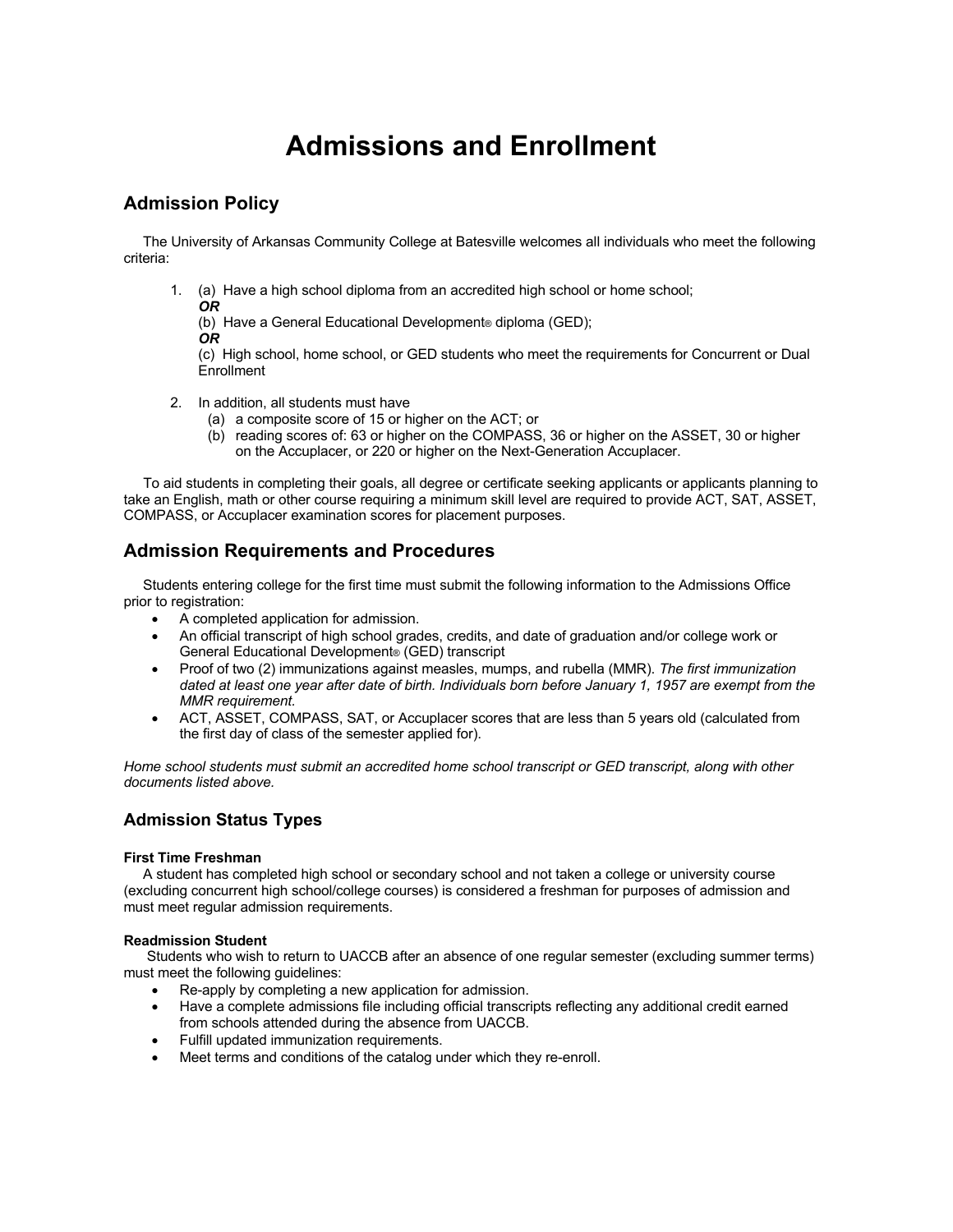# Admissions and Enrollment

## Admission Policy

The University of Arkansas Community College at Batesville welcomes all individuals who meet the following criteria:

1. (a) Have a high school diploma from an accredited high school or home school;
   ***OR***
   (b) Have a General Educational Development® diploma (GED);
   ***OR***
   (c) High school, home school, or GED students who meet the requirements for Concurrent or Dual Enrollment

2. In addition, all students must have
   (a) a composite score of 15 or higher on the ACT; or
   (b) reading scores of: 63 or higher on the COMPASS, 36 or higher on the ASSET, 30 or higher on the Accuplacer, or 220 or higher on the Next-Generation Accuplacer.

To aid students in completing their goals, all degree or certificate seeking applicants or applicants planning to take an English, math or other course requiring a minimum skill level are required to provide ACT, SAT, ASSET, COMPASS, or Accuplacer examination scores for placement purposes.

## Admission Requirements and Procedures

Students entering college for the first time must submit the following information to the Admissions Office prior to registration:

- A completed application for admission.
- An official transcript of high school grades, credits, and date of graduation and/or college work or General Educational Development® (GED) transcript
- Proof of two (2) immunizations against measles, mumps, and rubella (MMR). *The first immunization dated at least one year after date of birth. Individuals born before January 1, 1957 are exempt from the MMR requirement.*
- ACT, ASSET, COMPASS, SAT, or Accuplacer scores that are less than 5 years old (calculated from the first day of class of the semester applied for).

*Home school students must submit an accredited home school transcript or GED transcript, along with other documents listed above.*

## Admission Status Types

### First Time Freshman

A student has completed high school or secondary school and not taken a college or university course (excluding concurrent high school/college courses) is considered a freshman for purposes of admission and must meet regular admission requirements.

### Readmission Student

Students who wish to return to UACCB after an absence of one regular semester (excluding summer terms) must meet the following guidelines:

- Re-apply by completing a new application for admission.
- Have a complete admissions file including official transcripts reflecting any additional credit earned from schools attended during the absence from UACCB.
- Fulfill updated immunization requirements.
- Meet terms and conditions of the catalog under which they re-enroll.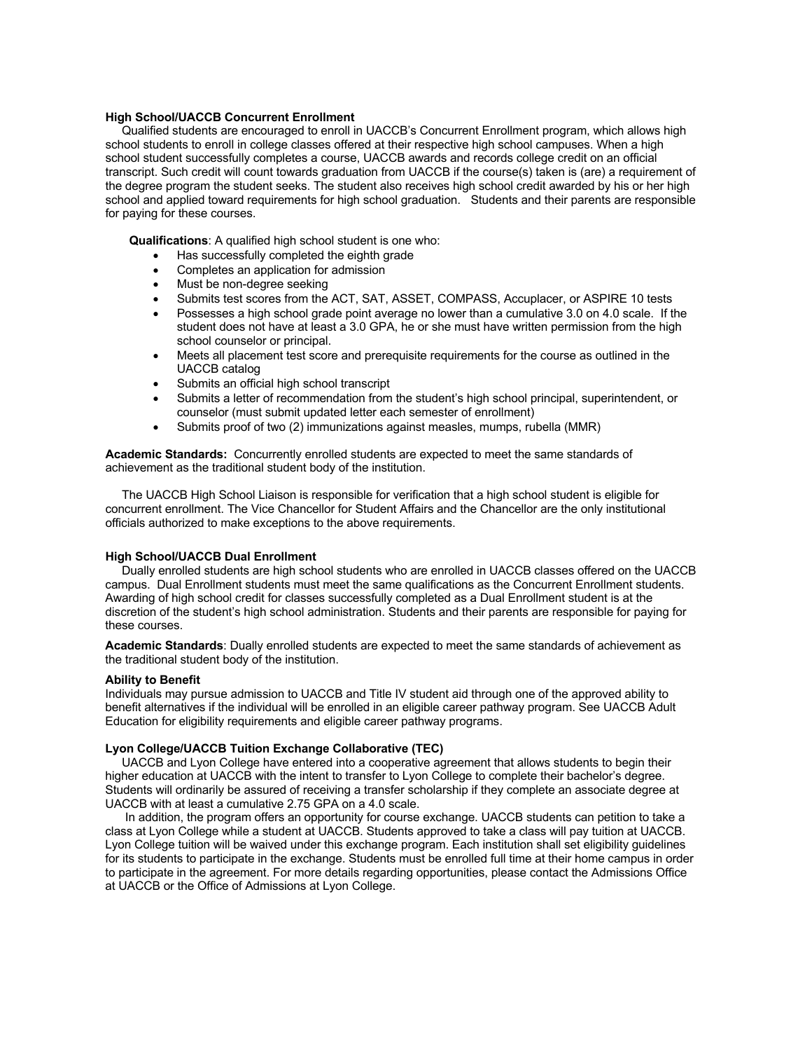### High School/UACCB Concurrent Enrollment

Qualified students are encouraged to enroll in UACCB's Concurrent Enrollment program, which allows high school students to enroll in college classes offered at their respective high school campuses. When a high school student successfully completes a course, UACCB awards and records college credit on an official transcript. Such credit will count towards graduation from UACCB if the course(s) taken is (are) a requirement of the degree program the student seeks. The student also receives high school credit awarded by his or her high school and applied toward requirements for high school graduation. Students and their parents are responsible for paying for these courses.

**Qualifications**: A qualified high school student is one who:

- Has successfully completed the eighth grade
- Completes an application for admission
- Must be non-degree seeking
- Submits test scores from the ACT, SAT, ASSET, COMPASS, Accuplacer, or ASPIRE 10 tests
- Possesses a high school grade point average no lower than a cumulative 3.0 on 4.0 scale. If the student does not have at least a 3.0 GPA, he or she must have written permission from the high school counselor or principal.
- Meets all placement test score and prerequisite requirements for the course as outlined in the UACCB catalog
- Submits an official high school transcript
- Submits a letter of recommendation from the student's high school principal, superintendent, or counselor (must submit updated letter each semester of enrollment)
- Submits proof of two (2) immunizations against measles, mumps, rubella (MMR)

**Academic Standards:** Concurrently enrolled students are expected to meet the same standards of achievement as the traditional student body of the institution.

The UACCB High School Liaison is responsible for verification that a high school student is eligible for concurrent enrollment. The Vice Chancellor for Student Affairs and the Chancellor are the only institutional officials authorized to make exceptions to the above requirements.

### High School/UACCB Dual Enrollment

Dually enrolled students are high school students who are enrolled in UACCB classes offered on the UACCB campus. Dual Enrollment students must meet the same qualifications as the Concurrent Enrollment students. Awarding of high school credit for classes successfully completed as a Dual Enrollment student is at the discretion of the student's high school administration. Students and their parents are responsible for paying for these courses.

**Academic Standards**: Dually enrolled students are expected to meet the same standards of achievement as the traditional student body of the institution.

### Ability to Benefit

Individuals may pursue admission to UACCB and Title IV student aid through one of the approved ability to benefit alternatives if the individual will be enrolled in an eligible career pathway program. See UACCB Adult Education for eligibility requirements and eligible career pathway programs.

### Lyon College/UACCB Tuition Exchange Collaborative (TEC)

UACCB and Lyon College have entered into a cooperative agreement that allows students to begin their higher education at UACCB with the intent to transfer to Lyon College to complete their bachelor's degree. Students will ordinarily be assured of receiving a transfer scholarship if they complete an associate degree at UACCB with at least a cumulative 2.75 GPA on a 4.0 scale.

In addition, the program offers an opportunity for course exchange. UACCB students can petition to take a class at Lyon College while a student at UACCB. Students approved to take a class will pay tuition at UACCB. Lyon College tuition will be waived under this exchange program. Each institution shall set eligibility guidelines for its students to participate in the exchange. Students must be enrolled full time at their home campus in order to participate in the agreement. For more details regarding opportunities, please contact the Admissions Office at UACCB or the Office of Admissions at Lyon College.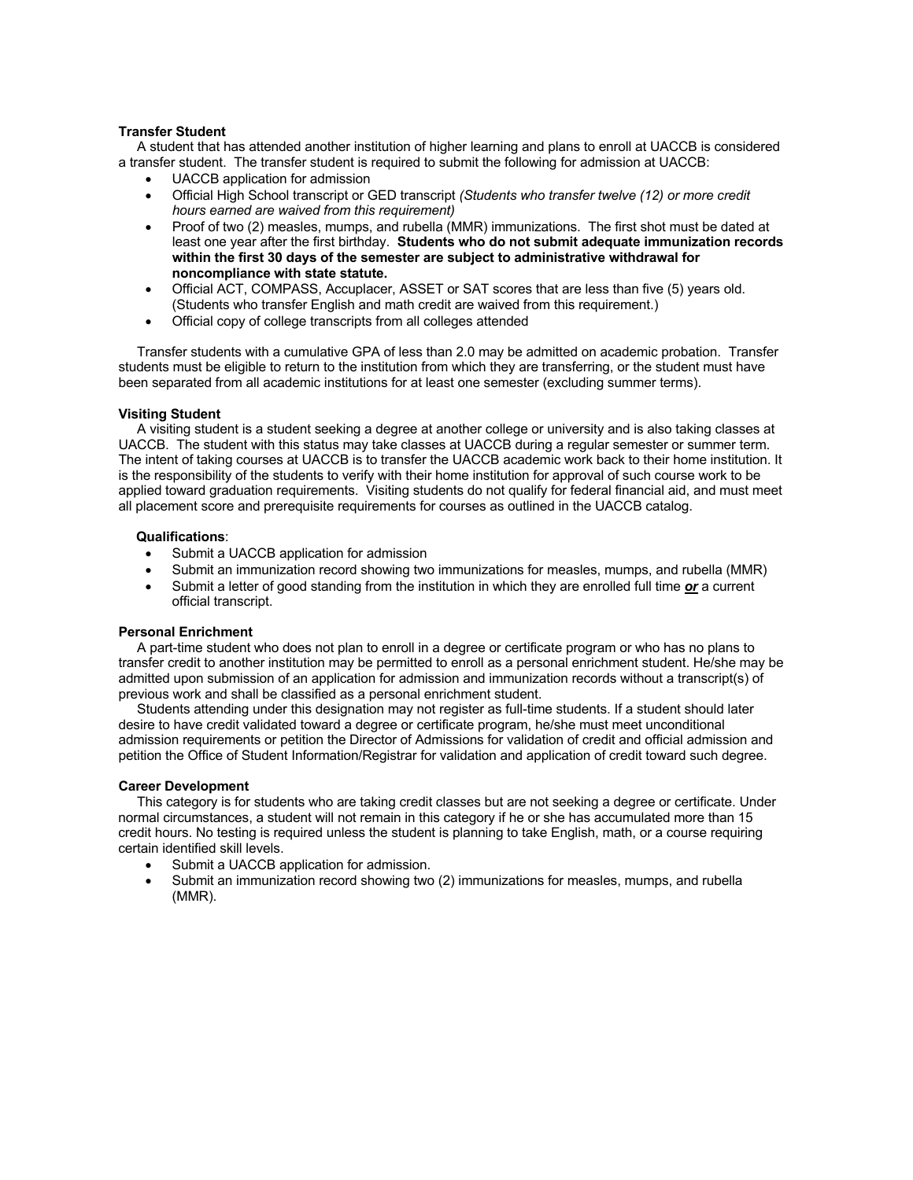### Transfer Student

A student that has attended another institution of higher learning and plans to enroll at UACCB is considered a transfer student. The transfer student is required to submit the following for admission at UACCB:

- UACCB application for admission
- Official High School transcript or GED transcript *(Students who transfer twelve (12) or more credit hours earned are waived from this requirement)*
- Proof of two (2) measles, mumps, and rubella (MMR) immunizations. The first shot must be dated at least one year after the first birthday. **Students who do not submit adequate immunization records within the first 30 days of the semester are subject to administrative withdrawal for noncompliance with state statute.**
- Official ACT, COMPASS, Accuplacer, ASSET or SAT scores that are less than five (5) years old. (Students who transfer English and math credit are waived from this requirement.)
- Official copy of college transcripts from all colleges attended

Transfer students with a cumulative GPA of less than 2.0 may be admitted on academic probation. Transfer students must be eligible to return to the institution from which they are transferring, or the student must have been separated from all academic institutions for at least one semester (excluding summer terms).

### Visiting Student

A visiting student is a student seeking a degree at another college or university and is also taking classes at UACCB. The student with this status may take classes at UACCB during a regular semester or summer term. The intent of taking courses at UACCB is to transfer the UACCB academic work back to their home institution. It is the responsibility of the students to verify with their home institution for approval of such course work to be applied toward graduation requirements. Visiting students do not qualify for federal financial aid, and must meet all placement score and prerequisite requirements for courses as outlined in the UACCB catalog.

**Qualifications**:

- Submit a UACCB application for admission
- Submit an immunization record showing two immunizations for measles, mumps, and rubella (MMR)
- Submit a letter of good standing from the institution in which they are enrolled full time ***or*** a current official transcript.

### Personal Enrichment

A part-time student who does not plan to enroll in a degree or certificate program or who has no plans to transfer credit to another institution may be permitted to enroll as a personal enrichment student. He/she may be admitted upon submission of an application for admission and immunization records without a transcript(s) of previous work and shall be classified as a personal enrichment student.

Students attending under this designation may not register as full-time students. If a student should later desire to have credit validated toward a degree or certificate program, he/she must meet unconditional admission requirements or petition the Director of Admissions for validation of credit and official admission and petition the Office of Student Information/Registrar for validation and application of credit toward such degree.

### Career Development

This category is for students who are taking credit classes but are not seeking a degree or certificate. Under normal circumstances, a student will not remain in this category if he or she has accumulated more than 15 credit hours. No testing is required unless the student is planning to take English, math, or a course requiring certain identified skill levels.

- Submit a UACCB application for admission.
- Submit an immunization record showing two (2) immunizations for measles, mumps, and rubella (MMR).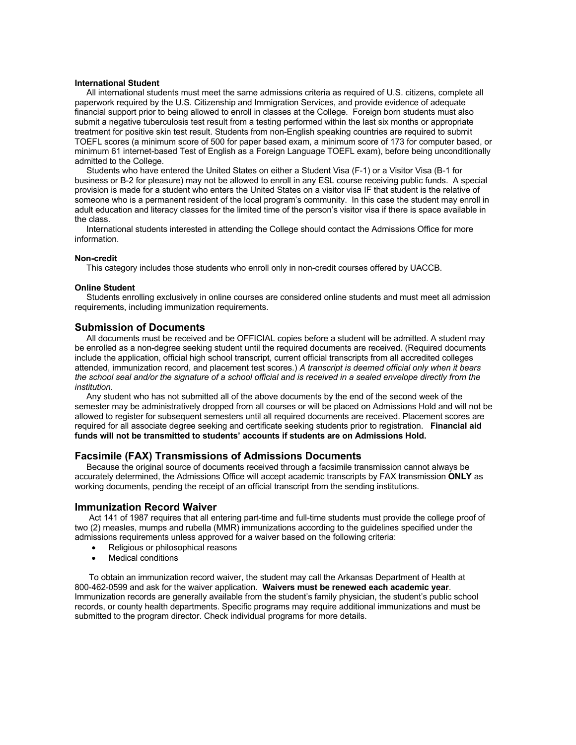**International Student**

All international students must meet the same admissions criteria as required of U.S. citizens, complete all paperwork required by the U.S. Citizenship and Immigration Services, and provide evidence of adequate financial support prior to being allowed to enroll in classes at the College. Foreign born students must also submit a negative tuberculosis test result from a testing performed within the last six months or appropriate treatment for positive skin test result. Students from non-English speaking countries are required to submit TOEFL scores (a minimum score of 500 for paper based exam, a minimum score of 173 for computer based, or minimum 61 internet-based Test of English as a Foreign Language TOEFL exam), before being unconditionally admitted to the College.

Students who have entered the United States on either a Student Visa (F-1) or a Visitor Visa (B-1 for business or B-2 for pleasure) may not be allowed to enroll in any ESL course receiving public funds. A special provision is made for a student who enters the United States on a visitor visa IF that student is the relative of someone who is a permanent resident of the local program's community. In this case the student may enroll in adult education and literacy classes for the limited time of the person's visitor visa if there is space available in the class.

International students interested in attending the College should contact the Admissions Office for more information.

**Non-credit**

This category includes those students who enroll only in non-credit courses offered by UACCB.

**Online Student**

Students enrolling exclusively in online courses are considered online students and must meet all admission requirements, including immunization requirements.

## Submission of Documents

All documents must be received and be OFFICIAL copies before a student will be admitted. A student may be enrolled as a non-degree seeking student until the required documents are received. (Required documents include the application, official high school transcript, current official transcripts from all accredited colleges attended, immunization record, and placement test scores.) *A transcript is deemed official only when it bears the school seal and/or the signature of a school official and is received in a sealed envelope directly from the institution*.

Any student who has not submitted all of the above documents by the end of the second week of the semester may be administratively dropped from all courses or will be placed on Admissions Hold and will not be allowed to register for subsequent semesters until all required documents are received. Placement scores are required for all associate degree seeking and certificate seeking students prior to registration. **Financial aid funds will not be transmitted to students' accounts if students are on Admissions Hold.**

## Facsimile (FAX) Transmissions of Admissions Documents

Because the original source of documents received through a facsimile transmission cannot always be accurately determined, the Admissions Office will accept academic transcripts by FAX transmission **ONLY** as working documents, pending the receipt of an official transcript from the sending institutions.

## Immunization Record Waiver

Act 141 of 1987 requires that all entering part-time and full-time students must provide the college proof of two (2) measles, mumps and rubella (MMR) immunizations according to the guidelines specified under the admissions requirements unless approved for a waiver based on the following criteria:

- Religious or philosophical reasons
- Medical conditions

To obtain an immunization record waiver, the student may call the Arkansas Department of Health at 800-462-0599 and ask for the waiver application. **Waivers must be renewed each academic year**. Immunization records are generally available from the student's family physician, the student's public school records, or county health departments. Specific programs may require additional immunizations and must be submitted to the program director. Check individual programs for more details.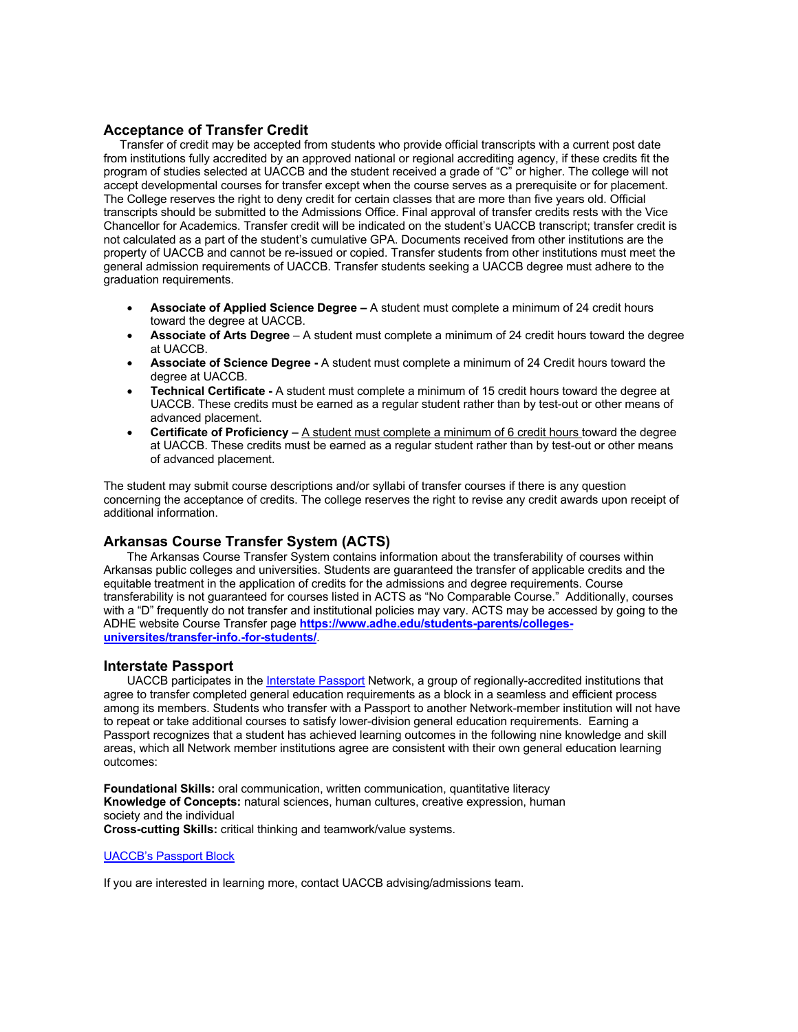## Acceptance of Transfer Credit

Transfer of credit may be accepted from students who provide official transcripts with a current post date from institutions fully accredited by an approved national or regional accrediting agency, if these credits fit the program of studies selected at UACCB and the student received a grade of "C" or higher. The college will not accept developmental courses for transfer except when the course serves as a prerequisite or for placement. The College reserves the right to deny credit for certain classes that are more than five years old. Official transcripts should be submitted to the Admissions Office. Final approval of transfer credits rests with the Vice Chancellor for Academics. Transfer credit will be indicated on the student's UACCB transcript; transfer credit is not calculated as a part of the student's cumulative GPA. Documents received from other institutions are the property of UACCB and cannot be re-issued or copied. Transfer students from other institutions must meet the general admission requirements of UACCB. Transfer students seeking a UACCB degree must adhere to the graduation requirements.

- **Associate of Applied Science Degree –** A student must complete a minimum of 24 credit hours toward the degree at UACCB.
- **Associate of Arts Degree** – A student must complete a minimum of 24 credit hours toward the degree at UACCB.
- **Associate of Science Degree -** A student must complete a minimum of 24 Credit hours toward the degree at UACCB.
- **Technical Certificate -** A student must complete a minimum of 15 credit hours toward the degree at UACCB. These credits must be earned as a regular student rather than by test-out or other means of advanced placement.
- **Certificate of Proficiency –** A student must complete a minimum of 6 credit hours toward the degree at UACCB. These credits must be earned as a regular student rather than by test-out or other means of advanced placement.

The student may submit course descriptions and/or syllabi of transfer courses if there is any question concerning the acceptance of credits. The college reserves the right to revise any credit awards upon receipt of additional information.

## Arkansas Course Transfer System (ACTS)

The Arkansas Course Transfer System contains information about the transferability of courses within Arkansas public colleges and universities. Students are guaranteed the transfer of applicable credits and the equitable treatment in the application of credits for the admissions and degree requirements. Course transferability is not guaranteed for courses listed in ACTS as "No Comparable Course." Additionally, courses with a "D" frequently do not transfer and institutional policies may vary. ACTS may be accessed by going to the ADHE website Course Transfer page **https://www.adhe.edu/students-parents/colleges-universites/transfer-info.-for-students/**.

## Interstate Passport

UACCB participates in the Interstate Passport Network, a group of regionally-accredited institutions that agree to transfer completed general education requirements as a block in a seamless and efficient process among its members. Students who transfer with a Passport to another Network-member institution will not have to repeat or take additional courses to satisfy lower-division general education requirements. Earning a Passport recognizes that a student has achieved learning outcomes in the following nine knowledge and skill areas, which all Network member institutions agree are consistent with their own general education learning outcomes:

**Foundational Skills:** oral communication, written communication, quantitative literacy
**Knowledge of Concepts:** natural sciences, human cultures, creative expression, human society and the individual
**Cross-cutting Skills:** critical thinking and teamwork/value systems.

UACCB's Passport Block

If you are interested in learning more, contact UACCB advising/admissions team.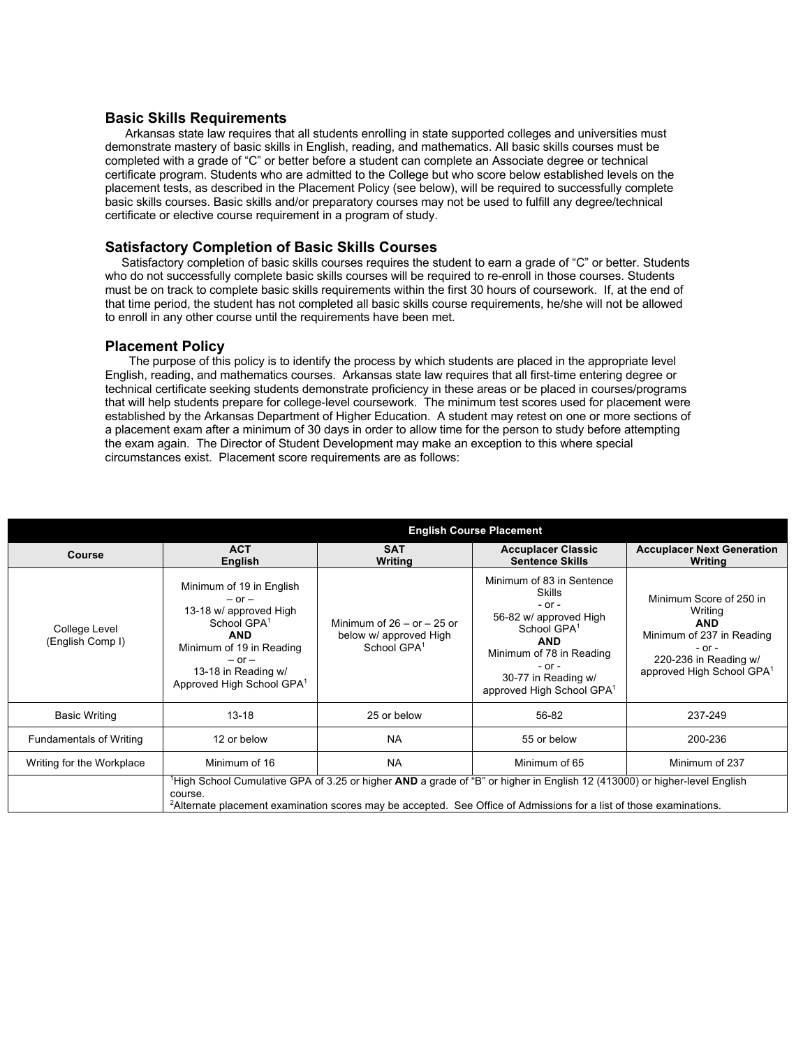## Basic Skills Requirements

Arkansas state law requires that all students enrolling in state supported colleges and universities must demonstrate mastery of basic skills in English, reading, and mathematics. All basic skills courses must be completed with a grade of "C" or better before a student can complete an Associate degree or technical certificate program. Students who are admitted to the College but who score below established levels on the placement tests, as described in the Placement Policy (see below), will be required to successfully complete basic skills courses. Basic skills and/or preparatory courses may not be used to fulfill any degree/technical certificate or elective course requirement in a program of study.

## Satisfactory Completion of Basic Skills Courses

Satisfactory completion of basic skills courses requires the student to earn a grade of "C" or better. Students who do not successfully complete basic skills courses will be required to re-enroll in those courses. Students must be on track to complete basic skills requirements within the first 30 hours of coursework. If, at the end of that time period, the student has not completed all basic skills course requirements, he/she will not be allowed to enroll in any other course until the requirements have been met.

## Placement Policy

The purpose of this policy is to identify the process by which students are placed in the appropriate level English, reading, and mathematics courses. Arkansas state law requires that all first-time entering degree or technical certificate seeking students demonstrate proficiency in these areas or be placed in courses/programs that will help students prepare for college-level coursework. The minimum test scores used for placement were established by the Arkansas Department of Higher Education. A student may retest on one or more sections of a placement exam after a minimum of 30 days in order to allow time for the person to study before attempting the exam again. The Director of Student Development may make an exception to this where special circumstances exist. Placement score requirements are as follows:

| English Course Placement | | | | |
|---|---|---|---|---|
| **Course** | **ACT English** | **SAT Writing** | **Accuplacer Classic Sentence Skills** | **Accuplacer Next Generation Writing** |
| College Level (English Comp I) | Minimum of 19 in English – or – 13-18 w/ approved High School GPA[1] **AND** Minimum of 19 in Reading – or – 13-18 in Reading w/ Approved High School GPA[1] | Minimum of 26 – or – 25 or below w/ approved High School GPA[1] | Minimum of 83 in Sentence Skills - or - 56-82 w/ approved High School GPA[1] **AND** Minimum of 78 in Reading - or - 30-77 in Reading w/ approved High School GPA[1] | Minimum Score of 250 in Writing **AND** Minimum of 237 in Reading - or - 220-236 in Reading w/ approved High School GPA[1] |
| Basic Writing | 13-18 | 25 or below | 56-82 | 237-249 |
| Fundamentals of Writing | 12 or below | NA | 55 or below | 200-236 |
| Writing for the Workplace | Minimum of 16 | NA | Minimum of 65 | Minimum of 237 |
| | [1]High School Cumulative GPA of 3.25 or higher **AND** a grade of "B" or higher in English 12 (413000) or higher-level English course. [2]Alternate placement examination scores may be accepted. See Office of Admissions for a list of those examinations. | | | |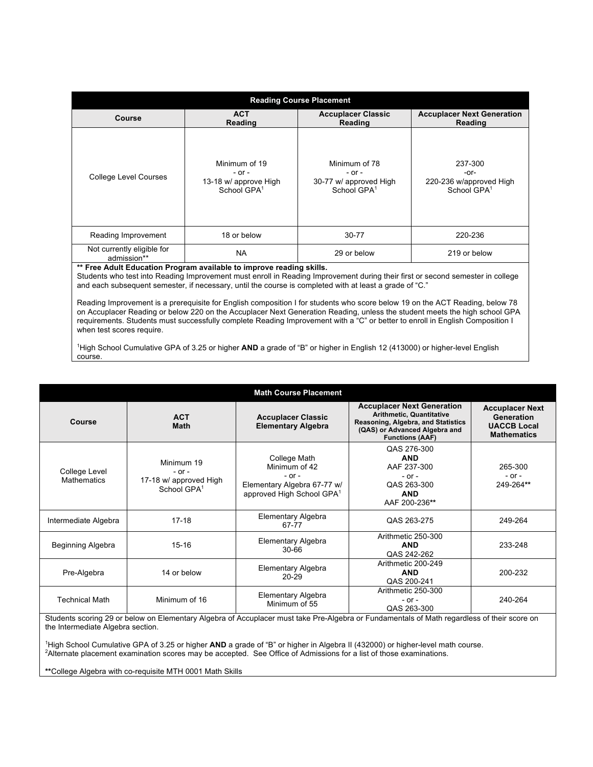| Reading Course Placement | | | |
|---|---|---|---|
| **Course** | **ACT Reading** | **Accuplacer Classic Reading** | **Accuplacer Next Generation Reading** |
| College Level Courses | Minimum of 19 - or - 13-18 w/ approve High School GPA[1] | Minimum of 78 - or - 30-77 w/ approved High School GPA[1] | 237-300 -or- 220-236 w/approved High School GPA[1] |
| Reading Improvement | 18 or below | 30-77 | 220-236 |
| Not currently eligible for admission** | NA | 29 or below | 219 or below |

**** Free Adult Education Program available to improve reading skills.**
Students who test into Reading Improvement must enroll in Reading Improvement during their first or second semester in college and each subsequent semester, if necessary, until the course is completed with at least a grade of "C."

Reading Improvement is a prerequisite for English composition I for students who score below 19 on the ACT Reading, below 78 on Accuplacer Reading or below 220 on the Accuplacer Next Generation Reading, unless the student meets the high school GPA requirements. Students must successfully complete Reading Improvement with a "C" or better to enroll in English Composition I when test scores require.

[1]High School Cumulative GPA of 3.25 or higher **AND** a grade of "B" or higher in English 12 (413000) or higher-level English course.

| Math Course Placement | | | | |
|---|---|---|---|---|
| **Course** | **ACT Math** | **Accuplacer Classic Elementary Algebra** | **Accuplacer Next Generation Arithmetic, Quantitative Reasoning, Algebra, and Statistics (QAS) or Advanced Algebra and Functions (AAF)** | **Accuplacer Next Generation UACCB Local Mathematics** |
| College Level Mathematics | Minimum 19 - or - 17-18 w/ approved High School GPA[1] | College Math Minimum of 42 - or - Elementary Algebra 67-77 w/ approved High School GPA[1] | QAS 276-300 **AND** AAF 237-300 - or - QAS 263-300 **AND** AAF 200-236** | 265-300 - or - 249-264** |
| Intermediate Algebra | 17-18 | Elementary Algebra 67-77 | QAS 263-275 | 249-264 |
| Beginning Algebra | 15-16 | Elementary Algebra 30-66 | Arithmetic 250-300 **AND** QAS 242-262 | 233-248 |
| Pre-Algebra | 14 or below | Elementary Algebra 20-29 | Arithmetic 200-249 **AND** QAS 200-241 | 200-232 |
| Technical Math | Minimum of 16 | Elementary Algebra Minimum of 55 | Arithmetic 250-300 - or - QAS 263-300 | 240-264 |

Students scoring 29 or below on Elementary Algebra of Accuplacer must take Pre-Algebra or Fundamentals of Math regardless of their score on the Intermediate Algebra section.

[1]High School Cumulative GPA of 3.25 or higher **AND** a grade of "B" or higher in Algebra II (432000) or higher-level math course.
[2]Alternate placement examination scores may be accepted. See Office of Admissions for a list of those examinations.

**College Algebra with co-requisite MTH 0001 Math Skills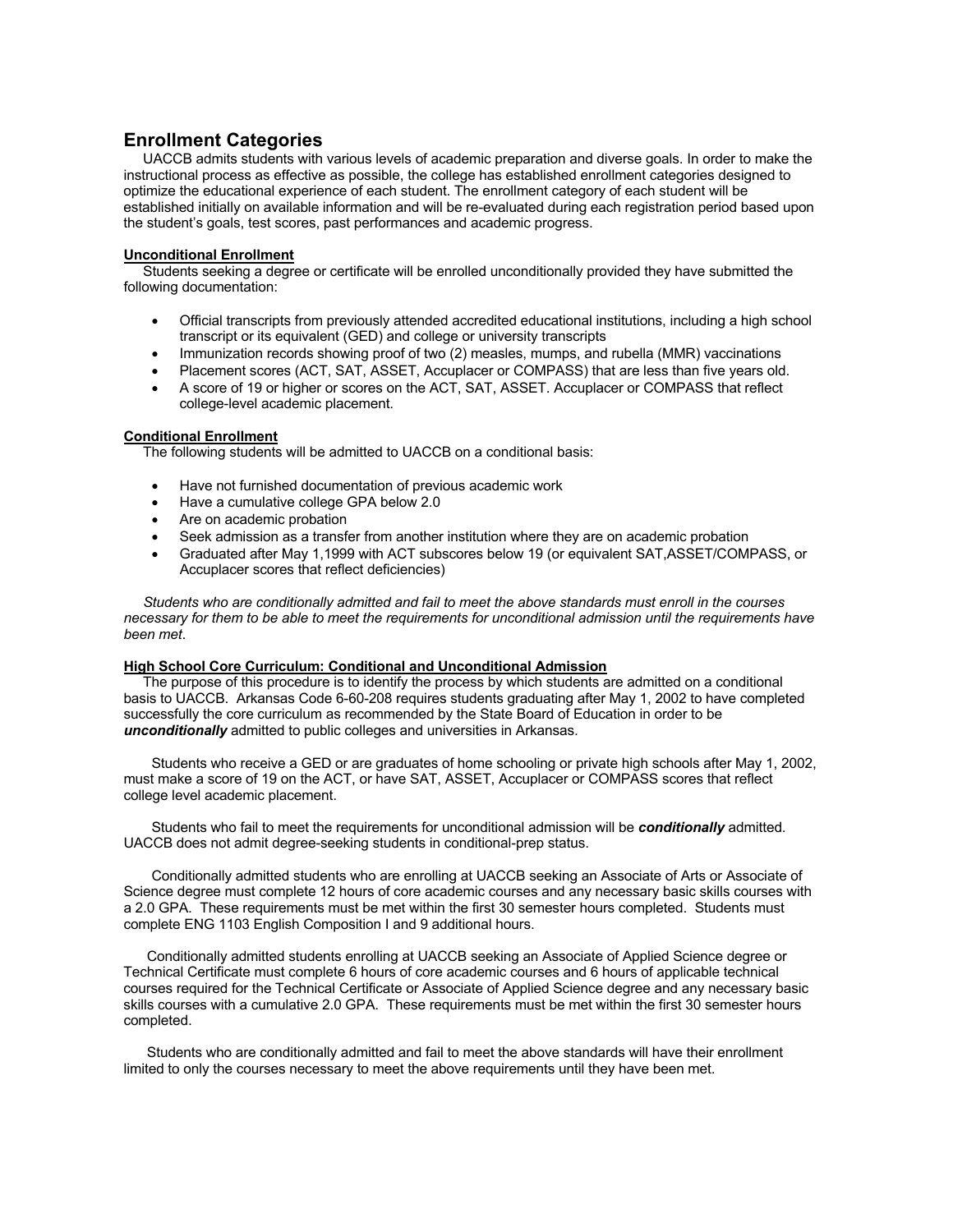## Enrollment Categories

UACCB admits students with various levels of academic preparation and diverse goals. In order to make the instructional process as effective as possible, the college has established enrollment categories designed to optimize the educational experience of each student. The enrollment category of each student will be established initially on available information and will be re-evaluated during each registration period based upon the student's goals, test scores, past performances and academic progress.

### Unconditional Enrollment

Students seeking a degree or certificate will be enrolled unconditionally provided they have submitted the following documentation:

- Official transcripts from previously attended accredited educational institutions, including a high school transcript or its equivalent (GED) and college or university transcripts
- Immunization records showing proof of two (2) measles, mumps, and rubella (MMR) vaccinations
- Placement scores (ACT, SAT, ASSET, Accuplacer or COMPASS) that are less than five years old.
- A score of 19 or higher or scores on the ACT, SAT, ASSET. Accuplacer or COMPASS that reflect college-level academic placement.

### Conditional Enrollment

The following students will be admitted to UACCB on a conditional basis:

- Have not furnished documentation of previous academic work
- Have a cumulative college GPA below 2.0
- Are on academic probation
- Seek admission as a transfer from another institution where they are on academic probation
- Graduated after May 1,1999 with ACT subscores below 19 (or equivalent SAT,ASSET/COMPASS, or Accuplacer scores that reflect deficiencies)

*Students who are conditionally admitted and fail to meet the above standards must enroll in the courses necessary for them to be able to meet the requirements for unconditional admission until the requirements have been met*.

### High School Core Curriculum: Conditional and Unconditional Admission

The purpose of this procedure is to identify the process by which students are admitted on a conditional basis to UACCB. Arkansas Code 6-60-208 requires students graduating after May 1, 2002 to have completed successfully the core curriculum as recommended by the State Board of Education in order to be ***unconditionally*** admitted to public colleges and universities in Arkansas.

Students who receive a GED or are graduates of home schooling or private high schools after May 1, 2002, must make a score of 19 on the ACT, or have SAT, ASSET, Accuplacer or COMPASS scores that reflect college level academic placement.

Students who fail to meet the requirements for unconditional admission will be ***conditionally*** admitted. UACCB does not admit degree-seeking students in conditional-prep status.

Conditionally admitted students who are enrolling at UACCB seeking an Associate of Arts or Associate of Science degree must complete 12 hours of core academic courses and any necessary basic skills courses with a 2.0 GPA. These requirements must be met within the first 30 semester hours completed. Students must complete ENG 1103 English Composition I and 9 additional hours.

Conditionally admitted students enrolling at UACCB seeking an Associate of Applied Science degree or Technical Certificate must complete 6 hours of core academic courses and 6 hours of applicable technical courses required for the Technical Certificate or Associate of Applied Science degree and any necessary basic skills courses with a cumulative 2.0 GPA. These requirements must be met within the first 30 semester hours completed.

Students who are conditionally admitted and fail to meet the above standards will have their enrollment limited to only the courses necessary to meet the above requirements until they have been met.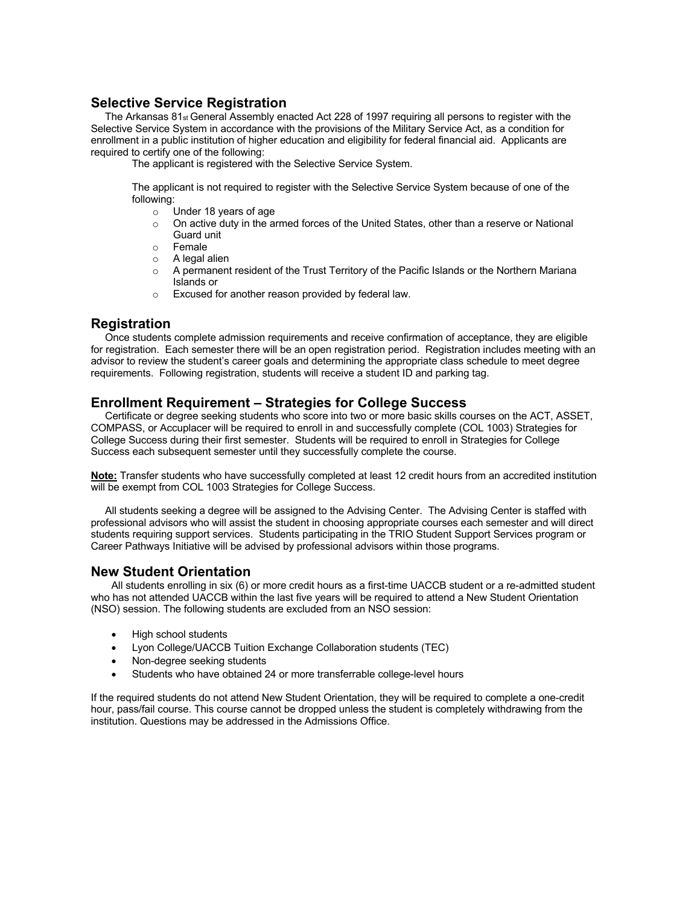## Selective Service Registration

The Arkansas 81st General Assembly enacted Act 228 of 1997 requiring all persons to register with the Selective Service System in accordance with the provisions of the Military Service Act, as a condition for enrollment in a public institution of higher education and eligibility for federal financial aid. Applicants are required to certify one of the following:

The applicant is registered with the Selective Service System.

The applicant is not required to register with the Selective Service System because of one of the following:

- Under 18 years of age
- On active duty in the armed forces of the United States, other than a reserve or National Guard unit
- Female
- A legal alien
- A permanent resident of the Trust Territory of the Pacific Islands or the Northern Mariana Islands or
- Excused for another reason provided by federal law.

## Registration

Once students complete admission requirements and receive confirmation of acceptance, they are eligible for registration. Each semester there will be an open registration period. Registration includes meeting with an advisor to review the student's career goals and determining the appropriate class schedule to meet degree requirements. Following registration, students will receive a student ID and parking tag.

## Enrollment Requirement – Strategies for College Success

Certificate or degree seeking students who score into two or more basic skills courses on the ACT, ASSET, COMPASS, or Accuplacer will be required to enroll in and successfully complete (COL 1003) Strategies for College Success during their first semester. Students will be required to enroll in Strategies for College Success each subsequent semester until they successfully complete the course.

**Note:** Transfer students who have successfully completed at least 12 credit hours from an accredited institution will be exempt from COL 1003 Strategies for College Success.

All students seeking a degree will be assigned to the Advising Center. The Advising Center is staffed with professional advisors who will assist the student in choosing appropriate courses each semester and will direct students requiring support services. Students participating in the TRIO Student Support Services program or Career Pathways Initiative will be advised by professional advisors within those programs.

## New Student Orientation

All students enrolling in six (6) or more credit hours as a first-time UACCB student or a re-admitted student who has not attended UACCB within the last five years will be required to attend a New Student Orientation (NSO) session. The following students are excluded from an NSO session:

- High school students
- Lyon College/UACCB Tuition Exchange Collaboration students (TEC)
- Non-degree seeking students
- Students who have obtained 24 or more transferrable college-level hours

If the required students do not attend New Student Orientation, they will be required to complete a one-credit hour, pass/fail course. This course cannot be dropped unless the student is completely withdrawing from the institution. Questions may be addressed in the Admissions Office.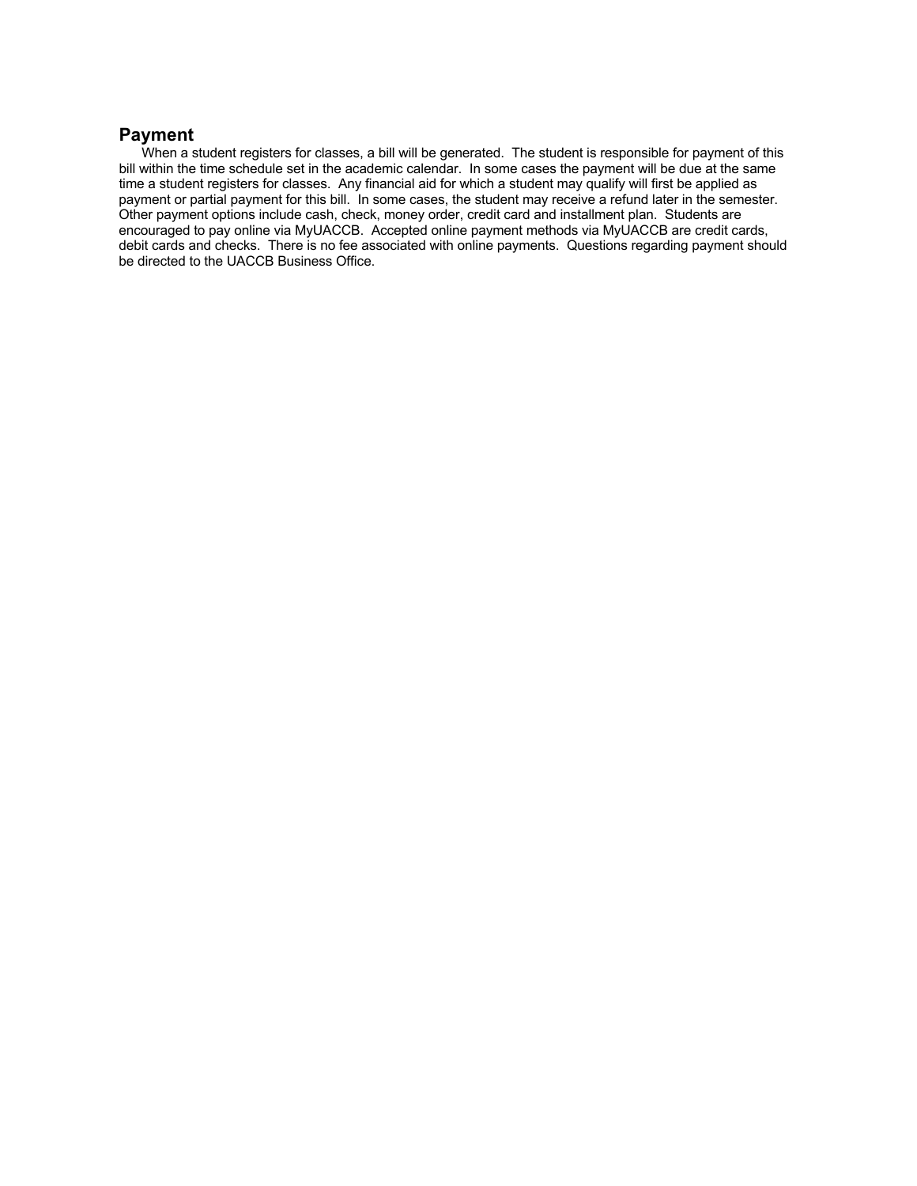## Payment

When a student registers for classes, a bill will be generated. The student is responsible for payment of this bill within the time schedule set in the academic calendar. In some cases the payment will be due at the same time a student registers for classes. Any financial aid for which a student may qualify will first be applied as payment or partial payment for this bill. In some cases, the student may receive a refund later in the semester. Other payment options include cash, check, money order, credit card and installment plan. Students are encouraged to pay online via MyUACCB. Accepted online payment methods via MyUACCB are credit cards, debit cards and checks. There is no fee associated with online payments. Questions regarding payment should be directed to the UACCB Business Office.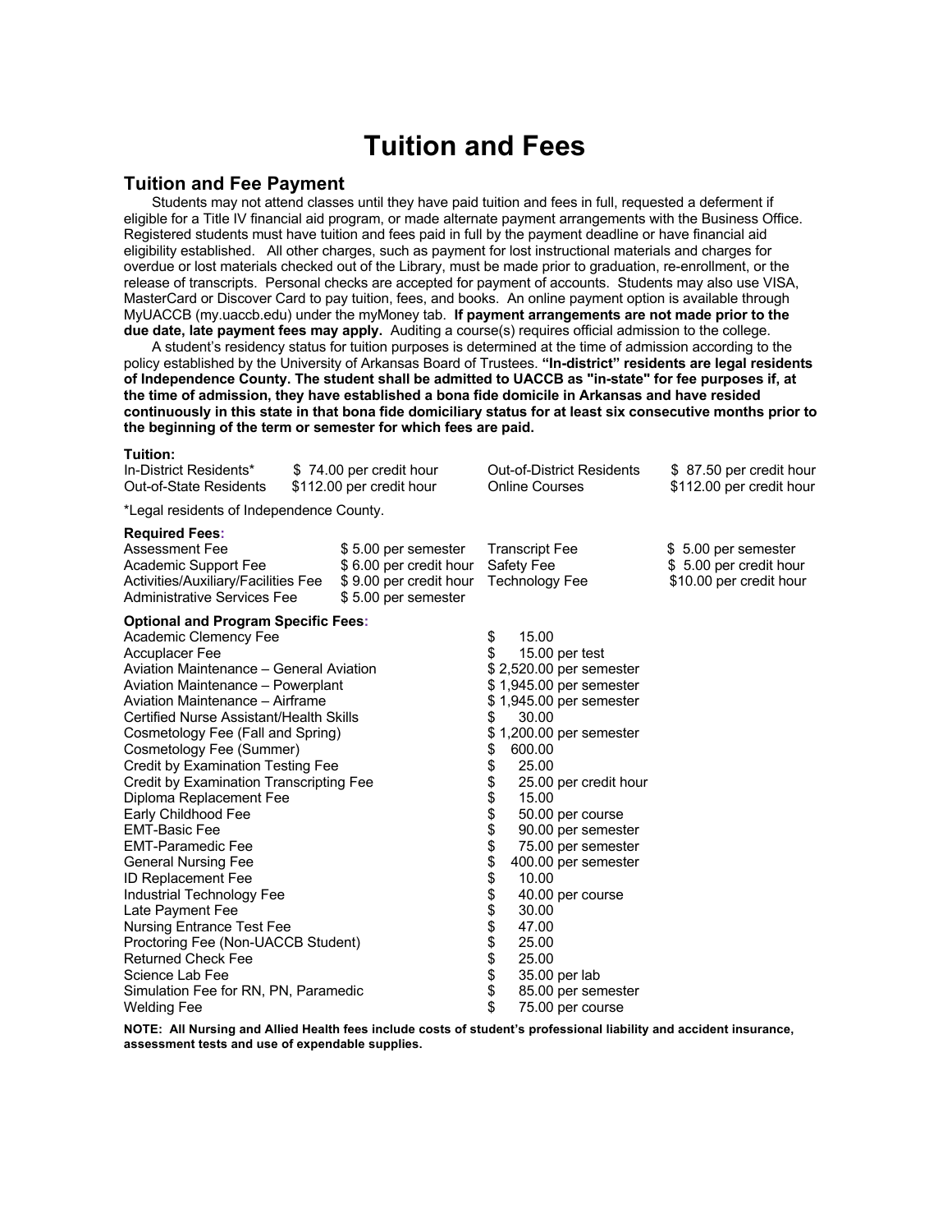# Tuition and Fees

## Tuition and Fee Payment

Students may not attend classes until they have paid tuition and fees in full, requested a deferment if eligible for a Title IV financial aid program, or made alternate payment arrangements with the Business Office. Registered students must have tuition and fees paid in full by the payment deadline or have financial aid eligibility established. All other charges, such as payment for lost instructional materials and charges for overdue or lost materials checked out of the Library, must be made prior to graduation, re-enrollment, or the release of transcripts. Personal checks are accepted for payment of accounts. Students may also use VISA, MasterCard or Discover Card to pay tuition, fees, and books. An online payment option is available through MyUACCB (my.uaccb.edu) under the myMoney tab. **If payment arrangements are not made prior to the due date, late payment fees may apply.** Auditing a course(s) requires official admission to the college.

A student's residency status for tuition purposes is determined at the time of admission according to the policy established by the University of Arkansas Board of Trustees. **"In-district" residents are legal residents of Independence County. The student shall be admitted to UACCB as "in-state" for fee purposes if, at the time of admission, they have established a bona fide domicile in Arkansas and have resided continuously in this state in that bona fide domiciliary status for at least six consecutive months prior to the beginning of the term or semester for which fees are paid.**

**Tuition:**

| | | | |
|---|---|---|---|
| In-District Residents* | $ 74.00 per credit hour | Out-of-District Residents | $ 87.50 per credit hour |
| Out-of-State Residents | $112.00 per credit hour | Online Courses | $112.00 per credit hour |

*Legal residents of Independence County.

**Required Fees:**

| | | | |
|---|---|---|---|
| Assessment Fee | $ 5.00 per semester | Transcript Fee | $ 5.00 per semester |
| Academic Support Fee | $ 6.00 per credit hour | Safety Fee | $ 5.00 per credit hour |
| Activities/Auxiliary/Facilities Fee | $ 9.00 per credit hour | Technology Fee | $10.00 per credit hour |
| Administrative Services Fee | $ 5.00 per semester | | |

**Optional and Program Specific Fees:**

| | |
|---|---|
| Academic Clemency Fee | $ 15.00 |
| Accuplacer Fee | $ 15.00 per test |
| Aviation Maintenance – General Aviation | $ 2,520.00 per semester |
| Aviation Maintenance – Powerplant | $ 1,945.00 per semester |
| Aviation Maintenance – Airframe | $ 1,945.00 per semester |
| Certified Nurse Assistant/Health Skills | $ 30.00 |
| Cosmetology Fee (Fall and Spring) | $ 1,200.00 per semester |
| Cosmetology Fee (Summer) | $ 600.00 |
| Credit by Examination Testing Fee | $ 25.00 |
| Credit by Examination Transcripting Fee | $ 25.00 per credit hour |
| Diploma Replacement Fee | $ 15.00 |
| Early Childhood Fee | $ 50.00 per course |
| EMT-Basic Fee | $ 90.00 per semester |
| EMT-Paramedic Fee | $ 75.00 per semester |
| General Nursing Fee | $ 400.00 per semester |
| ID Replacement Fee | $ 10.00 |
| Industrial Technology Fee | $ 40.00 per course |
| Late Payment Fee | $ 30.00 |
| Nursing Entrance Test Fee | $ 47.00 |
| Proctoring Fee (Non-UACCB Student) | $ 25.00 |
| Returned Check Fee | $ 25.00 |
| Science Lab Fee | $ 35.00 per lab |
| Simulation Fee for RN, PN, Paramedic | $ 85.00 per semester |
| Welding Fee | $ 75.00 per course |

**NOTE: All Nursing and Allied Health fees include costs of student's professional liability and accident insurance, assessment tests and use of expendable supplies.**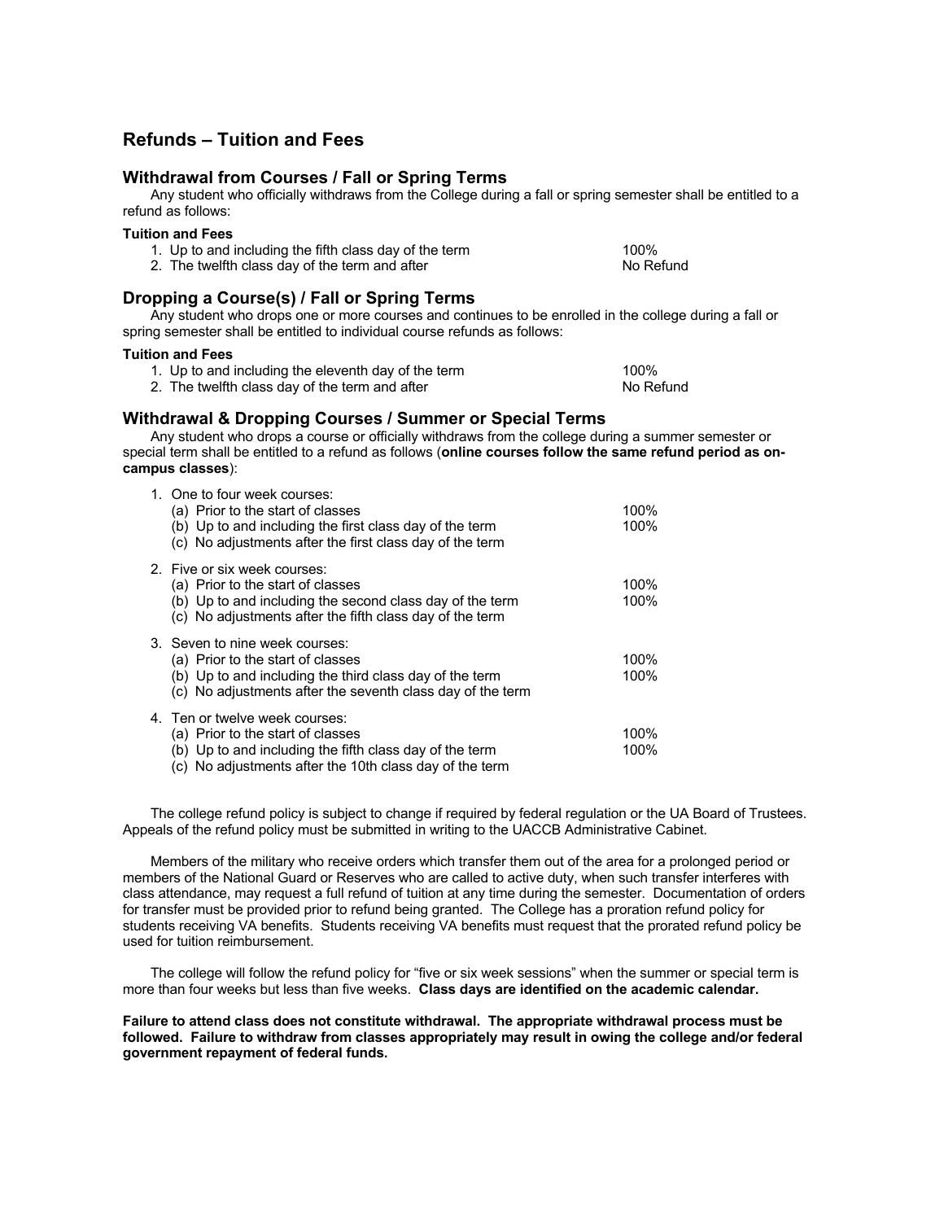## Refunds – Tuition and Fees

### Withdrawal from Courses / Fall or Spring Terms

Any student who officially withdraws from the College during a fall or spring semester shall be entitled to a refund as follows:

**Tuition and Fees**

| | |
|---|---|
| 1. Up to and including the fifth class day of the term | 100% |
| 2. The twelfth class day of the term and after | No Refund |

### Dropping a Course(s) / Fall or Spring Terms

Any student who drops one or more courses and continues to be enrolled in the college during a fall or spring semester shall be entitled to individual course refunds as follows:

**Tuition and Fees**

| | |
|---|---|
| 1. Up to and including the eleventh day of the term | 100% |
| 2. The twelfth class day of the term and after | No Refund |

### Withdrawal & Dropping Courses / Summer or Special Terms

Any student who drops a course or officially withdraws from the college during a summer semester or special term shall be entitled to a refund as follows (**online courses follow the same refund period as on-campus classes**):

1. One to four week courses:
   - (a) Prior to the start of classes — 100%
   - (b) Up to and including the first class day of the term — 100%
   - (c) No adjustments after the first class day of the term
2. Five or six week courses:
   - (a) Prior to the start of classes — 100%
   - (b) Up to and including the second class day of the term — 100%
   - (c) No adjustments after the fifth class day of the term
3. Seven to nine week courses:
   - (a) Prior to the start of classes — 100%
   - (b) Up to and including the third class day of the term — 100%
   - (c) No adjustments after the seventh class day of the term
4. Ten or twelve week courses:
   - (a) Prior to the start of classes — 100%
   - (b) Up to and including the fifth class day of the term — 100%
   - (c) No adjustments after the 10th class day of the term

The college refund policy is subject to change if required by federal regulation or the UA Board of Trustees. Appeals of the refund policy must be submitted in writing to the UACCB Administrative Cabinet.

Members of the military who receive orders which transfer them out of the area for a prolonged period or members of the National Guard or Reserves who are called to active duty, when such transfer interferes with class attendance, may request a full refund of tuition at any time during the semester. Documentation of orders for transfer must be provided prior to refund being granted. The College has a proration refund policy for students receiving VA benefits. Students receiving VA benefits must request that the prorated refund policy be used for tuition reimbursement.

The college will follow the refund policy for "five or six week sessions" when the summer or special term is more than four weeks but less than five weeks. **Class days are identified on the academic calendar.**

**Failure to attend class does not constitute withdrawal. The appropriate withdrawal process must be followed. Failure to withdraw from classes appropriately may result in owing the college and/or federal government repayment of federal funds.**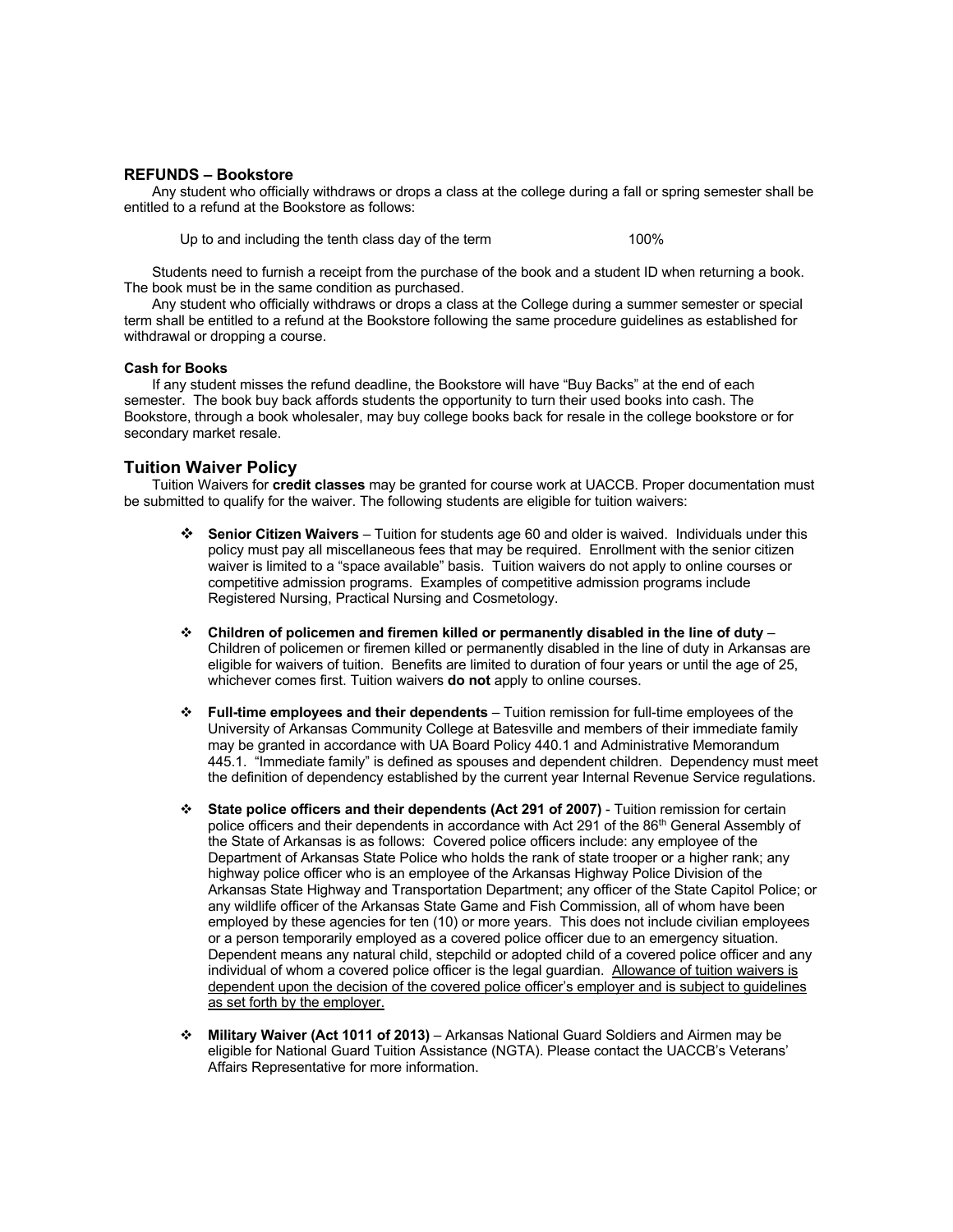## REFUNDS – Bookstore

Any student who officially withdraws or drops a class at the college during a fall or spring semester shall be entitled to a refund at the Bookstore as follows:

| | |
|---|---|
| Up to and including the tenth class day of the term | 100% |

Students need to furnish a receipt from the purchase of the book and a student ID when returning a book. The book must be in the same condition as purchased.

Any student who officially withdraws or drops a class at the College during a summer semester or special term shall be entitled to a refund at the Bookstore following the same procedure guidelines as established for withdrawal or dropping a course.

### Cash for Books

If any student misses the refund deadline, the Bookstore will have "Buy Backs" at the end of each semester. The book buy back affords students the opportunity to turn their used books into cash. The Bookstore, through a book wholesaler, may buy college books back for resale in the college bookstore or for secondary market resale.

## Tuition Waiver Policy

Tuition Waivers for **credit classes** may be granted for course work at UACCB. Proper documentation must be submitted to qualify for the waiver. The following students are eligible for tuition waivers:

- **Senior Citizen Waivers** – Tuition for students age 60 and older is waived. Individuals under this policy must pay all miscellaneous fees that may be required. Enrollment with the senior citizen waiver is limited to a "space available" basis. Tuition waivers do not apply to online courses or competitive admission programs. Examples of competitive admission programs include Registered Nursing, Practical Nursing and Cosmetology.

- **Children of policemen and firemen killed or permanently disabled in the line of duty** – Children of policemen or firemen killed or permanently disabled in the line of duty in Arkansas are eligible for waivers of tuition. Benefits are limited to duration of four years or until the age of 25, whichever comes first. Tuition waivers **do not** apply to online courses.

- **Full-time employees and their dependents** – Tuition remission for full-time employees of the University of Arkansas Community College at Batesville and members of their immediate family may be granted in accordance with UA Board Policy 440.1 and Administrative Memorandum 445.1. "Immediate family" is defined as spouses and dependent children. Dependency must meet the definition of dependency established by the current year Internal Revenue Service regulations.

- **State police officers and their dependents (Act 291 of 2007)** - Tuition remission for certain police officers and their dependents in accordance with Act 291 of the 86th General Assembly of the State of Arkansas is as follows: Covered police officers include: any employee of the Department of Arkansas State Police who holds the rank of state trooper or a higher rank; any highway police officer who is an employee of the Arkansas Highway Police Division of the Arkansas State Highway and Transportation Department; any officer of the State Capitol Police; or any wildlife officer of the Arkansas State Game and Fish Commission, all of whom have been employed by these agencies for ten (10) or more years. This does not include civilian employees or a person temporarily employed as a covered police officer due to an emergency situation. Dependent means any natural child, stepchild or adopted child of a covered police officer and any individual of whom a covered police officer is the legal guardian. Allowance of tuition waivers is dependent upon the decision of the covered police officer's employer and is subject to guidelines as set forth by the employer.

- **Military Waiver (Act 1011 of 2013)** – Arkansas National Guard Soldiers and Airmen may be eligible for National Guard Tuition Assistance (NGTA). Please contact the UACCB's Veterans' Affairs Representative for more information.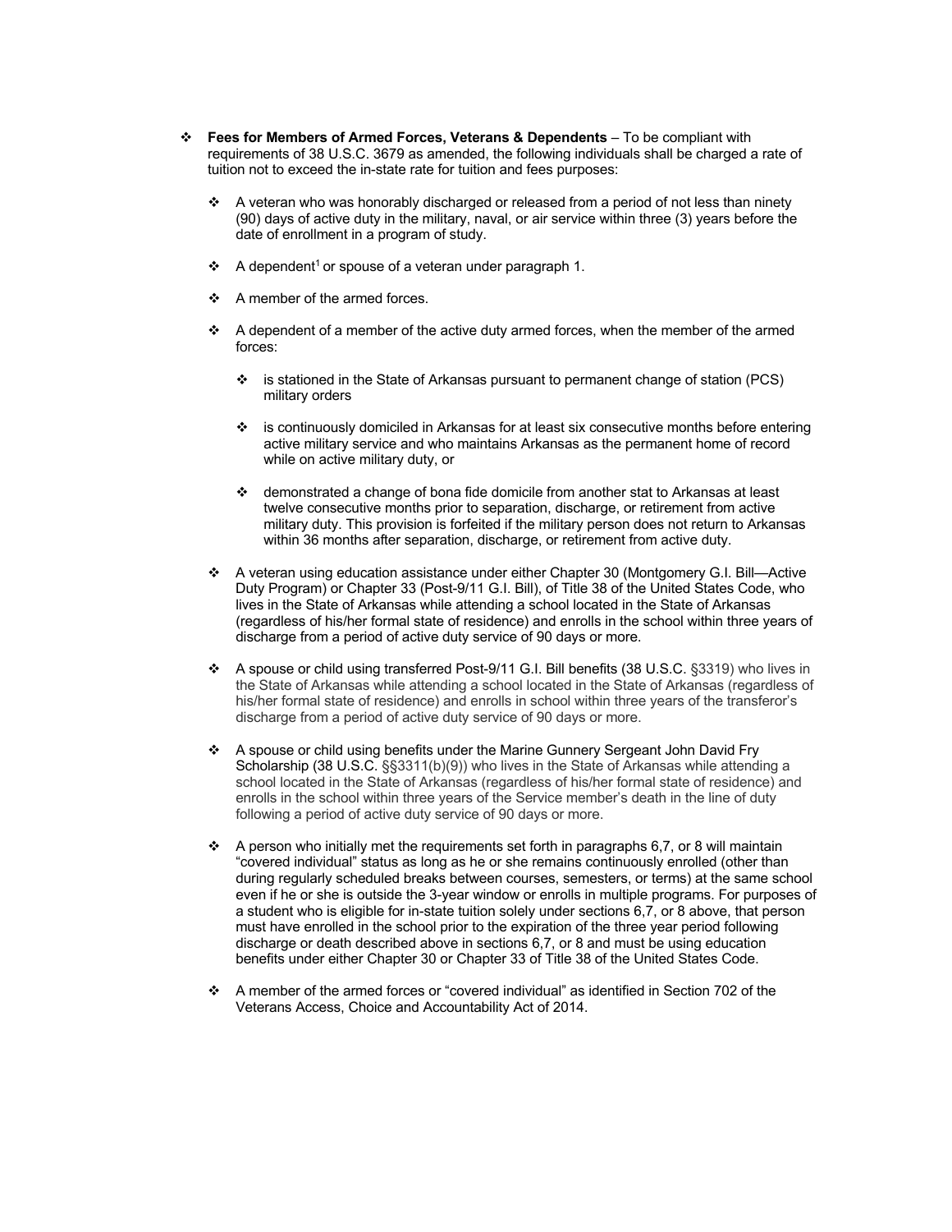- **Fees for Members of Armed Forces, Veterans & Dependents** – To be compliant with requirements of 38 U.S.C. 3679 as amended, the following individuals shall be charged a rate of tuition not to exceed the in-state rate for tuition and fees purposes:

  - A veteran who was honorably discharged or released from a period of not less than ninety (90) days of active duty in the military, naval, or air service within three (3) years before the date of enrollment in a program of study.

  - A dependent[1] or spouse of a veteran under paragraph 1.

  - A member of the armed forces.

  - A dependent of a member of the active duty armed forces, when the member of the armed forces:

    - is stationed in the State of Arkansas pursuant to permanent change of station (PCS) military orders

    - is continuously domiciled in Arkansas for at least six consecutive months before entering active military service and who maintains Arkansas as the permanent home of record while on active military duty, or

    - demonstrated a change of bona fide domicile from another stat to Arkansas at least twelve consecutive months prior to separation, discharge, or retirement from active military duty. This provision is forfeited if the military person does not return to Arkansas within 36 months after separation, discharge, or retirement from active duty.

  - A veteran using education assistance under either Chapter 30 (Montgomery G.I. Bill—Active Duty Program) or Chapter 33 (Post-9/11 G.I. Bill), of Title 38 of the United States Code, who lives in the State of Arkansas while attending a school located in the State of Arkansas (regardless of his/her formal state of residence) and enrolls in the school within three years of discharge from a period of active duty service of 90 days or more.

  - A spouse or child using transferred Post-9/11 G.I. Bill benefits (38 U.S.C. §3319) who lives in the State of Arkansas while attending a school located in the State of Arkansas (regardless of his/her formal state of residence) and enrolls in school within three years of the transferor's discharge from a period of active duty service of 90 days or more.

  - A spouse or child using benefits under the Marine Gunnery Sergeant John David Fry Scholarship (38 U.S.C. §§3311(b)(9)) who lives in the State of Arkansas while attending a school located in the State of Arkansas (regardless of his/her formal state of residence) and enrolls in the school within three years of the Service member's death in the line of duty following a period of active duty service of 90 days or more.

  - A person who initially met the requirements set forth in paragraphs 6,7, or 8 will maintain "covered individual" status as long as he or she remains continuously enrolled (other than during regularly scheduled breaks between courses, semesters, or terms) at the same school even if he or she is outside the 3-year window or enrolls in multiple programs. For purposes of a student who is eligible for in-state tuition solely under sections 6,7, or 8 above, that person must have enrolled in the school prior to the expiration of the three year period following discharge or death described above in sections 6,7, or 8 and must be using education benefits under either Chapter 30 or Chapter 33 of Title 38 of the United States Code.

  - A member of the armed forces or "covered individual" as identified in Section 702 of the Veterans Access, Choice and Accountability Act of 2014.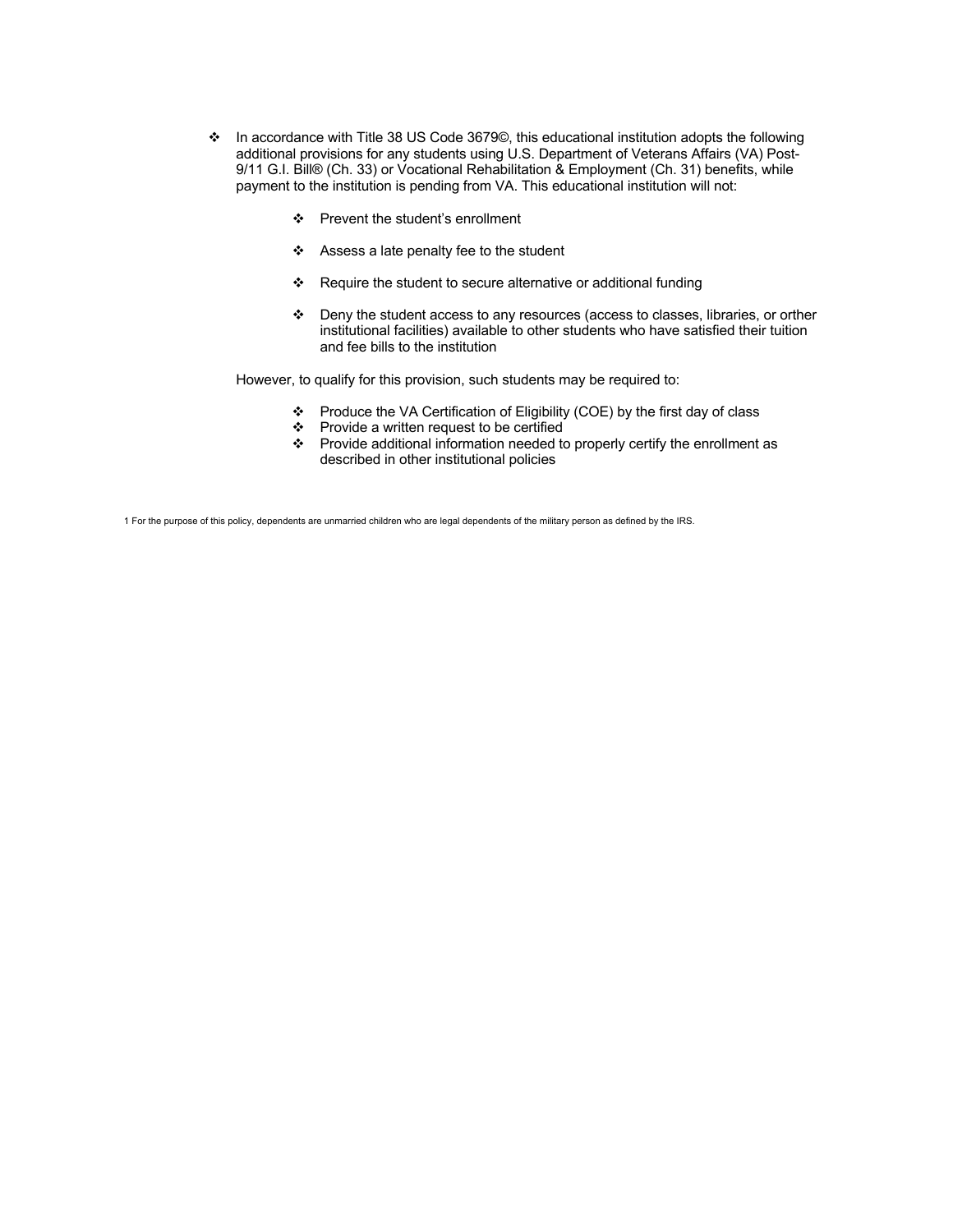- In accordance with Title 38 US Code 3679©, this educational institution adopts the following additional provisions for any students using U.S. Department of Veterans Affairs (VA) Post-9/11 G.I. Bill® (Ch. 33) or Vocational Rehabilitation & Employment (Ch. 31) benefits, while payment to the institution is pending from VA. This educational institution will not:

  - Prevent the student's enrollment
  - Assess a late penalty fee to the student
  - Require the student to secure alternative or additional funding
  - Deny the student access to any resources (access to classes, libraries, or orther institutional facilities) available to other students who have satisfied their tuition and fee bills to the institution

  However, to qualify for this provision, such students may be required to:

  - Produce the VA Certification of Eligibility (COE) by the first day of class
  - Provide a written request to be certified
  - Provide additional information needed to properly certify the enrollment as described in other institutional policies

1 For the purpose of this policy, dependents are unmarried children who are legal dependents of the military person as defined by the IRS.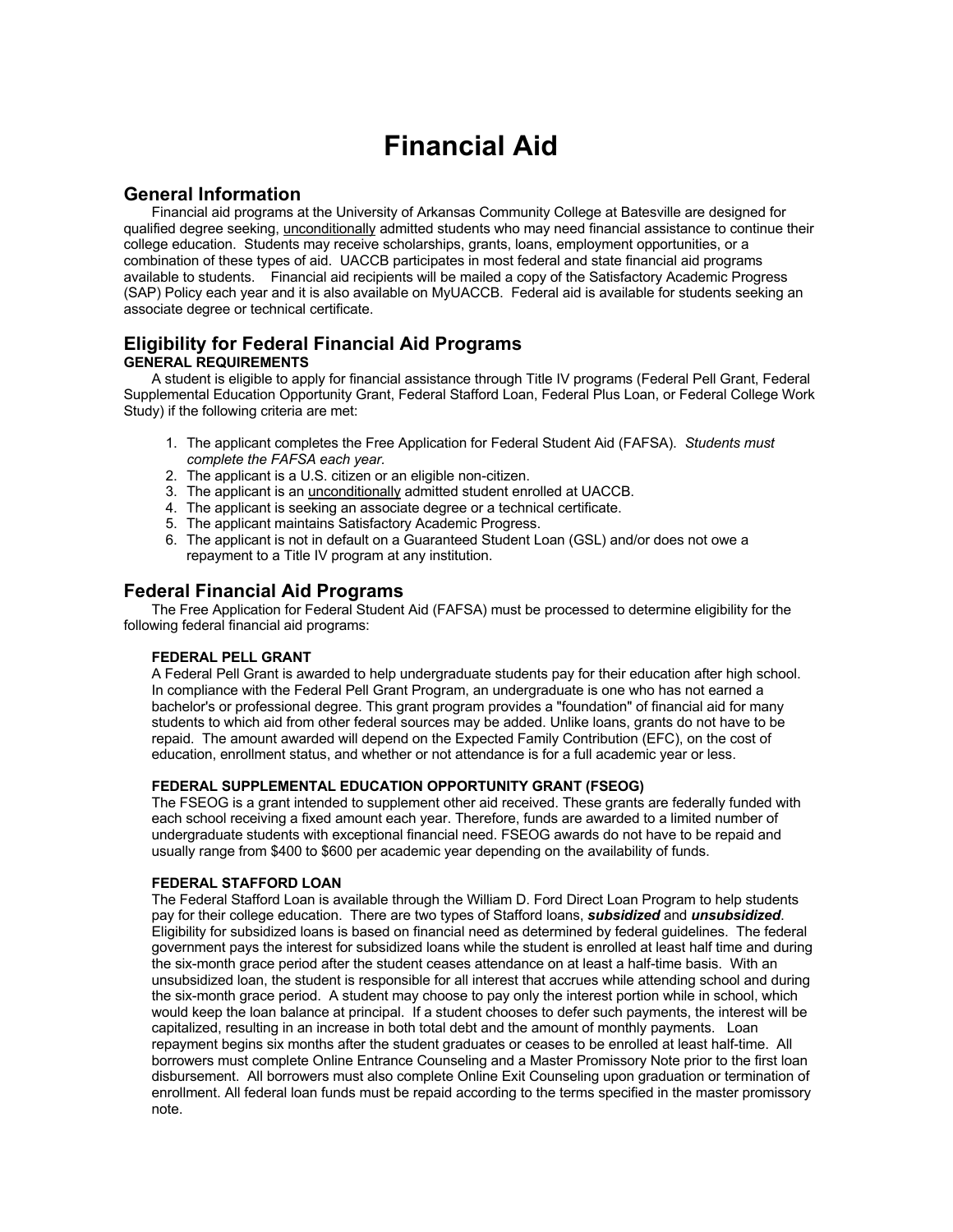# Financial Aid

## General Information

Financial aid programs at the University of Arkansas Community College at Batesville are designed for qualified degree seeking, unconditionally admitted students who may need financial assistance to continue their college education. Students may receive scholarships, grants, loans, employment opportunities, or a combination of these types of aid. UACCB participates in most federal and state financial aid programs available to students. Financial aid recipients will be mailed a copy of the Satisfactory Academic Progress (SAP) Policy each year and it is also available on MyUACCB. Federal aid is available for students seeking an associate degree or technical certificate.

## Eligibility for Federal Financial Aid Programs

**GENERAL REQUIREMENTS**

A student is eligible to apply for financial assistance through Title IV programs (Federal Pell Grant, Federal Supplemental Education Opportunity Grant, Federal Stafford Loan, Federal Plus Loan, or Federal College Work Study) if the following criteria are met:

1. The applicant completes the Free Application for Federal Student Aid (FAFSA). *Students must complete the FAFSA each year.*
2. The applicant is a U.S. citizen or an eligible non-citizen.
3. The applicant is an unconditionally admitted student enrolled at UACCB.
4. The applicant is seeking an associate degree or a technical certificate.
5. The applicant maintains Satisfactory Academic Progress.
6. The applicant is not in default on a Guaranteed Student Loan (GSL) and/or does not owe a repayment to a Title IV program at any institution.

## Federal Financial Aid Programs

The Free Application for Federal Student Aid (FAFSA) must be processed to determine eligibility for the following federal financial aid programs:

**FEDERAL PELL GRANT**

A Federal Pell Grant is awarded to help undergraduate students pay for their education after high school. In compliance with the Federal Pell Grant Program, an undergraduate is one who has not earned a bachelor's or professional degree. This grant program provides a "foundation" of financial aid for many students to which aid from other federal sources may be added. Unlike loans, grants do not have to be repaid. The amount awarded will depend on the Expected Family Contribution (EFC), on the cost of education, enrollment status, and whether or not attendance is for a full academic year or less.

**FEDERAL SUPPLEMENTAL EDUCATION OPPORTUNITY GRANT (FSEOG)**

The FSEOG is a grant intended to supplement other aid received. These grants are federally funded with each school receiving a fixed amount each year. Therefore, funds are awarded to a limited number of undergraduate students with exceptional financial need. FSEOG awards do not have to be repaid and usually range from $400 to $600 per academic year depending on the availability of funds.

**FEDERAL STAFFORD LOAN**

The Federal Stafford Loan is available through the William D. Ford Direct Loan Program to help students pay for their college education. There are two types of Stafford loans, ***subsidized*** and ***unsubsidized***. Eligibility for subsidized loans is based on financial need as determined by federal guidelines. The federal government pays the interest for subsidized loans while the student is enrolled at least half time and during the six-month grace period after the student ceases attendance on at least a half-time basis. With an unsubsidized loan, the student is responsible for all interest that accrues while attending school and during the six-month grace period. A student may choose to pay only the interest portion while in school, which would keep the loan balance at principal. If a student chooses to defer such payments, the interest will be capitalized, resulting in an increase in both total debt and the amount of monthly payments. Loan repayment begins six months after the student graduates or ceases to be enrolled at least half-time. All borrowers must complete Online Entrance Counseling and a Master Promissory Note prior to the first loan disbursement. All borrowers must also complete Online Exit Counseling upon graduation or termination of enrollment. All federal loan funds must be repaid according to the terms specified in the master promissory note.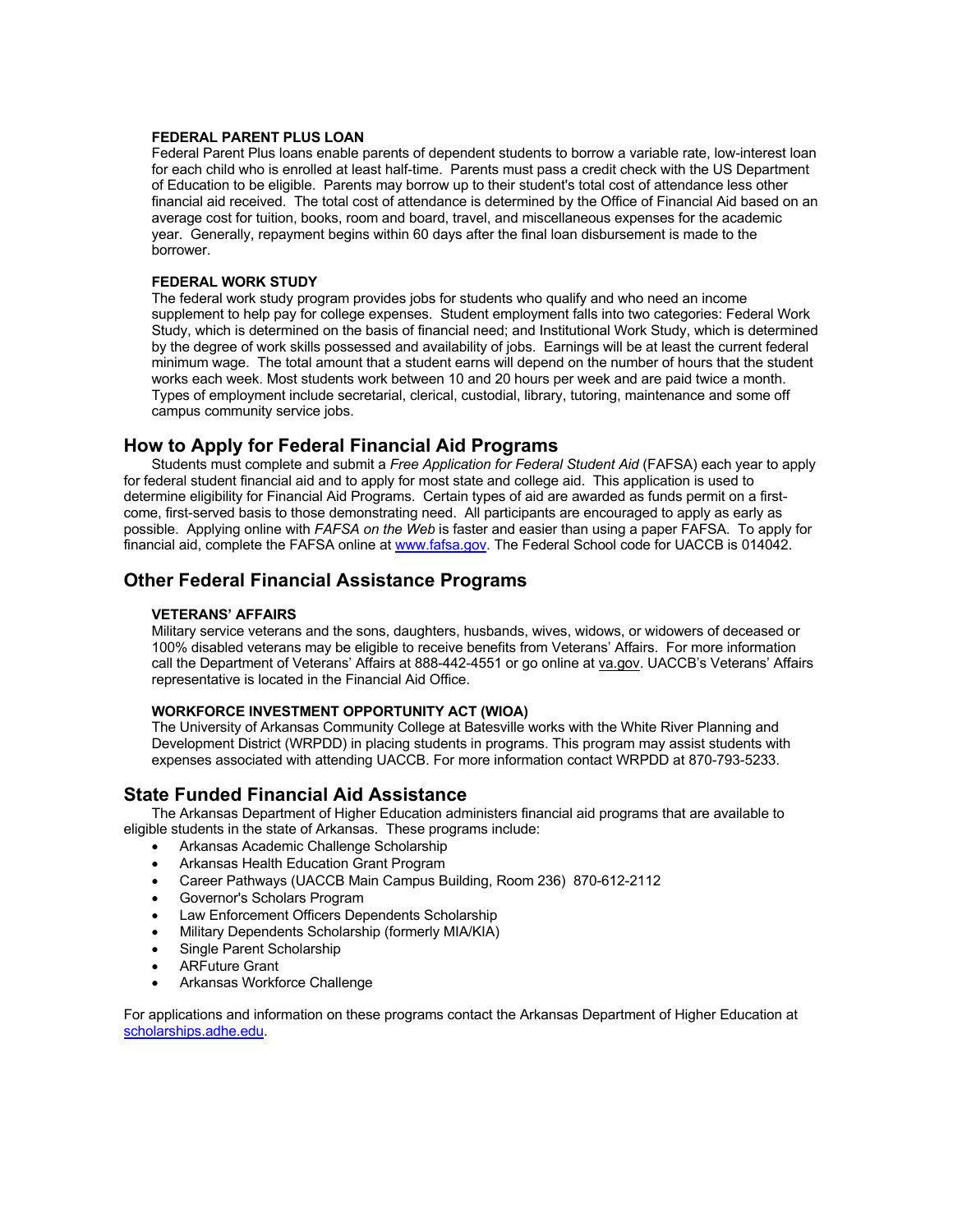### FEDERAL PARENT PLUS LOAN

Federal Parent Plus loans enable parents of dependent students to borrow a variable rate, low-interest loan for each child who is enrolled at least half-time. Parents must pass a credit check with the US Department of Education to be eligible. Parents may borrow up to their student's total cost of attendance less other financial aid received. The total cost of attendance is determined by the Office of Financial Aid based on an average cost for tuition, books, room and board, travel, and miscellaneous expenses for the academic year. Generally, repayment begins within 60 days after the final loan disbursement is made to the borrower.

### FEDERAL WORK STUDY

The federal work study program provides jobs for students who qualify and who need an income supplement to help pay for college expenses. Student employment falls into two categories: Federal Work Study, which is determined on the basis of financial need; and Institutional Work Study, which is determined by the degree of work skills possessed and availability of jobs. Earnings will be at least the current federal minimum wage. The total amount that a student earns will depend on the number of hours that the student works each week. Most students work between 10 and 20 hours per week and are paid twice a month. Types of employment include secretarial, clerical, custodial, library, tutoring, maintenance and some off campus community service jobs.

## How to Apply for Federal Financial Aid Programs

Students must complete and submit a *Free Application for Federal Student Aid* (FAFSA) each year to apply for federal student financial aid and to apply for most state and college aid. This application is used to determine eligibility for Financial Aid Programs. Certain types of aid are awarded as funds permit on a first-come, first-served basis to those demonstrating need. All participants are encouraged to apply as early as possible. Applying online with *FAFSA on the Web* is faster and easier than using a paper FAFSA. To apply for financial aid, complete the FAFSA online at www.fafsa.gov. The Federal School code for UACCB is 014042.

## Other Federal Financial Assistance Programs

### VETERANS' AFFAIRS

Military service veterans and the sons, daughters, husbands, wives, widows, or widowers of deceased or 100% disabled veterans may be eligible to receive benefits from Veterans' Affairs. For more information call the Department of Veterans' Affairs at 888-442-4551 or go online at va.gov. UACCB's Veterans' Affairs representative is located in the Financial Aid Office.

### WORKFORCE INVESTMENT OPPORTUNITY ACT (WIOA)

The University of Arkansas Community College at Batesville works with the White River Planning and Development District (WRPDD) in placing students in programs. This program may assist students with expenses associated with attending UACCB. For more information contact WRPDD at 870-793-5233.

## State Funded Financial Aid Assistance

The Arkansas Department of Higher Education administers financial aid programs that are available to eligible students in the state of Arkansas. These programs include:

- Arkansas Academic Challenge Scholarship
- Arkansas Health Education Grant Program
- Career Pathways (UACCB Main Campus Building, Room 236) 870-612-2112
- Governor's Scholars Program
- Law Enforcement Officers Dependents Scholarship
- Military Dependents Scholarship (formerly MIA/KIA)
- Single Parent Scholarship
- ARFuture Grant
- Arkansas Workforce Challenge

For applications and information on these programs contact the Arkansas Department of Higher Education at scholarships.adhe.edu.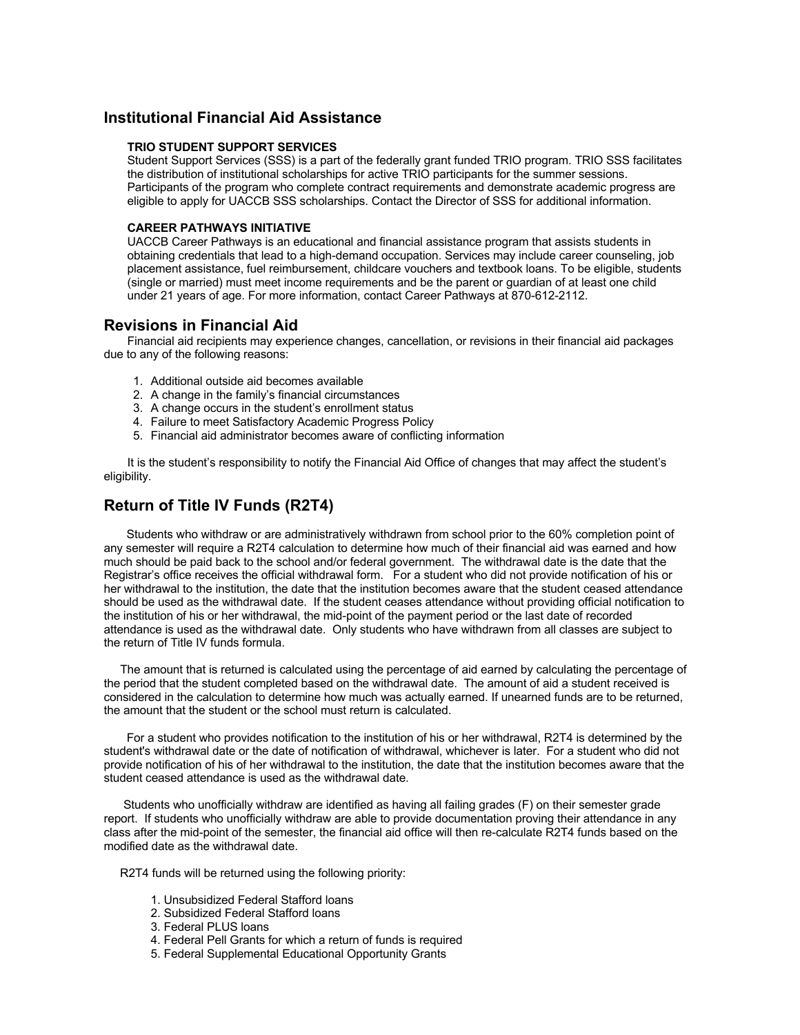## Institutional Financial Aid Assistance

### TRIO STUDENT SUPPORT SERVICES

Student Support Services (SSS) is a part of the federally grant funded TRIO program. TRIO SSS facilitates the distribution of institutional scholarships for active TRIO participants for the summer sessions. Participants of the program who complete contract requirements and demonstrate academic progress are eligible to apply for UACCB SSS scholarships. Contact the Director of SSS for additional information.

### CAREER PATHWAYS INITIATIVE

UACCB Career Pathways is an educational and financial assistance program that assists students in obtaining credentials that lead to a high-demand occupation. Services may include career counseling, job placement assistance, fuel reimbursement, childcare vouchers and textbook loans. To be eligible, students (single or married) must meet income requirements and be the parent or guardian of at least one child under 21 years of age. For more information, contact Career Pathways at 870-612-2112.

## Revisions in Financial Aid

Financial aid recipients may experience changes, cancellation, or revisions in their financial aid packages due to any of the following reasons:

1. Additional outside aid becomes available
2. A change in the family's financial circumstances
3. A change occurs in the student's enrollment status
4. Failure to meet Satisfactory Academic Progress Policy
5. Financial aid administrator becomes aware of conflicting information

It is the student's responsibility to notify the Financial Aid Office of changes that may affect the student's eligibility.

## Return of Title IV Funds (R2T4)

Students who withdraw or are administratively withdrawn from school prior to the 60% completion point of any semester will require a R2T4 calculation to determine how much of their financial aid was earned and how much should be paid back to the school and/or federal government. The withdrawal date is the date that the Registrar's office receives the official withdrawal form. For a student who did not provide notification of his or her withdrawal to the institution, the date that the institution becomes aware that the student ceased attendance should be used as the withdrawal date. If the student ceases attendance without providing official notification to the institution of his or her withdrawal, the mid-point of the payment period or the last date of recorded attendance is used as the withdrawal date. Only students who have withdrawn from all classes are subject to the return of Title IV funds formula.

The amount that is returned is calculated using the percentage of aid earned by calculating the percentage of the period that the student completed based on the withdrawal date. The amount of aid a student received is considered in the calculation to determine how much was actually earned. If unearned funds are to be returned, the amount that the student or the school must return is calculated.

For a student who provides notification to the institution of his or her withdrawal, R2T4 is determined by the student's withdrawal date or the date of notification of withdrawal, whichever is later. For a student who did not provide notification of his of her withdrawal to the institution, the date that the institution becomes aware that the student ceased attendance is used as the withdrawal date.

Students who unofficially withdraw are identified as having all failing grades (F) on their semester grade report. If students who unofficially withdraw are able to provide documentation proving their attendance in any class after the mid-point of the semester, the financial aid office will then re-calculate R2T4 funds based on the modified date as the withdrawal date.

R2T4 funds will be returned using the following priority:

1. Unsubsidized Federal Stafford loans
2. Subsidized Federal Stafford loans
3. Federal PLUS loans
4. Federal Pell Grants for which a return of funds is required
5. Federal Supplemental Educational Opportunity Grants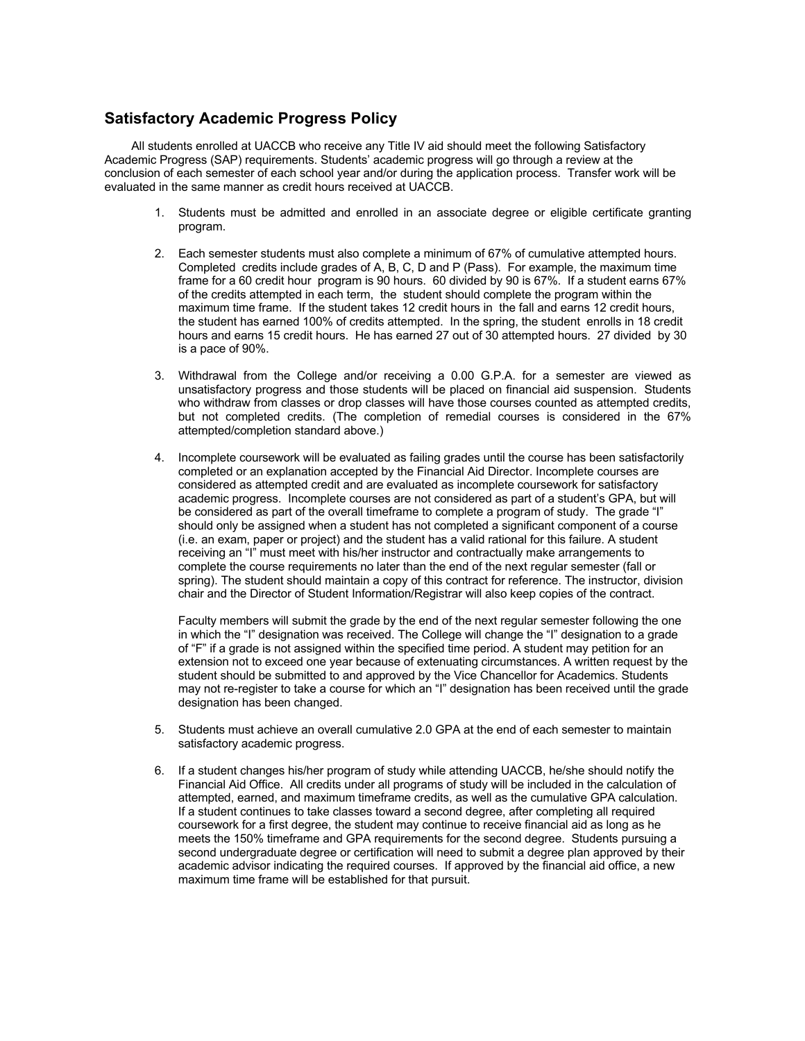## Satisfactory Academic Progress Policy

All students enrolled at UACCB who receive any Title IV aid should meet the following Satisfactory Academic Progress (SAP) requirements. Students' academic progress will go through a review at the conclusion of each semester of each school year and/or during the application process. Transfer work will be evaluated in the same manner as credit hours received at UACCB.

1. Students must be admitted and enrolled in an associate degree or eligible certificate granting program.

2. Each semester students must also complete a minimum of 67% of cumulative attempted hours. Completed credits include grades of A, B, C, D and P (Pass). For example, the maximum time frame for a 60 credit hour program is 90 hours. 60 divided by 90 is 67%. If a student earns 67% of the credits attempted in each term, the student should complete the program within the maximum time frame. If the student takes 12 credit hours in the fall and earns 12 credit hours, the student has earned 100% of credits attempted. In the spring, the student enrolls in 18 credit hours and earns 15 credit hours. He has earned 27 out of 30 attempted hours. 27 divided by 30 is a pace of 90%.

3. Withdrawal from the College and/or receiving a 0.00 G.P.A. for a semester are viewed as unsatisfactory progress and those students will be placed on financial aid suspension. Students who withdraw from classes or drop classes will have those courses counted as attempted credits, but not completed credits. (The completion of remedial courses is considered in the 67% attempted/completion standard above.)

4. Incomplete coursework will be evaluated as failing grades until the course has been satisfactorily completed or an explanation accepted by the Financial Aid Director. Incomplete courses are considered as attempted credit and are evaluated as incomplete coursework for satisfactory academic progress. Incomplete courses are not considered as part of a student's GPA, but will be considered as part of the overall timeframe to complete a program of study. The grade "I" should only be assigned when a student has not completed a significant component of a course (i.e. an exam, paper or project) and the student has a valid rational for this failure. A student receiving an "I" must meet with his/her instructor and contractually make arrangements to complete the course requirements no later than the end of the next regular semester (fall or spring). The student should maintain a copy of this contract for reference. The instructor, division chair and the Director of Student Information/Registrar will also keep copies of the contract.

   Faculty members will submit the grade by the end of the next regular semester following the one in which the "I" designation was received. The College will change the "I" designation to a grade of "F" if a grade is not assigned within the specified time period. A student may petition for an extension not to exceed one year because of extenuating circumstances. A written request by the student should be submitted to and approved by the Vice Chancellor for Academics. Students may not re-register to take a course for which an "I" designation has been received until the grade designation has been changed.

5. Students must achieve an overall cumulative 2.0 GPA at the end of each semester to maintain satisfactory academic progress.

6. If a student changes his/her program of study while attending UACCB, he/she should notify the Financial Aid Office. All credits under all programs of study will be included in the calculation of attempted, earned, and maximum timeframe credits, as well as the cumulative GPA calculation. If a student continues to take classes toward a second degree, after completing all required coursework for a first degree, the student may continue to receive financial aid as long as he meets the 150% timeframe and GPA requirements for the second degree. Students pursuing a second undergraduate degree or certification will need to submit a degree plan approved by their academic advisor indicating the required courses. If approved by the financial aid office, a new maximum time frame will be established for that pursuit.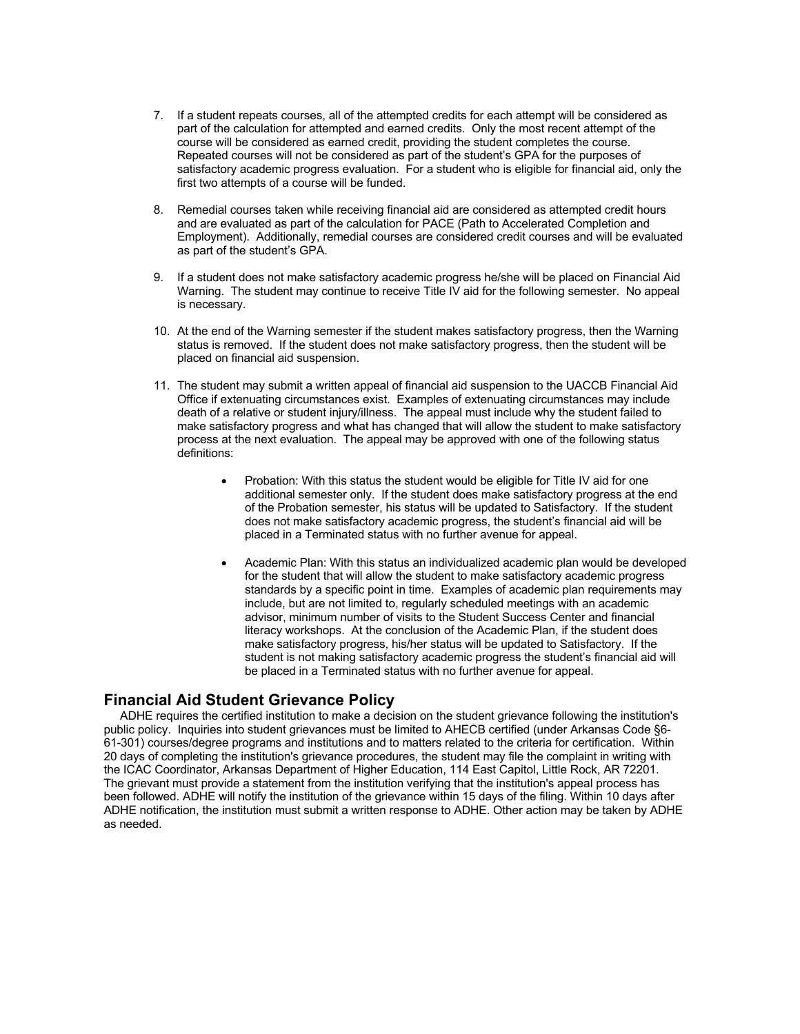7. If a student repeats courses, all of the attempted credits for each attempt will be considered as part of the calculation for attempted and earned credits. Only the most recent attempt of the course will be considered as earned credit, providing the student completes the course. Repeated courses will not be considered as part of the student's GPA for the purposes of satisfactory academic progress evaluation. For a student who is eligible for financial aid, only the first two attempts of a course will be funded.

8. Remedial courses taken while receiving financial aid are considered as attempted credit hours and are evaluated as part of the calculation for PACE (Path to Accelerated Completion and Employment). Additionally, remedial courses are considered credit courses and will be evaluated as part of the student's GPA.

9. If a student does not make satisfactory academic progress he/she will be placed on Financial Aid Warning. The student may continue to receive Title IV aid for the following semester. No appeal is necessary.

10. At the end of the Warning semester if the student makes satisfactory progress, then the Warning status is removed. If the student does not make satisfactory progress, then the student will be placed on financial aid suspension.

11. The student may submit a written appeal of financial aid suspension to the UACCB Financial Aid Office if extenuating circumstances exist. Examples of extenuating circumstances may include death of a relative or student injury/illness. The appeal must include why the student failed to make satisfactory progress and what has changed that will allow the student to make satisfactory process at the next evaluation. The appeal may be approved with one of the following status definitions:

    - Probation: With this status the student would be eligible for Title IV aid for one additional semester only. If the student does make satisfactory progress at the end of the Probation semester, his status will be updated to Satisfactory. If the student does not make satisfactory academic progress, the student's financial aid will be placed in a Terminated status with no further avenue for appeal.

    - Academic Plan: With this status an individualized academic plan would be developed for the student that will allow the student to make satisfactory academic progress standards by a specific point in time. Examples of academic plan requirements may include, but are not limited to, regularly scheduled meetings with an academic advisor, minimum number of visits to the Student Success Center and financial literacy workshops. At the conclusion of the Academic Plan, if the student does make satisfactory progress, his/her status will be updated to Satisfactory. If the student is not making satisfactory academic progress the student's financial aid will be placed in a Terminated status with no further avenue for appeal.

## Financial Aid Student Grievance Policy

ADHE requires the certified institution to make a decision on the student grievance following the institution's public policy. Inquiries into student grievances must be limited to AHECB certified (under Arkansas Code §6-61-301) courses/degree programs and institutions and to matters related to the criteria for certification. Within 20 days of completing the institution's grievance procedures, the student may file the complaint in writing with the ICAC Coordinator, Arkansas Department of Higher Education, 114 East Capitol, Little Rock, AR 72201. The grievant must provide a statement from the institution verifying that the institution's appeal process has been followed. ADHE will notify the institution of the grievance within 15 days of the filing. Within 10 days after ADHE notification, the institution must submit a written response to ADHE. Other action may be taken by ADHE as needed.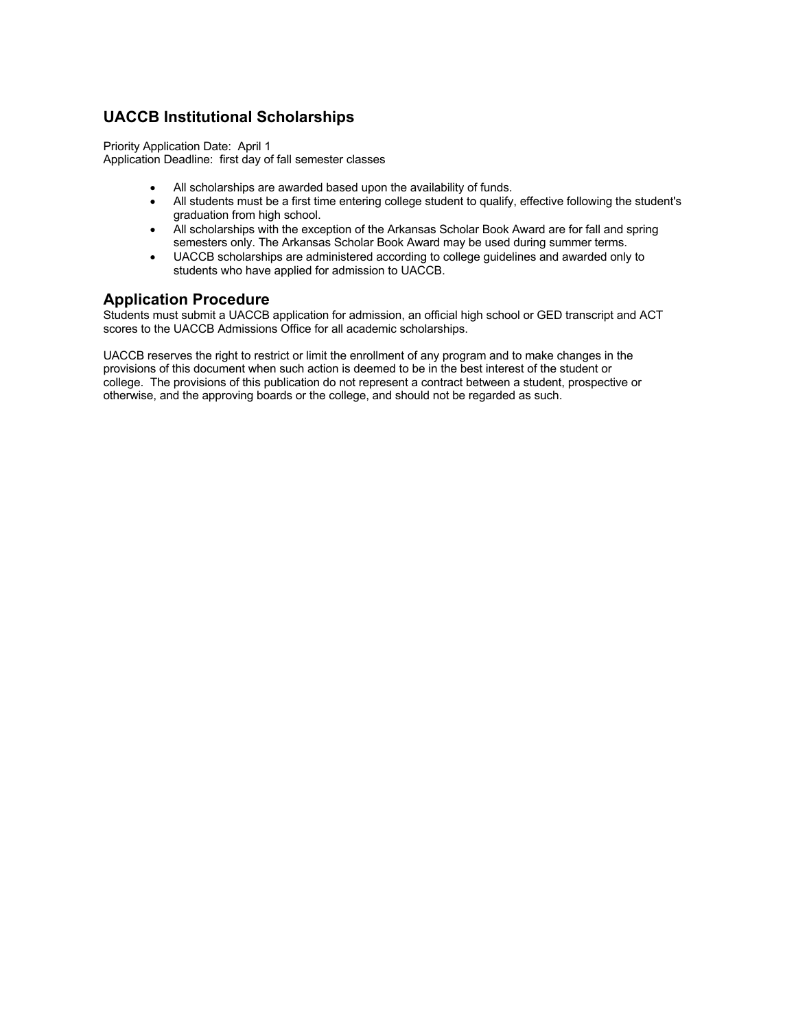## UACCB Institutional Scholarships

Priority Application Date: April 1
Application Deadline: first day of fall semester classes

- All scholarships are awarded based upon the availability of funds.
- All students must be a first time entering college student to qualify, effective following the student's graduation from high school.
- All scholarships with the exception of the Arkansas Scholar Book Award are for fall and spring semesters only. The Arkansas Scholar Book Award may be used during summer terms.
- UACCB scholarships are administered according to college guidelines and awarded only to students who have applied for admission to UACCB.

## Application Procedure

Students must submit a UACCB application for admission, an official high school or GED transcript and ACT scores to the UACCB Admissions Office for all academic scholarships.

UACCB reserves the right to restrict or limit the enrollment of any program and to make changes in the provisions of this document when such action is deemed to be in the best interest of the student or college. The provisions of this publication do not represent a contract between a student, prospective or otherwise, and the approving boards or the college, and should not be regarded as such.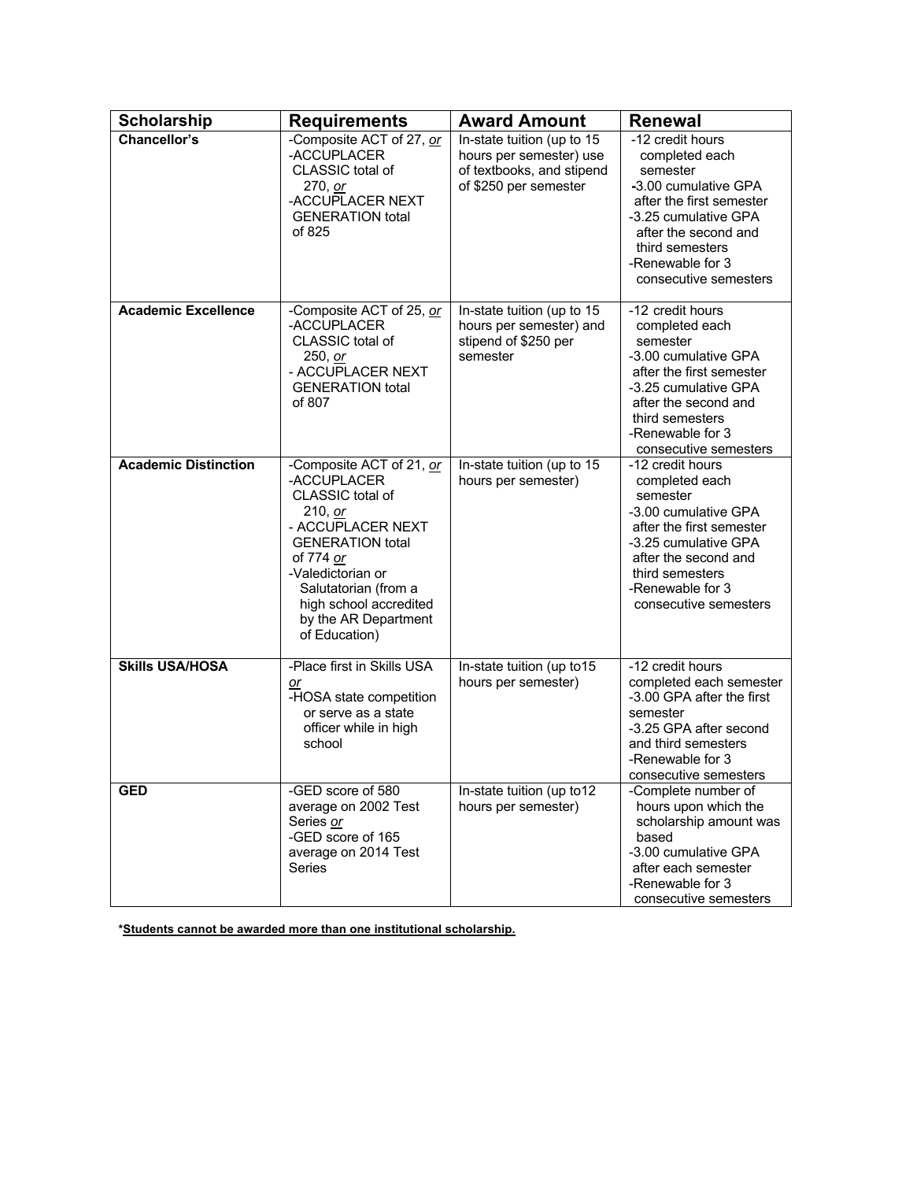| Scholarship | Requirements | Award Amount | Renewal |
|---|---|---|---|
| **Chancellor's** | -Composite ACT of 27, *or*<br>-ACCUPLACER CLASSIC total of 270, *or*<br>-ACCUPLACER NEXT GENERATION total of 825 | In-state tuition (up to 15 hours per semester) use of textbooks, and stipend of $250 per semester | -12 credit hours completed each semester<br>-3.00 cumulative GPA after the first semester<br>-3.25 cumulative GPA after the second and third semesters<br>-Renewable for 3 consecutive semesters |
| **Academic Excellence** | -Composite ACT of 25, *or*<br>-ACCUPLACER CLASSIC total of 250, *or*<br>- ACCUPLACER NEXT GENERATION total of 807 | In-state tuition (up to 15 hours per semester) and stipend of $250 per semester | -12 credit hours completed each semester<br>-3.00 cumulative GPA after the first semester<br>-3.25 cumulative GPA after the second and third semesters<br>-Renewable for 3 consecutive semesters |
| **Academic Distinction** | -Composite ACT of 21, *or*<br>-ACCUPLACER CLASSIC total of 210, *or*<br>- ACCUPLACER NEXT GENERATION total of 774 *or*<br>-Valedictorian or Salutatorian (from a high school accredited by the AR Department of Education) | In-state tuition (up to 15 hours per semester) | -12 credit hours completed each semester<br>-3.00 cumulative GPA after the first semester<br>-3.25 cumulative GPA after the second and third semesters<br>-Renewable for 3 consecutive semesters |
| **Skills USA/HOSA** | -Place first in Skills USA *or*<br>-HOSA state competition or serve as a state officer while in high school | In-state tuition (up to15 hours per semester) | -12 credit hours completed each semester<br>-3.00 GPA after the first semester<br>-3.25 GPA after second and third semesters<br>-Renewable for 3 consecutive semesters |
| **GED** | -GED score of 580 average on 2002 Test Series *or*<br>-GED score of 165 average on 2014 Test Series | In-state tuition (up to12 hours per semester) | -Complete number of hours upon which the scholarship amount was based<br>-3.00 cumulative GPA after each semester<br>-Renewable for 3 consecutive semesters |

***Students cannot be awarded more than one institutional scholarship.**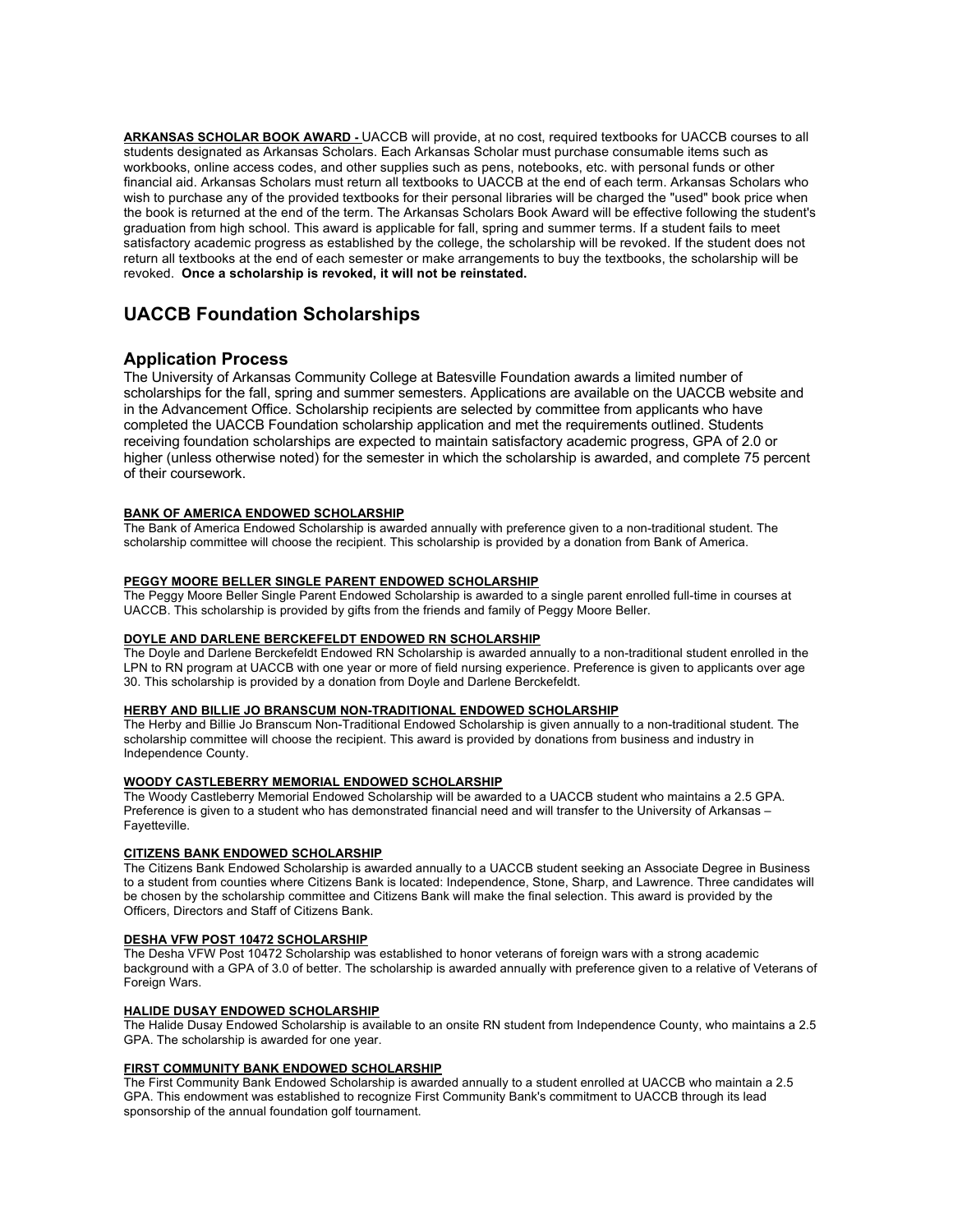**ARKANSAS SCHOLAR BOOK AWARD -** UACCB will provide, at no cost, required textbooks for UACCB courses to all students designated as Arkansas Scholars. Each Arkansas Scholar must purchase consumable items such as workbooks, online access codes, and other supplies such as pens, notebooks, etc. with personal funds or other financial aid. Arkansas Scholars must return all textbooks to UACCB at the end of each term. Arkansas Scholars who wish to purchase any of the provided textbooks for their personal libraries will be charged the "used" book price when the book is returned at the end of the term. The Arkansas Scholars Book Award will be effective following the student's graduation from high school. This award is applicable for fall, spring and summer terms. If a student fails to meet satisfactory academic progress as established by the college, the scholarship will be revoked. If the student does not return all textbooks at the end of each semester or make arrangements to buy the textbooks, the scholarship will be revoked. **Once a scholarship is revoked, it will not be reinstated.**

## UACCB Foundation Scholarships

### Application Process

The University of Arkansas Community College at Batesville Foundation awards a limited number of scholarships for the fall, spring and summer semesters. Applications are available on the UACCB website and in the Advancement Office. Scholarship recipients are selected by committee from applicants who have completed the UACCB Foundation scholarship application and met the requirements outlined. Students receiving foundation scholarships are expected to maintain satisfactory academic progress, GPA of 2.0 or higher (unless otherwise noted) for the semester in which the scholarship is awarded, and complete 75 percent of their coursework.

**BANK OF AMERICA ENDOWED SCHOLARSHIP**

The Bank of America Endowed Scholarship is awarded annually with preference given to a non-traditional student. The scholarship committee will choose the recipient. This scholarship is provided by a donation from Bank of America.

**PEGGY MOORE BELLER SINGLE PARENT ENDOWED SCHOLARSHIP**

The Peggy Moore Beller Single Parent Endowed Scholarship is awarded to a single parent enrolled full-time in courses at UACCB. This scholarship is provided by gifts from the friends and family of Peggy Moore Beller.

**DOYLE AND DARLENE BERCKEFELDT ENDOWED RN SCHOLARSHIP**

The Doyle and Darlene Berckefeldt Endowed RN Scholarship is awarded annually to a non-traditional student enrolled in the LPN to RN program at UACCB with one year or more of field nursing experience. Preference is given to applicants over age 30. This scholarship is provided by a donation from Doyle and Darlene Berckefeldt.

**HERBY AND BILLIE JO BRANSCUM NON-TRADITIONAL ENDOWED SCHOLARSHIP**

The Herby and Billie Jo Branscum Non-Traditional Endowed Scholarship is given annually to a non-traditional student. The scholarship committee will choose the recipient. This award is provided by donations from business and industry in Independence County.

**WOODY CASTLEBERRY MEMORIAL ENDOWED SCHOLARSHIP**

The Woody Castleberry Memorial Endowed Scholarship will be awarded to a UACCB student who maintains a 2.5 GPA. Preference is given to a student who has demonstrated financial need and will transfer to the University of Arkansas – Fayetteville.

**CITIZENS BANK ENDOWED SCHOLARSHIP**

The Citizens Bank Endowed Scholarship is awarded annually to a UACCB student seeking an Associate Degree in Business to a student from counties where Citizens Bank is located: Independence, Stone, Sharp, and Lawrence. Three candidates will be chosen by the scholarship committee and Citizens Bank will make the final selection. This award is provided by the Officers, Directors and Staff of Citizens Bank.

**DESHA VFW POST 10472 SCHOLARSHIP**

The Desha VFW Post 10472 Scholarship was established to honor veterans of foreign wars with a strong academic background with a GPA of 3.0 of better. The scholarship is awarded annually with preference given to a relative of Veterans of Foreign Wars.

**HALIDE DUSAY ENDOWED SCHOLARSHIP**

The Halide Dusay Endowed Scholarship is available to an onsite RN student from Independence County, who maintains a 2.5 GPA. The scholarship is awarded for one year.

**FIRST COMMUNITY BANK ENDOWED SCHOLARSHIP**

The First Community Bank Endowed Scholarship is awarded annually to a student enrolled at UACCB who maintain a 2.5 GPA. This endowment was established to recognize First Community Bank's commitment to UACCB through its lead sponsorship of the annual foundation golf tournament.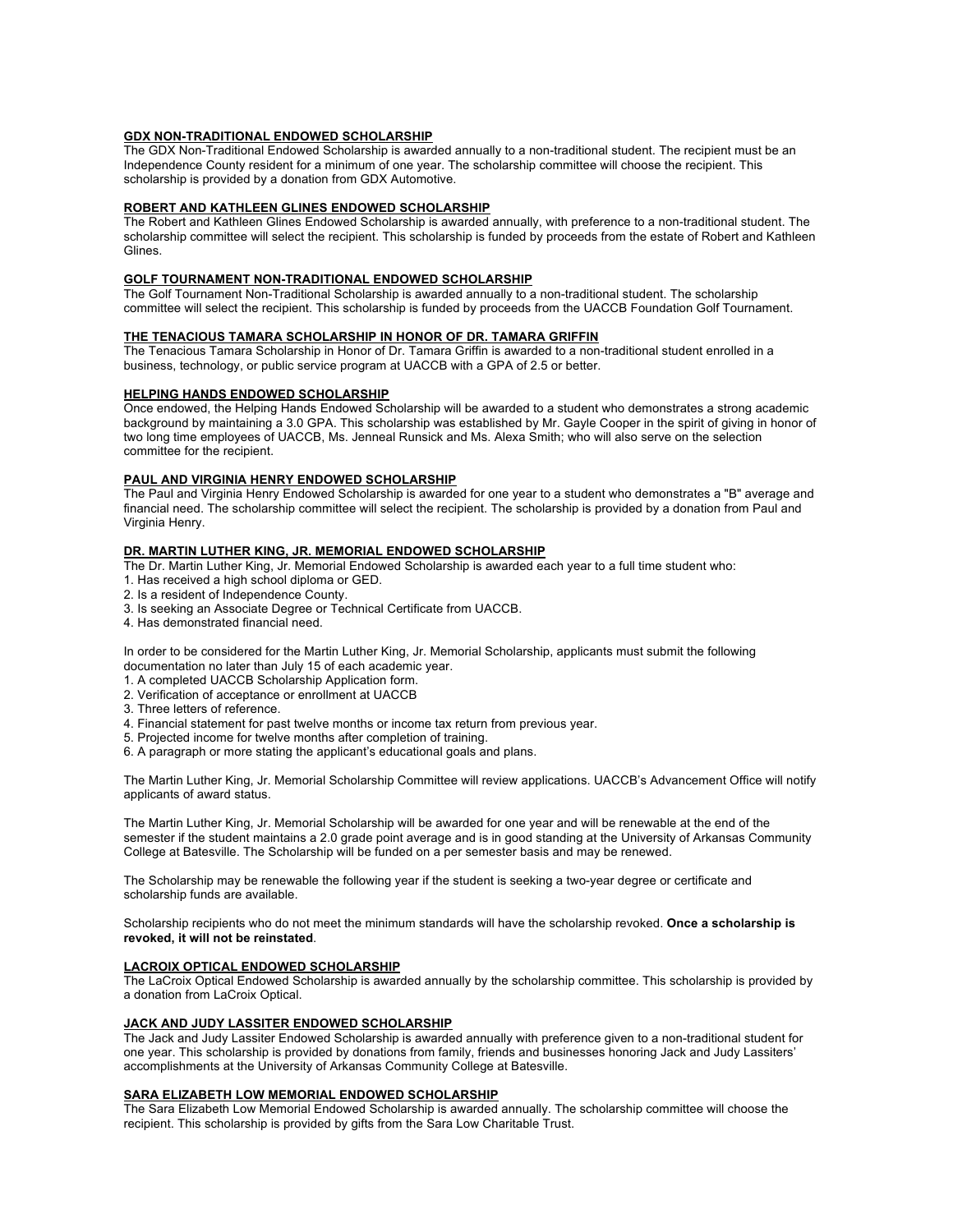### GDX NON-TRADITIONAL ENDOWED SCHOLARSHIP

The GDX Non-Traditional Endowed Scholarship is awarded annually to a non-traditional student. The recipient must be an Independence County resident for a minimum of one year. The scholarship committee will choose the recipient. This scholarship is provided by a donation from GDX Automotive.

### ROBERT AND KATHLEEN GLINES ENDOWED SCHOLARSHIP

The Robert and Kathleen Glines Endowed Scholarship is awarded annually, with preference to a non-traditional student. The scholarship committee will select the recipient. This scholarship is funded by proceeds from the estate of Robert and Kathleen Glines.

### GOLF TOURNAMENT NON-TRADITIONAL ENDOWED SCHOLARSHIP

The Golf Tournament Non-Traditional Scholarship is awarded annually to a non-traditional student. The scholarship committee will select the recipient. This scholarship is funded by proceeds from the UACCB Foundation Golf Tournament.

### THE TENACIOUS TAMARA SCHOLARSHIP IN HONOR OF DR. TAMARA GRIFFIN

The Tenacious Tamara Scholarship in Honor of Dr. Tamara Griffin is awarded to a non-traditional student enrolled in a business, technology, or public service program at UACCB with a GPA of 2.5 or better.

### HELPING HANDS ENDOWED SCHOLARSHIP

Once endowed, the Helping Hands Endowed Scholarship will be awarded to a student who demonstrates a strong academic background by maintaining a 3.0 GPA. This scholarship was established by Mr. Gayle Cooper in the spirit of giving in honor of two long time employees of UACCB, Ms. Jenneal Runsick and Ms. Alexa Smith; who will also serve on the selection committee for the recipient.

### PAUL AND VIRGINIA HENRY ENDOWED SCHOLARSHIP

The Paul and Virginia Henry Endowed Scholarship is awarded for one year to a student who demonstrates a "B" average and financial need. The scholarship committee will select the recipient. The scholarship is provided by a donation from Paul and Virginia Henry.

### DR. MARTIN LUTHER KING, JR. MEMORIAL ENDOWED SCHOLARSHIP

The Dr. Martin Luther King, Jr. Memorial Endowed Scholarship is awarded each year to a full time student who:

1. Has received a high school diploma or GED.
2. Is a resident of Independence County.
3. Is seeking an Associate Degree or Technical Certificate from UACCB.
4. Has demonstrated financial need.

In order to be considered for the Martin Luther King, Jr. Memorial Scholarship, applicants must submit the following documentation no later than July 15 of each academic year.

1. A completed UACCB Scholarship Application form.
2. Verification of acceptance or enrollment at UACCB
3. Three letters of reference.
4. Financial statement for past twelve months or income tax return from previous year.
5. Projected income for twelve months after completion of training.
6. A paragraph or more stating the applicant's educational goals and plans.

The Martin Luther King, Jr. Memorial Scholarship Committee will review applications. UACCB's Advancement Office will notify applicants of award status.

The Martin Luther King, Jr. Memorial Scholarship will be awarded for one year and will be renewable at the end of the semester if the student maintains a 2.0 grade point average and is in good standing at the University of Arkansas Community College at Batesville. The Scholarship will be funded on a per semester basis and may be renewed.

The Scholarship may be renewable the following year if the student is seeking a two-year degree or certificate and scholarship funds are available.

Scholarship recipients who do not meet the minimum standards will have the scholarship revoked. **Once a scholarship is revoked, it will not be reinstated**.

### LACROIX OPTICAL ENDOWED SCHOLARSHIP

The LaCroix Optical Endowed Scholarship is awarded annually by the scholarship committee. This scholarship is provided by a donation from LaCroix Optical.

### JACK AND JUDY LASSITER ENDOWED SCHOLARSHIP

The Jack and Judy Lassiter Endowed Scholarship is awarded annually with preference given to a non-traditional student for one year. This scholarship is provided by donations from family, friends and businesses honoring Jack and Judy Lassiters' accomplishments at the University of Arkansas Community College at Batesville.

### SARA ELIZABETH LOW MEMORIAL ENDOWED SCHOLARSHIP

The Sara Elizabeth Low Memorial Endowed Scholarship is awarded annually. The scholarship committee will choose the recipient. This scholarship is provided by gifts from the Sara Low Charitable Trust.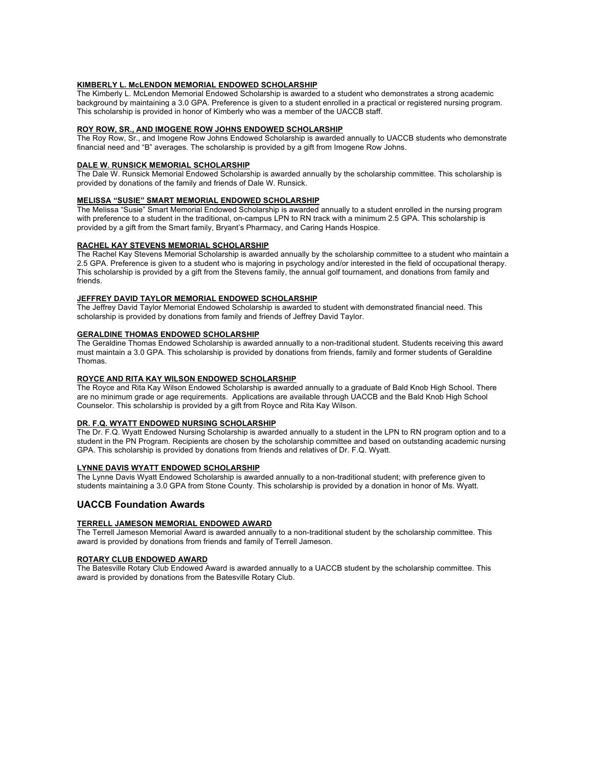**KIMBERLY L. McLENDON MEMORIAL ENDOWED SCHOLARSHIP**
The Kimberly L. McLendon Memorial Endowed Scholarship is awarded to a student who demonstrates a strong academic background by maintaining a 3.0 GPA. Preference is given to a student enrolled in a practical or registered nursing program. This scholarship is provided in honor of Kimberly who was a member of the UACCB staff.

**ROY ROW, SR., AND IMOGENE ROW JOHNS ENDOWED SCHOLARSHIP**
The Roy Row, Sr., and Imogene Row Johns Endowed Scholarship is awarded annually to UACCB students who demonstrate financial need and "B" averages. The scholarship is provided by a gift from Imogene Row Johns.

**DALE W. RUNSICK MEMORIAL SCHOLARSHIP**
The Dale W. Runsick Memorial Endowed Scholarship is awarded annually by the scholarship committee. This scholarship is provided by donations of the family and friends of Dale W. Runsick.

**MELISSA "SUSIE" SMART MEMORIAL ENDOWED SCHOLARSHIP**
The Melissa "Susie" Smart Memorial Endowed Scholarship is awarded annually to a student enrolled in the nursing program with preference to a student in the traditional, on-campus LPN to RN track with a minimum 2.5 GPA. This scholarship is provided by a gift from the Smart family, Bryant's Pharmacy, and Caring Hands Hospice.

**RACHEL KAY STEVENS MEMORIAL SCHOLARSHIP**
The Rachel Kay Stevens Memorial Scholarship is awarded annually by the scholarship committee to a student who maintain a 2.5 GPA. Preference is given to a student who is majoring in psychology and/or interested in the field of occupational therapy. This scholarship is provided by a gift from the Stevens family, the annual golf tournament, and donations from family and friends.

**JEFFREY DAVID TAYLOR MEMORIAL ENDOWED SCHOLARSHIP**
The Jeffrey David Taylor Memorial Endowed Scholarship is awarded to student with demonstrated financial need. This scholarship is provided by donations from family and friends of Jeffrey David Taylor.

**GERALDINE THOMAS ENDOWED SCHOLARSHIP**
The Geraldine Thomas Endowed Scholarship is awarded annually to a non-traditional student. Students receiving this award must maintain a 3.0 GPA. This scholarship is provided by donations from friends, family and former students of Geraldine Thomas.

**ROYCE AND RITA KAY WILSON ENDOWED SCHOLARSHIP**
The Royce and Rita Kay Wilson Endowed Scholarship is awarded annually to a graduate of Bald Knob High School. There are no minimum grade or age requirements. Applications are available through UACCB and the Bald Knob High School Counselor. This scholarship is provided by a gift from Royce and Rita Kay Wilson.

**DR. F.Q. WYATT ENDOWED NURSING SCHOLARSHIP**
The Dr. F.Q. Wyatt Endowed Nursing Scholarship is awarded annually to a student in the LPN to RN program option and to a student in the PN Program. Recipients are chosen by the scholarship committee and based on outstanding academic nursing GPA. This scholarship is provided by donations from friends and relatives of Dr. F.Q. Wyatt.

**LYNNE DAVIS WYATT ENDOWED SCHOLARSHIP**
The Lynne Davis Wyatt Endowed Scholarship is awarded annually to a non-traditional student; with preference given to students maintaining a 3.0 GPA from Stone County. This scholarship is provided by a donation in honor of Ms. Wyatt.

## UACCB Foundation Awards

**TERRELL JAMESON MEMORIAL ENDOWED AWARD**
The Terrell Jameson Memorial Award is awarded annually to a non-traditional student by the scholarship committee. This award is provided by donations from friends and family of Terrell Jameson.

**ROTARY CLUB ENDOWED AWARD**
The Batesville Rotary Club Endowed Award is awarded annually to a UACCB student by the scholarship committee. This award is provided by donations from the Batesville Rotary Club.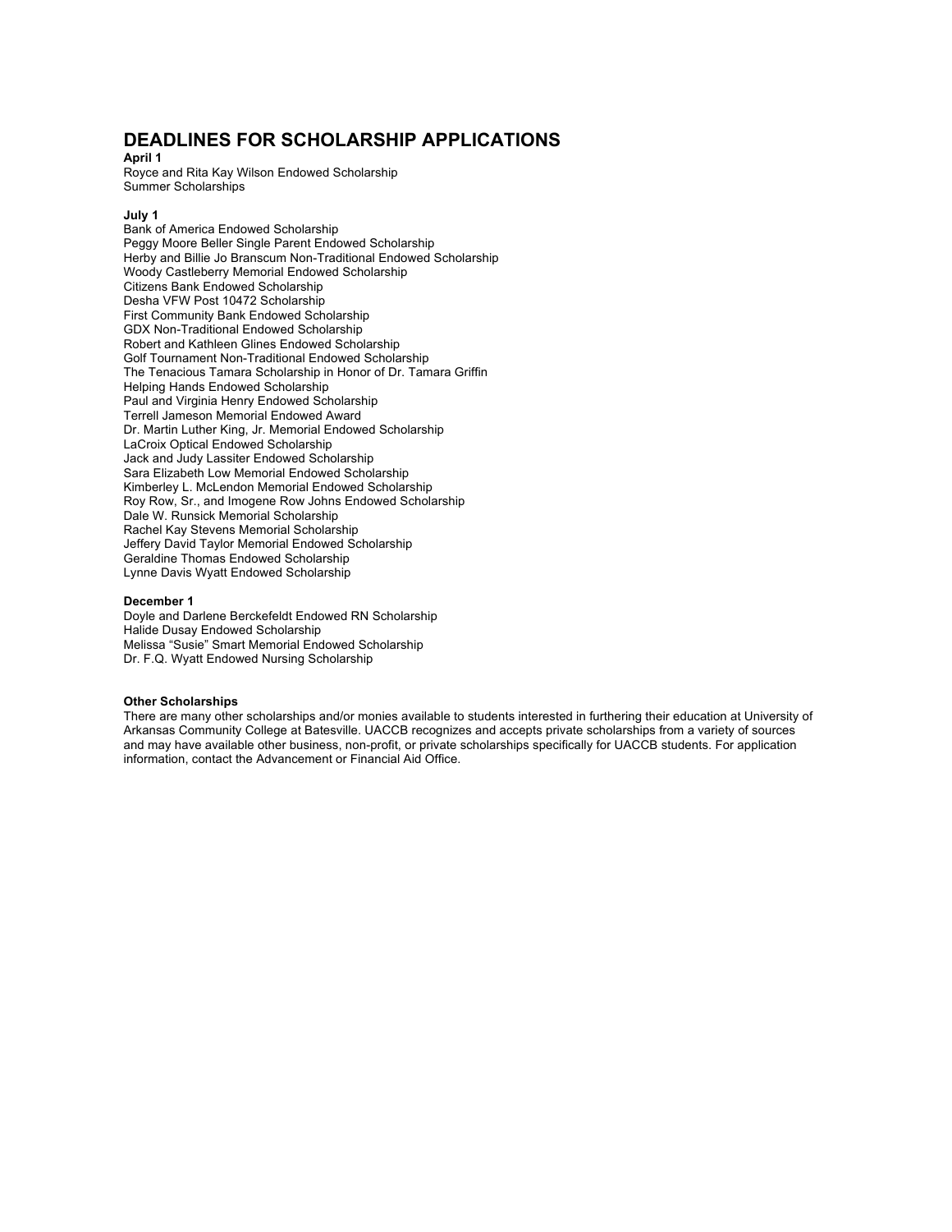# DEADLINES FOR SCHOLARSHIP APPLICATIONS

**April 1**

Royce and Rita Kay Wilson Endowed Scholarship
Summer Scholarships

**July 1**

Bank of America Endowed Scholarship
Peggy Moore Beller Single Parent Endowed Scholarship
Herby and Billie Jo Branscum Non-Traditional Endowed Scholarship
Woody Castleberry Memorial Endowed Scholarship
Citizens Bank Endowed Scholarship
Desha VFW Post 10472 Scholarship
First Community Bank Endowed Scholarship
GDX Non-Traditional Endowed Scholarship
Robert and Kathleen Glines Endowed Scholarship
Golf Tournament Non-Traditional Endowed Scholarship
The Tenacious Tamara Scholarship in Honor of Dr. Tamara Griffin
Helping Hands Endowed Scholarship
Paul and Virginia Henry Endowed Scholarship
Terrell Jameson Memorial Endowed Award
Dr. Martin Luther King, Jr. Memorial Endowed Scholarship
LaCroix Optical Endowed Scholarship
Jack and Judy Lassiter Endowed Scholarship
Sara Elizabeth Low Memorial Endowed Scholarship
Kimberley L. McLendon Memorial Endowed Scholarship
Roy Row, Sr., and Imogene Row Johns Endowed Scholarship
Dale W. Runsick Memorial Scholarship
Rachel Kay Stevens Memorial Scholarship
Jeffery David Taylor Memorial Endowed Scholarship
Geraldine Thomas Endowed Scholarship
Lynne Davis Wyatt Endowed Scholarship

**December 1**

Doyle and Darlene Berckefeldt Endowed RN Scholarship
Halide Dusay Endowed Scholarship
Melissa "Susie" Smart Memorial Endowed Scholarship
Dr. F.Q. Wyatt Endowed Nursing Scholarship

**Other Scholarships**

There are many other scholarships and/or monies available to students interested in furthering their education at University of Arkansas Community College at Batesville. UACCB recognizes and accepts private scholarships from a variety of sources and may have available other business, non-profit, or private scholarships specifically for UACCB students. For application information, contact the Advancement or Financial Aid Office.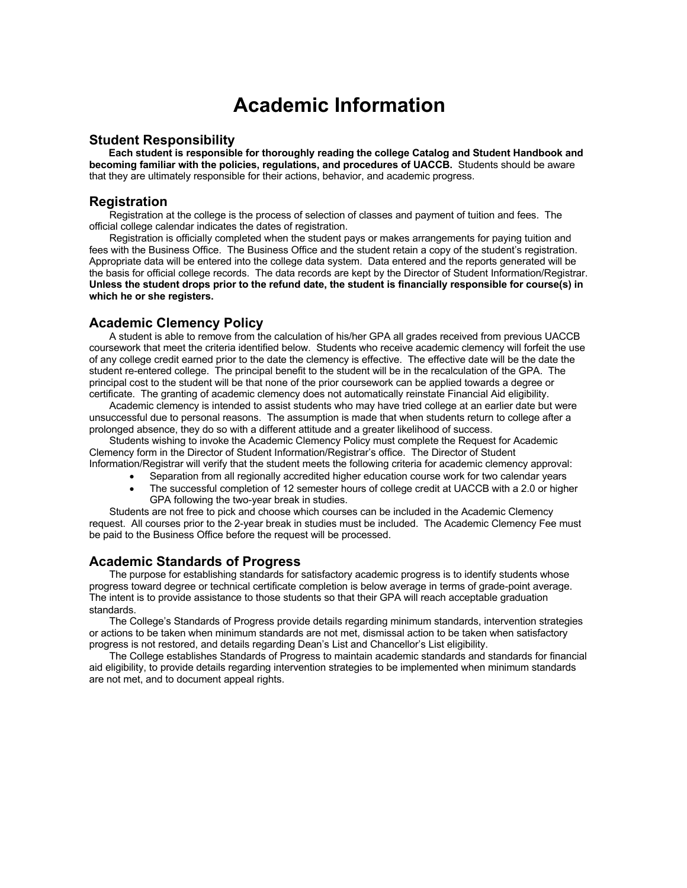# Academic Information

## Student Responsibility

**Each student is responsible for thoroughly reading the college Catalog and Student Handbook and becoming familiar with the policies, regulations, and procedures of UACCB.** Students should be aware that they are ultimately responsible for their actions, behavior, and academic progress.

## Registration

Registration at the college is the process of selection of classes and payment of tuition and fees. The official college calendar indicates the dates of registration.

Registration is officially completed when the student pays or makes arrangements for paying tuition and fees with the Business Office. The Business Office and the student retain a copy of the student's registration. Appropriate data will be entered into the college data system. Data entered and the reports generated will be the basis for official college records. The data records are kept by the Director of Student Information/Registrar. **Unless the student drops prior to the refund date, the student is financially responsible for course(s) in which he or she registers.**

## Academic Clemency Policy

A student is able to remove from the calculation of his/her GPA all grades received from previous UACCB coursework that meet the criteria identified below. Students who receive academic clemency will forfeit the use of any college credit earned prior to the date the clemency is effective. The effective date will be the date the student re-entered college. The principal benefit to the student will be in the recalculation of the GPA. The principal cost to the student will be that none of the prior coursework can be applied towards a degree or certificate. The granting of academic clemency does not automatically reinstate Financial Aid eligibility.

Academic clemency is intended to assist students who may have tried college at an earlier date but were unsuccessful due to personal reasons. The assumption is made that when students return to college after a prolonged absence, they do so with a different attitude and a greater likelihood of success.

Students wishing to invoke the Academic Clemency Policy must complete the Request for Academic Clemency form in the Director of Student Information/Registrar's office. The Director of Student Information/Registrar will verify that the student meets the following criteria for academic clemency approval:

- Separation from all regionally accredited higher education course work for two calendar years
- The successful completion of 12 semester hours of college credit at UACCB with a 2.0 or higher GPA following the two-year break in studies.

Students are not free to pick and choose which courses can be included in the Academic Clemency request. All courses prior to the 2-year break in studies must be included. The Academic Clemency Fee must be paid to the Business Office before the request will be processed.

## Academic Standards of Progress

The purpose for establishing standards for satisfactory academic progress is to identify students whose progress toward degree or technical certificate completion is below average in terms of grade-point average. The intent is to provide assistance to those students so that their GPA will reach acceptable graduation standards.

The College's Standards of Progress provide details regarding minimum standards, intervention strategies or actions to be taken when minimum standards are not met, dismissal action to be taken when satisfactory progress is not restored, and details regarding Dean's List and Chancellor's List eligibility.

The College establishes Standards of Progress to maintain academic standards and standards for financial aid eligibility, to provide details regarding intervention strategies to be implemented when minimum standards are not met, and to document appeal rights.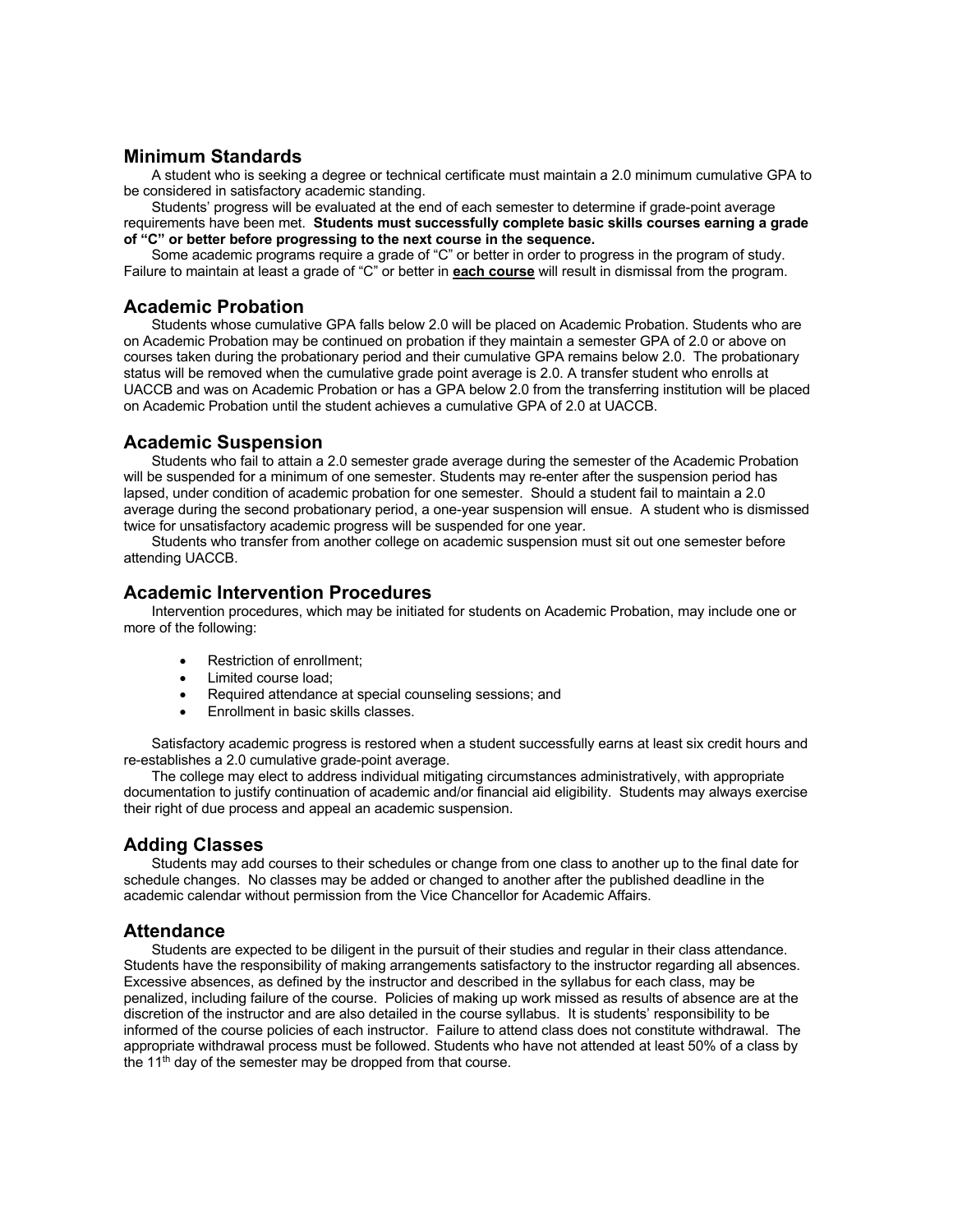## Minimum Standards

A student who is seeking a degree or technical certificate must maintain a 2.0 minimum cumulative GPA to be considered in satisfactory academic standing.

Students' progress will be evaluated at the end of each semester to determine if grade-point average requirements have been met. **Students must successfully complete basic skills courses earning a grade of "C" or better before progressing to the next course in the sequence.**

Some academic programs require a grade of "C" or better in order to progress in the program of study. Failure to maintain at least a grade of "C" or better in **each course** will result in dismissal from the program.

## Academic Probation

Students whose cumulative GPA falls below 2.0 will be placed on Academic Probation. Students who are on Academic Probation may be continued on probation if they maintain a semester GPA of 2.0 or above on courses taken during the probationary period and their cumulative GPA remains below 2.0. The probationary status will be removed when the cumulative grade point average is 2.0. A transfer student who enrolls at UACCB and was on Academic Probation or has a GPA below 2.0 from the transferring institution will be placed on Academic Probation until the student achieves a cumulative GPA of 2.0 at UACCB.

## Academic Suspension

Students who fail to attain a 2.0 semester grade average during the semester of the Academic Probation will be suspended for a minimum of one semester. Students may re-enter after the suspension period has lapsed, under condition of academic probation for one semester. Should a student fail to maintain a 2.0 average during the second probationary period, a one-year suspension will ensue. A student who is dismissed twice for unsatisfactory academic progress will be suspended for one year.

Students who transfer from another college on academic suspension must sit out one semester before attending UACCB.

## Academic Intervention Procedures

Intervention procedures, which may be initiated for students on Academic Probation, may include one or more of the following:

- Restriction of enrollment;
- Limited course load;
- Required attendance at special counseling sessions; and
- Enrollment in basic skills classes.

Satisfactory academic progress is restored when a student successfully earns at least six credit hours and re-establishes a 2.0 cumulative grade-point average.

The college may elect to address individual mitigating circumstances administratively, with appropriate documentation to justify continuation of academic and/or financial aid eligibility. Students may always exercise their right of due process and appeal an academic suspension.

## Adding Classes

Students may add courses to their schedules or change from one class to another up to the final date for schedule changes. No classes may be added or changed to another after the published deadline in the academic calendar without permission from the Vice Chancellor for Academic Affairs.

## Attendance

Students are expected to be diligent in the pursuit of their studies and regular in their class attendance. Students have the responsibility of making arrangements satisfactory to the instructor regarding all absences. Excessive absences, as defined by the instructor and described in the syllabus for each class, may be penalized, including failure of the course. Policies of making up work missed as results of absence are at the discretion of the instructor and are also detailed in the course syllabus. It is students' responsibility to be informed of the course policies of each instructor. Failure to attend class does not constitute withdrawal. The appropriate withdrawal process must be followed. Students who have not attended at least 50% of a class by the 11th day of the semester may be dropped from that course.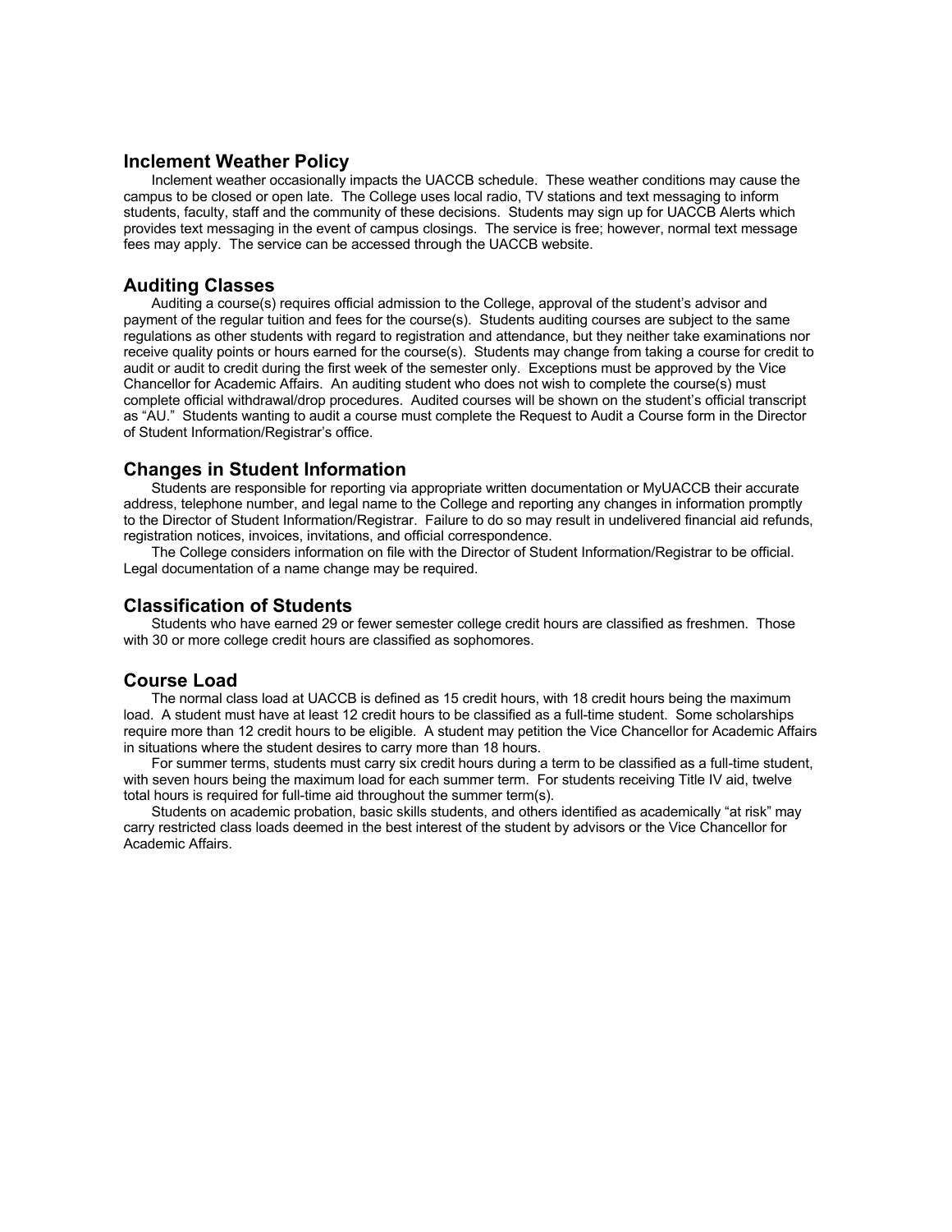## Inclement Weather Policy

Inclement weather occasionally impacts the UACCB schedule. These weather conditions may cause the campus to be closed or open late. The College uses local radio, TV stations and text messaging to inform students, faculty, staff and the community of these decisions. Students may sign up for UACCB Alerts which provides text messaging in the event of campus closings. The service is free; however, normal text message fees may apply. The service can be accessed through the UACCB website.

## Auditing Classes

Auditing a course(s) requires official admission to the College, approval of the student's advisor and payment of the regular tuition and fees for the course(s). Students auditing courses are subject to the same regulations as other students with regard to registration and attendance, but they neither take examinations nor receive quality points or hours earned for the course(s). Students may change from taking a course for credit to audit or audit to credit during the first week of the semester only. Exceptions must be approved by the Vice Chancellor for Academic Affairs. An auditing student who does not wish to complete the course(s) must complete official withdrawal/drop procedures. Audited courses will be shown on the student's official transcript as "AU." Students wanting to audit a course must complete the Request to Audit a Course form in the Director of Student Information/Registrar's office.

## Changes in Student Information

Students are responsible for reporting via appropriate written documentation or MyUACCB their accurate address, telephone number, and legal name to the College and reporting any changes in information promptly to the Director of Student Information/Registrar. Failure to do so may result in undelivered financial aid refunds, registration notices, invoices, invitations, and official correspondence.

The College considers information on file with the Director of Student Information/Registrar to be official. Legal documentation of a name change may be required.

## Classification of Students

Students who have earned 29 or fewer semester college credit hours are classified as freshmen. Those with 30 or more college credit hours are classified as sophomores.

## Course Load

The normal class load at UACCB is defined as 15 credit hours, with 18 credit hours being the maximum load. A student must have at least 12 credit hours to be classified as a full-time student. Some scholarships require more than 12 credit hours to be eligible. A student may petition the Vice Chancellor for Academic Affairs in situations where the student desires to carry more than 18 hours.

For summer terms, students must carry six credit hours during a term to be classified as a full-time student, with seven hours being the maximum load for each summer term. For students receiving Title IV aid, twelve total hours is required for full-time aid throughout the summer term(s).

Students on academic probation, basic skills students, and others identified as academically "at risk" may carry restricted class loads deemed in the best interest of the student by advisors or the Vice Chancellor for Academic Affairs.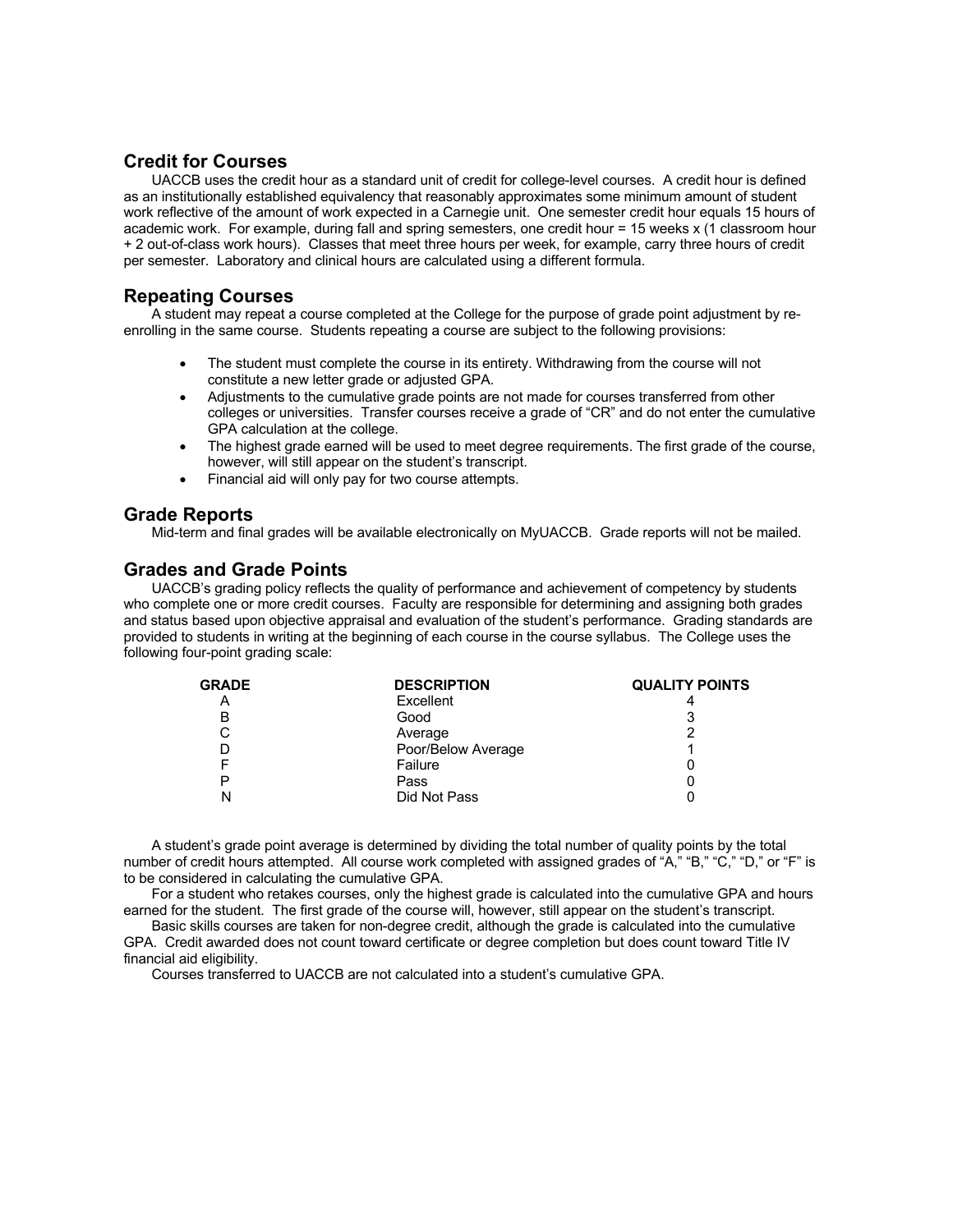## Credit for Courses

UACCB uses the credit hour as a standard unit of credit for college-level courses. A credit hour is defined as an institutionally established equivalency that reasonably approximates some minimum amount of student work reflective of the amount of work expected in a Carnegie unit. One semester credit hour equals 15 hours of academic work. For example, during fall and spring semesters, one credit hour = 15 weeks x (1 classroom hour + 2 out-of-class work hours). Classes that meet three hours per week, for example, carry three hours of credit per semester. Laboratory and clinical hours are calculated using a different formula.

## Repeating Courses

A student may repeat a course completed at the College for the purpose of grade point adjustment by re-enrolling in the same course. Students repeating a course are subject to the following provisions:

- The student must complete the course in its entirety. Withdrawing from the course will not constitute a new letter grade or adjusted GPA.
- Adjustments to the cumulative grade points are not made for courses transferred from other colleges or universities. Transfer courses receive a grade of "CR" and do not enter the cumulative GPA calculation at the college.
- The highest grade earned will be used to meet degree requirements. The first grade of the course, however, will still appear on the student's transcript.
- Financial aid will only pay for two course attempts.

## Grade Reports

Mid-term and final grades will be available electronically on MyUACCB. Grade reports will not be mailed.

## Grades and Grade Points

UACCB's grading policy reflects the quality of performance and achievement of competency by students who complete one or more credit courses. Faculty are responsible for determining and assigning both grades and status based upon objective appraisal and evaluation of the student's performance. Grading standards are provided to students in writing at the beginning of each course in the course syllabus. The College uses the following four-point grading scale:

| GRADE | DESCRIPTION | QUALITY POINTS |
|---|---|---|
| A | Excellent | 4 |
| B | Good | 3 |
| C | Average | 2 |
| D | Poor/Below Average | 1 |
| F | Failure | 0 |
| P | Pass | 0 |
| N | Did Not Pass | 0 |

A student's grade point average is determined by dividing the total number of quality points by the total number of credit hours attempted. All course work completed with assigned grades of "A," "B," "C," "D," or "F" is to be considered in calculating the cumulative GPA.

For a student who retakes courses, only the highest grade is calculated into the cumulative GPA and hours earned for the student. The first grade of the course will, however, still appear on the student's transcript.

Basic skills courses are taken for non-degree credit, although the grade is calculated into the cumulative GPA. Credit awarded does not count toward certificate or degree completion but does count toward Title IV financial aid eligibility.

Courses transferred to UACCB are not calculated into a student's cumulative GPA.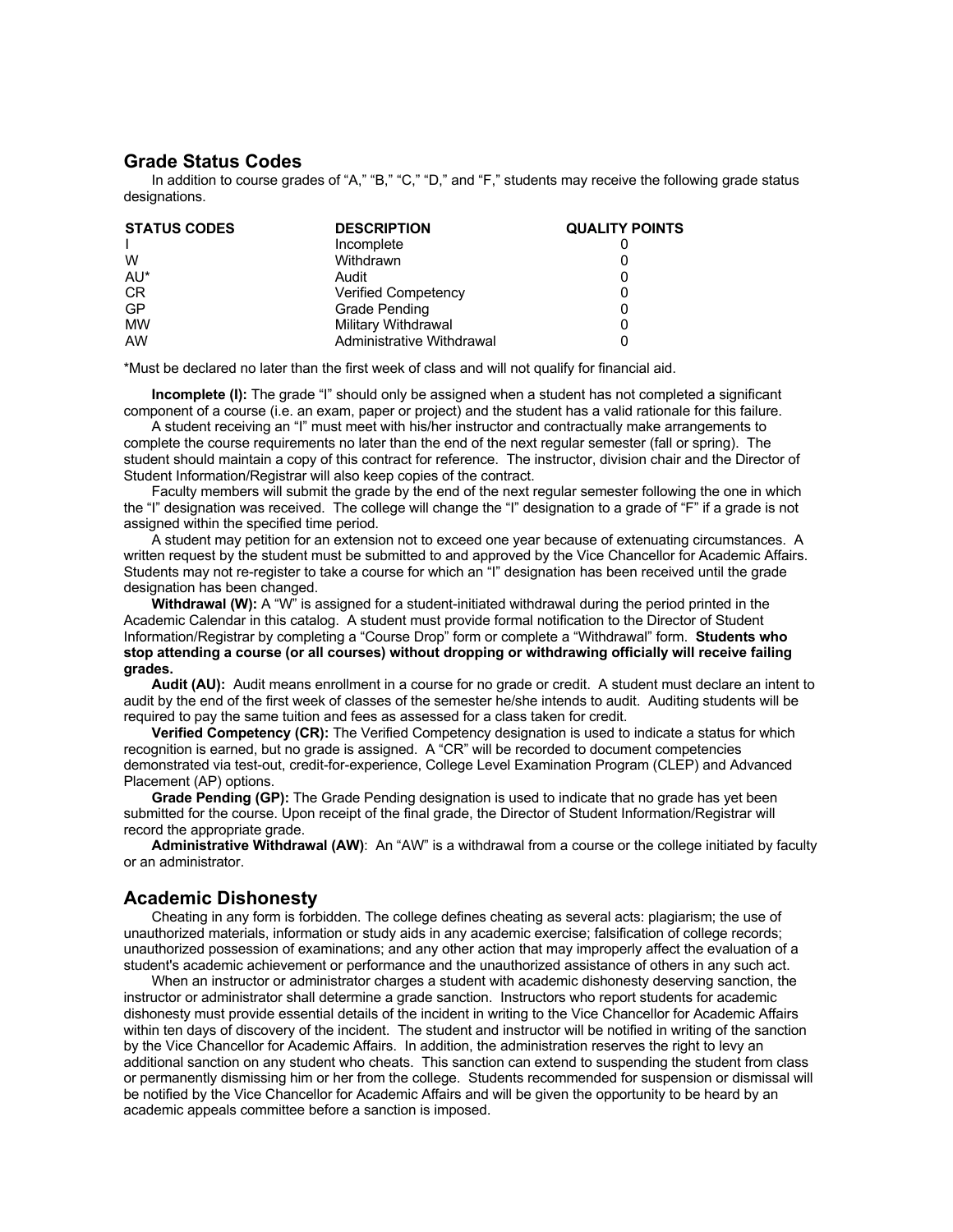## Grade Status Codes

In addition to course grades of "A," "B," "C," "D," and "F," students may receive the following grade status designations.

| STATUS CODES | DESCRIPTION | QUALITY POINTS |
|---|---|---|
| I | Incomplete | 0 |
| W | Withdrawn | 0 |
| AU* | Audit | 0 |
| CR | Verified Competency | 0 |
| GP | Grade Pending | 0 |
| MW | Military Withdrawal | 0 |
| AW | Administrative Withdrawal | 0 |

*Must be declared no later than the first week of class and will not qualify for financial aid.

**Incomplete (I):** The grade "I" should only be assigned when a student has not completed a significant component of a course (i.e. an exam, paper or project) and the student has a valid rationale for this failure.

A student receiving an "I" must meet with his/her instructor and contractually make arrangements to complete the course requirements no later than the end of the next regular semester (fall or spring). The student should maintain a copy of this contract for reference. The instructor, division chair and the Director of Student Information/Registrar will also keep copies of the contract.

Faculty members will submit the grade by the end of the next regular semester following the one in which the "I" designation was received. The college will change the "I" designation to a grade of "F" if a grade is not assigned within the specified time period.

A student may petition for an extension not to exceed one year because of extenuating circumstances. A written request by the student must be submitted to and approved by the Vice Chancellor for Academic Affairs. Students may not re-register to take a course for which an "I" designation has been received until the grade designation has been changed.

**Withdrawal (W):** A "W" is assigned for a student-initiated withdrawal during the period printed in the Academic Calendar in this catalog. A student must provide formal notification to the Director of Student Information/Registrar by completing a "Course Drop" form or complete a "Withdrawal" form. **Students who stop attending a course (or all courses) without dropping or withdrawing officially will receive failing grades.**

**Audit (AU):** Audit means enrollment in a course for no grade or credit. A student must declare an intent to audit by the end of the first week of classes of the semester he/she intends to audit. Auditing students will be required to pay the same tuition and fees as assessed for a class taken for credit.

**Verified Competency (CR):** The Verified Competency designation is used to indicate a status for which recognition is earned, but no grade is assigned. A "CR" will be recorded to document competencies demonstrated via test-out, credit-for-experience, College Level Examination Program (CLEP) and Advanced Placement (AP) options.

**Grade Pending (GP):** The Grade Pending designation is used to indicate that no grade has yet been submitted for the course. Upon receipt of the final grade, the Director of Student Information/Registrar will record the appropriate grade.

**Administrative Withdrawal (AW)**: An "AW" is a withdrawal from a course or the college initiated by faculty or an administrator.

## Academic Dishonesty

Cheating in any form is forbidden. The college defines cheating as several acts: plagiarism; the use of unauthorized materials, information or study aids in any academic exercise; falsification of college records; unauthorized possession of examinations; and any other action that may improperly affect the evaluation of a student's academic achievement or performance and the unauthorized assistance of others in any such act.

When an instructor or administrator charges a student with academic dishonesty deserving sanction, the instructor or administrator shall determine a grade sanction. Instructors who report students for academic dishonesty must provide essential details of the incident in writing to the Vice Chancellor for Academic Affairs within ten days of discovery of the incident. The student and instructor will be notified in writing of the sanction by the Vice Chancellor for Academic Affairs. In addition, the administration reserves the right to levy an additional sanction on any student who cheats. This sanction can extend to suspending the student from class or permanently dismissing him or her from the college. Students recommended for suspension or dismissal will be notified by the Vice Chancellor for Academic Affairs and will be given the opportunity to be heard by an academic appeals committee before a sanction is imposed.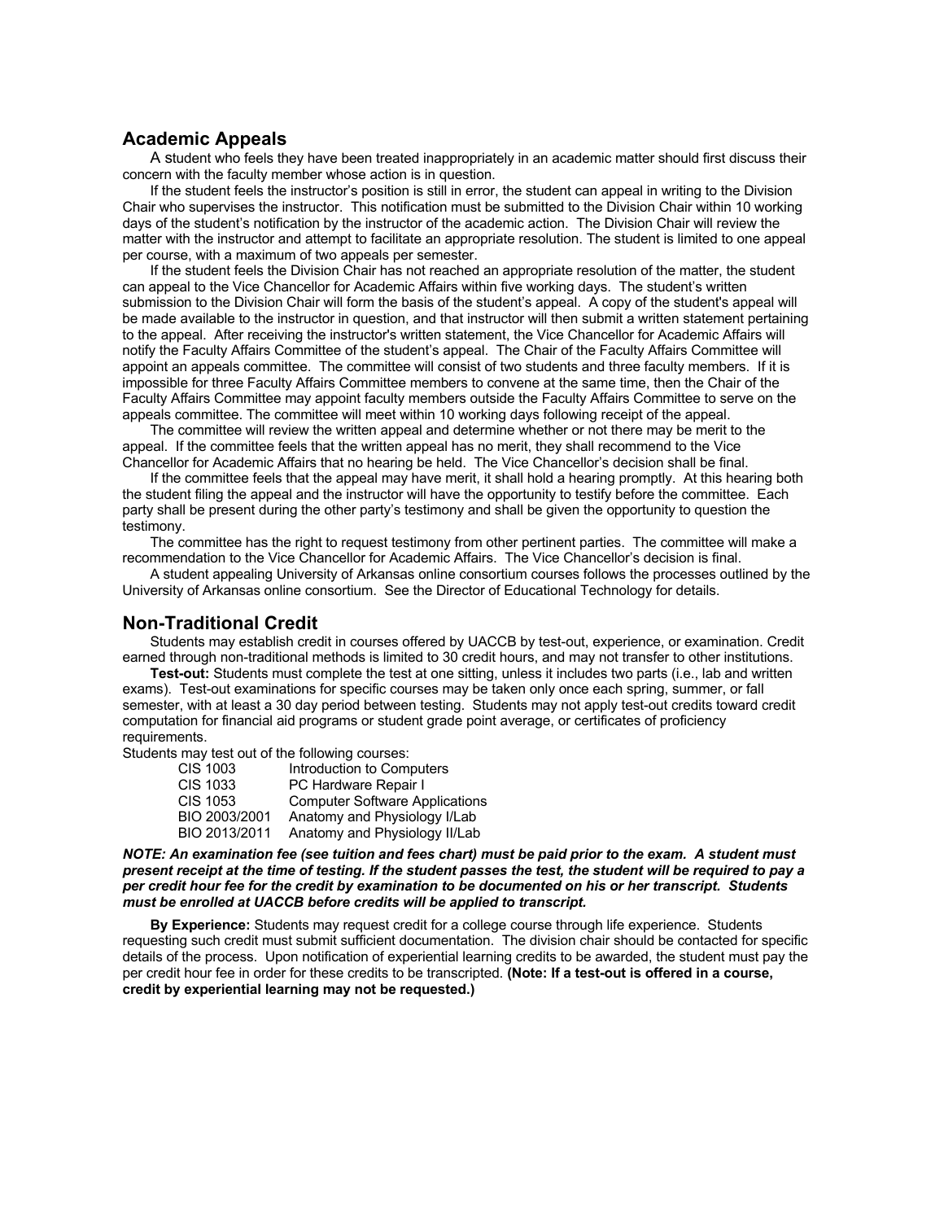## Academic Appeals

A student who feels they have been treated inappropriately in an academic matter should first discuss their concern with the faculty member whose action is in question.

If the student feels the instructor's position is still in error, the student can appeal in writing to the Division Chair who supervises the instructor. This notification must be submitted to the Division Chair within 10 working days of the student's notification by the instructor of the academic action. The Division Chair will review the matter with the instructor and attempt to facilitate an appropriate resolution. The student is limited to one appeal per course, with a maximum of two appeals per semester.

If the student feels the Division Chair has not reached an appropriate resolution of the matter, the student can appeal to the Vice Chancellor for Academic Affairs within five working days. The student's written submission to the Division Chair will form the basis of the student's appeal. A copy of the student's appeal will be made available to the instructor in question, and that instructor will then submit a written statement pertaining to the appeal. After receiving the instructor's written statement, the Vice Chancellor for Academic Affairs will notify the Faculty Affairs Committee of the student's appeal. The Chair of the Faculty Affairs Committee will appoint an appeals committee. The committee will consist of two students and three faculty members. If it is impossible for three Faculty Affairs Committee members to convene at the same time, then the Chair of the Faculty Affairs Committee may appoint faculty members outside the Faculty Affairs Committee to serve on the appeals committee. The committee will meet within 10 working days following receipt of the appeal.

The committee will review the written appeal and determine whether or not there may be merit to the appeal. If the committee feels that the written appeal has no merit, they shall recommend to the Vice Chancellor for Academic Affairs that no hearing be held. The Vice Chancellor's decision shall be final.

If the committee feels that the appeal may have merit, it shall hold a hearing promptly. At this hearing both the student filing the appeal and the instructor will have the opportunity to testify before the committee. Each party shall be present during the other party's testimony and shall be given the opportunity to question the testimony.

The committee has the right to request testimony from other pertinent parties. The committee will make a recommendation to the Vice Chancellor for Academic Affairs. The Vice Chancellor's decision is final.

A student appealing University of Arkansas online consortium courses follows the processes outlined by the University of Arkansas online consortium. See the Director of Educational Technology for details.

## Non-Traditional Credit

Students may establish credit in courses offered by UACCB by test-out, experience, or examination. Credit earned through non-traditional methods is limited to 30 credit hours, and may not transfer to other institutions.

**Test-out:** Students must complete the test at one sitting, unless it includes two parts (i.e., lab and written exams). Test-out examinations for specific courses may be taken only once each spring, summer, or fall semester, with at least a 30 day period between testing. Students may not apply test-out credits toward credit computation for financial aid programs or student grade point average, or certificates of proficiency requirements.

Students may test out of the following courses:

| | |
|---|---|
| CIS 1003 | Introduction to Computers |
| CIS 1033 | PC Hardware Repair I |
| CIS 1053 | Computer Software Applications |
| BIO 2003/2001 | Anatomy and Physiology I/Lab |
| BIO 2013/2011 | Anatomy and Physiology II/Lab |

***NOTE: An examination fee (see tuition and fees chart) must be paid prior to the exam. A student must present receipt at the time of testing. If the student passes the test, the student will be required to pay a per credit hour fee for the credit by examination to be documented on his or her transcript. Students must be enrolled at UACCB before credits will be applied to transcript.***

**By Experience:** Students may request credit for a college course through life experience. Students requesting such credit must submit sufficient documentation. The division chair should be contacted for specific details of the process. Upon notification of experiential learning credits to be awarded, the student must pay the per credit hour fee in order for these credits to be transcripted. **(Note: If a test-out is offered in a course, credit by experiential learning may not be requested.)**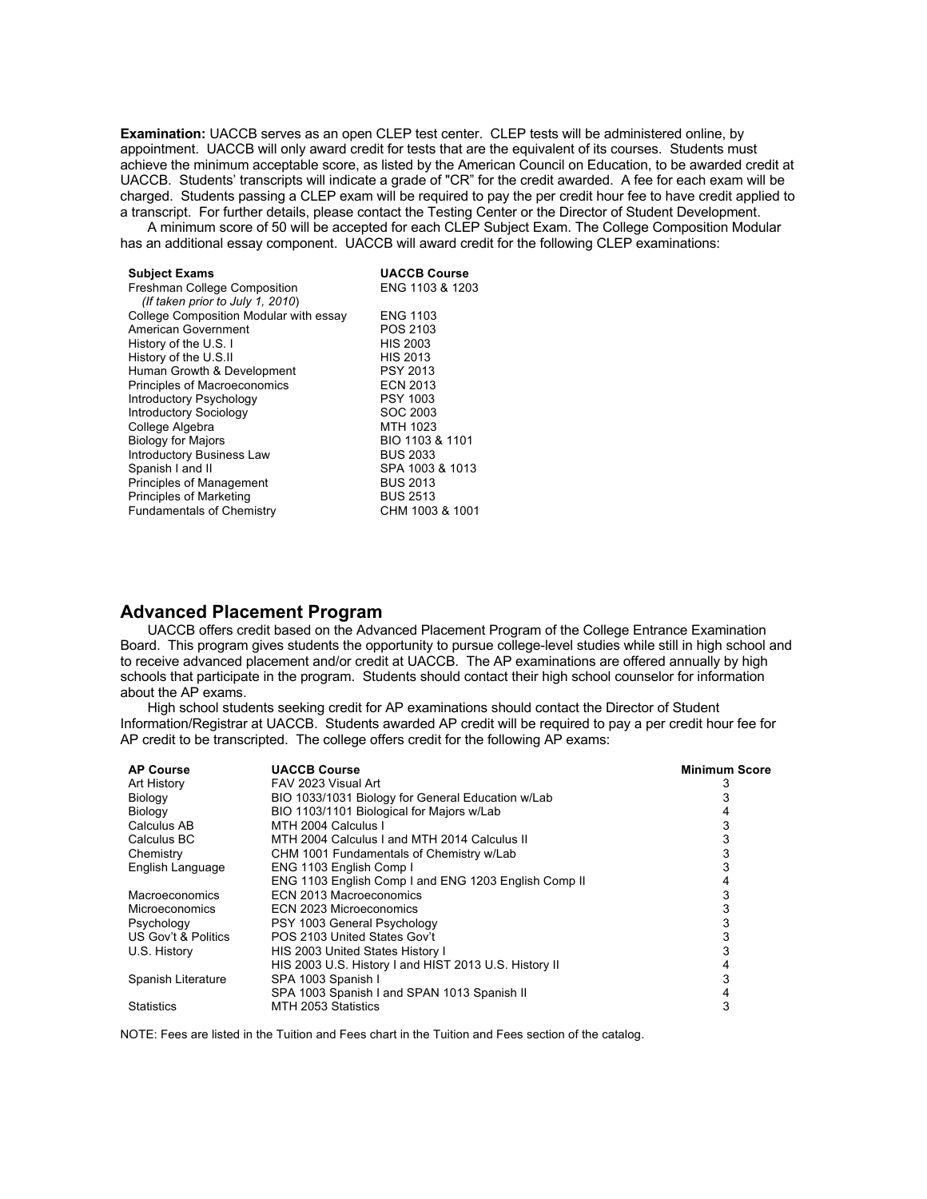**Examination:** UACCB serves as an open CLEP test center. CLEP tests will be administered online, by appointment. UACCB will only award credit for tests that are the equivalent of its courses. Students must achieve the minimum acceptable score, as listed by the American Council on Education, to be awarded credit at UACCB. Students' transcripts will indicate a grade of "CR" for the credit awarded. A fee for each exam will be charged. Students passing a CLEP exam will be required to pay the per credit hour fee to have credit applied to a transcript. For further details, please contact the Testing Center or the Director of Student Development.

A minimum score of 50 will be accepted for each CLEP Subject Exam. The College Composition Modular has an additional essay component. UACCB will award credit for the following CLEP examinations:

| Subject Exams | UACCB Course |
|---|---|
| Freshman College Composition *(If taken prior to July 1, 2010)* | ENG 1103 & 1203 |
| College Composition Modular with essay | ENG 1103 |
| American Government | POS 2103 |
| History of the U.S. I | HIS 2003 |
| History of the U.S.II | HIS 2013 |
| Human Growth & Development | PSY 2013 |
| Principles of Macroeconomics | ECN 2013 |
| Introductory Psychology | PSY 1003 |
| Introductory Sociology | SOC 2003 |
| College Algebra | MTH 1023 |
| Biology for Majors | BIO 1103 & 1101 |
| Introductory Business Law | BUS 2033 |
| Spanish I and II | SPA 1003 & 1013 |
| Principles of Management | BUS 2013 |
| Principles of Marketing | BUS 2513 |
| Fundamentals of Chemistry | CHM 1003 & 1001 |

## Advanced Placement Program

UACCB offers credit based on the Advanced Placement Program of the College Entrance Examination Board. This program gives students the opportunity to pursue college-level studies while still in high school and to receive advanced placement and/or credit at UACCB. The AP examinations are offered annually by high schools that participate in the program. Students should contact their high school counselor for information about the AP exams.

High school students seeking credit for AP examinations should contact the Director of Student Information/Registrar at UACCB. Students awarded AP credit will be required to pay a per credit hour fee for AP credit to be transcripted. The college offers credit for the following AP exams:

| AP Course | UACCB Course | Minimum Score |
|---|---|---|
| Art History | FAV 2023 Visual Art | 3 |
| Biology | BIO 1033/1031 Biology for General Education w/Lab | 3 |
| Biology | BIO 1103/1101 Biological for Majors w/Lab | 4 |
| Calculus AB | MTH 2004 Calculus I | 3 |
| Calculus BC | MTH 2004 Calculus I and MTH 2014 Calculus II | 3 |
| Chemistry | CHM 1001 Fundamentals of Chemistry w/Lab | 3 |
| English Language | ENG 1103 English Comp I | 3 |
| | ENG 1103 English Comp I and ENG 1203 English Comp II | 4 |
| Macroeconomics | ECN 2013 Macroeconomics | 3 |
| Microeconomics | ECN 2023 Microeconomics | 3 |
| Psychology | PSY 1003 General Psychology | 3 |
| US Gov't & Politics | POS 2103 United States Gov't | 3 |
| U.S. History | HIS 2003 United States History I | 3 |
| | HIS 2003 U.S. History I and HIST 2013 U.S. History II | 4 |
| Spanish Literature | SPA 1003 Spanish I | 3 |
| | SPA 1003 Spanish I and SPAN 1013 Spanish II | 4 |
| Statistics | MTH 2053 Statistics | 3 |

NOTE: Fees are listed in the Tuition and Fees chart in the Tuition and Fees section of the catalog.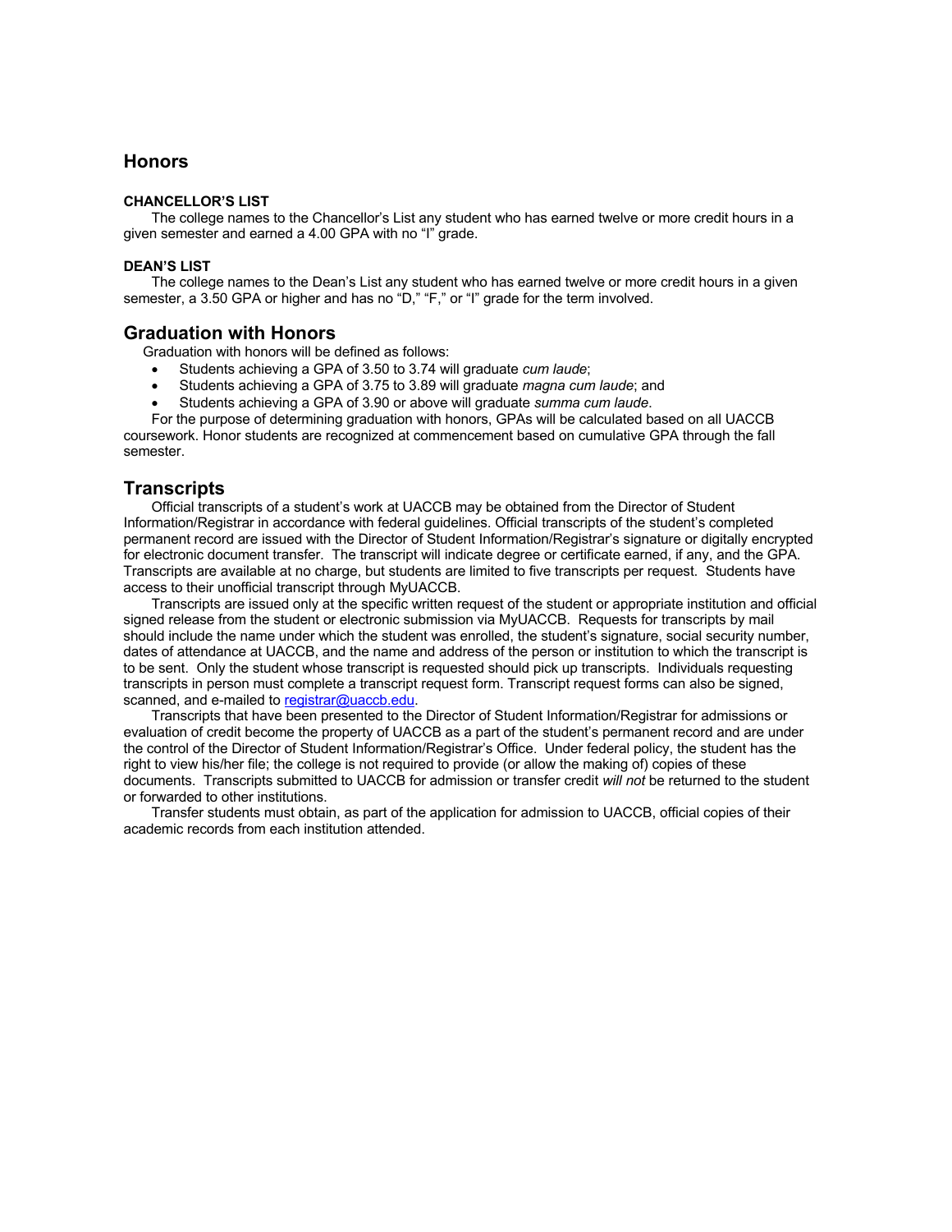## Honors

### CHANCELLOR'S LIST

The college names to the Chancellor's List any student who has earned twelve or more credit hours in a given semester and earned a 4.00 GPA with no "I" grade.

### DEAN'S LIST

The college names to the Dean's List any student who has earned twelve or more credit hours in a given semester, a 3.50 GPA or higher and has no "D," "F," or "I" grade for the term involved.

## Graduation with Honors

Graduation with honors will be defined as follows:

- Students achieving a GPA of 3.50 to 3.74 will graduate *cum laude*;
- Students achieving a GPA of 3.75 to 3.89 will graduate *magna cum laude*; and
- Students achieving a GPA of 3.90 or above will graduate *summa cum laude*.

For the purpose of determining graduation with honors, GPAs will be calculated based on all UACCB coursework. Honor students are recognized at commencement based on cumulative GPA through the fall semester.

## Transcripts

Official transcripts of a student's work at UACCB may be obtained from the Director of Student Information/Registrar in accordance with federal guidelines. Official transcripts of the student's completed permanent record are issued with the Director of Student Information/Registrar's signature or digitally encrypted for electronic document transfer. The transcript will indicate degree or certificate earned, if any, and the GPA. Transcripts are available at no charge, but students are limited to five transcripts per request. Students have access to their unofficial transcript through MyUACCB.

Transcripts are issued only at the specific written request of the student or appropriate institution and official signed release from the student or electronic submission via MyUACCB. Requests for transcripts by mail should include the name under which the student was enrolled, the student's signature, social security number, dates of attendance at UACCB, and the name and address of the person or institution to which the transcript is to be sent. Only the student whose transcript is requested should pick up transcripts. Individuals requesting transcripts in person must complete a transcript request form. Transcript request forms can also be signed, scanned, and e-mailed to registrar@uaccb.edu.

Transcripts that have been presented to the Director of Student Information/Registrar for admissions or evaluation of credit become the property of UACCB as a part of the student's permanent record and are under the control of the Director of Student Information/Registrar's Office. Under federal policy, the student has the right to view his/her file; the college is not required to provide (or allow the making of) copies of these documents. Transcripts submitted to UACCB for admission or transfer credit *will not* be returned to the student or forwarded to other institutions.

Transfer students must obtain, as part of the application for admission to UACCB, official copies of their academic records from each institution attended.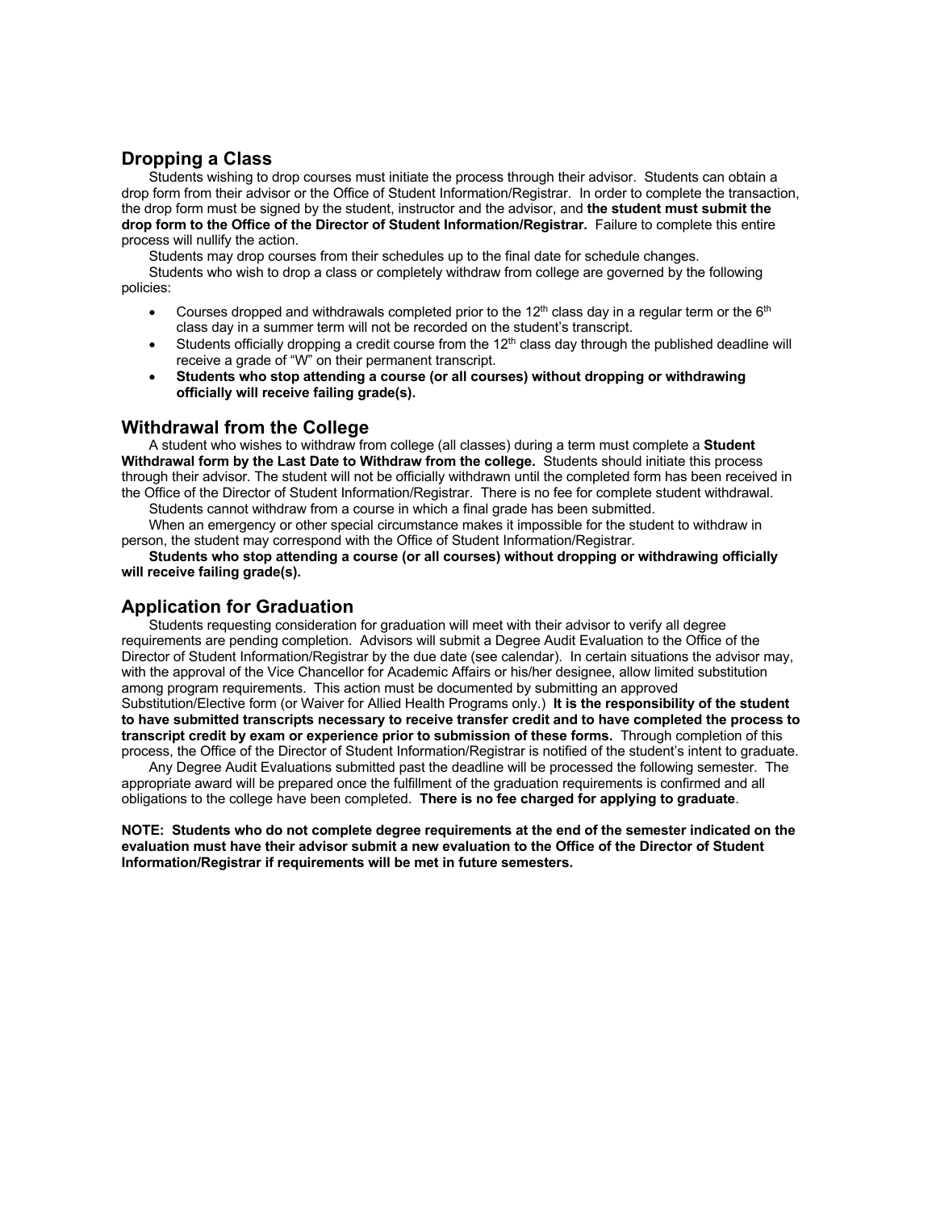## Dropping a Class

Students wishing to drop courses must initiate the process through their advisor. Students can obtain a drop form from their advisor or the Office of Student Information/Registrar. In order to complete the transaction, the drop form must be signed by the student, instructor and the advisor, and **the student must submit the drop form to the Office of the Director of Student Information/Registrar.** Failure to complete this entire process will nullify the action.

Students may drop courses from their schedules up to the final date for schedule changes.

Students who wish to drop a class or completely withdraw from college are governed by the following policies:

- Courses dropped and withdrawals completed prior to the 12th class day in a regular term or the 6th class day in a summer term will not be recorded on the student's transcript.
- Students officially dropping a credit course from the 12th class day through the published deadline will receive a grade of "W" on their permanent transcript.
- **Students who stop attending a course (or all courses) without dropping or withdrawing officially will receive failing grade(s).**

## Withdrawal from the College

A student who wishes to withdraw from college (all classes) during a term must complete a **Student Withdrawal form by the Last Date to Withdraw from the college.** Students should initiate this process through their advisor. The student will not be officially withdrawn until the completed form has been received in the Office of the Director of Student Information/Registrar. There is no fee for complete student withdrawal.

Students cannot withdraw from a course in which a final grade has been submitted.

When an emergency or other special circumstance makes it impossible for the student to withdraw in person, the student may correspond with the Office of Student Information/Registrar.

**Students who stop attending a course (or all courses) without dropping or withdrawing officially will receive failing grade(s).**

## Application for Graduation

Students requesting consideration for graduation will meet with their advisor to verify all degree requirements are pending completion. Advisors will submit a Degree Audit Evaluation to the Office of the Director of Student Information/Registrar by the due date (see calendar). In certain situations the advisor may, with the approval of the Vice Chancellor for Academic Affairs or his/her designee, allow limited substitution among program requirements. This action must be documented by submitting an approved Substitution/Elective form (or Waiver for Allied Health Programs only.) **It is the responsibility of the student to have submitted transcripts necessary to receive transfer credit and to have completed the process to transcript credit by exam or experience prior to submission of these forms.** Through completion of this process, the Office of the Director of Student Information/Registrar is notified of the student's intent to graduate.

Any Degree Audit Evaluations submitted past the deadline will be processed the following semester. The appropriate award will be prepared once the fulfillment of the graduation requirements is confirmed and all obligations to the college have been completed. **There is no fee charged for applying to graduate**.

**NOTE: Students who do not complete degree requirements at the end of the semester indicated on the evaluation must have their advisor submit a new evaluation to the Office of the Director of Student Information/Registrar if requirements will be met in future semesters.**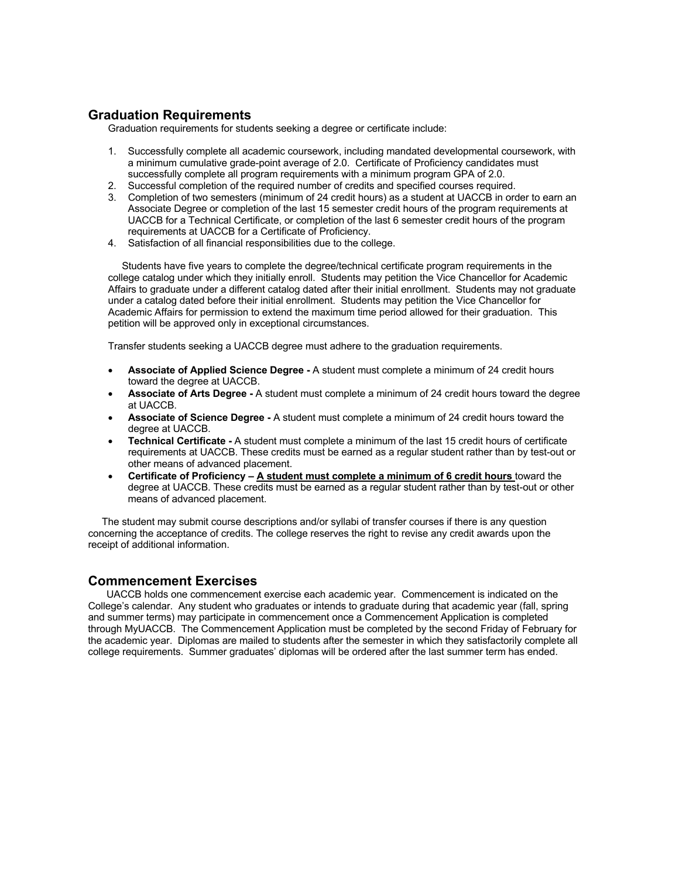## Graduation Requirements

Graduation requirements for students seeking a degree or certificate include:

1. Successfully complete all academic coursework, including mandated developmental coursework, with a minimum cumulative grade-point average of 2.0. Certificate of Proficiency candidates must successfully complete all program requirements with a minimum program GPA of 2.0.
2. Successful completion of the required number of credits and specified courses required.
3. Completion of two semesters (minimum of 24 credit hours) as a student at UACCB in order to earn an Associate Degree or completion of the last 15 semester credit hours of the program requirements at UACCB for a Technical Certificate, or completion of the last 6 semester credit hours of the program requirements at UACCB for a Certificate of Proficiency.
4. Satisfaction of all financial responsibilities due to the college.

Students have five years to complete the degree/technical certificate program requirements in the college catalog under which they initially enroll. Students may petition the Vice Chancellor for Academic Affairs to graduate under a different catalog dated after their initial enrollment. Students may not graduate under a catalog dated before their initial enrollment. Students may petition the Vice Chancellor for Academic Affairs for permission to extend the maximum time period allowed for their graduation. This petition will be approved only in exceptional circumstances.

Transfer students seeking a UACCB degree must adhere to the graduation requirements.

- **Associate of Applied Science Degree -** A student must complete a minimum of 24 credit hours toward the degree at UACCB.
- **Associate of Arts Degree -** A student must complete a minimum of 24 credit hours toward the degree at UACCB.
- **Associate of Science Degree -** A student must complete a minimum of 24 credit hours toward the degree at UACCB.
- **Technical Certificate -** A student must complete a minimum of the last 15 credit hours of certificate requirements at UACCB. These credits must be earned as a regular student rather than by test-out or other means of advanced placement.
- **Certificate of Proficiency – A student must complete a minimum of 6 credit hours** toward the degree at UACCB. These credits must be earned as a regular student rather than by test-out or other means of advanced placement.

The student may submit course descriptions and/or syllabi of transfer courses if there is any question concerning the acceptance of credits. The college reserves the right to revise any credit awards upon the receipt of additional information.

## Commencement Exercises

UACCB holds one commencement exercise each academic year. Commencement is indicated on the College's calendar. Any student who graduates or intends to graduate during that academic year (fall, spring and summer terms) may participate in commencement once a Commencement Application is completed through MyUACCB. The Commencement Application must be completed by the second Friday of February for the academic year. Diplomas are mailed to students after the semester in which they satisfactorily complete all college requirements. Summer graduates' diplomas will be ordered after the last summer term has ended.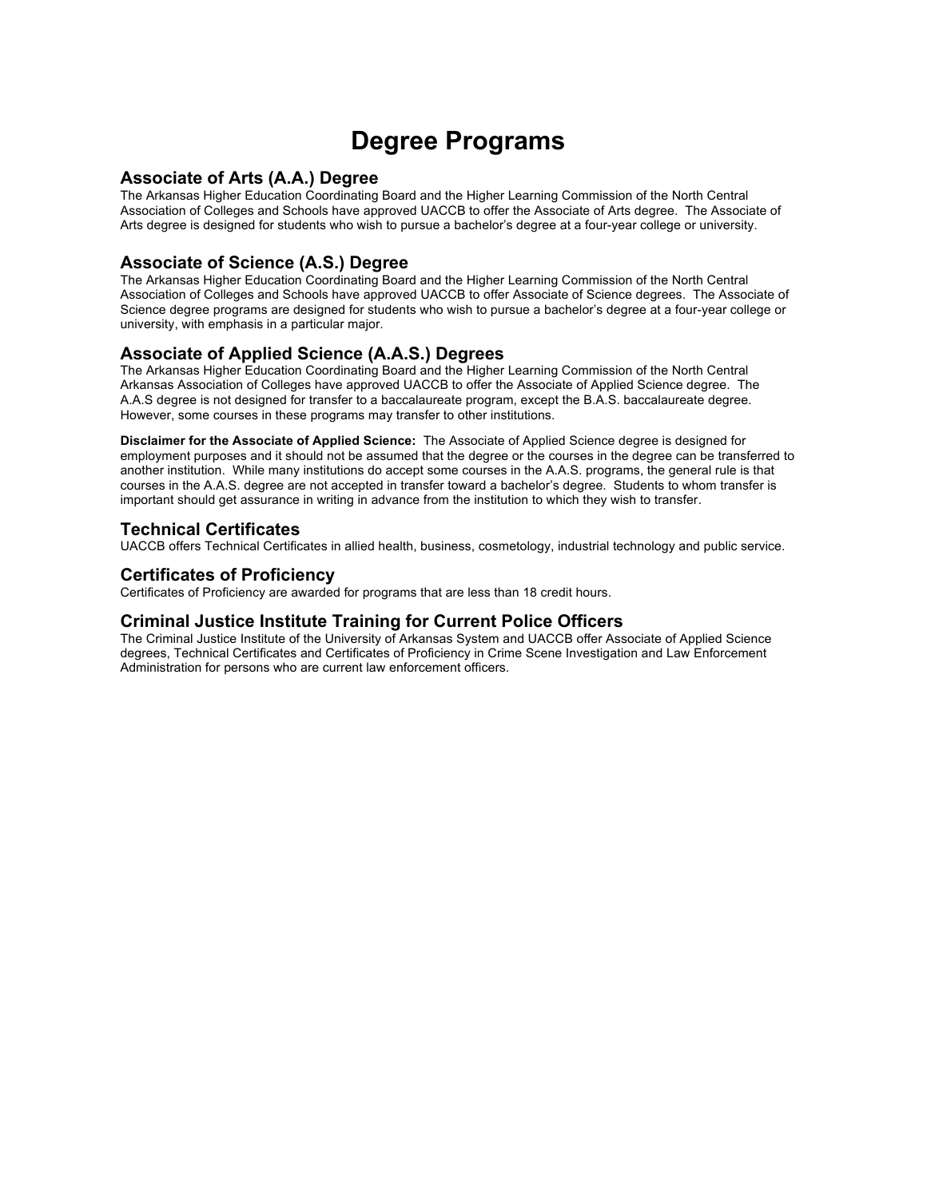# Degree Programs

## Associate of Arts (A.A.) Degree

The Arkansas Higher Education Coordinating Board and the Higher Learning Commission of the North Central Association of Colleges and Schools have approved UACCB to offer the Associate of Arts degree. The Associate of Arts degree is designed for students who wish to pursue a bachelor's degree at a four-year college or university.

## Associate of Science (A.S.) Degree

The Arkansas Higher Education Coordinating Board and the Higher Learning Commission of the North Central Association of Colleges and Schools have approved UACCB to offer Associate of Science degrees. The Associate of Science degree programs are designed for students who wish to pursue a bachelor's degree at a four-year college or university, with emphasis in a particular major.

## Associate of Applied Science (A.A.S.) Degrees

The Arkansas Higher Education Coordinating Board and the Higher Learning Commission of the North Central Arkansas Association of Colleges have approved UACCB to offer the Associate of Applied Science degree. The A.A.S degree is not designed for transfer to a baccalaureate program, except the B.A.S. baccalaureate degree. However, some courses in these programs may transfer to other institutions.

**Disclaimer for the Associate of Applied Science:** The Associate of Applied Science degree is designed for employment purposes and it should not be assumed that the degree or the courses in the degree can be transferred to another institution. While many institutions do accept some courses in the A.A.S. programs, the general rule is that courses in the A.A.S. degree are not accepted in transfer toward a bachelor's degree. Students to whom transfer is important should get assurance in writing in advance from the institution to which they wish to transfer.

## Technical Certificates

UACCB offers Technical Certificates in allied health, business, cosmetology, industrial technology and public service.

## Certificates of Proficiency

Certificates of Proficiency are awarded for programs that are less than 18 credit hours.

## Criminal Justice Institute Training for Current Police Officers

The Criminal Justice Institute of the University of Arkansas System and UACCB offer Associate of Applied Science degrees, Technical Certificates and Certificates of Proficiency in Crime Scene Investigation and Law Enforcement Administration for persons who are current law enforcement officers.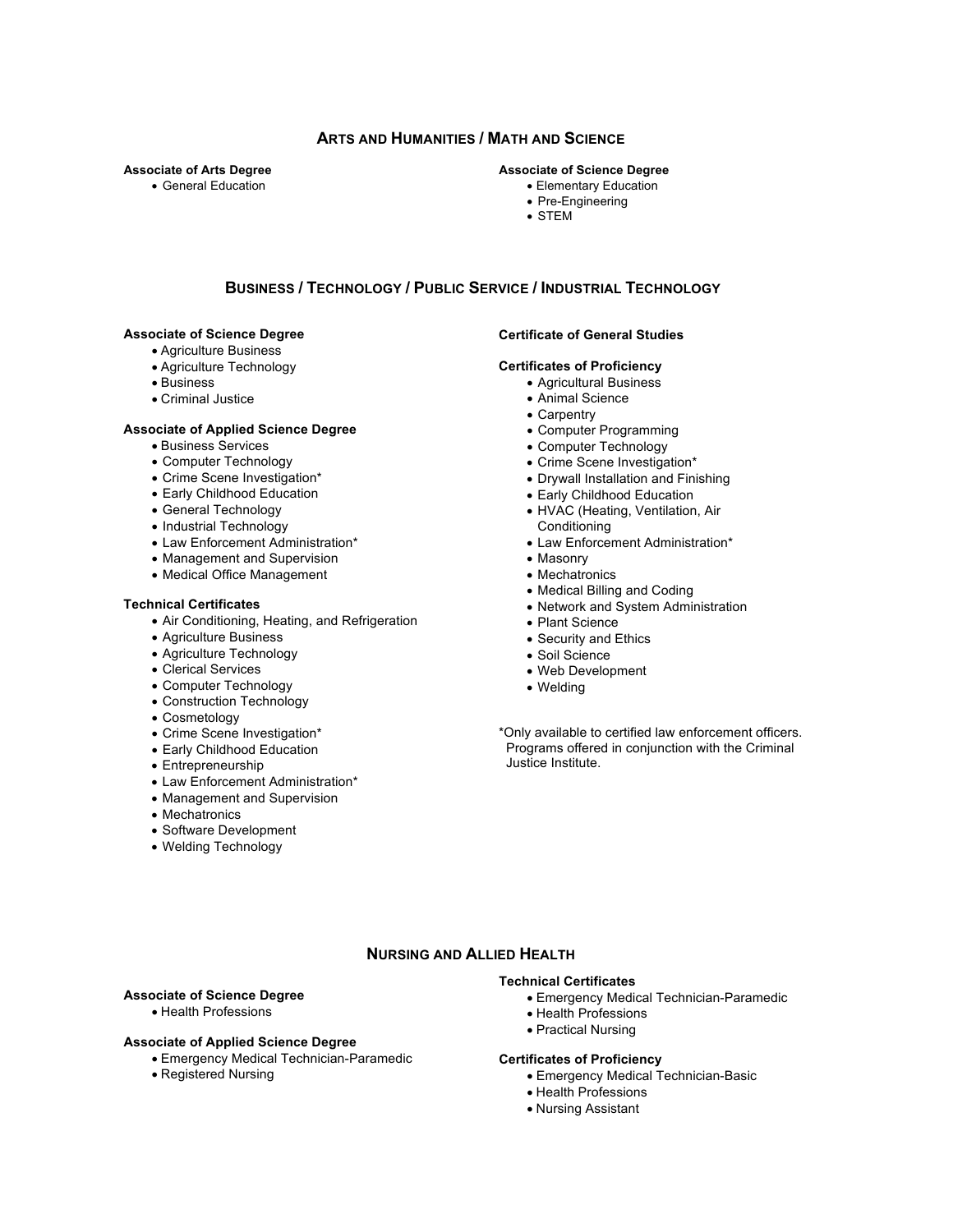## Arts and Humanities / Math and Science

**Associate of Arts Degree**

- General Education

**Associate of Science Degree**

- Elementary Education
- Pre-Engineering
- STEM

## Business / Technology / Public Service / Industrial Technology

**Associate of Science Degree**

- Agriculture Business
- Agriculture Technology
- Business
- Criminal Justice

**Associate of Applied Science Degree**

- Business Services
- Computer Technology
- Crime Scene Investigation*
- Early Childhood Education
- General Technology
- Industrial Technology
- Law Enforcement Administration*
- Management and Supervision
- Medical Office Management

**Technical Certificates**

- Air Conditioning, Heating, and Refrigeration
- Agriculture Business
- Agriculture Technology
- Clerical Services
- Computer Technology
- Construction Technology
- Cosmetology
- Crime Scene Investigation*
- Early Childhood Education
- Entrepreneurship
- Law Enforcement Administration*
- Management and Supervision
- Mechatronics
- Software Development
- Welding Technology

**Certificate of General Studies**

**Certificates of Proficiency**

- Agricultural Business
- Animal Science
- Carpentry
- Computer Programming
- Computer Technology
- Crime Scene Investigation*
- Drywall Installation and Finishing
- Early Childhood Education
- HVAC (Heating, Ventilation, Air Conditioning
- Law Enforcement Administration*
- Masonry
- Mechatronics
- Medical Billing and Coding
- Network and System Administration
- Plant Science
- Security and Ethics
- Soil Science
- Web Development
- Welding

*Only available to certified law enforcement officers. Programs offered in conjunction with the Criminal Justice Institute.

## Nursing and Allied Health

**Associate of Science Degree**

- Health Professions

**Associate of Applied Science Degree**

- Emergency Medical Technician-Paramedic
- Registered Nursing

**Technical Certificates**

- Emergency Medical Technician-Paramedic
- Health Professions
- Practical Nursing

**Certificates of Proficiency**

- Emergency Medical Technician-Basic
- Health Professions
- Nursing Assistant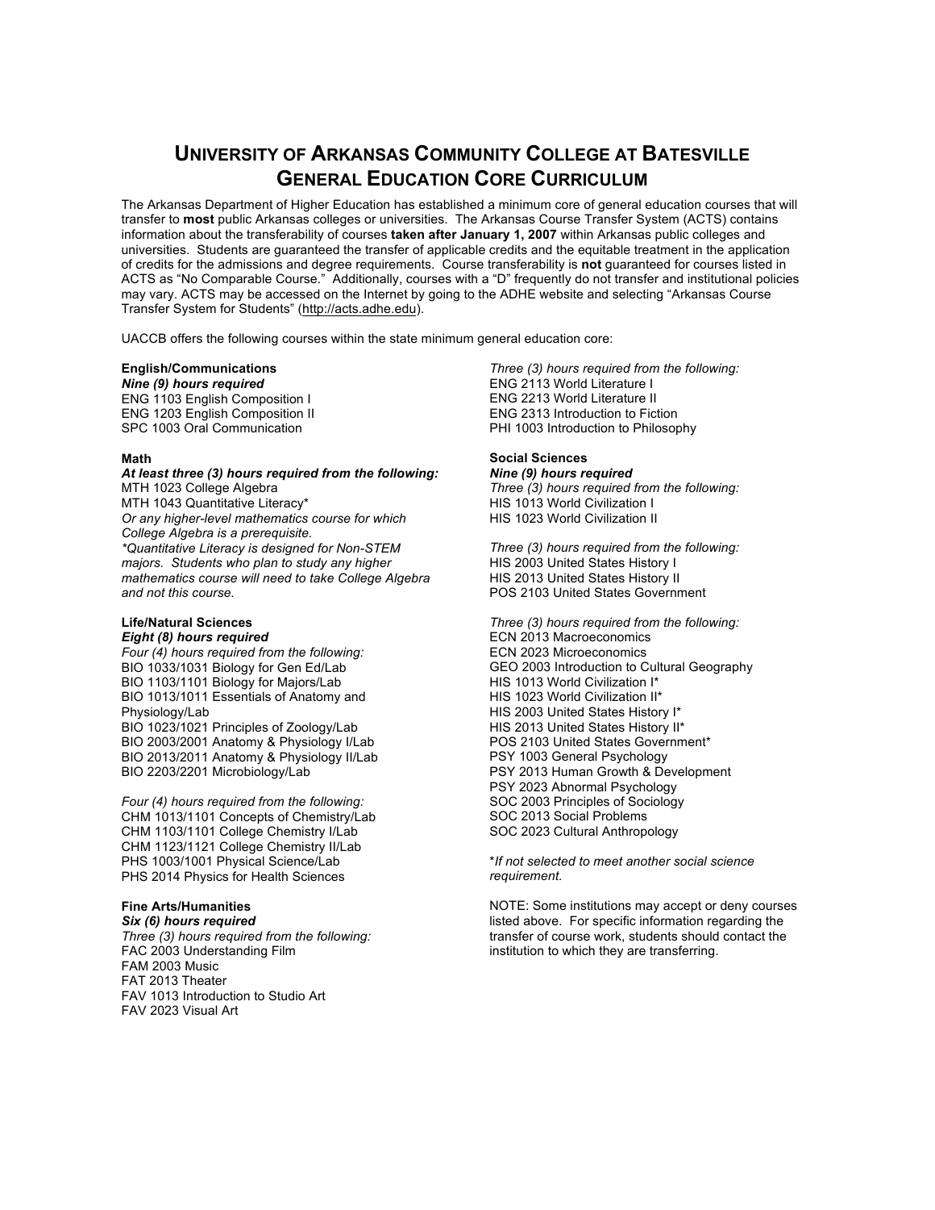# University of Arkansas Community College at Batesville
# General Education Core Curriculum

The Arkansas Department of Higher Education has established a minimum core of general education courses that will transfer to **most** public Arkansas colleges or universities. The Arkansas Course Transfer System (ACTS) contains information about the transferability of courses **taken after January 1, 2007** within Arkansas public colleges and universities. Students are guaranteed the transfer of applicable credits and the equitable treatment in the application of credits for the admissions and degree requirements. Course transferability is **not** guaranteed for courses listed in ACTS as "No Comparable Course." Additionally, courses with a "D" frequently do not transfer and institutional policies may vary. ACTS may be accessed on the Internet by going to the ADHE website and selecting "Arkansas Course Transfer System for Students" (http://acts.adhe.edu).

UACCB offers the following courses within the state minimum general education core:

**English/Communications**
***Nine (9) hours required***
ENG 1103 English Composition I
ENG 1203 English Composition II
SPC 1003 Oral Communication

**Math**
***At least three (3) hours required from the following:***
MTH 1023 College Algebra
MTH 1043 Quantitative Literacy*
*Or any higher-level mathematics course for which College Algebra is a prerequisite.*
*\*Quantitative Literacy is designed for Non-STEM majors. Students who plan to study any higher mathematics course will need to take College Algebra and not this course.*

**Life/Natural Sciences**
***Eight (8) hours required***
*Four (4) hours required from the following:*
BIO 1033/1031 Biology for Gen Ed/Lab
BIO 1103/1101 Biology for Majors/Lab
BIO 1013/1011 Essentials of Anatomy and Physiology/Lab
BIO 1023/1021 Principles of Zoology/Lab
BIO 2003/2001 Anatomy & Physiology I/Lab
BIO 2013/2011 Anatomy & Physiology II/Lab
BIO 2203/2201 Microbiology/Lab

*Four (4) hours required from the following:*
CHM 1013/1101 Concepts of Chemistry/Lab
CHM 1103/1101 College Chemistry I/Lab
CHM 1123/1121 College Chemistry II/Lab
PHS 1003/1001 Physical Science/Lab
PHS 2014 Physics for Health Sciences

**Fine Arts/Humanities**
***Six (6) hours required***
*Three (3) hours required from the following:*
FAC 2003 Understanding Film
FAM 2003 Music
FAT 2013 Theater
FAV 1013 Introduction to Studio Art
FAV 2023 Visual Art

*Three (3) hours required from the following:*
ENG 2113 World Literature I
ENG 2213 World Literature II
ENG 2313 Introduction to Fiction
PHI 1003 Introduction to Philosophy

**Social Sciences**
***Nine (9) hours required***
*Three (3) hours required from the following:*
HIS 1013 World Civilization I
HIS 1023 World Civilization II

*Three (3) hours required from the following:*
HIS 2003 United States History I
HIS 2013 United States History II
POS 2103 United States Government

*Three (3) hours required from the following:*
ECN 2013 Macroeconomics
ECN 2023 Microeconomics
GEO 2003 Introduction to Cultural Geography
HIS 1013 World Civilization I*
HIS 1023 World Civilization II*
HIS 2003 United States History I*
HIS 2013 United States History II*
POS 2103 United States Government*
PSY 1003 General Psychology
PSY 2013 Human Growth & Development
PSY 2023 Abnormal Psychology
SOC 2003 Principles of Sociology
SOC 2013 Social Problems
SOC 2023 Cultural Anthropology

*\*If not selected to meet another social science requirement.*

NOTE: Some institutions may accept or deny courses listed above. For specific information regarding the transfer of course work, students should contact the institution to which they are transferring.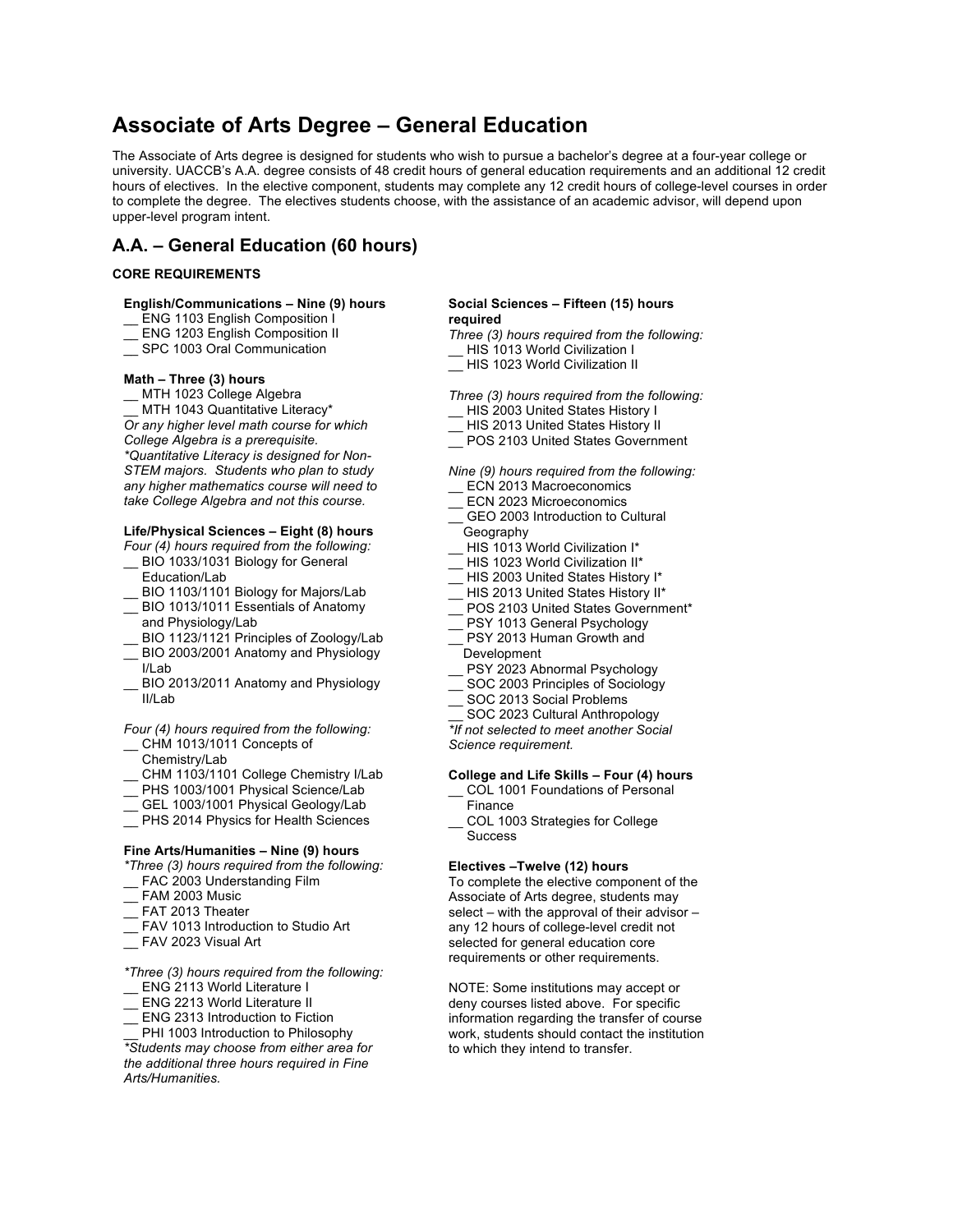# Associate of Arts Degree – General Education

The Associate of Arts degree is designed for students who wish to pursue a bachelor's degree at a four-year college or university. UACCB's A.A. degree consists of 48 credit hours of general education requirements and an additional 12 credit hours of electives. In the elective component, students may complete any 12 credit hours of college-level courses in order to complete the degree. The electives students choose, with the assistance of an academic advisor, will depend upon upper-level program intent.

## A.A. – General Education (60 hours)

**CORE REQUIREMENTS**

**English/Communications – Nine (9) hours**

- __ ENG 1103 English Composition I
- __ ENG 1203 English Composition II
- __ SPC 1003 Oral Communication

**Math – Three (3) hours**

- __ MTH 1023 College Algebra
- __ MTH 1043 Quantitative Literacy*

*Or any higher level math course for which College Algebra is a prerequisite.*
*\*Quantitative Literacy is designed for Non-STEM majors. Students who plan to study any higher mathematics course will need to take College Algebra and not this course.*

**Life/Physical Sciences – Eight (8) hours**

*Four (4) hours required from the following:*

- __ BIO 1033/1031 Biology for General Education/Lab
- __ BIO 1103/1101 Biology for Majors/Lab
- __ BIO 1013/1011 Essentials of Anatomy and Physiology/Lab
- __ BIO 1123/1121 Principles of Zoology/Lab
- __ BIO 2003/2001 Anatomy and Physiology I/Lab
- __ BIO 2013/2011 Anatomy and Physiology II/Lab

*Four (4) hours required from the following:*

- __ CHM 1013/1011 Concepts of Chemistry/Lab
- __ CHM 1103/1101 College Chemistry I/Lab
- __ PHS 1003/1001 Physical Science/Lab
- __ GEL 1003/1001 Physical Geology/Lab
- __ PHS 2014 Physics for Health Sciences

**Fine Arts/Humanities – Nine (9) hours**

*\*Three (3) hours required from the following:*

- __ FAC 2003 Understanding Film
- __ FAM 2003 Music
- __ FAT 2013 Theater
- __ FAV 1013 Introduction to Studio Art
- __ FAV 2023 Visual Art

*\*Three (3) hours required from the following:*

- __ ENG 2113 World Literature I
- __ ENG 2213 World Literature II
- __ ENG 2313 Introduction to Fiction
- __ PHI 1003 Introduction to Philosophy

*\*Students may choose from either area for the additional three hours required in Fine Arts/Humanities.*

**Social Sciences – Fifteen (15) hours required**

*Three (3) hours required from the following:*

- __ HIS 1013 World Civilization I
- __ HIS 1023 World Civilization II

*Three (3) hours required from the following:*

- __ HIS 2003 United States History I
- __ HIS 2013 United States History II
- __ POS 2103 United States Government

*Nine (9) hours required from the following:*

- __ ECN 2013 Macroeconomics
- __ ECN 2023 Microeconomics
- __ GEO 2003 Introduction to Cultural Geography
- __ HIS 1013 World Civilization I*
- __ HIS 1023 World Civilization II*
- __ HIS 2003 United States History I*
- __ HIS 2013 United States History II*
- __ POS 2103 United States Government*
- __ PSY 1013 General Psychology
- __ PSY 2013 Human Growth and Development
- __ PSY 2023 Abnormal Psychology
- __ SOC 2003 Principles of Sociology
- __ SOC 2013 Social Problems
- __ SOC 2023 Cultural Anthropology

*\*If not selected to meet another Social Science requirement.*

**College and Life Skills – Four (4) hours**

- __ COL 1001 Foundations of Personal Finance
- __ COL 1003 Strategies for College Success

**Electives –Twelve (12) hours**

To complete the elective component of the Associate of Arts degree, students may select – with the approval of their advisor – any 12 hours of college-level credit not selected for general education core requirements or other requirements.

NOTE: Some institutions may accept or deny courses listed above. For specific information regarding the transfer of course work, students should contact the institution to which they intend to transfer.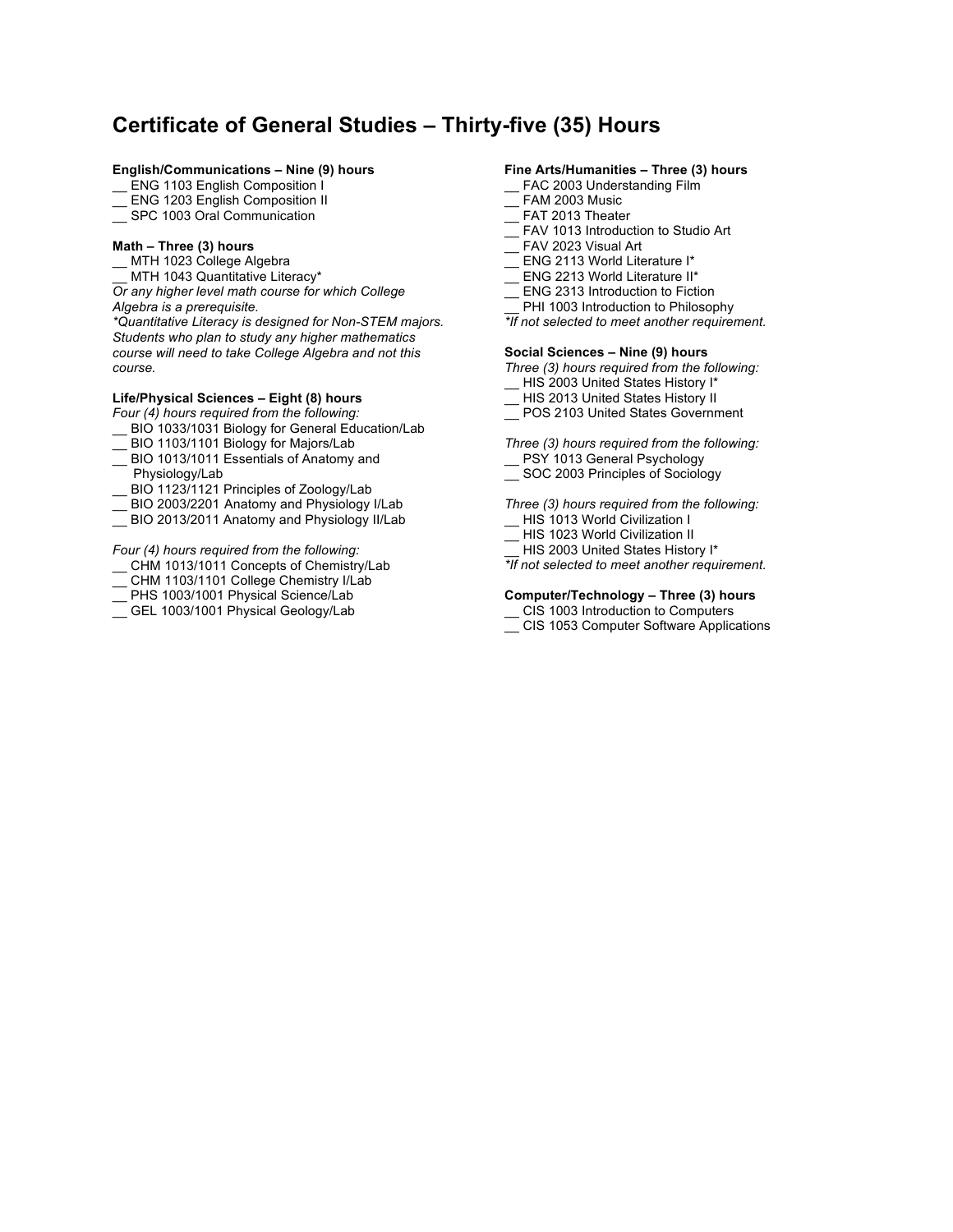# Certificate of General Studies – Thirty-five (35) Hours

**English/Communications – Nine (9) hours**

__ ENG 1103 English Composition I
__ ENG 1203 English Composition II
__ SPC 1003 Oral Communication

**Math – Three (3) hours**

__ MTH 1023 College Algebra
__ MTH 1043 Quantitative Literacy*

*Or any higher level math course for which College Algebra is a prerequisite.*

*\*Quantitative Literacy is designed for Non-STEM majors. Students who plan to study any higher mathematics course will need to take College Algebra and not this course.*

**Life/Physical Sciences – Eight (8) hours**

*Four (4) hours required from the following:*

__ BIO 1033/1031 Biology for General Education/Lab
__ BIO 1103/1101 Biology for Majors/Lab
__ BIO 1013/1011 Essentials of Anatomy and Physiology/Lab
__ BIO 1123/1121 Principles of Zoology/Lab
__ BIO 2003/2201 Anatomy and Physiology I/Lab
__ BIO 2013/2011 Anatomy and Physiology II/Lab

*Four (4) hours required from the following:*

__ CHM 1013/1011 Concepts of Chemistry/Lab
__ CHM 1103/1101 College Chemistry I/Lab
__ PHS 1003/1001 Physical Science/Lab
__ GEL 1003/1001 Physical Geology/Lab

**Fine Arts/Humanities – Three (3) hours**

__ FAC 2003 Understanding Film
__ FAM 2003 Music
__ FAT 2013 Theater
__ FAV 1013 Introduction to Studio Art
__ FAV 2023 Visual Art
__ ENG 2113 World Literature I*
__ ENG 2213 World Literature II*
__ ENG 2313 Introduction to Fiction
__ PHI 1003 Introduction to Philosophy

*\*If not selected to meet another requirement.*

**Social Sciences – Nine (9) hours**

*Three (3) hours required from the following:*

__ HIS 2003 United States History I*
__ HIS 2013 United States History II
__ POS 2103 United States Government

*Three (3) hours required from the following:*

__ PSY 1013 General Psychology
__ SOC 2003 Principles of Sociology

*Three (3) hours required from the following:*

__ HIS 1013 World Civilization I
__ HIS 1023 World Civilization II
__ HIS 2003 United States History I*

*\*If not selected to meet another requirement.*

**Computer/Technology – Three (3) hours**

__ CIS 1003 Introduction to Computers
__ CIS 1053 Computer Software Applications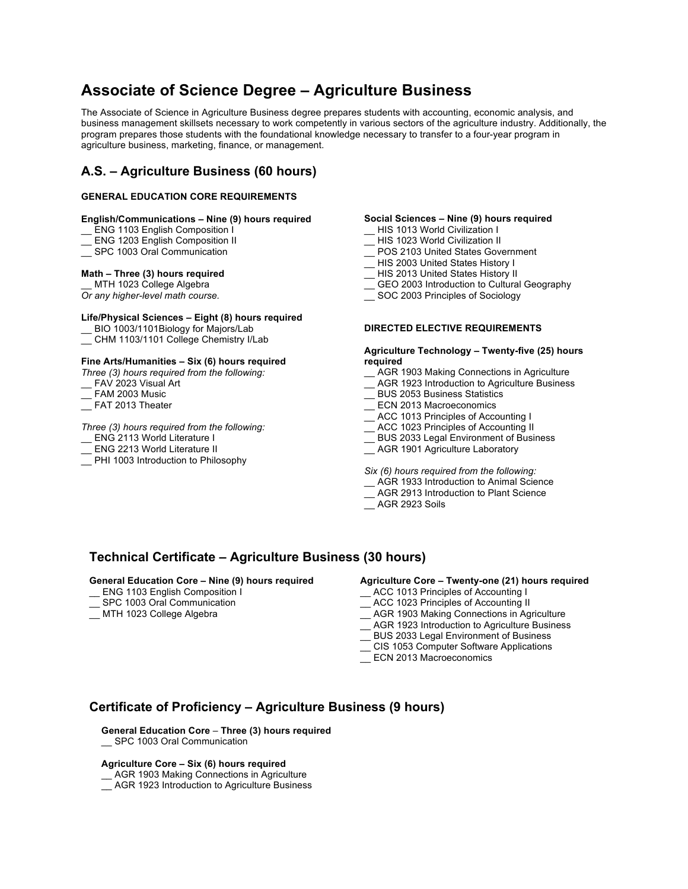# Associate of Science Degree – Agriculture Business

The Associate of Science in Agriculture Business degree prepares students with accounting, economic analysis, and business management skillsets necessary to work competently in various sectors of the agriculture industry. Additionally, the program prepares those students with the foundational knowledge necessary to transfer to a four-year program in agriculture business, marketing, finance, or management.

## A.S. – Agriculture Business (60 hours)

**GENERAL EDUCATION CORE REQUIREMENTS**

**English/Communications – Nine (9) hours required**

__ ENG 1103 English Composition I
__ ENG 1203 English Composition II
__ SPC 1003 Oral Communication

**Math – Three (3) hours required**

__ MTH 1023 College Algebra
*Or any higher-level math course.*

**Life/Physical Sciences – Eight (8) hours required**

__ BIO 1003/1101Biology for Majors/Lab
__ CHM 1103/1101 College Chemistry I/Lab

**Fine Arts/Humanities – Six (6) hours required**

*Three (3) hours required from the following:*

__ FAV 2023 Visual Art
__ FAM 2003 Music
__ FAT 2013 Theater

*Three (3) hours required from the following:*

__ ENG 2113 World Literature I
__ ENG 2213 World Literature II
__ PHI 1003 Introduction to Philosophy

**Social Sciences – Nine (9) hours required**

__ HIS 1013 World Civilization I
__ HIS 1023 World Civilization II
__ POS 2103 United States Government
__ HIS 2003 United States History I
__ HIS 2013 United States History II
__ GEO 2003 Introduction to Cultural Geography
__ SOC 2003 Principles of Sociology

**DIRECTED ELECTIVE REQUIREMENTS**

**Agriculture Technology – Twenty-five (25) hours required**

__ AGR 1903 Making Connections in Agriculture
__ AGR 1923 Introduction to Agriculture Business
__ BUS 2053 Business Statistics
__ ECN 2013 Macroeconomics
__ ACC 1013 Principles of Accounting I
__ ACC 1023 Principles of Accounting II
__ BUS 2033 Legal Environment of Business
__ AGR 1901 Agriculture Laboratory

*Six (6) hours required from the following:*

__ AGR 1933 Introduction to Animal Science
__ AGR 2913 Introduction to Plant Science
__ AGR 2923 Soils

## Technical Certificate – Agriculture Business (30 hours)

**General Education Core – Nine (9) hours required**

__ ENG 1103 English Composition I
__ SPC 1003 Oral Communication
__ MTH 1023 College Algebra

**Agriculture Core – Twenty-one (21) hours required**

__ ACC 1013 Principles of Accounting I
__ ACC 1023 Principles of Accounting II
__ AGR 1903 Making Connections in Agriculture
__ AGR 1923 Introduction to Agriculture Business
__ BUS 2033 Legal Environment of Business
__ CIS 1053 Computer Software Applications
__ ECN 2013 Macroeconomics

## Certificate of Proficiency – Agriculture Business (9 hours)

**General Education Core – Three (3) hours required**

__ SPC 1003 Oral Communication

**Agriculture Core – Six (6) hours required**

__ AGR 1903 Making Connections in Agriculture
__ AGR 1923 Introduction to Agriculture Business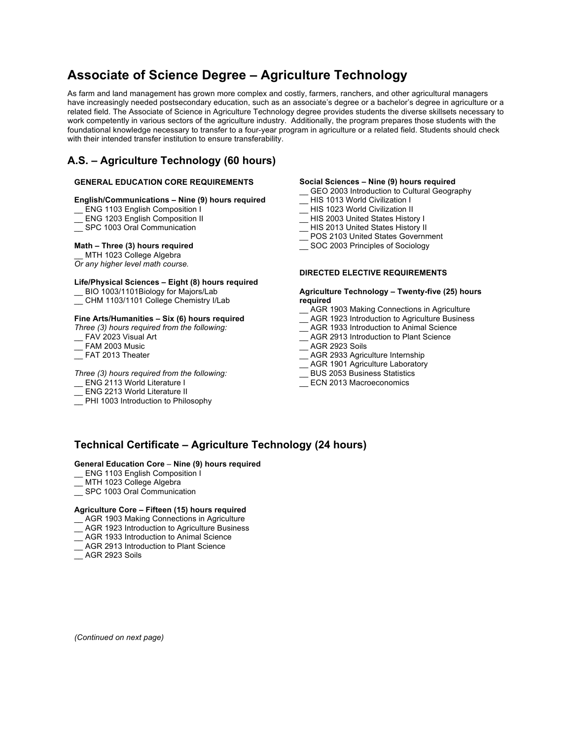# Associate of Science Degree – Agriculture Technology

As farm and land management has grown more complex and costly, farmers, ranchers, and other agricultural managers have increasingly needed postsecondary education, such as an associate's degree or a bachelor's degree in agriculture or a related field. The Associate of Science in Agriculture Technology degree provides students the diverse skillsets necessary to work competently in various sectors of the agriculture industry. Additionally, the program prepares those students with the foundational knowledge necessary to transfer to a four-year program in agriculture or a related field. Students should check with their intended transfer institution to ensure transferability.

## A.S. – Agriculture Technology (60 hours)

**GENERAL EDUCATION CORE REQUIREMENTS**

**English/Communications – Nine (9) hours required**

__ ENG 1103 English Composition I
__ ENG 1203 English Composition II
__ SPC 1003 Oral Communication

**Math – Three (3) hours required**

__ MTH 1023 College Algebra
*Or any higher level math course.*

**Life/Physical Sciences – Eight (8) hours required**

__ BIO 1003/1101Biology for Majors/Lab
__ CHM 1103/1101 College Chemistry I/Lab

**Fine Arts/Humanities – Six (6) hours required**

*Three (3) hours required from the following:*

__ FAV 2023 Visual Art
__ FAM 2003 Music
__ FAT 2013 Theater

*Three (3) hours required from the following:*

__ ENG 2113 World Literature I
__ ENG 2213 World Literature II
__ PHI 1003 Introduction to Philosophy

**Social Sciences – Nine (9) hours required**

__ GEO 2003 Introduction to Cultural Geography
__ HIS 1013 World Civilization I
__ HIS 1023 World Civilization II
__ HIS 2003 United States History I
__ HIS 2013 United States History II
__ POS 2103 United States Government
__ SOC 2003 Principles of Sociology

**DIRECTED ELECTIVE REQUIREMENTS**

**Agriculture Technology – Twenty-five (25) hours required**

__ AGR 1903 Making Connections in Agriculture
__ AGR 1923 Introduction to Agriculture Business
__ AGR 1933 Introduction to Animal Science
__ AGR 2913 Introduction to Plant Science
__ AGR 2923 Soils
__ AGR 2933 Agriculture Internship
__ AGR 1901 Agriculture Laboratory
__ BUS 2053 Business Statistics
__ ECN 2013 Macroeconomics

## Technical Certificate – Agriculture Technology (24 hours)

**General Education Core – Nine (9) hours required**

__ ENG 1103 English Composition I
__ MTH 1023 College Algebra
__ SPC 1003 Oral Communication

**Agriculture Core – Fifteen (15) hours required**

__ AGR 1903 Making Connections in Agriculture
__ AGR 1923 Introduction to Agriculture Business
__ AGR 1933 Introduction to Animal Science
__ AGR 2913 Introduction to Plant Science
__ AGR 2923 Soils

*(Continued on next page)*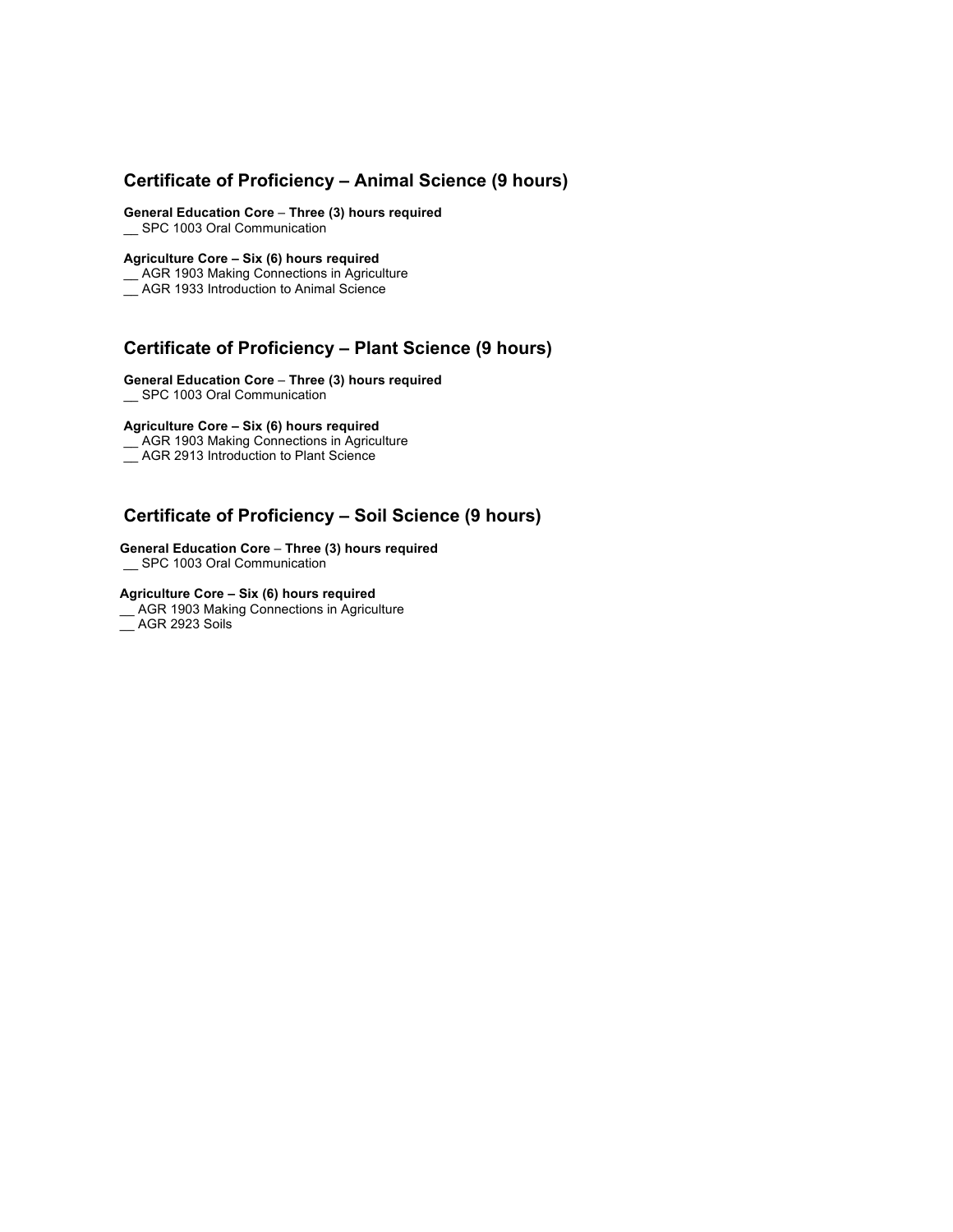## Certificate of Proficiency – Animal Science (9 hours)

**General Education Core – Three (3) hours required**
__ SPC 1003 Oral Communication

**Agriculture Core – Six (6) hours required**
__ AGR 1903 Making Connections in Agriculture
__ AGR 1933 Introduction to Animal Science

## Certificate of Proficiency – Plant Science (9 hours)

**General Education Core – Three (3) hours required**
__ SPC 1003 Oral Communication

**Agriculture Core – Six (6) hours required**
__ AGR 1903 Making Connections in Agriculture
__ AGR 2913 Introduction to Plant Science

## Certificate of Proficiency – Soil Science (9 hours)

**General Education Core – Three (3) hours required**
__ SPC 1003 Oral Communication

**Agriculture Core – Six (6) hours required**
__ AGR 1903 Making Connections in Agriculture
__ AGR 2923 Soils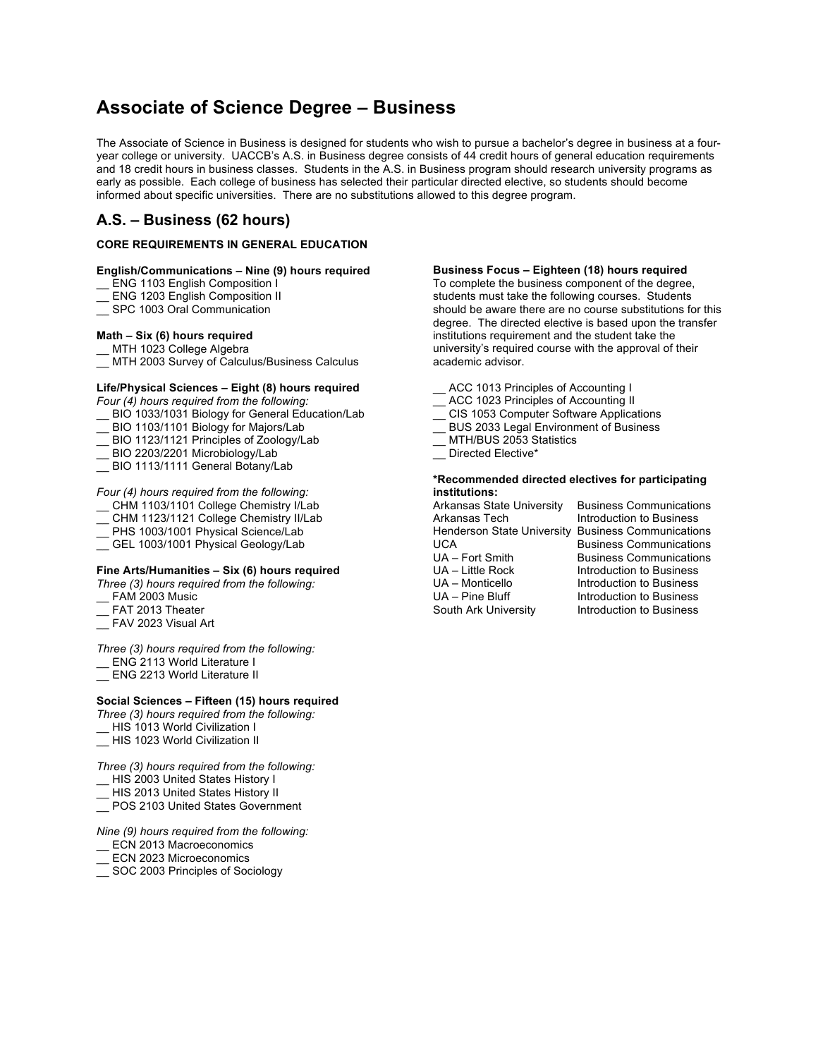# Associate of Science Degree – Business

The Associate of Science in Business is designed for students who wish to pursue a bachelor's degree in business at a four-year college or university. UACCB's A.S. in Business degree consists of 44 credit hours of general education requirements and 18 credit hours in business classes. Students in the A.S. in Business program should research university programs as early as possible. Each college of business has selected their particular directed elective, so students should become informed about specific universities. There are no substitutions allowed to this degree program.

## A.S. – Business (62 hours)

**CORE REQUIREMENTS IN GENERAL EDUCATION**

**English/Communications – Nine (9) hours required**

__ ENG 1103 English Composition I
__ ENG 1203 English Composition II
__ SPC 1003 Oral Communication

**Math – Six (6) hours required**

__ MTH 1023 College Algebra
__ MTH 2003 Survey of Calculus/Business Calculus

**Life/Physical Sciences – Eight (8) hours required**

*Four (4) hours required from the following:*

__ BIO 1033/1031 Biology for General Education/Lab
__ BIO 1103/1101 Biology for Majors/Lab
__ BIO 1123/1121 Principles of Zoology/Lab
__ BIO 2203/2201 Microbiology/Lab
__ BIO 1113/1111 General Botany/Lab

*Four (4) hours required from the following:*

__ CHM 1103/1101 College Chemistry I/Lab
__ CHM 1123/1121 College Chemistry II/Lab
__ PHS 1003/1001 Physical Science/Lab
__ GEL 1003/1001 Physical Geology/Lab

**Fine Arts/Humanities – Six (6) hours required**

*Three (3) hours required from the following:*

__ FAM 2003 Music
__ FAT 2013 Theater
__ FAV 2023 Visual Art

*Three (3) hours required from the following:*

__ ENG 2113 World Literature I
__ ENG 2213 World Literature II

**Social Sciences – Fifteen (15) hours required**

*Three (3) hours required from the following:*

__ HIS 1013 World Civilization I
__ HIS 1023 World Civilization II

*Three (3) hours required from the following:*

__ HIS 2003 United States History I
__ HIS 2013 United States History II
__ POS 2103 United States Government

*Nine (9) hours required from the following:*

__ ECN 2013 Macroeconomics
__ ECN 2023 Microeconomics
__ SOC 2003 Principles of Sociology

**Business Focus – Eighteen (18) hours required**

To complete the business component of the degree, students must take the following courses. Students should be aware there are no course substitutions for this degree. The directed elective is based upon the transfer institutions requirement and the student take the university's required course with the approval of their academic advisor.

__ ACC 1013 Principles of Accounting I
__ ACC 1023 Principles of Accounting II
__ CIS 1053 Computer Software Applications
__ BUS 2033 Legal Environment of Business
__ MTH/BUS 2053 Statistics
__ Directed Elective*

**\*Recommended directed electives for participating institutions:**

| Institution | Directed Elective |
|---|---|
| Arkansas State University | Business Communications |
| Arkansas Tech | Introduction to Business |
| Henderson State University | Business Communications |
| UCA | Business Communications |
| UA – Fort Smith | Business Communications |
| UA – Little Rock | Introduction to Business |
| UA – Monticello | Introduction to Business |
| UA – Pine Bluff | Introduction to Business |
| South Ark University | Introduction to Business |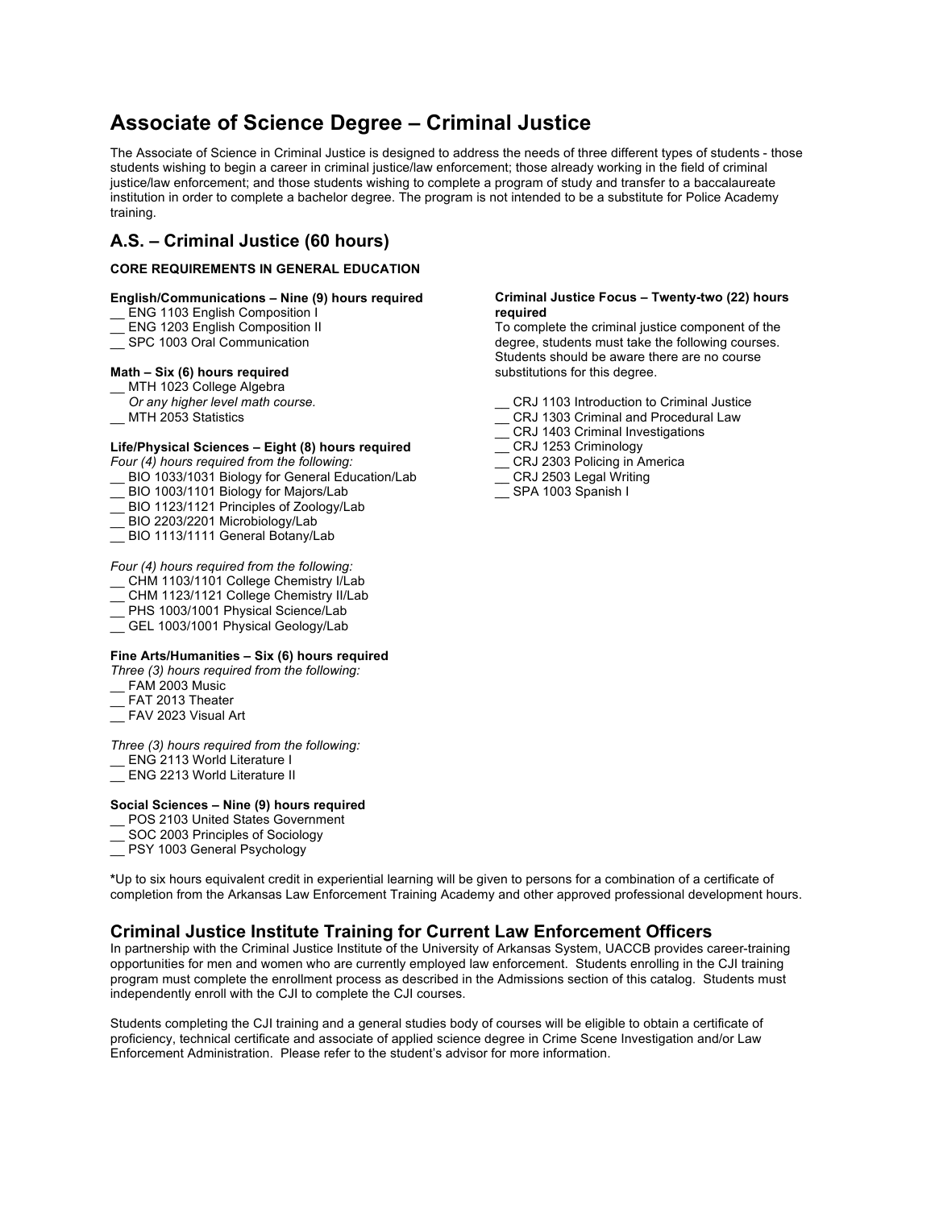# Associate of Science Degree – Criminal Justice

The Associate of Science in Criminal Justice is designed to address the needs of three different types of students - those students wishing to begin a career in criminal justice/law enforcement; those already working in the field of criminal justice/law enforcement; and those students wishing to complete a program of study and transfer to a baccalaureate institution in order to complete a bachelor degree. The program is not intended to be a substitute for Police Academy training.

## A.S. – Criminal Justice (60 hours)

**CORE REQUIREMENTS IN GENERAL EDUCATION**

**English/Communications – Nine (9) hours required**

__ ENG 1103 English Composition I
__ ENG 1203 English Composition II
__ SPC 1003 Oral Communication

**Math – Six (6) hours required**

__ MTH 1023 College Algebra
*Or any higher level math course.*
__ MTH 2053 Statistics

**Life/Physical Sciences – Eight (8) hours required**

*Four (4) hours required from the following:*

__ BIO 1033/1031 Biology for General Education/Lab
__ BIO 1003/1101 Biology for Majors/Lab
__ BIO 1123/1121 Principles of Zoology/Lab
__ BIO 2203/2201 Microbiology/Lab
__ BIO 1113/1111 General Botany/Lab

*Four (4) hours required from the following:*

__ CHM 1103/1101 College Chemistry I/Lab
__ CHM 1123/1121 College Chemistry II/Lab
__ PHS 1003/1001 Physical Science/Lab
__ GEL 1003/1001 Physical Geology/Lab

**Fine Arts/Humanities – Six (6) hours required**

*Three (3) hours required from the following:*

__ FAM 2003 Music
__ FAT 2013 Theater
__ FAV 2023 Visual Art

*Three (3) hours required from the following:*

__ ENG 2113 World Literature I
__ ENG 2213 World Literature II

**Social Sciences – Nine (9) hours required**

__ POS 2103 United States Government
__ SOC 2003 Principles of Sociology
__ PSY 1003 General Psychology

**Criminal Justice Focus – Twenty-two (22) hours required**

To complete the criminal justice component of the degree, students must take the following courses. Students should be aware there are no course substitutions for this degree.

__ CRJ 1103 Introduction to Criminal Justice
__ CRJ 1303 Criminal and Procedural Law
__ CRJ 1403 Criminal Investigations
__ CRJ 1253 Criminology
__ CRJ 2303 Policing in America
__ CRJ 2503 Legal Writing
__ SPA 1003 Spanish I

**\***Up to six hours equivalent credit in experiential learning will be given to persons for a combination of a certificate of completion from the Arkansas Law Enforcement Training Academy and other approved professional development hours.

## Criminal Justice Institute Training for Current Law Enforcement Officers

In partnership with the Criminal Justice Institute of the University of Arkansas System, UACCB provides career-training opportunities for men and women who are currently employed law enforcement. Students enrolling in the CJI training program must complete the enrollment process as described in the Admissions section of this catalog. Students must independently enroll with the CJI to complete the CJI courses.

Students completing the CJI training and a general studies body of courses will be eligible to obtain a certificate of proficiency, technical certificate and associate of applied science degree in Crime Scene Investigation and/or Law Enforcement Administration. Please refer to the student's advisor for more information.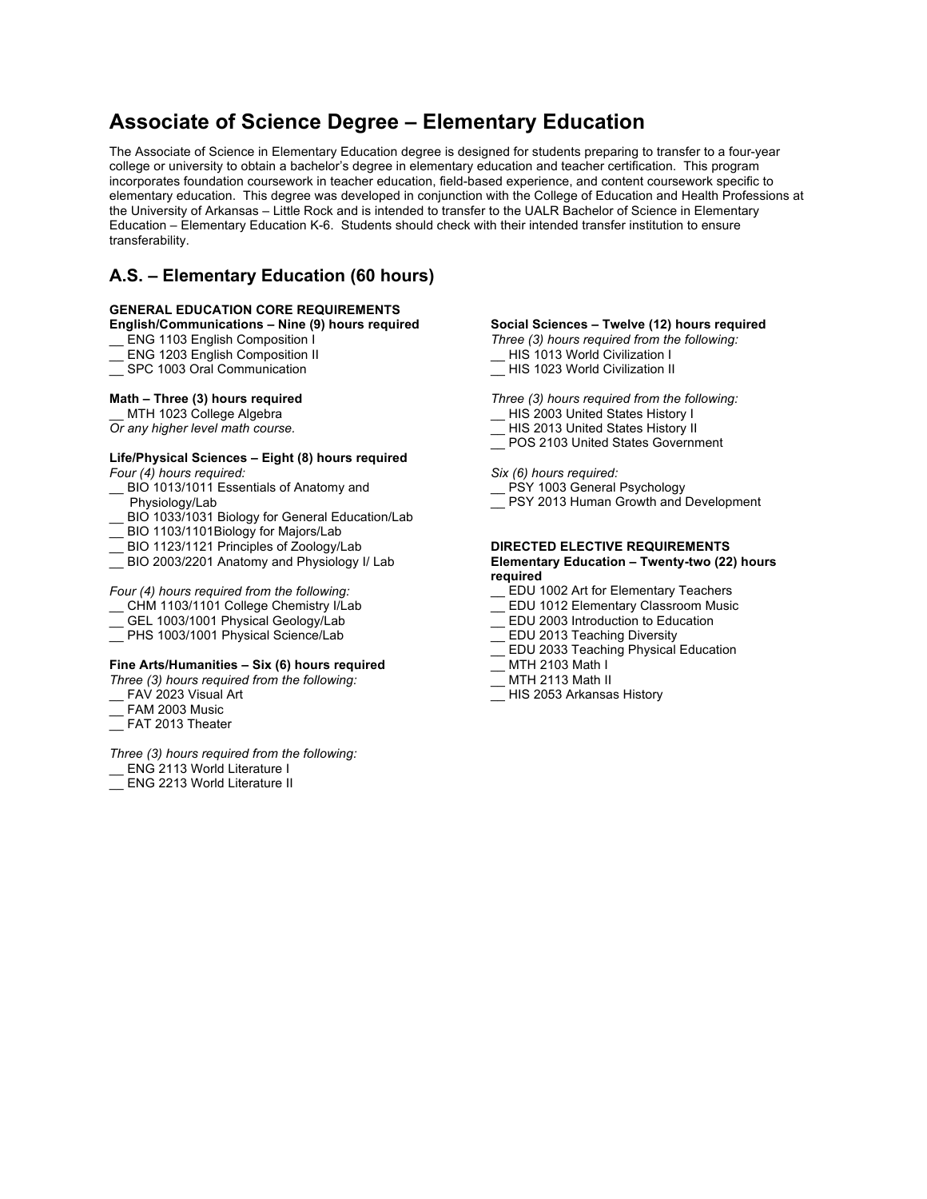# Associate of Science Degree – Elementary Education

The Associate of Science in Elementary Education degree is designed for students preparing to transfer to a four-year college or university to obtain a bachelor's degree in elementary education and teacher certification. This program incorporates foundation coursework in teacher education, field-based experience, and content coursework specific to elementary education. This degree was developed in conjunction with the College of Education and Health Professions at the University of Arkansas – Little Rock and is intended to transfer to the UALR Bachelor of Science in Elementary Education – Elementary Education K-6. Students should check with their intended transfer institution to ensure transferability.

## A.S. – Elementary Education (60 hours)

**GENERAL EDUCATION CORE REQUIREMENTS**

**English/Communications – Nine (9) hours required**

__ ENG 1103 English Composition I
__ ENG 1203 English Composition II
__ SPC 1003 Oral Communication

**Math – Three (3) hours required**

__ MTH 1023 College Algebra
*Or any higher level math course.*

**Life/Physical Sciences – Eight (8) hours required**

*Four (4) hours required:*

__ BIO 1013/1011 Essentials of Anatomy and Physiology/Lab
__ BIO 1033/1031 Biology for General Education/Lab
__ BIO 1103/1101Biology for Majors/Lab
__ BIO 1123/1121 Principles of Zoology/Lab
__ BIO 2003/2201 Anatomy and Physiology I/ Lab

*Four (4) hours required from the following:*

__ CHM 1103/1101 College Chemistry I/Lab
__ GEL 1003/1001 Physical Geology/Lab
__ PHS 1003/1001 Physical Science/Lab

**Fine Arts/Humanities – Six (6) hours required**

*Three (3) hours required from the following:*

__ FAV 2023 Visual Art
__ FAM 2003 Music
__ FAT 2013 Theater

*Three (3) hours required from the following:*

__ ENG 2113 World Literature I
__ ENG 2213 World Literature II

**Social Sciences – Twelve (12) hours required**

*Three (3) hours required from the following:*

__ HIS 1013 World Civilization I
__ HIS 1023 World Civilization II

*Three (3) hours required from the following:*

__ HIS 2003 United States History I
__ HIS 2013 United States History II
__ POS 2103 United States Government

*Six (6) hours required:*

__ PSY 1003 General Psychology
__ PSY 2013 Human Growth and Development

**DIRECTED ELECTIVE REQUIREMENTS**

**Elementary Education – Twenty-two (22) hours required**

__ EDU 1002 Art for Elementary Teachers
__ EDU 1012 Elementary Classroom Music
__ EDU 2003 Introduction to Education
__ EDU 2013 Teaching Diversity
__ EDU 2033 Teaching Physical Education
__ MTH 2103 Math I
__ MTH 2113 Math II
__ HIS 2053 Arkansas History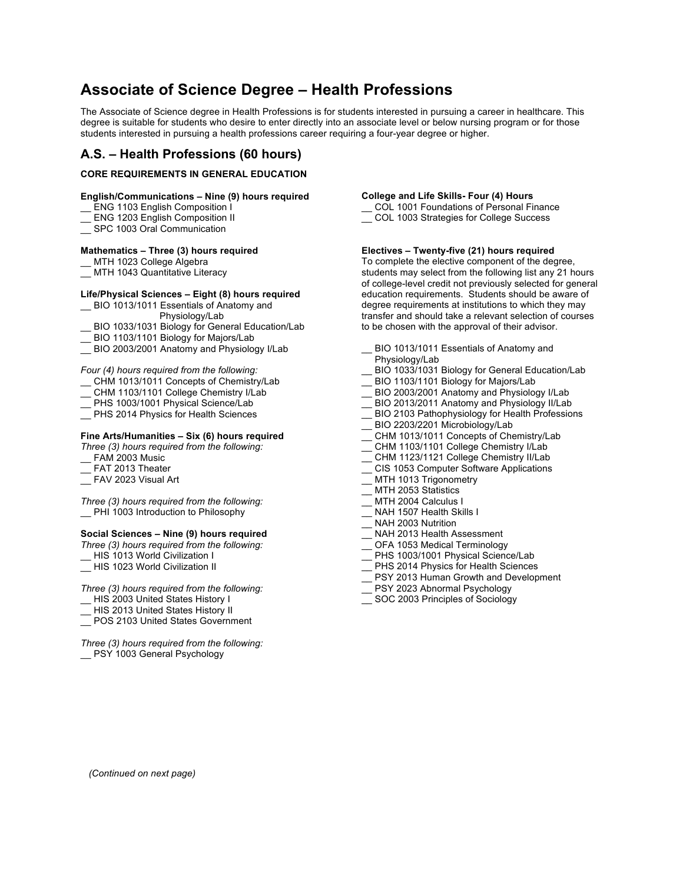# Associate of Science Degree – Health Professions

The Associate of Science degree in Health Professions is for students interested in pursuing a career in healthcare. This degree is suitable for students who desire to enter directly into an associate level or below nursing program or for those students interested in pursuing a health professions career requiring a four-year degree or higher.

## A.S. – Health Professions (60 hours)

**CORE REQUIREMENTS IN GENERAL EDUCATION**

**English/Communications – Nine (9) hours required**

- __ ENG 1103 English Composition I
- __ ENG 1203 English Composition II
- __ SPC 1003 Oral Communication

**Mathematics – Three (3) hours required**

- __ MTH 1023 College Algebra
- __ MTH 1043 Quantitative Literacy

**Life/Physical Sciences – Eight (8) hours required**

- __ BIO 1013/1011 Essentials of Anatomy and Physiology/Lab
- __ BIO 1033/1031 Biology for General Education/Lab
- __ BIO 1103/1101 Biology for Majors/Lab
- __ BIO 2003/2001 Anatomy and Physiology I/Lab

*Four (4) hours required from the following:*

- __ CHM 1013/1011 Concepts of Chemistry/Lab
- __ CHM 1103/1101 College Chemistry I/Lab
- __ PHS 1003/1001 Physical Science/Lab
- __ PHS 2014 Physics for Health Sciences

**Fine Arts/Humanities – Six (6) hours required**

*Three (3) hours required from the following:*

- __ FAM 2003 Music
- __ FAT 2013 Theater
- __ FAV 2023 Visual Art

*Three (3) hours required from the following:*

- __ PHI 1003 Introduction to Philosophy

**Social Sciences – Nine (9) hours required**

*Three (3) hours required from the following:*

- __ HIS 1013 World Civilization I
- __ HIS 1023 World Civilization II

*Three (3) hours required from the following:*

- __ HIS 2003 United States History I
- __ HIS 2013 United States History II
- __ POS 2103 United States Government

*Three (3) hours required from the following:*

- __ PSY 1003 General Psychology

**College and Life Skills- Four (4) Hours**

- __ COL 1001 Foundations of Personal Finance
- __ COL 1003 Strategies for College Success

**Electives – Twenty-five (21) hours required**

To complete the elective component of the degree, students may select from the following list any 21 hours of college-level credit not previously selected for general education requirements. Students should be aware of degree requirements at institutions to which they may transfer and should take a relevant selection of courses to be chosen with the approval of their advisor.

- __ BIO 1013/1011 Essentials of Anatomy and Physiology/Lab
- __ BIO 1033/1031 Biology for General Education/Lab
- __ BIO 1103/1101 Biology for Majors/Lab
- __ BIO 2003/2001 Anatomy and Physiology I/Lab
- __ BIO 2013/2011 Anatomy and Physiology II/Lab
- __ BIO 2103 Pathophysiology for Health Professions
- __ BIO 2203/2201 Microbiology/Lab
- __ CHM 1013/1011 Concepts of Chemistry/Lab
- __ CHM 1103/1101 College Chemistry I/Lab
- __ CHM 1123/1121 College Chemistry II/Lab
- __ CIS 1053 Computer Software Applications
- __ MTH 1013 Trigonometry
- __ MTH 2053 Statistics
- __ MTH 2004 Calculus I
- __ NAH 1507 Health Skills I
- __ NAH 2003 Nutrition
- __ NAH 2013 Health Assessment
- __ OFA 1053 Medical Terminology
- __ PHS 1003/1001 Physical Science/Lab
- __ PHS 2014 Physics for Health Sciences
- __ PSY 2013 Human Growth and Development
- __ PSY 2023 Abnormal Psychology
- __ SOC 2003 Principles of Sociology

*(Continued on next page)*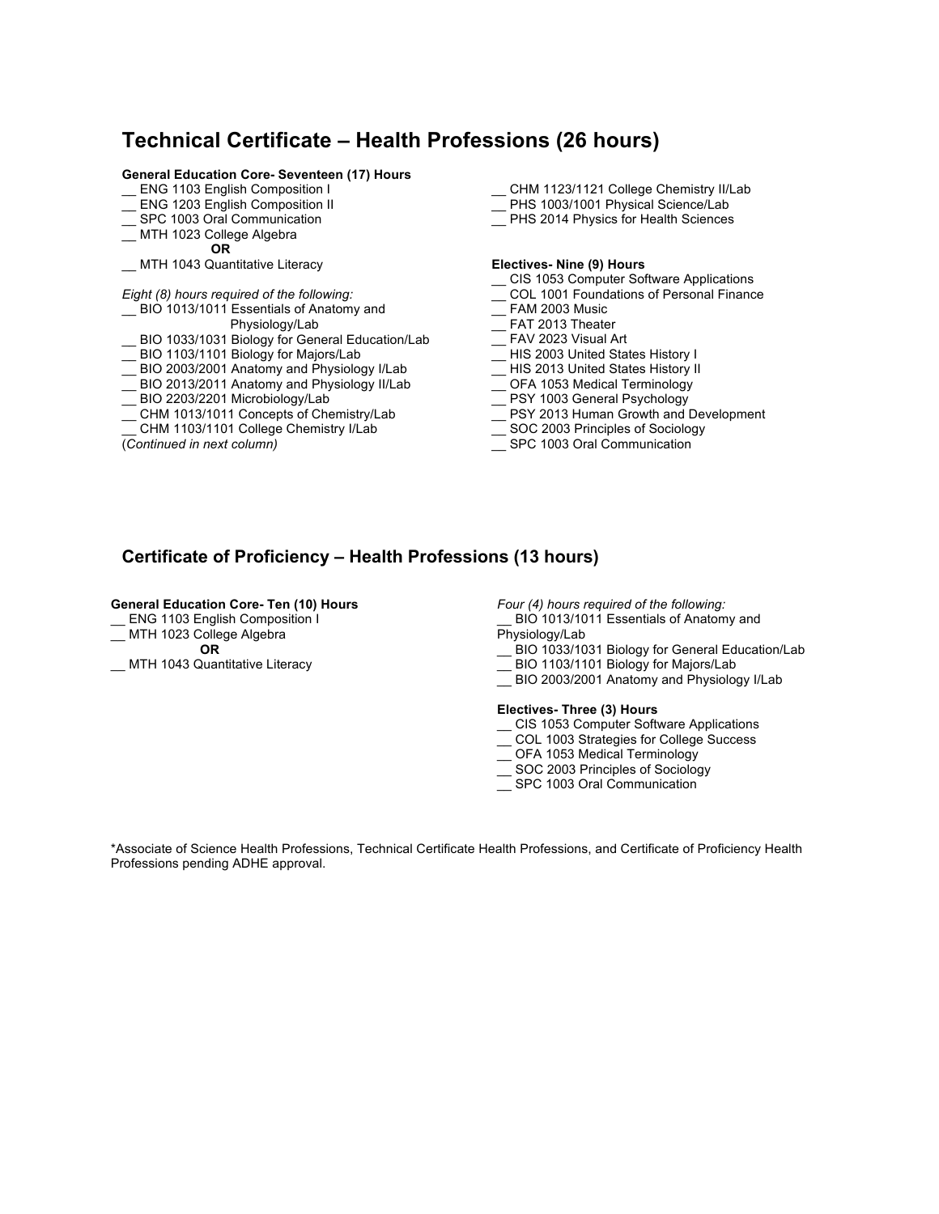## Technical Certificate – Health Professions (26 hours)

**General Education Core- Seventeen (17) Hours**

__ ENG 1103 English Composition I
__ ENG 1203 English Composition II
__ SPC 1003 Oral Communication
__ MTH 1023 College Algebra

**OR**

__ MTH 1043 Quantitative Literacy

*Eight (8) hours required of the following:*

__ BIO 1013/1011 Essentials of Anatomy and Physiology/Lab
__ BIO 1033/1031 Biology for General Education/Lab
__ BIO 1103/1101 Biology for Majors/Lab
__ BIO 2003/2001 Anatomy and Physiology I/Lab
__ BIO 2013/2011 Anatomy and Physiology II/Lab
__ BIO 2203/2201 Microbiology/Lab
__ CHM 1013/1011 Concepts of Chemistry/Lab
__ CHM 1103/1101 College Chemistry I/Lab
(*Continued in next column)*

__ CHM 1123/1121 College Chemistry II/Lab
__ PHS 1003/1001 Physical Science/Lab
__ PHS 2014 Physics for Health Sciences

**Electives- Nine (9) Hours**

__ CIS 1053 Computer Software Applications
__ COL 1001 Foundations of Personal Finance
__ FAM 2003 Music
__ FAT 2013 Theater
__ FAV 2023 Visual Art
__ HIS 2003 United States History I
__ HIS 2013 United States History II
__ OFA 1053 Medical Terminology
__ PSY 1003 General Psychology
__ PSY 2013 Human Growth and Development
__ SOC 2003 Principles of Sociology
__ SPC 1003 Oral Communication

## Certificate of Proficiency – Health Professions (13 hours)

**General Education Core- Ten (10) Hours**

__ ENG 1103 English Composition I
__ MTH 1023 College Algebra

**OR**

__ MTH 1043 Quantitative Literacy

*Four (4) hours required of the following:*

__ BIO 1013/1011 Essentials of Anatomy and Physiology/Lab
__ BIO 1033/1031 Biology for General Education/Lab
__ BIO 1103/1101 Biology for Majors/Lab
__ BIO 2003/2001 Anatomy and Physiology I/Lab

**Electives- Three (3) Hours**

__ CIS 1053 Computer Software Applications
__ COL 1003 Strategies for College Success
__ OFA 1053 Medical Terminology
__ SOC 2003 Principles of Sociology
__ SPC 1003 Oral Communication

*Associate of Science Health Professions, Technical Certificate Health Professions, and Certificate of Proficiency Health Professions pending ADHE approval.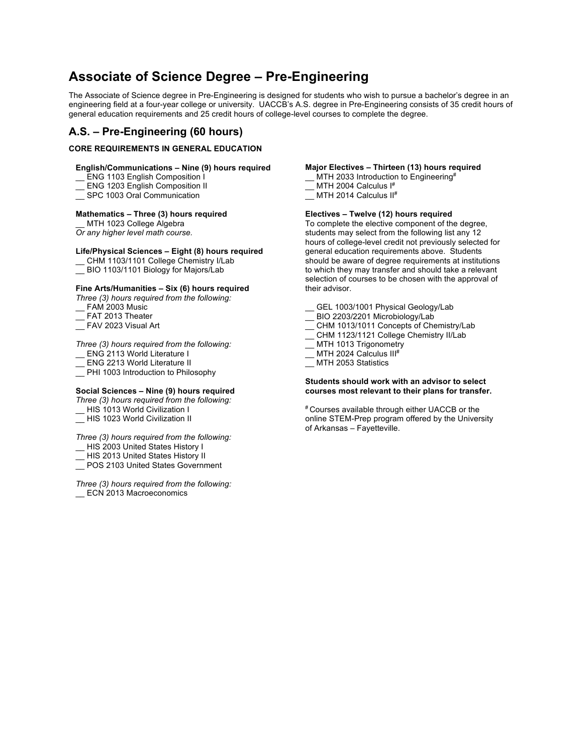# Associate of Science Degree – Pre-Engineering

The Associate of Science degree in Pre-Engineering is designed for students who wish to pursue a bachelor's degree in an engineering field at a four-year college or university. UACCB's A.S. degree in Pre-Engineering consists of 35 credit hours of general education requirements and 25 credit hours of college-level courses to complete the degree.

## A.S. – Pre-Engineering (60 hours)

**CORE REQUIREMENTS IN GENERAL EDUCATION**

**English/Communications – Nine (9) hours required**

__ ENG 1103 English Composition I
__ ENG 1203 English Composition II
__ SPC 1003 Oral Communication

**Mathematics – Three (3) hours required**

__ MTH 1023 College Algebra
*Or any higher level math course.*

**Life/Physical Sciences – Eight (8) hours required**

__ CHM 1103/1101 College Chemistry I/Lab
__ BIO 1103/1101 Biology for Majors/Lab

**Fine Arts/Humanities – Six (6) hours required**

*Three (3) hours required from the following:*
__ FAM 2003 Music
__ FAT 2013 Theater
__ FAV 2023 Visual Art

*Three (3) hours required from the following:*
__ ENG 2113 World Literature I
__ ENG 2213 World Literature II
__ PHI 1003 Introduction to Philosophy

**Social Sciences – Nine (9) hours required**

*Three (3) hours required from the following:*
__ HIS 1013 World Civilization I
__ HIS 1023 World Civilization II

*Three (3) hours required from the following:*
__ HIS 2003 United States History I
__ HIS 2013 United States History II
__ POS 2103 United States Government

*Three (3) hours required from the following:*
__ ECN 2013 Macroeconomics

**Major Electives – Thirteen (13) hours required**

__ MTH 2033 Introduction to Engineering#
__ MTH 2004 Calculus I#
__ MTH 2014 Calculus II#

**Electives – Twelve (12) hours required**

To complete the elective component of the degree, students may select from the following list any 12 hours of college-level credit not previously selected for general education requirements above. Students should be aware of degree requirements at institutions to which they may transfer and should take a relevant selection of courses to be chosen with the approval of their advisor.

__ GEL 1003/1001 Physical Geology/Lab
__ BIO 2203/2201 Microbiology/Lab
__ CHM 1013/1011 Concepts of Chemistry/Lab
__ CHM 1123/1121 College Chemistry II/Lab
__ MTH 1013 Trigonometry
__ MTH 2024 Calculus III#
__ MTH 2053 Statistics

**Students should work with an advisor to select courses most relevant to their plans for transfer.**

# Courses available through either UACCB or the online STEM-Prep program offered by the University of Arkansas – Fayetteville.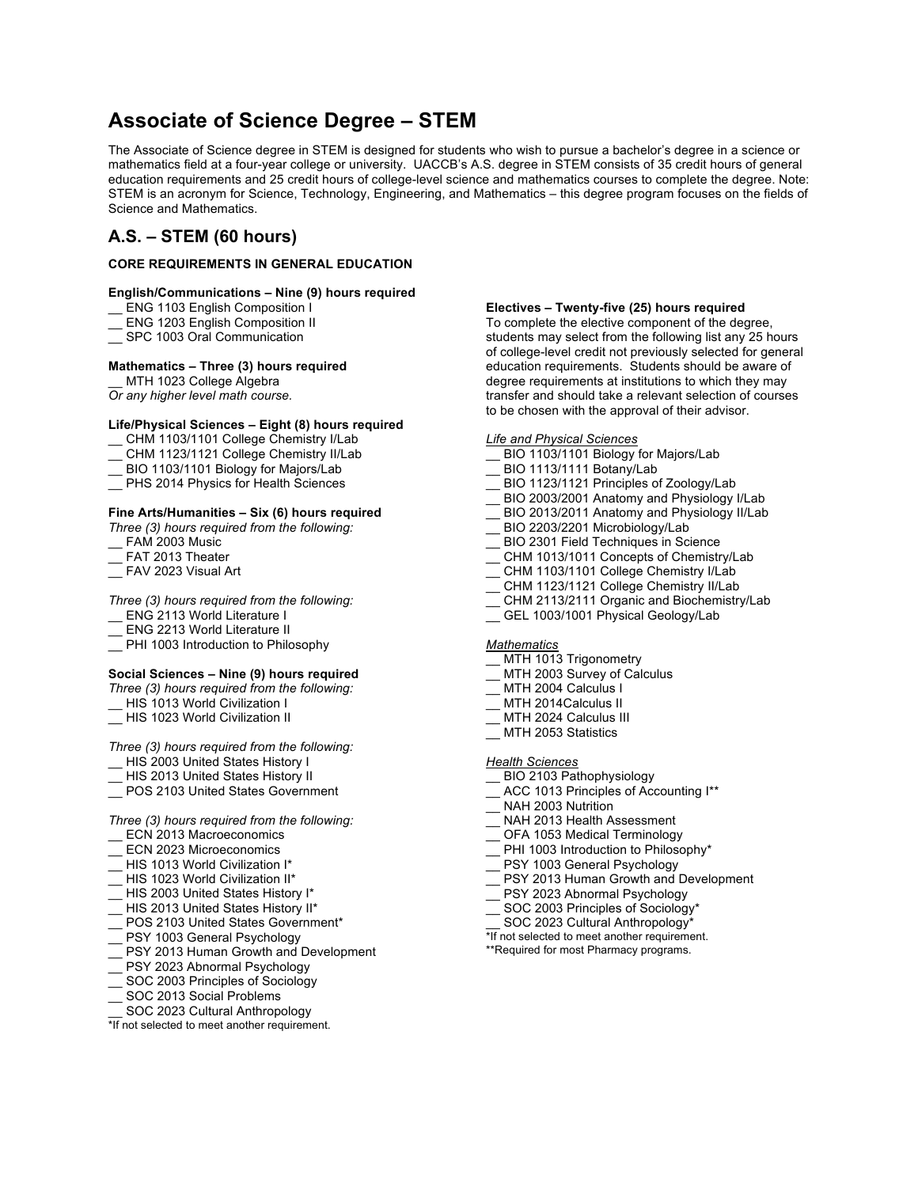# Associate of Science Degree – STEM

The Associate of Science degree in STEM is designed for students who wish to pursue a bachelor's degree in a science or mathematics field at a four-year college or university. UACCB's A.S. degree in STEM consists of 35 credit hours of general education requirements and 25 credit hours of college-level science and mathematics courses to complete the degree. Note: STEM is an acronym for Science, Technology, Engineering, and Mathematics – this degree program focuses on the fields of Science and Mathematics.

## A.S. – STEM (60 hours)

**CORE REQUIREMENTS IN GENERAL EDUCATION**

**English/Communications – Nine (9) hours required**

__ ENG 1103 English Composition I
__ ENG 1203 English Composition II
__ SPC 1003 Oral Communication

**Mathematics – Three (3) hours required**

__ MTH 1023 College Algebra
*Or any higher level math course.*

**Life/Physical Sciences – Eight (8) hours required**

__ CHM 1103/1101 College Chemistry I/Lab
__ CHM 1123/1121 College Chemistry II/Lab
__ BIO 1103/1101 Biology for Majors/Lab
__ PHS 2014 Physics for Health Sciences

**Fine Arts/Humanities – Six (6) hours required**

*Three (3) hours required from the following:*
__ FAM 2003 Music
__ FAT 2013 Theater
__ FAV 2023 Visual Art

*Three (3) hours required from the following:*
__ ENG 2113 World Literature I
__ ENG 2213 World Literature II
__ PHI 1003 Introduction to Philosophy

**Social Sciences – Nine (9) hours required**

*Three (3) hours required from the following:*
__ HIS 1013 World Civilization I
__ HIS 1023 World Civilization II

*Three (3) hours required from the following:*
__ HIS 2003 United States History I
__ HIS 2013 United States History II
__ POS 2103 United States Government

*Three (3) hours required from the following:*
__ ECN 2013 Macroeconomics
__ ECN 2023 Microeconomics
__ HIS 1013 World Civilization I*
__ HIS 1023 World Civilization II*
__ HIS 2003 United States History I*
__ HIS 2013 United States History II*
__ POS 2103 United States Government*
__ PSY 1003 General Psychology
__ PSY 2013 Human Growth and Development
__ PSY 2023 Abnormal Psychology
__ SOC 2003 Principles of Sociology
__ SOC 2013 Social Problems
__ SOC 2023 Cultural Anthropology

*If not selected to meet another requirement.

**Electives – Twenty-five (25) hours required**

To complete the elective component of the degree, students may select from the following list any 25 hours of college-level credit not previously selected for general education requirements. Students should be aware of degree requirements at institutions to which they may transfer and should take a relevant selection of courses to be chosen with the approval of their advisor.

*Life and Physical Sciences*

__ BIO 1103/1101 Biology for Majors/Lab
__ BIO 1113/1111 Botany/Lab
__ BIO 1123/1121 Principles of Zoology/Lab
__ BIO 2003/2001 Anatomy and Physiology I/Lab
__ BIO 2013/2011 Anatomy and Physiology II/Lab
__ BIO 2203/2201 Microbiology/Lab
__ BIO 2301 Field Techniques in Science
__ CHM 1013/1011 Concepts of Chemistry/Lab
__ CHM 1103/1101 College Chemistry I/Lab
__ CHM 1123/1121 College Chemistry II/Lab
__ CHM 2113/2111 Organic and Biochemistry/Lab
__ GEL 1003/1001 Physical Geology/Lab

*Mathematics*

__ MTH 1013 Trigonometry
__ MTH 2003 Survey of Calculus
__ MTH 2004 Calculus I
__ MTH 2014Calculus II
__ MTH 2024 Calculus III
__ MTH 2053 Statistics

*Health Sciences*

__ BIO 2103 Pathophysiology
__ ACC 1013 Principles of Accounting I**
__ NAH 2003 Nutrition
__ NAH 2013 Health Assessment
__ OFA 1053 Medical Terminology
__ PHI 1003 Introduction to Philosophy*
__ PSY 1003 General Psychology
__ PSY 2013 Human Growth and Development
__ PSY 2023 Abnormal Psychology
__ SOC 2003 Principles of Sociology*
__ SOC 2023 Cultural Anthropology*

*If not selected to meet another requirement.
**Required for most Pharmacy programs.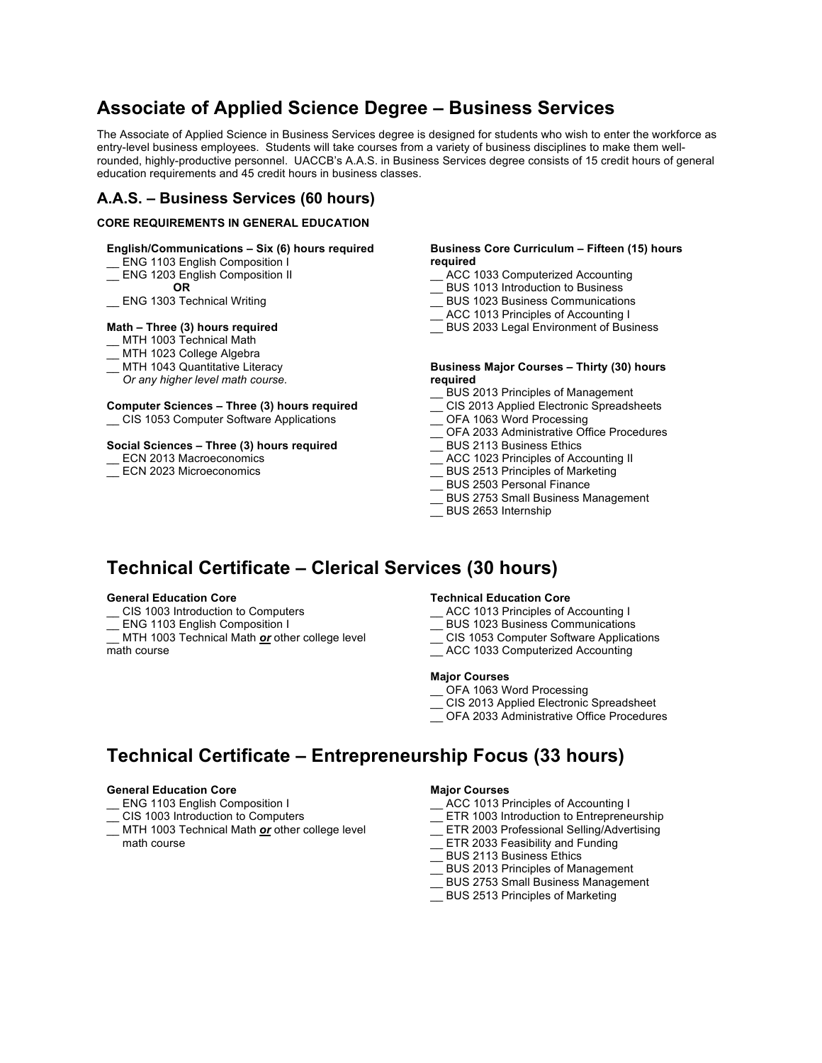# Associate of Applied Science Degree – Business Services

The Associate of Applied Science in Business Services degree is designed for students who wish to enter the workforce as entry-level business employees. Students will take courses from a variety of business disciplines to make them well-rounded, highly-productive personnel. UACCB's A.A.S. in Business Services degree consists of 15 credit hours of general education requirements and 45 credit hours in business classes.

## A.A.S. – Business Services (60 hours)

**CORE REQUIREMENTS IN GENERAL EDUCATION**

**English/Communications – Six (6) hours required**
- __ ENG 1103 English Composition I
- __ ENG 1203 English Composition II

  **OR**
- __ ENG 1303 Technical Writing

**Math – Three (3) hours required**
- __ MTH 1003 Technical Math
- __ MTH 1023 College Algebra
- __ MTH 1043 Quantitative Literacy

  *Or any higher level math course.*

**Computer Sciences – Three (3) hours required**
- __ CIS 1053 Computer Software Applications

**Social Sciences – Three (3) hours required**
- __ ECN 2013 Macroeconomics
- __ ECN 2023 Microeconomics

**Business Core Curriculum – Fifteen (15) hours required**
- __ ACC 1033 Computerized Accounting
- __ BUS 1013 Introduction to Business
- __ BUS 1023 Business Communications
- __ ACC 1013 Principles of Accounting I
- __ BUS 2033 Legal Environment of Business

**Business Major Courses – Thirty (30) hours required**
- __ BUS 2013 Principles of Management
- __ CIS 2013 Applied Electronic Spreadsheets
- __ OFA 1063 Word Processing
- __ OFA 2033 Administrative Office Procedures
- __ BUS 2113 Business Ethics
- __ ACC 1023 Principles of Accounting II
- __ BUS 2513 Principles of Marketing
- __ BUS 2503 Personal Finance
- __ BUS 2753 Small Business Management
- __ BUS 2653 Internship

# Technical Certificate – Clerical Services (30 hours)

**General Education Core**
- __ CIS 1003 Introduction to Computers
- __ ENG 1103 English Composition I
- __ MTH 1003 Technical Math ***or*** other college level math course

**Technical Education Core**
- __ ACC 1013 Principles of Accounting I
- __ BUS 1023 Business Communications
- __ CIS 1053 Computer Software Applications
- __ ACC 1033 Computerized Accounting

**Major Courses**
- __ OFA 1063 Word Processing
- __ CIS 2013 Applied Electronic Spreadsheet
- __ OFA 2033 Administrative Office Procedures

# Technical Certificate – Entrepreneurship Focus (33 hours)

**General Education Core**
- __ ENG 1103 English Composition I
- __ CIS 1003 Introduction to Computers
- __ MTH 1003 Technical Math ***or*** other college level math course

**Major Courses**
- __ ACC 1013 Principles of Accounting I
- __ ETR 1003 Introduction to Entrepreneurship
- __ ETR 2003 Professional Selling/Advertising
- __ ETR 2033 Feasibility and Funding
- __ BUS 2113 Business Ethics
- __ BUS 2013 Principles of Management
- __ BUS 2753 Small Business Management
- __ BUS 2513 Principles of Marketing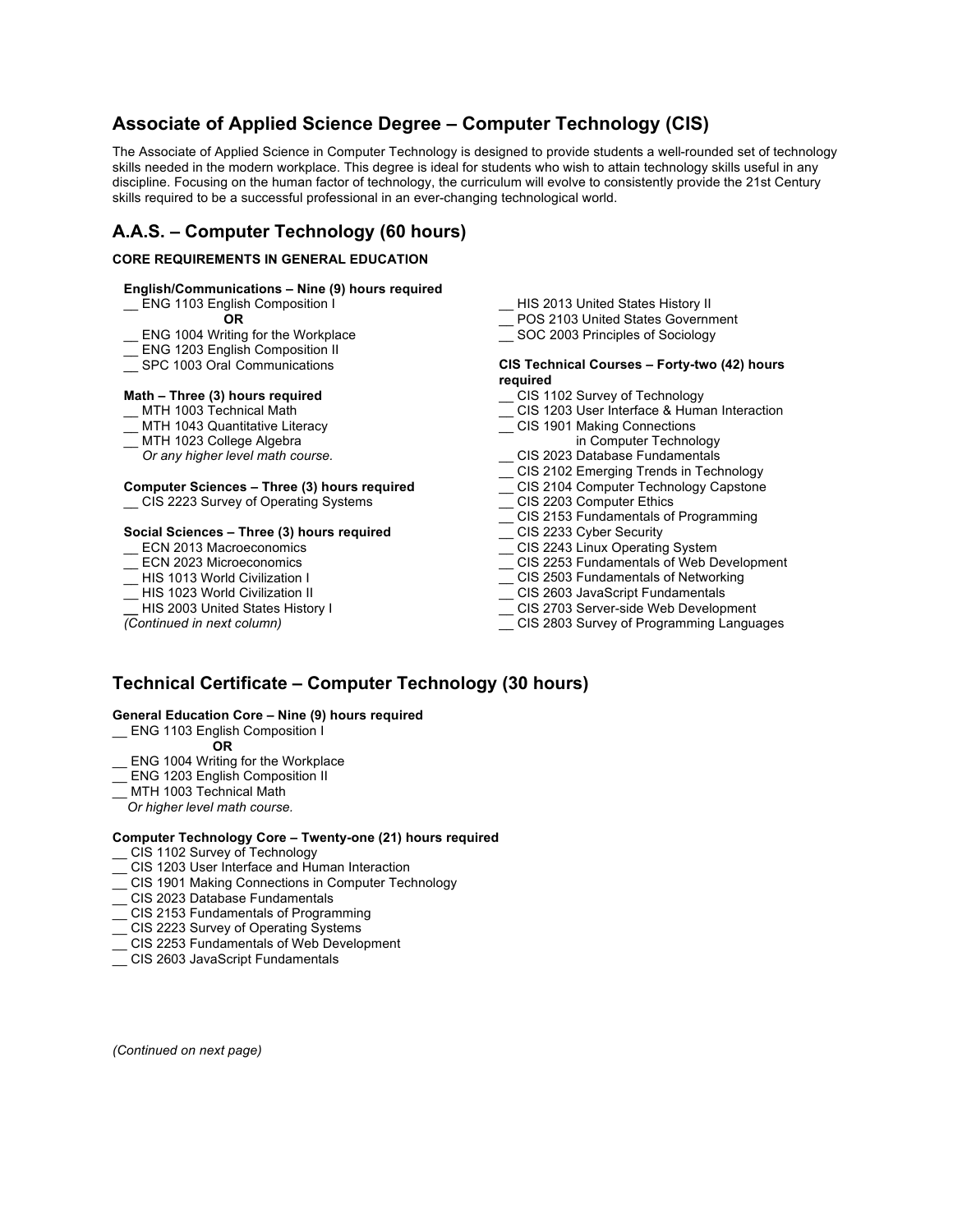## Associate of Applied Science Degree – Computer Technology (CIS)

The Associate of Applied Science in Computer Technology is designed to provide students a well-rounded set of technology skills needed in the modern workplace. This degree is ideal for students who wish to attain technology skills useful in any discipline. Focusing on the human factor of technology, the curriculum will evolve to consistently provide the 21st Century skills required to be a successful professional in an ever-changing technological world.

## A.A.S. – Computer Technology (60 hours)

**CORE REQUIREMENTS IN GENERAL EDUCATION**

**English/Communications – Nine (9) hours required**

__ ENG 1103 English Composition I
**OR**
__ ENG 1004 Writing for the Workplace
__ ENG 1203 English Composition II
__ SPC 1003 Oral Communications

**Math – Three (3) hours required**

__ MTH 1003 Technical Math
__ MTH 1043 Quantitative Literacy
__ MTH 1023 College Algebra
*Or any higher level math course.*

**Computer Sciences – Three (3) hours required**

__ CIS 2223 Survey of Operating Systems

**Social Sciences – Three (3) hours required**

__ ECN 2013 Macroeconomics
__ ECN 2023 Microeconomics
__ HIS 1013 World Civilization I
__ HIS 1023 World Civilization II
__ HIS 2003 United States History I
*(Continued in next column)*
__ HIS 2013 United States History II
__ POS 2103 United States Government
__ SOC 2003 Principles of Sociology

**CIS Technical Courses – Forty-two (42) hours required**

__ CIS 1102 Survey of Technology
__ CIS 1203 User Interface & Human Interaction
__ CIS 1901 Making Connections in Computer Technology
__ CIS 2023 Database Fundamentals
__ CIS 2102 Emerging Trends in Technology
__ CIS 2104 Computer Technology Capstone
__ CIS 2203 Computer Ethics
__ CIS 2153 Fundamentals of Programming
__ CIS 2233 Cyber Security
__ CIS 2243 Linux Operating System
__ CIS 2253 Fundamentals of Web Development
__ CIS 2503 Fundamentals of Networking
__ CIS 2603 JavaScript Fundamentals
__ CIS 2703 Server-side Web Development
__ CIS 2803 Survey of Programming Languages

## Technical Certificate – Computer Technology (30 hours)

**General Education Core – Nine (9) hours required**

__ ENG 1103 English Composition I
**OR**
__ ENG 1004 Writing for the Workplace
__ ENG 1203 English Composition II
__ MTH 1003 Technical Math
*Or higher level math course.*

**Computer Technology Core – Twenty-one (21) hours required**

__ CIS 1102 Survey of Technology
__ CIS 1203 User Interface and Human Interaction
__ CIS 1901 Making Connections in Computer Technology
__ CIS 2023 Database Fundamentals
__ CIS 2153 Fundamentals of Programming
__ CIS 2223 Survey of Operating Systems
__ CIS 2253 Fundamentals of Web Development
__ CIS 2603 JavaScript Fundamentals

*(Continued on next page)*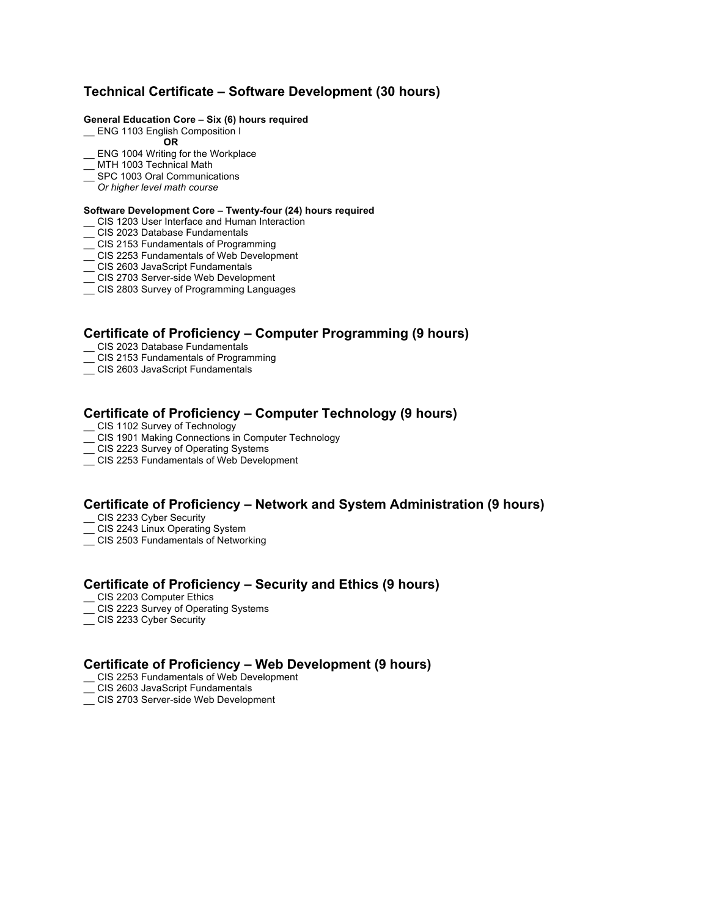## Technical Certificate – Software Development (30 hours)

**General Education Core – Six (6) hours required**

__ ENG 1103 English Composition I

**OR**

__ ENG 1004 Writing for the Workplace

__ MTH 1003 Technical Math

__ SPC 1003 Oral Communications

*Or higher level math course*

**Software Development Core – Twenty-four (24) hours required**

__ CIS 1203 User Interface and Human Interaction

__ CIS 2023 Database Fundamentals

__ CIS 2153 Fundamentals of Programming

__ CIS 2253 Fundamentals of Web Development

__ CIS 2603 JavaScript Fundamentals

__ CIS 2703 Server-side Web Development

__ CIS 2803 Survey of Programming Languages

## Certificate of Proficiency – Computer Programming (9 hours)

__ CIS 2023 Database Fundamentals

__ CIS 2153 Fundamentals of Programming

__ CIS 2603 JavaScript Fundamentals

## Certificate of Proficiency – Computer Technology (9 hours)

__ CIS 1102 Survey of Technology

__ CIS 1901 Making Connections in Computer Technology

__ CIS 2223 Survey of Operating Systems

__ CIS 2253 Fundamentals of Web Development

## Certificate of Proficiency – Network and System Administration (9 hours)

__ CIS 2233 Cyber Security

__ CIS 2243 Linux Operating System

__ CIS 2503 Fundamentals of Networking

## Certificate of Proficiency – Security and Ethics (9 hours)

__ CIS 2203 Computer Ethics

__ CIS 2223 Survey of Operating Systems

__ CIS 2233 Cyber Security

## Certificate of Proficiency – Web Development (9 hours)

__ CIS 2253 Fundamentals of Web Development

__ CIS 2603 JavaScript Fundamentals

__ CIS 2703 Server-side Web Development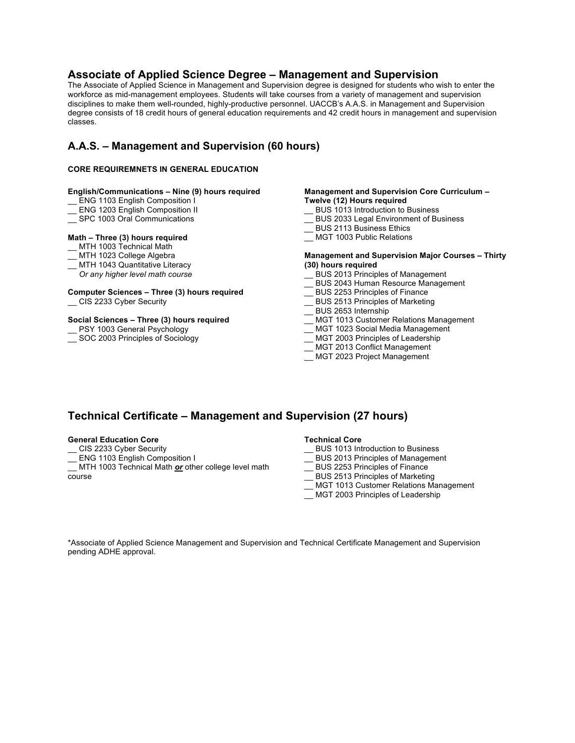## Associate of Applied Science Degree – Management and Supervision

The Associate of Applied Science in Management and Supervision degree is designed for students who wish to enter the workforce as mid-management employees. Students will take courses from a variety of management and supervision disciplines to make them well-rounded, highly-productive personnel. UACCB's A.A.S. in Management and Supervision degree consists of 18 credit hours of general education requirements and 42 credit hours in management and supervision classes.

## A.A.S. – Management and Supervision (60 hours)

**CORE REQUIREMNETS IN GENERAL EDUCATION**

**English/Communications – Nine (9) hours required**

__ ENG 1103 English Composition I
__ ENG 1203 English Composition II
__ SPC 1003 Oral Communications

**Math – Three (3) hours required**

__ MTH 1003 Technical Math
__ MTH 1023 College Algebra
__ MTH 1043 Quantitative Literacy
*Or any higher level math course*

**Computer Sciences – Three (3) hours required**

__ CIS 2233 Cyber Security

**Social Sciences – Three (3) hours required**

__ PSY 1003 General Psychology
__ SOC 2003 Principles of Sociology

**Management and Supervision Core Curriculum – Twelve (12) Hours required**

__ BUS 1013 Introduction to Business
__ BUS 2033 Legal Environment of Business
__ BUS 2113 Business Ethics
__ MGT 1003 Public Relations

**Management and Supervision Major Courses – Thirty (30) hours required**

__ BUS 2013 Principles of Management
__ BUS 2043 Human Resource Management
__ BUS 2253 Principles of Finance
__ BUS 2513 Principles of Marketing
__ BUS 2653 Internship
__ MGT 1013 Customer Relations Management
__ MGT 1023 Social Media Management
__ MGT 2003 Principles of Leadership
__ MGT 2013 Conflict Management
__ MGT 2023 Project Management

## Technical Certificate – Management and Supervision (27 hours)

**General Education Core**

__ CIS 2233 Cyber Security
__ ENG 1103 English Composition I
__ MTH 1003 Technical Math ***or*** other college level math course

**Technical Core**

__ BUS 1013 Introduction to Business
__ BUS 2013 Principles of Management
__ BUS 2253 Principles of Finance
__ BUS 2513 Principles of Marketing
__ MGT 1013 Customer Relations Management
__ MGT 2003 Principles of Leadership

*Associate of Applied Science Management and Supervision and Technical Certificate Management and Supervision pending ADHE approval.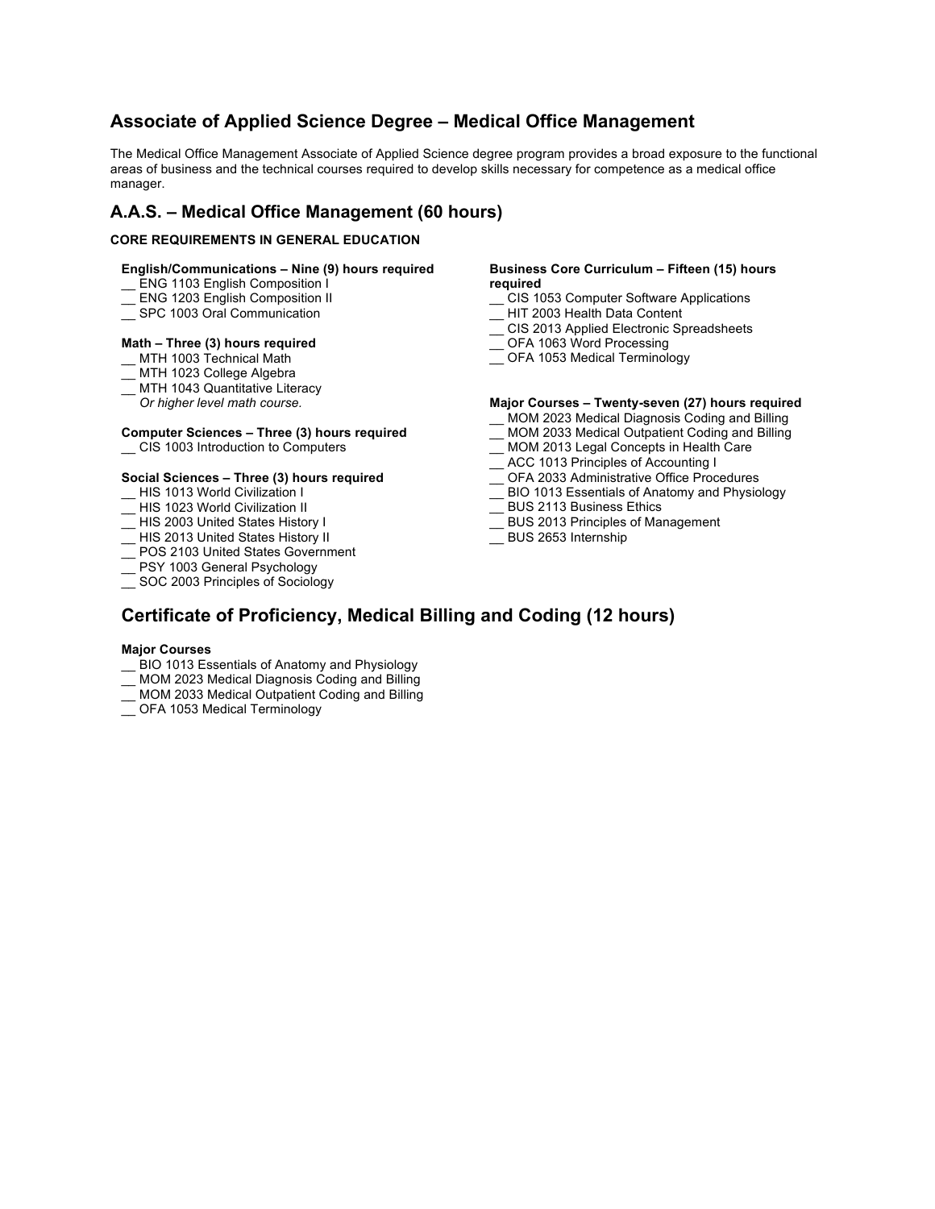## Associate of Applied Science Degree – Medical Office Management

The Medical Office Management Associate of Applied Science degree program provides a broad exposure to the functional areas of business and the technical courses required to develop skills necessary for competence as a medical office manager.

## A.A.S. – Medical Office Management (60 hours)

**CORE REQUIREMENTS IN GENERAL EDUCATION**

**English/Communications – Nine (9) hours required**

__ ENG 1103 English Composition I
__ ENG 1203 English Composition II
__ SPC 1003 Oral Communication

**Math – Three (3) hours required**

__ MTH 1003 Technical Math
__ MTH 1023 College Algebra
__ MTH 1043 Quantitative Literacy
*Or higher level math course.*

**Computer Sciences – Three (3) hours required**

__ CIS 1003 Introduction to Computers

**Social Sciences – Three (3) hours required**

__ HIS 1013 World Civilization I
__ HIS 1023 World Civilization II
__ HIS 2003 United States History I
__ HIS 2013 United States History II
__ POS 2103 United States Government
__ PSY 1003 General Psychology
__ SOC 2003 Principles of Sociology

**Business Core Curriculum – Fifteen (15) hours required**

__ CIS 1053 Computer Software Applications
__ HIT 2003 Health Data Content
__ CIS 2013 Applied Electronic Spreadsheets
__ OFA 1063 Word Processing
__ OFA 1053 Medical Terminology

**Major Courses – Twenty-seven (27) hours required**

__ MOM 2023 Medical Diagnosis Coding and Billing
__ MOM 2033 Medical Outpatient Coding and Billing
__ MOM 2013 Legal Concepts in Health Care
__ ACC 1013 Principles of Accounting I
__ OFA 2033 Administrative Office Procedures
__ BIO 1013 Essentials of Anatomy and Physiology
__ BUS 2113 Business Ethics
__ BUS 2013 Principles of Management
__ BUS 2653 Internship

## Certificate of Proficiency, Medical Billing and Coding (12 hours)

**Major Courses**

__ BIO 1013 Essentials of Anatomy and Physiology
__ MOM 2023 Medical Diagnosis Coding and Billing
__ MOM 2033 Medical Outpatient Coding and Billing
__ OFA 1053 Medical Terminology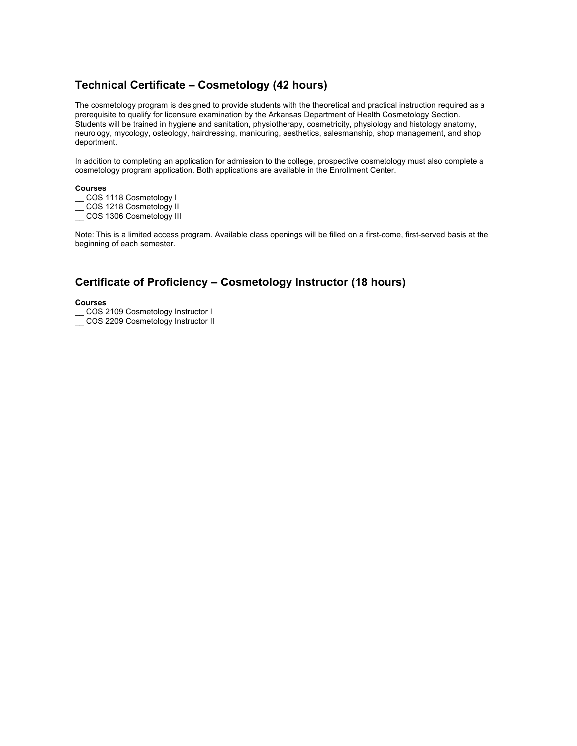## Technical Certificate – Cosmetology (42 hours)

The cosmetology program is designed to provide students with the theoretical and practical instruction required as a prerequisite to qualify for licensure examination by the Arkansas Department of Health Cosmetology Section. Students will be trained in hygiene and sanitation, physiotherapy, cosmetricity, physiology and histology anatomy, neurology, mycology, osteology, hairdressing, manicuring, aesthetics, salesmanship, shop management, and shop deportment.

In addition to completing an application for admission to the college, prospective cosmetology must also complete a cosmetology program application. Both applications are available in the Enrollment Center.

**Courses**

__ COS 1118 Cosmetology I
__ COS 1218 Cosmetology II
__ COS 1306 Cosmetology III

Note: This is a limited access program. Available class openings will be filled on a first-come, first-served basis at the beginning of each semester.

## Certificate of Proficiency – Cosmetology Instructor (18 hours)

**Courses**

__ COS 2109 Cosmetology Instructor I
__ COS 2209 Cosmetology Instructor II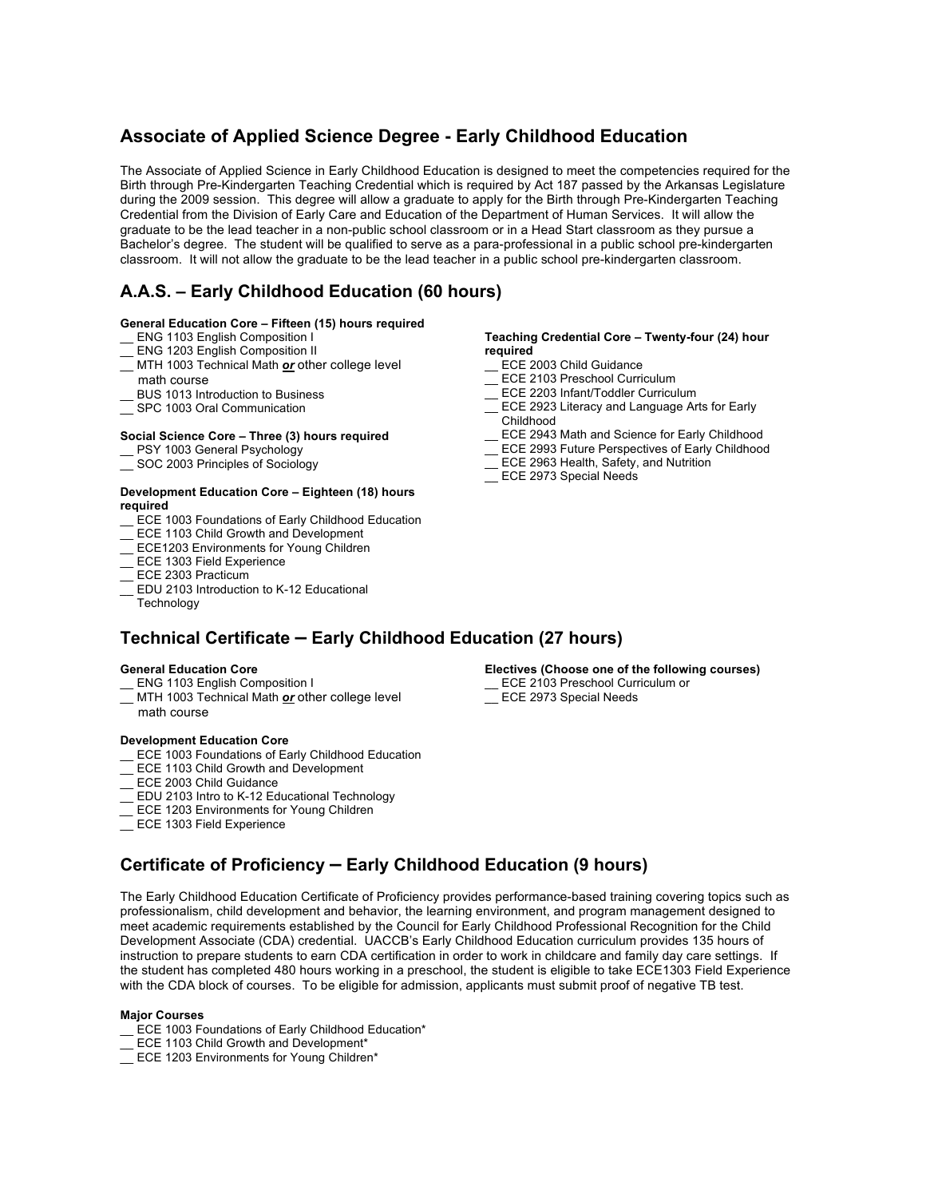## Associate of Applied Science Degree - Early Childhood Education

The Associate of Applied Science in Early Childhood Education is designed to meet the competencies required for the Birth through Pre-Kindergarten Teaching Credential which is required by Act 187 passed by the Arkansas Legislature during the 2009 session. This degree will allow a graduate to apply for the Birth through Pre-Kindergarten Teaching Credential from the Division of Early Care and Education of the Department of Human Services. It will allow the graduate to be the lead teacher in a non-public school classroom or in a Head Start classroom as they pursue a Bachelor's degree. The student will be qualified to serve as a para-professional in a public school pre-kindergarten classroom. It will not allow the graduate to be the lead teacher in a public school pre-kindergarten classroom.

## A.A.S. – Early Childhood Education (60 hours)

**General Education Core – Fifteen (15) hours required**

- __ ENG 1103 English Composition I
- __ ENG 1203 English Composition II
- __ MTH 1003 Technical Math ***or*** other college level math course
- __ BUS 1013 Introduction to Business
- __ SPC 1003 Oral Communication

**Social Science Core – Three (3) hours required**

- __ PSY 1003 General Psychology
- __ SOC 2003 Principles of Sociology

**Development Education Core – Eighteen (18) hours required**

- __ ECE 1003 Foundations of Early Childhood Education
- __ ECE 1103 Child Growth and Development
- __ ECE1203 Environments for Young Children
- __ ECE 1303 Field Experience
- __ ECE 2303 Practicum
- __ EDU 2103 Introduction to K-12 Educational Technology

**Teaching Credential Core – Twenty-four (24) hour required**

- __ ECE 2003 Child Guidance
- __ ECE 2103 Preschool Curriculum
- __ ECE 2203 Infant/Toddler Curriculum
- __ ECE 2923 Literacy and Language Arts for Early Childhood
- __ ECE 2943 Math and Science for Early Childhood
- __ ECE 2993 Future Perspectives of Early Childhood
- __ ECE 2963 Health, Safety, and Nutrition
- __ ECE 2973 Special Needs

## Technical Certificate – Early Childhood Education (27 hours)

**General Education Core**

- __ ENG 1103 English Composition I
- __ MTH 1003 Technical Math ***or*** other college level math course

**Development Education Core**

- __ ECE 1003 Foundations of Early Childhood Education
- __ ECE 1103 Child Growth and Development
- __ ECE 2003 Child Guidance
- __ EDU 2103 Intro to K-12 Educational Technology
- __ ECE 1203 Environments for Young Children
- __ ECE 1303 Field Experience

**Electives (Choose one of the following courses)**

- __ ECE 2103 Preschool Curriculum or
- __ ECE 2973 Special Needs

## Certificate of Proficiency – Early Childhood Education (9 hours)

The Early Childhood Education Certificate of Proficiency provides performance-based training covering topics such as professionalism, child development and behavior, the learning environment, and program management designed to meet academic requirements established by the Council for Early Childhood Professional Recognition for the Child Development Associate (CDA) credential. UACCB's Early Childhood Education curriculum provides 135 hours of instruction to prepare students to earn CDA certification in order to work in childcare and family day care settings. If the student has completed 480 hours working in a preschool, the student is eligible to take ECE1303 Field Experience with the CDA block of courses. To be eligible for admission, applicants must submit proof of negative TB test.

**Major Courses**

- __ ECE 1003 Foundations of Early Childhood Education*
- __ ECE 1103 Child Growth and Development*
- __ ECE 1203 Environments for Young Children*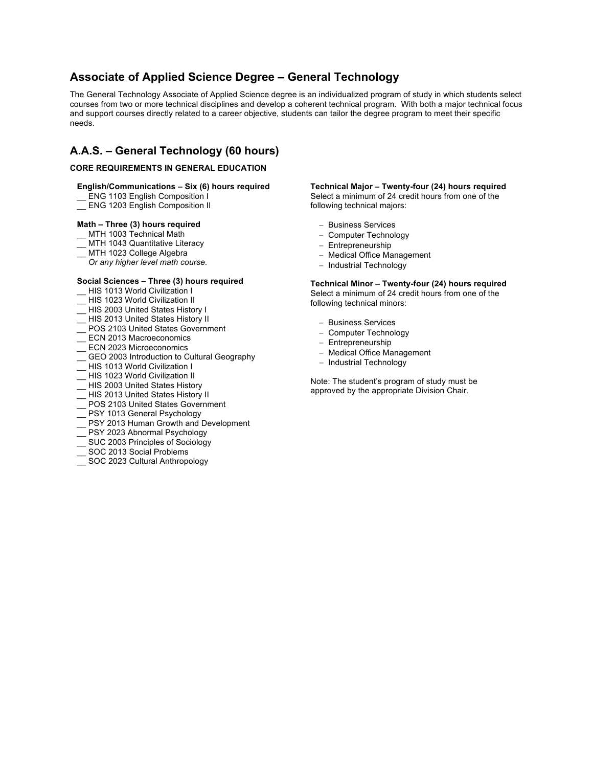## Associate of Applied Science Degree – General Technology

The General Technology Associate of Applied Science degree is an individualized program of study in which students select courses from two or more technical disciplines and develop a coherent technical program. With both a major technical focus and support courses directly related to a career objective, students can tailor the degree program to meet their specific needs.

## A.A.S. – General Technology (60 hours)

**CORE REQUIREMENTS IN GENERAL EDUCATION**

**English/Communications – Six (6) hours required**

__ ENG 1103 English Composition I
__ ENG 1203 English Composition II

**Math – Three (3) hours required**

__ MTH 1003 Technical Math
__ MTH 1043 Quantitative Literacy
__ MTH 1023 College Algebra
*Or any higher level math course.*

**Social Sciences – Three (3) hours required**

__ HIS 1013 World Civilization I
__ HIS 1023 World Civilization II
__ HIS 2003 United States History I
__ HIS 2013 United States History II
__ POS 2103 United States Government
__ ECN 2013 Macroeconomics
__ ECN 2023 Microeconomics
__ GEO 2003 Introduction to Cultural Geography
__ HIS 1013 World Civilization I
__ HIS 1023 World Civilization II
__ HIS 2003 United States History
__ HIS 2013 United States History II
__ POS 2103 United States Government
__ PSY 1013 General Psychology
__ PSY 2013 Human Growth and Development
__ PSY 2023 Abnormal Psychology
__ SUC 2003 Principles of Sociology
__ SOC 2013 Social Problems
__ SOC 2023 Cultural Anthropology

**Technical Major – Twenty-four (24) hours required**

Select a minimum of 24 credit hours from one of the following technical majors:

- Business Services
- Computer Technology
- Entrepreneurship
- Medical Office Management
- Industrial Technology

**Technical Minor – Twenty-four (24) hours required**

Select a minimum of 24 credit hours from one of the following technical minors:

- Business Services
- Computer Technology
- Entrepreneurship
- Medical Office Management
- Industrial Technology

Note: The student's program of study must be approved by the appropriate Division Chair.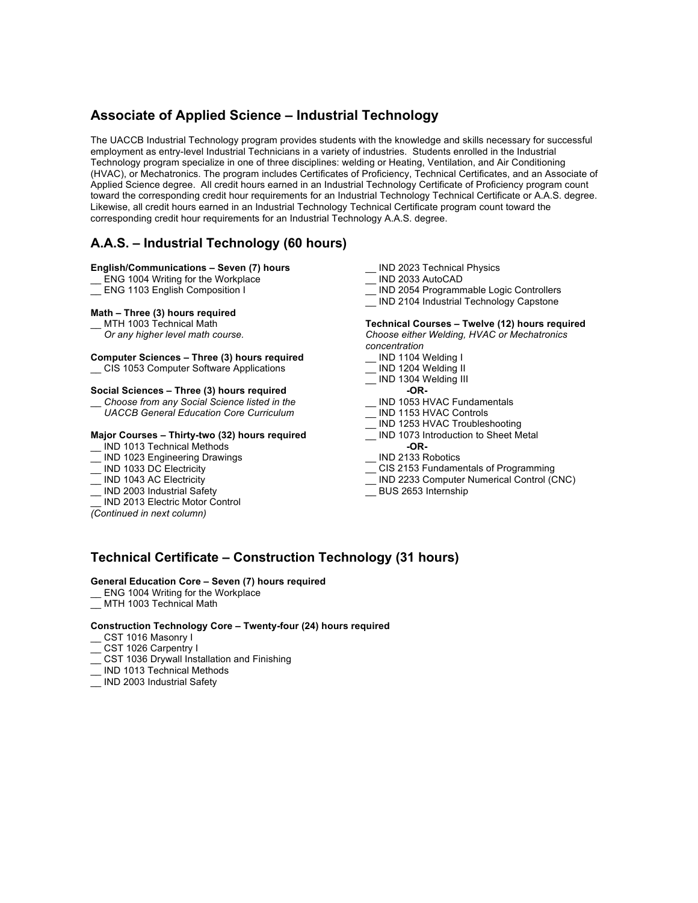## Associate of Applied Science – Industrial Technology

The UACCB Industrial Technology program provides students with the knowledge and skills necessary for successful employment as entry-level Industrial Technicians in a variety of industries. Students enrolled in the Industrial Technology program specialize in one of three disciplines: welding or Heating, Ventilation, and Air Conditioning (HVAC), or Mechatronics. The program includes Certificates of Proficiency, Technical Certificates, and an Associate of Applied Science degree. All credit hours earned in an Industrial Technology Certificate of Proficiency program count toward the corresponding credit hour requirements for an Industrial Technology Technical Certificate or A.A.S. degree. Likewise, all credit hours earned in an Industrial Technology Technical Certificate program count toward the corresponding credit hour requirements for an Industrial Technology A.A.S. degree.

## A.A.S. – Industrial Technology (60 hours)

**English/Communications – Seven (7) hours**

__ ENG 1004 Writing for the Workplace
__ ENG 1103 English Composition I

**Math – Three (3) hours required**

__ MTH 1003 Technical Math
*Or any higher level math course.*

**Computer Sciences – Three (3) hours required**

__ CIS 1053 Computer Software Applications

**Social Sciences – Three (3) hours required**

__ *Choose from any Social Science listed in the UACCB General Education Core Curriculum*

**Major Courses – Thirty-two (32) hours required**

__ IND 1013 Technical Methods
__ IND 1023 Engineering Drawings
__ IND 1033 DC Electricity
__ IND 1043 AC Electricity
__ IND 2003 Industrial Safety
__ IND 2013 Electric Motor Control
*(Continued in next column)*
__ IND 2023 Technical Physics
__ IND 2033 AutoCAD
__ IND 2054 Programmable Logic Controllers
__ IND 2104 Industrial Technology Capstone

**Technical Courses – Twelve (12) hours required**

*Choose either Welding, HVAC or Mechatronics concentration*

__ IND 1104 Welding I
__ IND 1204 Welding II
__ IND 1304 Welding III

**-OR-**

__ IND 1053 HVAC Fundamentals
__ IND 1153 HVAC Controls
__ IND 1253 HVAC Troubleshooting
__ IND 1073 Introduction to Sheet Metal

**-OR-**

__ IND 2133 Robotics
__ CIS 2153 Fundamentals of Programming
__ IND 2233 Computer Numerical Control (CNC)
__ BUS 2653 Internship

## Technical Certificate – Construction Technology (31 hours)

**General Education Core – Seven (7) hours required**

__ ENG 1004 Writing for the Workplace
__ MTH 1003 Technical Math

**Construction Technology Core – Twenty-four (24) hours required**

__ CST 1016 Masonry I
__ CST 1026 Carpentry I
__ CST 1036 Drywall Installation and Finishing
__ IND 1013 Technical Methods
__ IND 2003 Industrial Safety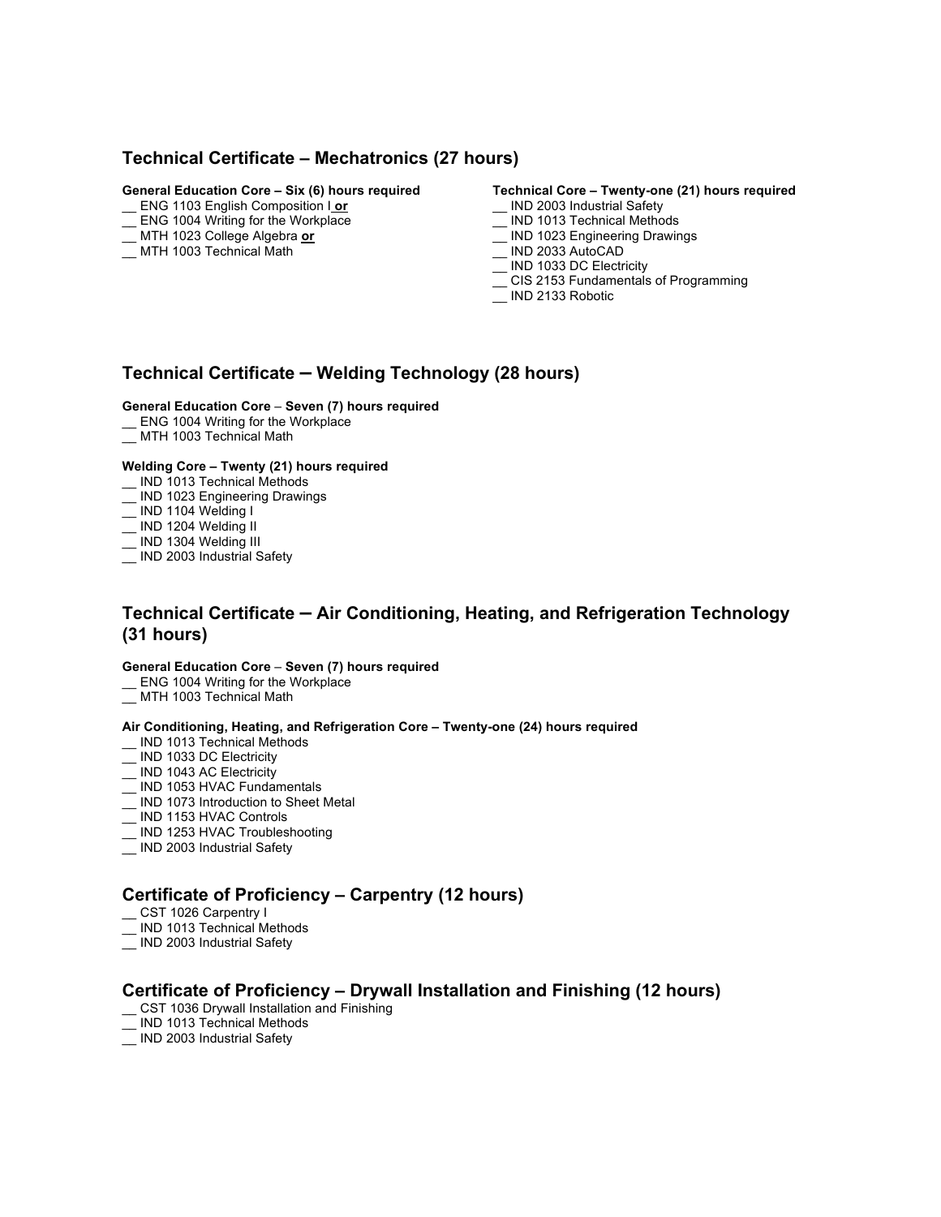## Technical Certificate – Mechatronics (27 hours)

**General Education Core – Six (6) hours required**

__ ENG 1103 English Composition I **or**
__ ENG 1004 Writing for the Workplace
__ MTH 1023 College Algebra **or**
__ MTH 1003 Technical Math

**Technical Core – Twenty-one (21) hours required**

__ IND 2003 Industrial Safety
__ IND 1013 Technical Methods
__ IND 1023 Engineering Drawings
__ IND 2033 AutoCAD
__ IND 1033 DC Electricity
__ CIS 2153 Fundamentals of Programming
__ IND 2133 Robotic

## Technical Certificate – Welding Technology (28 hours)

**General Education Core – Seven (7) hours required**

__ ENG 1004 Writing for the Workplace
__ MTH 1003 Technical Math

**Welding Core – Twenty (21) hours required**

__ IND 1013 Technical Methods
__ IND 1023 Engineering Drawings
__ IND 1104 Welding I
__ IND 1204 Welding II
__ IND 1304 Welding III
__ IND 2003 Industrial Safety

## Technical Certificate – Air Conditioning, Heating, and Refrigeration Technology (31 hours)

**General Education Core – Seven (7) hours required**

__ ENG 1004 Writing for the Workplace
__ MTH 1003 Technical Math

**Air Conditioning, Heating, and Refrigeration Core – Twenty-one (24) hours required**

__ IND 1013 Technical Methods
__ IND 1033 DC Electricity
__ IND 1043 AC Electricity
__ IND 1053 HVAC Fundamentals
__ IND 1073 Introduction to Sheet Metal
__ IND 1153 HVAC Controls
__ IND 1253 HVAC Troubleshooting
__ IND 2003 Industrial Safety

## Certificate of Proficiency – Carpentry (12 hours)

__ CST 1026 Carpentry I
__ IND 1013 Technical Methods
__ IND 2003 Industrial Safety

## Certificate of Proficiency – Drywall Installation and Finishing (12 hours)

__ CST 1036 Drywall Installation and Finishing
__ IND 1013 Technical Methods
__ IND 2003 Industrial Safety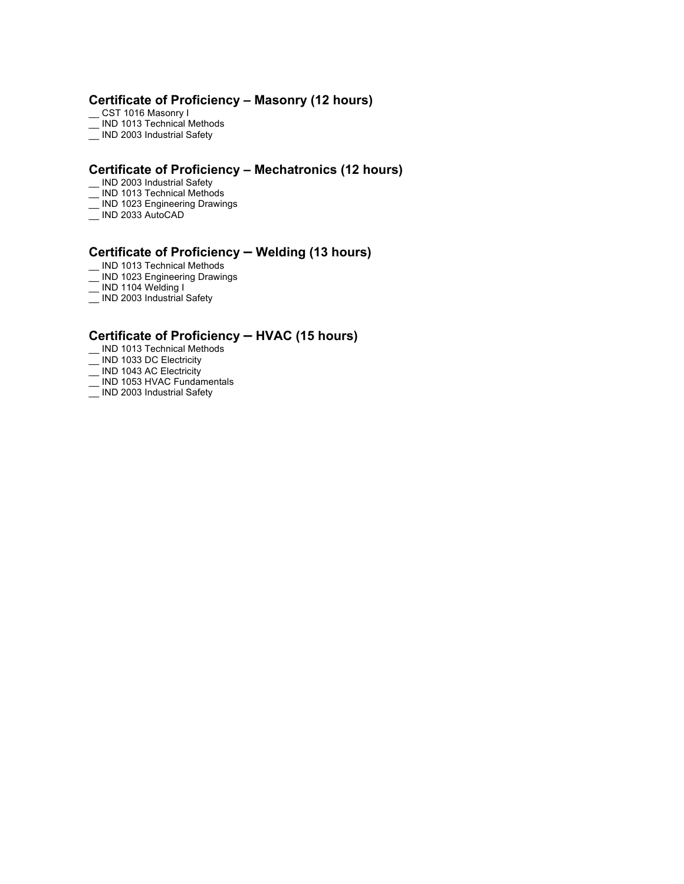## Certificate of Proficiency – Masonry (12 hours)

__ CST 1016 Masonry I
__ IND 1013 Technical Methods
__ IND 2003 Industrial Safety

## Certificate of Proficiency – Mechatronics (12 hours)

__ IND 2003 Industrial Safety
__ IND 1013 Technical Methods
__ IND 1023 Engineering Drawings
__ IND 2033 AutoCAD

## Certificate of Proficiency – Welding (13 hours)

__ IND 1013 Technical Methods
__ IND 1023 Engineering Drawings
__ IND 1104 Welding I
__ IND 2003 Industrial Safety

## Certificate of Proficiency – HVAC (15 hours)

__ IND 1013 Technical Methods
__ IND 1033 DC Electricity
__ IND 1043 AC Electricity
__ IND 1053 HVAC Fundamentals
__ IND 2003 Industrial Safety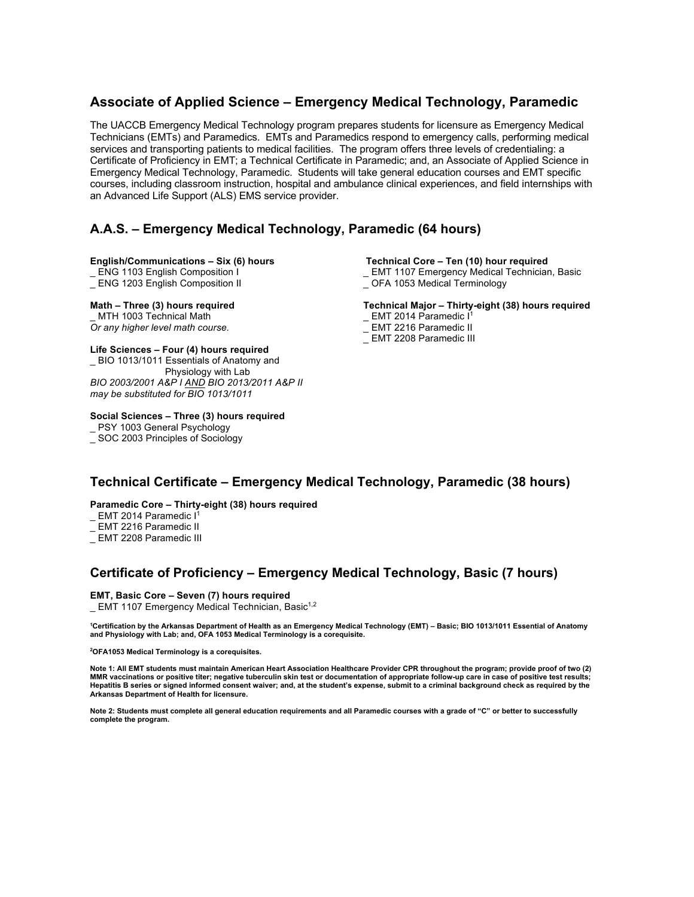## Associate of Applied Science – Emergency Medical Technology, Paramedic

The UACCB Emergency Medical Technology program prepares students for licensure as Emergency Medical Technicians (EMTs) and Paramedics. EMTs and Paramedics respond to emergency calls, performing medical services and transporting patients to medical facilities. The program offers three levels of credentialing: a Certificate of Proficiency in EMT; a Technical Certificate in Paramedic; and, an Associate of Applied Science in Emergency Medical Technology, Paramedic. Students will take general education courses and EMT specific courses, including classroom instruction, hospital and ambulance clinical experiences, and field internships with an Advanced Life Support (ALS) EMS service provider.

## A.A.S. – Emergency Medical Technology, Paramedic (64 hours)

**English/Communications – Six (6) hours**
_ ENG 1103 English Composition I
_ ENG 1203 English Composition II

**Math – Three (3) hours required**
_ MTH 1003 Technical Math
*Or any higher level math course.*

**Life Sciences – Four (4) hours required**
_ BIO 1013/1011 Essentials of Anatomy and Physiology with Lab
*BIO 2003/2001 A&P I AND BIO 2013/2011 A&P II may be substituted for BIO 1013/1011*

**Social Sciences – Three (3) hours required**
_ PSY 1003 General Psychology
_ SOC 2003 Principles of Sociology

**Technical Core – Ten (10) hour required**
_ EMT 1107 Emergency Medical Technician, Basic
_ OFA 1053 Medical Terminology

**Technical Major – Thirty-eight (38) hours required**
_ EMT 2014 Paramedic I[1]
_ EMT 2216 Paramedic II
_ EMT 2208 Paramedic III

## Technical Certificate – Emergency Medical Technology, Paramedic (38 hours)

**Paramedic Core – Thirty-eight (38) hours required**
_ EMT 2014 Paramedic I[1]
_ EMT 2216 Paramedic II
_ EMT 2208 Paramedic III

## Certificate of Proficiency – Emergency Medical Technology, Basic (7 hours)

**EMT, Basic Core – Seven (7) hours required**
_ EMT 1107 Emergency Medical Technician, Basic[1,2]

**[1]Certification by the Arkansas Department of Health as an Emergency Medical Technology (EMT) – Basic; BIO 1013/1011 Essential of Anatomy and Physiology with Lab; and, OFA 1053 Medical Terminology is a corequisite.**

**[2]OFA1053 Medical Terminology is a corequisites.**

**Note 1: All EMT students must maintain American Heart Association Healthcare Provider CPR throughout the program; provide proof of two (2) MMR vaccinations or positive titer; negative tuberculin skin test or documentation of appropriate follow-up care in case of positive test results; Hepatitis B series or signed informed consent waiver; and, at the student's expense, submit to a criminal background check as required by the Arkansas Department of Health for licensure.**

**Note 2: Students must complete all general education requirements and all Paramedic courses with a grade of "C" or better to successfully complete the program.**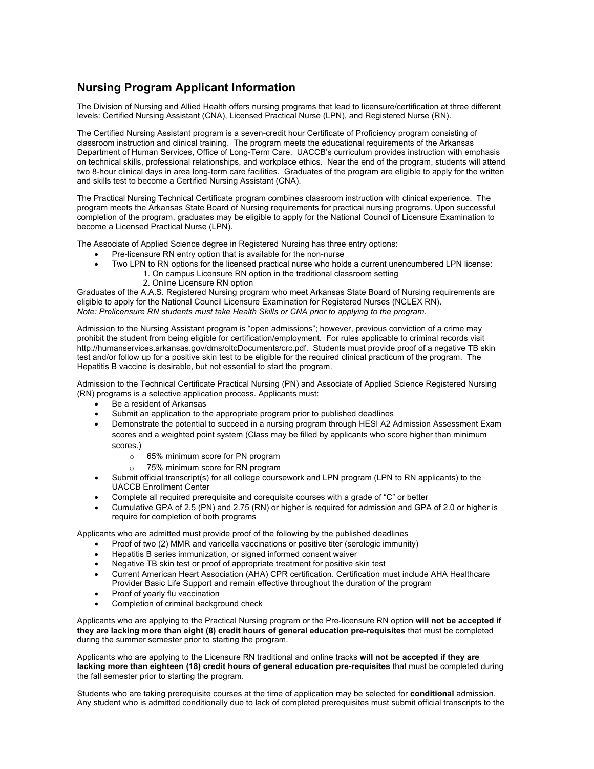## Nursing Program Applicant Information

The Division of Nursing and Allied Health offers nursing programs that lead to licensure/certification at three different levels: Certified Nursing Assistant (CNA), Licensed Practical Nurse (LPN), and Registered Nurse (RN).

The Certified Nursing Assistant program is a seven-credit hour Certificate of Proficiency program consisting of classroom instruction and clinical training. The program meets the educational requirements of the Arkansas Department of Human Services, Office of Long-Term Care. UACCB's curriculum provides instruction with emphasis on technical skills, professional relationships, and workplace ethics. Near the end of the program, students will attend two 8-hour clinical days in area long-term care facilities. Graduates of the program are eligible to apply for the written and skills test to become a Certified Nursing Assistant (CNA).

The Practical Nursing Technical Certificate program combines classroom instruction with clinical experience. The program meets the Arkansas State Board of Nursing requirements for practical nursing programs. Upon successful completion of the program, graduates may be eligible to apply for the National Council of Licensure Examination to become a Licensed Practical Nurse (LPN).

The Associate of Applied Science degree in Registered Nursing has three entry options:

- Pre-licensure RN entry option that is available for the non-nurse
- Two LPN to RN options for the licensed practical nurse who holds a current unencumbered LPN license:
    1. On campus Licensure RN option in the traditional classroom setting
    2. Online Licensure RN option

Graduates of the A.A.S. Registered Nursing program who meet Arkansas State Board of Nursing requirements are eligible to apply for the National Council Licensure Examination for Registered Nurses (NCLEX RN).
*Note: Prelicensure RN students must take Health Skills or CNA prior to applying to the program.*

Admission to the Nursing Assistant program is "open admissions"; however, previous conviction of a crime may prohibit the student from being eligible for certification/employment. For rules applicable to criminal records visit http://humanservices.arkansas.gov/dms/oltcDocuments/crc.pdf. Students must provide proof of a negative TB skin test and/or follow up for a positive skin test to be eligible for the required clinical practicum of the program. The Hepatitis B vaccine is desirable, but not essential to start the program.

Admission to the Technical Certificate Practical Nursing (PN) and Associate of Applied Science Registered Nursing (RN) programs is a selective application process. Applicants must:

- Be a resident of Arkansas
- Submit an application to the appropriate program prior to published deadlines
- Demonstrate the potential to succeed in a nursing program through HESI A2 Admission Assessment Exam scores and a weighted point system (Class may be filled by applicants who score higher than minimum scores.)
    - 65% minimum score for PN program
    - 75% minimum score for RN program
- Submit official transcript(s) for all college coursework and LPN program (LPN to RN applicants) to the UACCB Enrollment Center
- Complete all required prerequisite and corequisite courses with a grade of "C" or better
- Cumulative GPA of 2.5 (PN) and 2.75 (RN) or higher is required for admission and GPA of 2.0 or higher is require for completion of both programs

Applicants who are admitted must provide proof of the following by the published deadlines

- Proof of two (2) MMR and varicella vaccinations or positive titer (serologic immunity)
- Hepatitis B series immunization, or signed informed consent waiver
- Negative TB skin test or proof of appropriate treatment for positive skin test
- Current American Heart Association (AHA) CPR certification. Certification must include AHA Healthcare Provider Basic Life Support and remain effective throughout the duration of the program
- Proof of yearly flu vaccination
- Completion of criminal background check

Applicants who are applying to the Practical Nursing program or the Pre-licensure RN option **will not be accepted if they are lacking more than eight (8) credit hours of general education pre-requisites** that must be completed during the summer semester prior to starting the program.

Applicants who are applying to the Licensure RN traditional and online tracks **will not be accepted if they are lacking more than eighteen (18) credit hours of general education pre-requisites** that must be completed during the fall semester prior to starting the program.

Students who are taking prerequisite courses at the time of application may be selected for **conditional** admission. Any student who is admitted conditionally due to lack of completed prerequisites must submit official transcripts to the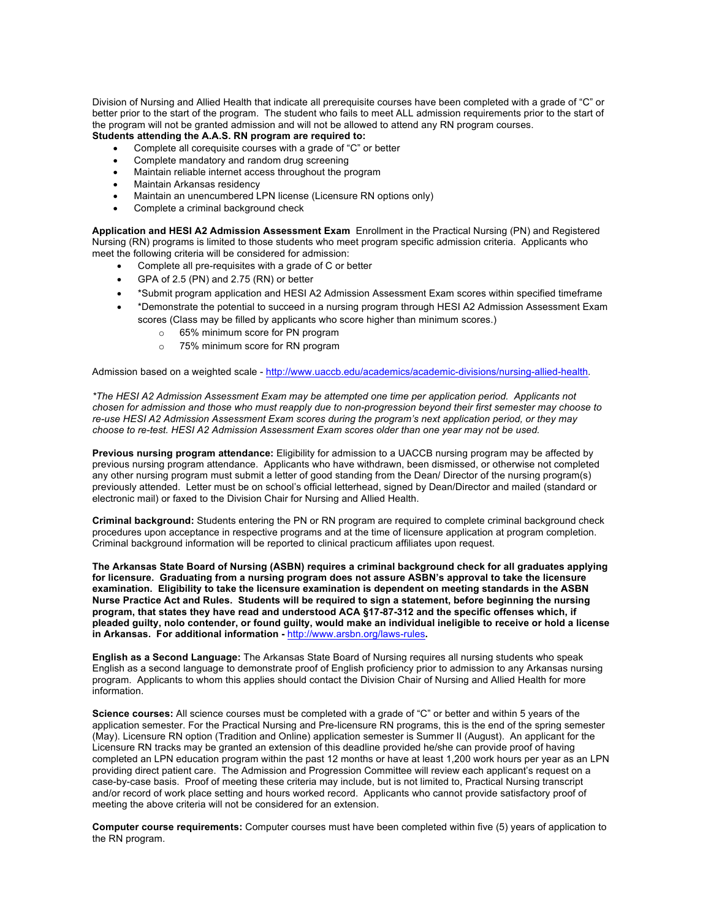Division of Nursing and Allied Health that indicate all prerequisite courses have been completed with a grade of "C" or better prior to the start of the program. The student who fails to meet ALL admission requirements prior to the start of the program will not be granted admission and will not be allowed to attend any RN program courses.

**Students attending the A.A.S. RN program are required to:**

- Complete all corequisite courses with a grade of "C" or better
- Complete mandatory and random drug screening
- Maintain reliable internet access throughout the program
- Maintain Arkansas residency
- Maintain an unencumbered LPN license (Licensure RN options only)
- Complete a criminal background check

**Application and HESI A2 Admission Assessment Exam** Enrollment in the Practical Nursing (PN) and Registered Nursing (RN) programs is limited to those students who meet program specific admission criteria. Applicants who meet the following criteria will be considered for admission:

- Complete all pre-requisites with a grade of C or better
- GPA of 2.5 (PN) and 2.75 (RN) or better
- *Submit program application and HESI A2 Admission Assessment Exam scores within specified timeframe
- *Demonstrate the potential to succeed in a nursing program through HESI A2 Admission Assessment Exam scores (Class may be filled by applicants who score higher than minimum scores.)
  - 65% minimum score for PN program
  - 75% minimum score for RN program

Admission based on a weighted scale - http://www.uaccb.edu/academics/academic-divisions/nursing-allied-health.

*\*The HESI A2 Admission Assessment Exam may be attempted one time per application period. Applicants not chosen for admission and those who must reapply due to non-progression beyond their first semester may choose to re-use HESI A2 Admission Assessment Exam scores during the program's next application period, or they may choose to re-test. HESI A2 Admission Assessment Exam scores older than one year may not be used.*

**Previous nursing program attendance:** Eligibility for admission to a UACCB nursing program may be affected by previous nursing program attendance. Applicants who have withdrawn, been dismissed, or otherwise not completed any other nursing program must submit a letter of good standing from the Dean/ Director of the nursing program(s) previously attended. Letter must be on school's official letterhead, signed by Dean/Director and mailed (standard or electronic mail) or faxed to the Division Chair for Nursing and Allied Health.

**Criminal background:** Students entering the PN or RN program are required to complete criminal background check procedures upon acceptance in respective programs and at the time of licensure application at program completion. Criminal background information will be reported to clinical practicum affiliates upon request.

**The Arkansas State Board of Nursing (ASBN) requires a criminal background check for all graduates applying for licensure. Graduating from a nursing program does not assure ASBN's approval to take the licensure examination. Eligibility to take the licensure examination is dependent on meeting standards in the ASBN Nurse Practice Act and Rules. Students will be required to sign a statement, before beginning the nursing program, that states they have read and understood ACA §17-87-312 and the specific offenses which, if pleaded guilty, nolo contender, or found guilty, would make an individual ineligible to receive or hold a license in Arkansas. For additional information -** http://www.arsbn.org/laws-rules**.**

**English as a Second Language:** The Arkansas State Board of Nursing requires all nursing students who speak English as a second language to demonstrate proof of English proficiency prior to admission to any Arkansas nursing program. Applicants to whom this applies should contact the Division Chair of Nursing and Allied Health for more information.

**Science courses:** All science courses must be completed with a grade of "C" or better and within 5 years of the application semester. For the Practical Nursing and Pre-licensure RN programs, this is the end of the spring semester (May). Licensure RN option (Tradition and Online) application semester is Summer II (August). An applicant for the Licensure RN tracks may be granted an extension of this deadline provided he/she can provide proof of having completed an LPN education program within the past 12 months or have at least 1,200 work hours per year as an LPN providing direct patient care. The Admission and Progression Committee will review each applicant's request on a case-by-case basis. Proof of meeting these criteria may include, but is not limited to, Practical Nursing transcript and/or record of work place setting and hours worked record. Applicants who cannot provide satisfactory proof of meeting the above criteria will not be considered for an extension.

**Computer course requirements:** Computer courses must have been completed within five (5) years of application to the RN program.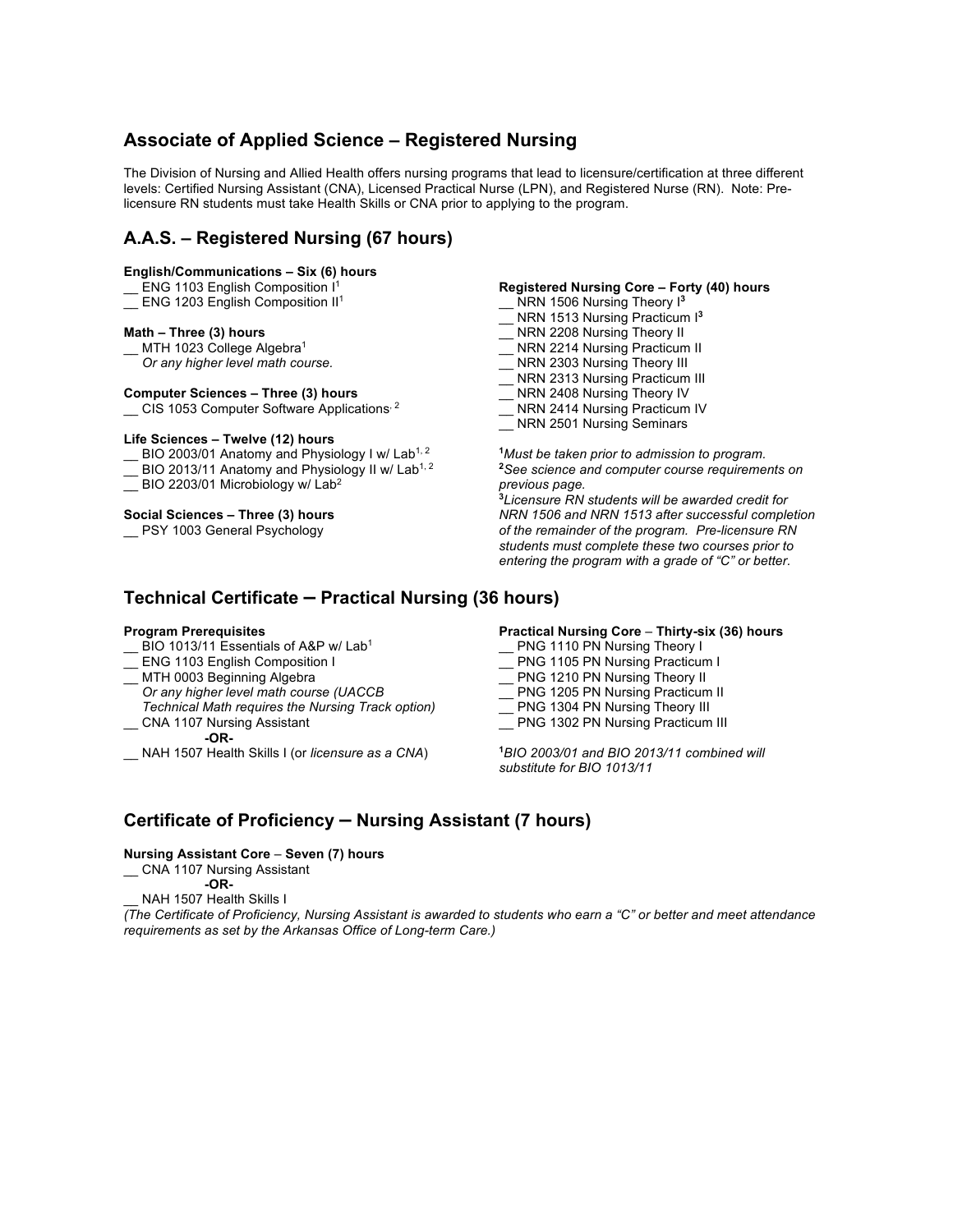## Associate of Applied Science – Registered Nursing

The Division of Nursing and Allied Health offers nursing programs that lead to licensure/certification at three different levels: Certified Nursing Assistant (CNA), Licensed Practical Nurse (LPN), and Registered Nurse (RN). Note: Pre-licensure RN students must take Health Skills or CNA prior to applying to the program.

## A.A.S. – Registered Nursing (67 hours)

**English/Communications – Six (6) hours**

__ ENG 1103 English Composition I[1]
__ ENG 1203 English Composition II[1]

**Math – Three (3) hours**

__ MTH 1023 College Algebra[1]
*Or any higher level math course.*

**Computer Sciences – Three (3) hours**

__ CIS 1053 Computer Software Applications[2]

**Life Sciences – Twelve (12) hours**

__ BIO 2003/01 Anatomy and Physiology I w/ Lab[1, 2]
__ BIO 2013/11 Anatomy and Physiology II w/ Lab[1, 2]
__ BIO 2203/01 Microbiology w/ Lab[2]

**Social Sciences – Three (3) hours**

__ PSY 1003 General Psychology

**Registered Nursing Core – Forty (40) hours**

__ NRN 1506 Nursing Theory I[3]
__ NRN 1513 Nursing Practicum I[3]
__ NRN 2208 Nursing Theory II
__ NRN 2214 Nursing Practicum II
__ NRN 2303 Nursing Theory III
__ NRN 2313 Nursing Practicum III
__ NRN 2408 Nursing Theory IV
__ NRN 2414 Nursing Practicum IV
__ NRN 2501 Nursing Seminars

[1]*Must be taken prior to admission to program.*
[2]*See science and computer course requirements on previous page.*
[3]*Licensure RN students will be awarded credit for NRN 1506 and NRN 1513 after successful completion of the remainder of the program. Pre-licensure RN students must complete these two courses prior to entering the program with a grade of "C" or better.*

## Technical Certificate – Practical Nursing (36 hours)

**Program Prerequisites**

__ BIO 1013/11 Essentials of A&P w/ Lab[1]
__ ENG 1103 English Composition I
__ MTH 0003 Beginning Algebra
*Or any higher level math course (UACCB Technical Math requires the Nursing Track option)*
__ CNA 1107 Nursing Assistant
**-OR-**
__ NAH 1507 Health Skills I (or *licensure as a CNA*)

**Practical Nursing Core – Thirty-six (36) hours**

__ PNG 1110 PN Nursing Theory I
__ PNG 1105 PN Nursing Practicum I
__ PNG 1210 PN Nursing Theory II
__ PNG 1205 PN Nursing Practicum II
__ PNG 1304 PN Nursing Theory III
__ PNG 1302 PN Nursing Practicum III

[1]*BIO 2003/01 and BIO 2013/11 combined will substitute for BIO 1013/11*

## Certificate of Proficiency – Nursing Assistant (7 hours)

**Nursing Assistant Core – Seven (7) hours**

__ CNA 1107 Nursing Assistant
**-OR-**
__ NAH 1507 Health Skills I

*(The Certificate of Proficiency, Nursing Assistant is awarded to students who earn a "C" or better and meet attendance requirements as set by the Arkansas Office of Long-term Care.)*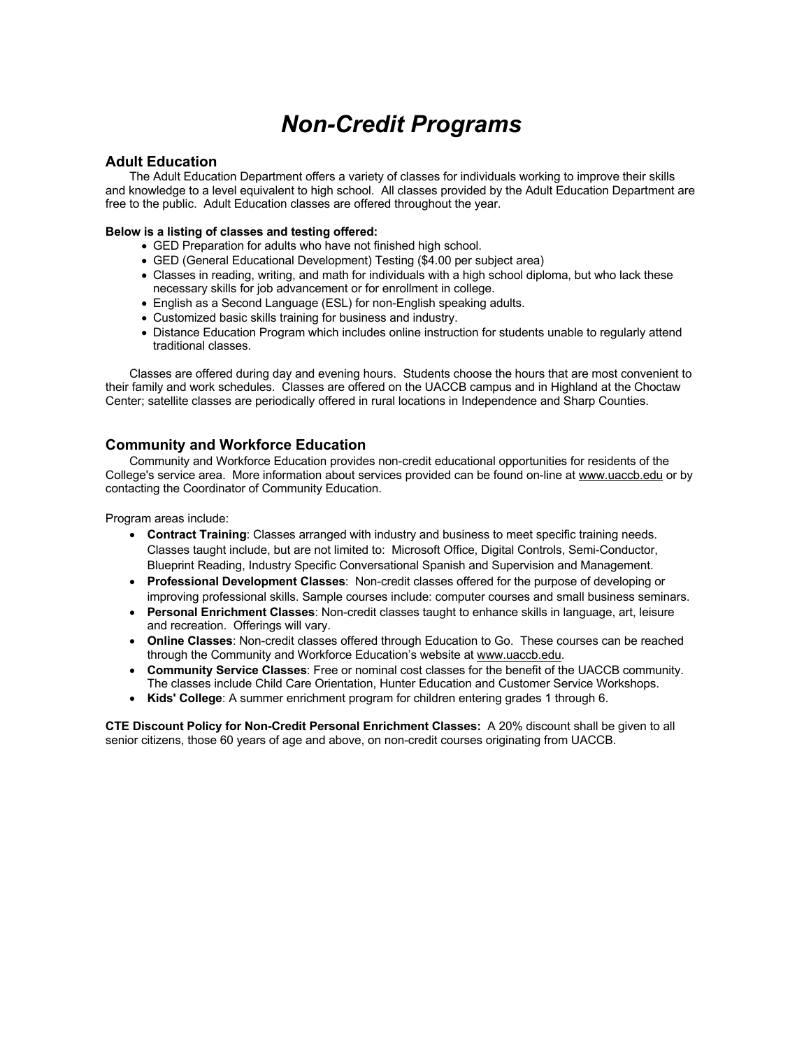# *Non-Credit Programs*

## Adult Education

The Adult Education Department offers a variety of classes for individuals working to improve their skills and knowledge to a level equivalent to high school. All classes provided by the Adult Education Department are free to the public. Adult Education classes are offered throughout the year.

**Below is a listing of classes and testing offered:**

- GED Preparation for adults who have not finished high school.
- GED (General Educational Development) Testing ($4.00 per subject area)
- Classes in reading, writing, and math for individuals with a high school diploma, but who lack these necessary skills for job advancement or for enrollment in college.
- English as a Second Language (ESL) for non-English speaking adults.
- Customized basic skills training for business and industry.
- Distance Education Program which includes online instruction for students unable to regularly attend traditional classes.

Classes are offered during day and evening hours. Students choose the hours that are most convenient to their family and work schedules. Classes are offered on the UACCB campus and in Highland at the Choctaw Center; satellite classes are periodically offered in rural locations in Independence and Sharp Counties.

## Community and Workforce Education

Community and Workforce Education provides non-credit educational opportunities for residents of the College's service area. More information about services provided can be found on-line at www.uaccb.edu or by contacting the Coordinator of Community Education.

Program areas include:

- **Contract Training**: Classes arranged with industry and business to meet specific training needs. Classes taught include, but are not limited to: Microsoft Office, Digital Controls, Semi-Conductor, Blueprint Reading, Industry Specific Conversational Spanish and Supervision and Management.
- **Professional Development Classes**: Non-credit classes offered for the purpose of developing or improving professional skills. Sample courses include: computer courses and small business seminars.
- **Personal Enrichment Classes**: Non-credit classes taught to enhance skills in language, art, leisure and recreation. Offerings will vary.
- **Online Classes**: Non-credit classes offered through Education to Go. These courses can be reached through the Community and Workforce Education's website at www.uaccb.edu.
- **Community Service Classes**: Free or nominal cost classes for the benefit of the UACCB community. The classes include Child Care Orientation, Hunter Education and Customer Service Workshops.
- **Kids' College**: A summer enrichment program for children entering grades 1 through 6.

**CTE Discount Policy for Non-Credit Personal Enrichment Classes:** A 20% discount shall be given to all senior citizens, those 60 years of age and above, on non-credit courses originating from UACCB.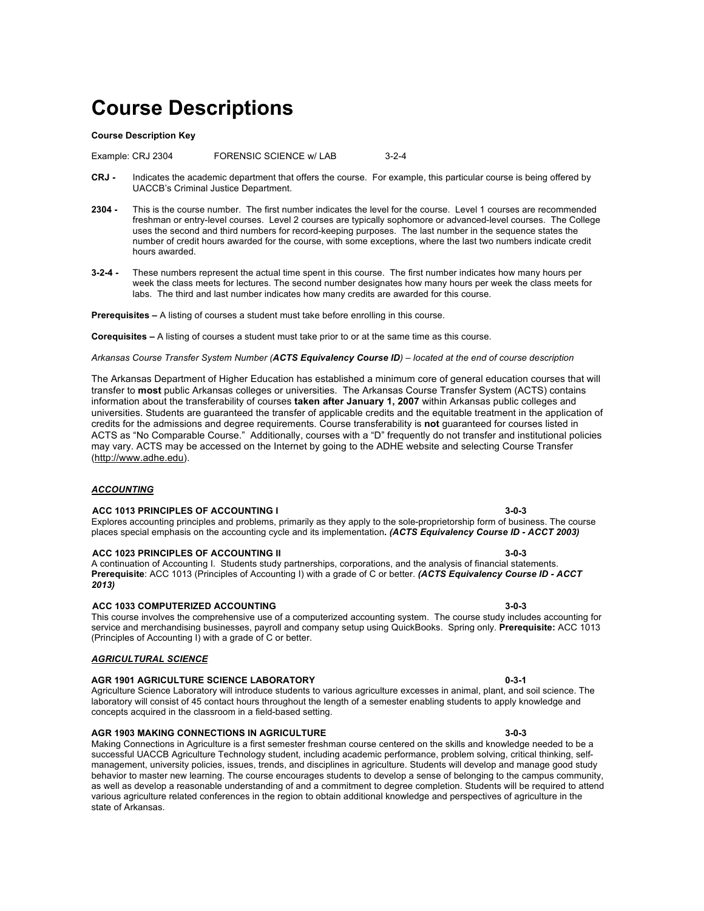# Course Descriptions

**Course Description Key**

Example: CRJ 2304 FORENSIC SCIENCE w/ LAB 3-2-4

**CRJ -** Indicates the academic department that offers the course. For example, this particular course is being offered by UACCB's Criminal Justice Department.

**2304 -** This is the course number. The first number indicates the level for the course. Level 1 courses are recommended freshman or entry-level courses. Level 2 courses are typically sophomore or advanced-level courses. The College uses the second and third numbers for record-keeping purposes. The last number in the sequence states the number of credit hours awarded for the course, with some exceptions, where the last two numbers indicate credit hours awarded.

**3-2-4 -** These numbers represent the actual time spent in this course. The first number indicates how many hours per week the class meets for lectures. The second number designates how many hours per week the class meets for labs. The third and last number indicates how many credits are awarded for this course.

**Prerequisites –** A listing of courses a student must take before enrolling in this course.

**Corequisites –** A listing of courses a student must take prior to or at the same time as this course.

*Arkansas Course Transfer System Number (**ACTS Equivalency Course ID**) – located at the end of course description*

The Arkansas Department of Higher Education has established a minimum core of general education courses that will transfer to **most** public Arkansas colleges or universities. The Arkansas Course Transfer System (ACTS) contains information about the transferability of courses **taken after January 1, 2007** within Arkansas public colleges and universities. Students are guaranteed the transfer of applicable credits and the equitable treatment in the application of credits for the admissions and degree requirements. Course transferability is **not** guaranteed for courses listed in ACTS as "No Comparable Course." Additionally, courses with a "D" frequently do not transfer and institutional policies may vary. ACTS may be accessed on the Internet by going to the ADHE website and selecting Course Transfer (http://www.adhe.edu).

***ACCOUNTING***

**ACC 1013 PRINCIPLES OF ACCOUNTING I 3-0-3**
Explores accounting principles and problems, primarily as they apply to the sole-proprietorship form of business. The course places special emphasis on the accounting cycle and its implementation**.** ***(ACTS Equivalency Course ID - ACCT 2003)***

**ACC 1023 PRINCIPLES OF ACCOUNTING II 3-0-3**
A continuation of Accounting I. Students study partnerships, corporations, and the analysis of financial statements. **Prerequisite**: ACC 1013 (Principles of Accounting I) with a grade of C or better. ***(ACTS Equivalency Course ID - ACCT 2013)***

**ACC 1033 COMPUTERIZED ACCOUNTING 3-0-3**
This course involves the comprehensive use of a computerized accounting system. The course study includes accounting for service and merchandising businesses, payroll and company setup using QuickBooks. Spring only. **Prerequisite:** ACC 1013 (Principles of Accounting I) with a grade of C or better.

***AGRICULTURAL SCIENCE***

**AGR 1901 AGRICULTURE SCIENCE LABORATORY 0-3-1**
Agriculture Science Laboratory will introduce students to various agriculture excesses in animal, plant, and soil science. The laboratory will consist of 45 contact hours throughout the length of a semester enabling students to apply knowledge and concepts acquired in the classroom in a field-based setting.

**AGR 1903 MAKING CONNECTIONS IN AGRICULTURE 3-0-3**
Making Connections in Agriculture is a first semester freshman course centered on the skills and knowledge needed to be a successful UACCB Agriculture Technology student, including academic performance, problem solving, critical thinking, self-management, university policies, issues, trends, and disciplines in agriculture. Students will develop and manage good study behavior to master new learning. The course encourages students to develop a sense of belonging to the campus community, as well as develop a reasonable understanding of and a commitment to degree completion. Students will be required to attend various agriculture related conferences in the region to obtain additional knowledge and perspectives of agriculture in the state of Arkansas.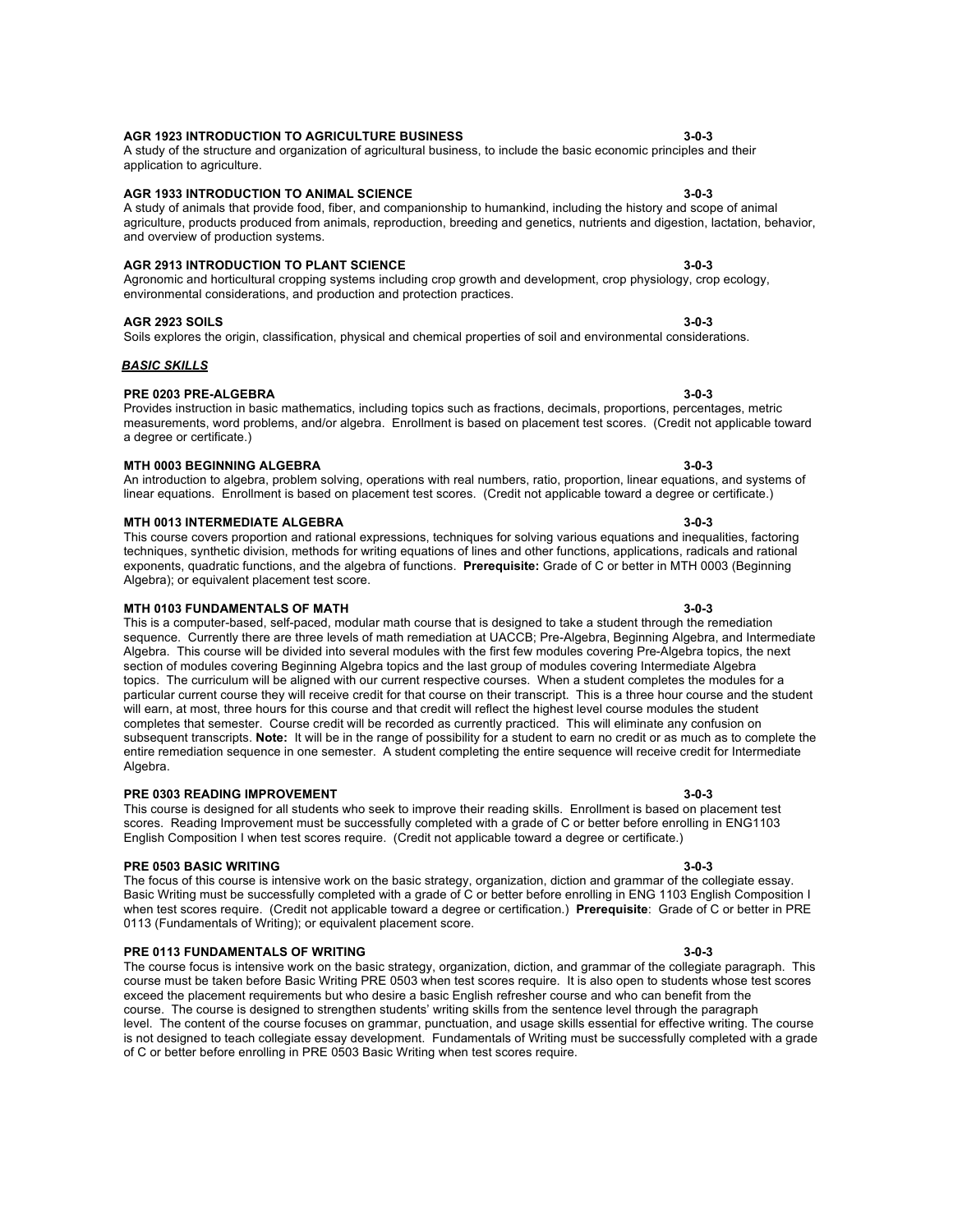**AGR 1923 INTRODUCTION TO AGRICULTURE BUSINESS** **3-0-3**
A study of the structure and organization of agricultural business, to include the basic economic principles and their application to agriculture.

**AGR 1933 INTRODUCTION TO ANIMAL SCIENCE** **3-0-3**
A study of animals that provide food, fiber, and companionship to humankind, including the history and scope of animal agriculture, products produced from animals, reproduction, breeding and genetics, nutrients and digestion, lactation, behavior, and overview of production systems.

**AGR 2913 INTRODUCTION TO PLANT SCIENCE** **3-0-3**
Agronomic and horticultural cropping systems including crop growth and development, crop physiology, crop ecology, environmental considerations, and production and protection practices.

**AGR 2923 SOILS** **3-0-3**
Soils explores the origin, classification, physical and chemical properties of soil and environmental considerations.

***BASIC SKILLS***

**PRE 0203 PRE-ALGEBRA** **3-0-3**
Provides instruction in basic mathematics, including topics such as fractions, decimals, proportions, percentages, metric measurements, word problems, and/or algebra. Enrollment is based on placement test scores. (Credit not applicable toward a degree or certificate.)

**MTH 0003 BEGINNING ALGEBRA** **3-0-3**
An introduction to algebra, problem solving, operations with real numbers, ratio, proportion, linear equations, and systems of linear equations. Enrollment is based on placement test scores. (Credit not applicable toward a degree or certificate.)

**MTH 0013 INTERMEDIATE ALGEBRA** **3-0-3**
This course covers proportion and rational expressions, techniques for solving various equations and inequalities, factoring techniques, synthetic division, methods for writing equations of lines and other functions, applications, radicals and rational exponents, quadratic functions, and the algebra of functions. **Prerequisite:** Grade of C or better in MTH 0003 (Beginning Algebra); or equivalent placement test score.

**MTH 0103 FUNDAMENTALS OF MATH** **3-0-3**
This is a computer-based, self-paced, modular math course that is designed to take a student through the remediation sequence. Currently there are three levels of math remediation at UACCB; Pre-Algebra, Beginning Algebra, and Intermediate Algebra. This course will be divided into several modules with the first few modules covering Pre-Algebra topics, the next section of modules covering Beginning Algebra topics and the last group of modules covering Intermediate Algebra topics. The curriculum will be aligned with our current respective courses. When a student completes the modules for a particular current course they will receive credit for that course on their transcript. This is a three hour course and the student will earn, at most, three hours for this course and that credit will reflect the highest level course modules the student completes that semester. Course credit will be recorded as currently practiced. This will eliminate any confusion on subsequent transcripts. **Note:** It will be in the range of possibility for a student to earn no credit or as much as to complete the entire remediation sequence in one semester. A student completing the entire sequence will receive credit for Intermediate Algebra.

**PRE 0303 READING IMPROVEMENT** **3-0-3**
This course is designed for all students who seek to improve their reading skills. Enrollment is based on placement test scores. Reading Improvement must be successfully completed with a grade of C or better before enrolling in ENG1103 English Composition I when test scores require. (Credit not applicable toward a degree or certificate.)

**PRE 0503 BASIC WRITING** **3-0-3**
The focus of this course is intensive work on the basic strategy, organization, diction and grammar of the collegiate essay. Basic Writing must be successfully completed with a grade of C or better before enrolling in ENG 1103 English Composition I when test scores require. (Credit not applicable toward a degree or certification.) **Prerequisite**: Grade of C or better in PRE 0113 (Fundamentals of Writing); or equivalent placement score.

**PRE 0113 FUNDAMENTALS OF WRITING** **3-0-3**
The course focus is intensive work on the basic strategy, organization, diction, and grammar of the collegiate paragraph. This course must be taken before Basic Writing PRE 0503 when test scores require. It is also open to students whose test scores exceed the placement requirements but who desire a basic English refresher course and who can benefit from the course. The course is designed to strengthen students' writing skills from the sentence level through the paragraph level. The content of the course focuses on grammar, punctuation, and usage skills essential for effective writing. The course is not designed to teach collegiate essay development. Fundamentals of Writing must be successfully completed with a grade of C or better before enrolling in PRE 0503 Basic Writing when test scores require.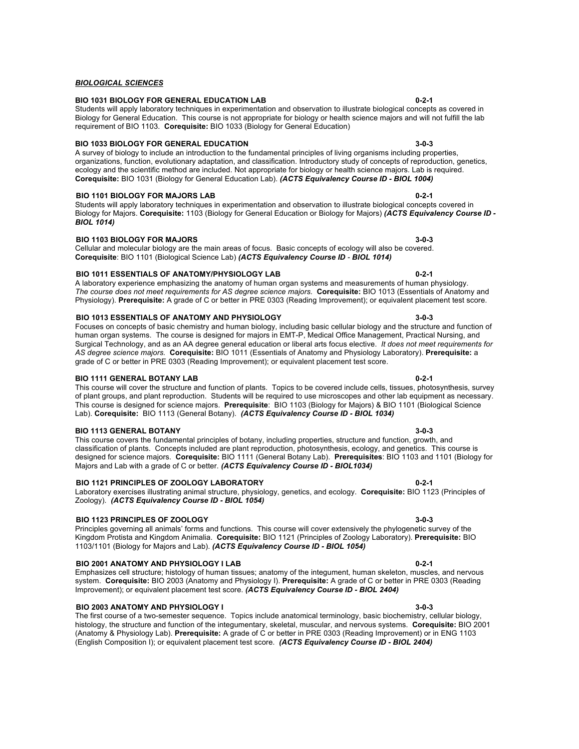***BIOLOGICAL SCIENCES***

**BIO 1031 BIOLOGY FOR GENERAL EDUCATION LAB 0-2-1**
Students will apply laboratory techniques in experimentation and observation to illustrate biological concepts as covered in Biology for General Education. This course is not appropriate for biology or health science majors and will not fulfill the lab requirement of BIO 1103. **Corequisite:** BIO 1033 (Biology for General Education)

**BIO 1033 BIOLOGY FOR GENERAL EDUCATION 3-0-3**
A survey of biology to include an introduction to the fundamental principles of living organisms including properties, organizations, function, evolutionary adaptation, and classification. Introductory study of concepts of reproduction, genetics, ecology and the scientific method are included. Not appropriate for biology or health science majors. Lab is required. **Corequisite:** BIO 1031 (Biology for General Education Lab). ***(ACTS Equivalency Course ID - BIOL 1004)***

**BIO 1101 BIOLOGY FOR MAJORS LAB 0-2-1**
Students will apply laboratory techniques in experimentation and observation to illustrate biological concepts covered in Biology for Majors. **Corequisite:** 1103 (Biology for General Education or Biology for Majors) ***(ACTS Equivalency Course ID - BIOL 1014)***

**BIO 1103 BIOLOGY FOR MAJORS 3-0-3**
Cellular and molecular biology are the main areas of focus. Basic concepts of ecology will also be covered. **Corequisite**: BIO 1101 (Biological Science Lab) ***(ACTS Equivalency Course ID - BIOL 1014)***

**BIO 1011 ESSENTIALS OF ANATOMY/PHYSIOLOGY LAB 0-2-1**
A laboratory experience emphasizing the anatomy of human organ systems and measurements of human physiology. *The course does not meet requirements for AS degree science majors.* **Corequisite:** BIO 1013 (Essentials of Anatomy and Physiology). **Prerequisite:** A grade of C or better in PRE 0303 (Reading Improvement); or equivalent placement test score.

**BIO 1013 ESSENTIALS OF ANATOMY AND PHYSIOLOGY 3-0-3**
Focuses on concepts of basic chemistry and human biology, including basic cellular biology and the structure and function of human organ systems. The course is designed for majors in EMT-P, Medical Office Management, Practical Nursing, and Surgical Technology, and as an AA degree general education or liberal arts focus elective. *It does not meet requirements for AS degree science majors.* **Corequisite:** BIO 1011 (Essentials of Anatomy and Physiology Laboratory). **Prerequisite:** a grade of C or better in PRE 0303 (Reading Improvement); or equivalent placement test score.

**BIO 1111 GENERAL BOTANY LAB 0-2-1**
This course will cover the structure and function of plants. Topics to be covered include cells, tissues, photosynthesis, survey of plant groups, and plant reproduction. Students will be required to use microscopes and other lab equipment as necessary. This course is designed for science majors. **Prerequisite**: BIO 1103 (Biology for Majors) & BIO 1101 (Biological Science Lab). **Corequisite:** BIO 1113 (General Botany). ***(ACTS Equivalency Course ID - BIOL 1034)***

**BIO 1113 GENERAL BOTANY 3-0-3**
This course covers the fundamental principles of botany, including properties, structure and function, growth, and classification of plants. Concepts included are plant reproduction, photosynthesis, ecology, and genetics. This course is designed for science majors. **Corequisite:** BIO 1111 (General Botany Lab). **Prerequisites**: BIO 1103 and 1101 (Biology for Majors and Lab with a grade of C or better. ***(ACTS Equivalency Course ID - BIOL1034)***

**BIO 1121 PRINCIPLES OF ZOOLOGY LABORATORY 0-2-1**
Laboratory exercises illustrating animal structure, physiology, genetics, and ecology. **Corequisite:** BIO 1123 (Principles of Zoology). ***(ACTS Equivalency Course ID - BIOL 1054)***

**BIO 1123 PRINCIPLES OF ZOOLOGY 3-0-3**
Principles governing all animals' forms and functions. This course will cover extensively the phylogenetic survey of the Kingdom Protista and Kingdom Animalia. **Corequisite:** BIO 1121 (Principles of Zoology Laboratory). **Prerequisite:** BIO 1103/1101 (Biology for Majors and Lab). ***(ACTS Equivalency Course ID - BIOL 1054)***

**BIO 2001 ANATOMY AND PHYSIOLOGY I LAB 0-2-1**
Emphasizes cell structure; histology of human tissues; anatomy of the integument, human skeleton, muscles, and nervous system. **Corequisite:** BIO 2003 (Anatomy and Physiology I). **Prerequisite:** A grade of C or better in PRE 0303 (Reading Improvement); or equivalent placement test score. ***(ACTS Equivalency Course ID - BIOL 2404)***

**BIO 2003 ANATOMY AND PHYSIOLOGY I 3-0-3**
The first course of a two-semester sequence. Topics include anatomical terminology, basic biochemistry, cellular biology, histology, the structure and function of the integumentary, skeletal, muscular, and nervous systems. **Corequisite:** BIO 2001 (Anatomy & Physiology Lab). **Prerequisite:** A grade of C or better in PRE 0303 (Reading Improvement) or in ENG 1103 (English Composition I); or equivalent placement test score. ***(ACTS Equivalency Course ID - BIOL 2404)***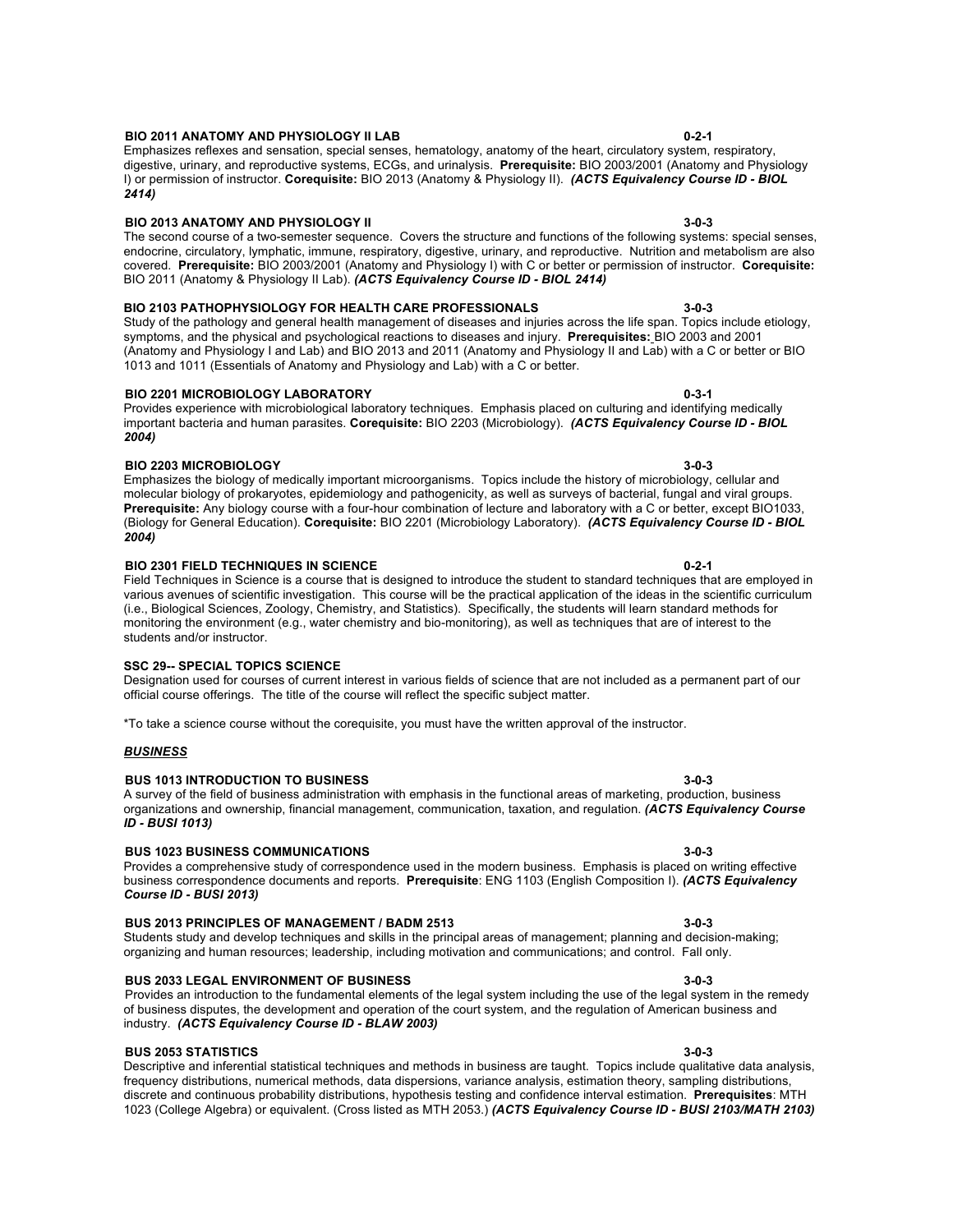**BIO 2011 ANATOMY AND PHYSIOLOGY II LAB** **0-2-1**
Emphasizes reflexes and sensation, special senses, hematology, anatomy of the heart, circulatory system, respiratory, digestive, urinary, and reproductive systems, ECGs, and urinalysis. **Prerequisite:** BIO 2003/2001 (Anatomy and Physiology I) or permission of instructor. **Corequisite:** BIO 2013 (Anatomy & Physiology II). ***(ACTS Equivalency Course ID - BIOL 2414)***

**BIO 2013 ANATOMY AND PHYSIOLOGY II** **3-0-3**
The second course of a two-semester sequence. Covers the structure and functions of the following systems: special senses, endocrine, circulatory, lymphatic, immune, respiratory, digestive, urinary, and reproductive. Nutrition and metabolism are also covered. **Prerequisite:** BIO 2003/2001 (Anatomy and Physiology I) with C or better or permission of instructor. **Corequisite:** BIO 2011 (Anatomy & Physiology II Lab). ***(ACTS Equivalency Course ID - BIOL 2414)***

**BIO 2103 PATHOPHYSIOLOGY FOR HEALTH CARE PROFESSIONALS** **3-0-3**
Study of the pathology and general health management of diseases and injuries across the life span. Topics include etiology, symptoms, and the physical and psychological reactions to diseases and injury. **Prerequisites:** BIO 2003 and 2001 (Anatomy and Physiology I and Lab) and BIO 2013 and 2011 (Anatomy and Physiology II and Lab) with a C or better or BIO 1013 and 1011 (Essentials of Anatomy and Physiology and Lab) with a C or better.

**BIO 2201 MICROBIOLOGY LABORATORY** **0-3-1**
Provides experience with microbiological laboratory techniques. Emphasis placed on culturing and identifying medically important bacteria and human parasites. **Corequisite:** BIO 2203 (Microbiology). ***(ACTS Equivalency Course ID - BIOL 2004)***

**BIO 2203 MICROBIOLOGY** **3-0-3**
Emphasizes the biology of medically important microorganisms. Topics include the history of microbiology, cellular and molecular biology of prokaryotes, epidemiology and pathogenicity, as well as surveys of bacterial, fungal and viral groups. **Prerequisite:** Any biology course with a four-hour combination of lecture and laboratory with a C or better, except BIO1033, (Biology for General Education). **Corequisite:** BIO 2201 (Microbiology Laboratory). ***(ACTS Equivalency Course ID - BIOL 2004)***

**BIO 2301 FIELD TECHNIQUES IN SCIENCE** **0-2-1**
Field Techniques in Science is a course that is designed to introduce the student to standard techniques that are employed in various avenues of scientific investigation. This course will be the practical application of the ideas in the scientific curriculum (i.e., Biological Sciences, Zoology, Chemistry, and Statistics). Specifically, the students will learn standard methods for monitoring the environment (e.g., water chemistry and bio-monitoring), as well as techniques that are of interest to the students and/or instructor.

**SSC 29-- SPECIAL TOPICS SCIENCE**
Designation used for courses of current interest in various fields of science that are not included as a permanent part of our official course offerings. The title of the course will reflect the specific subject matter.

*To take a science course without the corequisite, you must have the written approval of the instructor.

***BUSINESS***

**BUS 1013 INTRODUCTION TO BUSINESS** **3-0-3**
A survey of the field of business administration with emphasis in the functional areas of marketing, production, business organizations and ownership, financial management, communication, taxation, and regulation. ***(ACTS Equivalency Course ID - BUSI 1013)***

**BUS 1023 BUSINESS COMMUNICATIONS** **3-0-3**
Provides a comprehensive study of correspondence used in the modern business. Emphasis is placed on writing effective business correspondence documents and reports. **Prerequisite**: ENG 1103 (English Composition I). ***(ACTS Equivalency Course ID - BUSI 2013)***

**BUS 2013 PRINCIPLES OF MANAGEMENT / BADM 2513** **3-0-3**
Students study and develop techniques and skills in the principal areas of management; planning and decision-making; organizing and human resources; leadership, including motivation and communications; and control. Fall only.

**BUS 2033 LEGAL ENVIRONMENT OF BUSINESS** **3-0-3**
Provides an introduction to the fundamental elements of the legal system including the use of the legal system in the remedy of business disputes, the development and operation of the court system, and the regulation of American business and industry. ***(ACTS Equivalency Course ID - BLAW 2003)***

**BUS 2053 STATISTICS** **3-0-3**
Descriptive and inferential statistical techniques and methods in business are taught. Topics include qualitative data analysis, frequency distributions, numerical methods, data dispersions, variance analysis, estimation theory, sampling distributions, discrete and continuous probability distributions, hypothesis testing and confidence interval estimation. **Prerequisites**: MTH 1023 (College Algebra) or equivalent. (Cross listed as MTH 2053.) ***(ACTS Equivalency Course ID - BUSI 2103/MATH 2103)***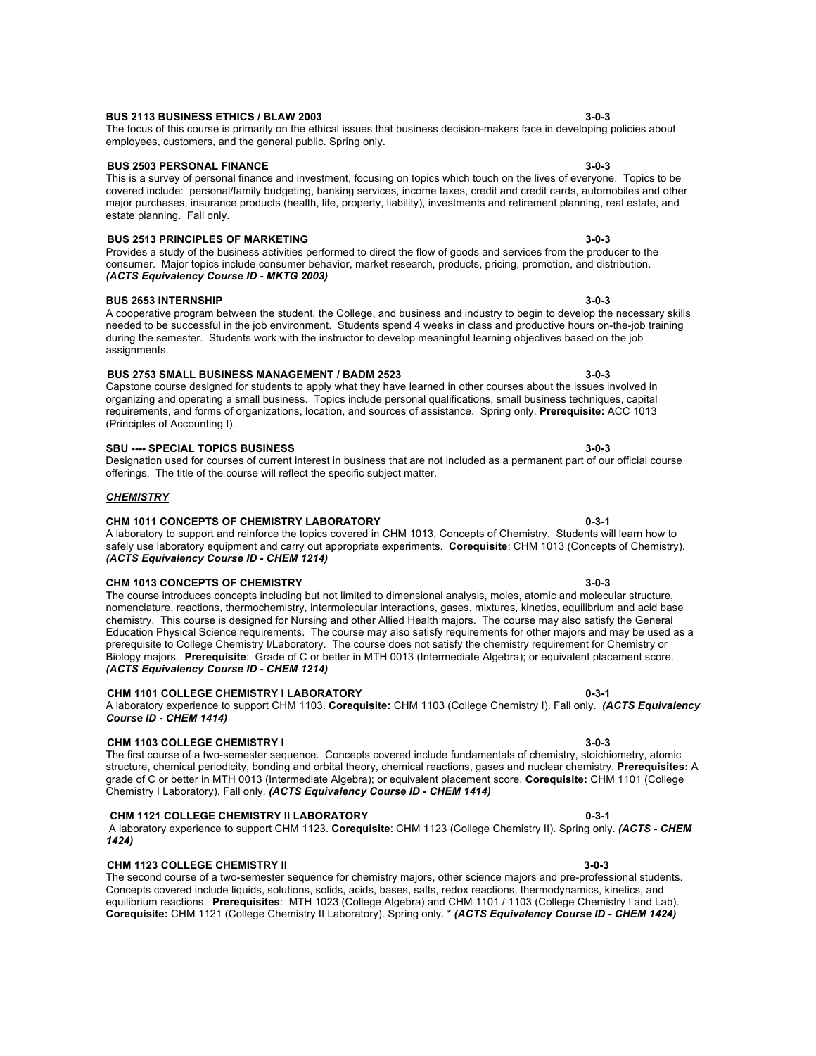**BUS 2113 BUSINESS ETHICS / BLAW 2003 3-0-3**
The focus of this course is primarily on the ethical issues that business decision-makers face in developing policies about employees, customers, and the general public. Spring only.

**BUS 2503 PERSONAL FINANCE 3-0-3**
This is a survey of personal finance and investment, focusing on topics which touch on the lives of everyone. Topics to be covered include: personal/family budgeting, banking services, income taxes, credit and credit cards, automobiles and other major purchases, insurance products (health, life, property, liability), investments and retirement planning, real estate, and estate planning. Fall only.

**BUS 2513 PRINCIPLES OF MARKETING 3-0-3**
Provides a study of the business activities performed to direct the flow of goods and services from the producer to the consumer. Major topics include consumer behavior, market research, products, pricing, promotion, and distribution. ***(ACTS Equivalency Course ID - MKTG 2003)***

**BUS 2653 INTERNSHIP 3-0-3**
A cooperative program between the student, the College, and business and industry to begin to develop the necessary skills needed to be successful in the job environment. Students spend 4 weeks in class and productive hours on-the-job training during the semester. Students work with the instructor to develop meaningful learning objectives based on the job assignments.

**BUS 2753 SMALL BUSINESS MANAGEMENT / BADM 2523 3-0-3**
Capstone course designed for students to apply what they have learned in other courses about the issues involved in organizing and operating a small business. Topics include personal qualifications, small business techniques, capital requirements, and forms of organizations, location, and sources of assistance. Spring only. **Prerequisite:** ACC 1013 (Principles of Accounting I).

**SBU ---- SPECIAL TOPICS BUSINESS 3-0-3**
Designation used for courses of current interest in business that are not included as a permanent part of our official course offerings. The title of the course will reflect the specific subject matter.

***CHEMISTRY***

**CHM 1011 CONCEPTS OF CHEMISTRY LABORATORY 0-3-1**
A laboratory to support and reinforce the topics covered in CHM 1013, Concepts of Chemistry. Students will learn how to safely use laboratory equipment and carry out appropriate experiments. **Corequisite**: CHM 1013 (Concepts of Chemistry). ***(ACTS Equivalency Course ID - CHEM 1214)***

**CHM 1013 CONCEPTS OF CHEMISTRY 3-0-3**
The course introduces concepts including but not limited to dimensional analysis, moles, atomic and molecular structure, nomenclature, reactions, thermochemistry, intermolecular interactions, gases, mixtures, kinetics, equilibrium and acid base chemistry. This course is designed for Nursing and other Allied Health majors. The course may also satisfy the General Education Physical Science requirements. The course may also satisfy requirements for other majors and may be used as a prerequisite to College Chemistry I/Laboratory. The course does not satisfy the chemistry requirement for Chemistry or Biology majors. **Prerequisite**: Grade of C or better in MTH 0013 (Intermediate Algebra); or equivalent placement score. ***(ACTS Equivalency Course ID - CHEM 1214)***

**CHM 1101 COLLEGE CHEMISTRY I LABORATORY 0-3-1**
A laboratory experience to support CHM 1103. **Corequisite:** CHM 1103 (College Chemistry I). Fall only. ***(ACTS Equivalency Course ID - CHEM 1414)***

**CHM 1103 COLLEGE CHEMISTRY I 3-0-3**
The first course of a two-semester sequence. Concepts covered include fundamentals of chemistry, stoichiometry, atomic structure, chemical periodicity, bonding and orbital theory, chemical reactions, gases and nuclear chemistry. **Prerequisites:** A grade of C or better in MTH 0013 (Intermediate Algebra); or equivalent placement score. **Corequisite:** CHM 1101 (College Chemistry I Laboratory). Fall only. ***(ACTS Equivalency Course ID - CHEM 1414)***

**CHM 1121 COLLEGE CHEMISTRY II LABORATORY 0-3-1**
A laboratory experience to support CHM 1123. **Corequisite**: CHM 1123 (College Chemistry II). Spring only. ***(ACTS - CHEM 1424)***

**CHM 1123 COLLEGE CHEMISTRY II 3-0-3**
The second course of a two-semester sequence for chemistry majors, other science majors and pre-professional students. Concepts covered include liquids, solutions, solids, acids, bases, salts, redox reactions, thermodynamics, kinetics, and equilibrium reactions. **Prerequisites**: MTH 1023 (College Algebra) and CHM 1101 / 1103 (College Chemistry I and Lab). **Corequisite:** CHM 1121 (College Chemistry II Laboratory). Spring only. * ***(ACTS Equivalency Course ID - CHEM 1424)***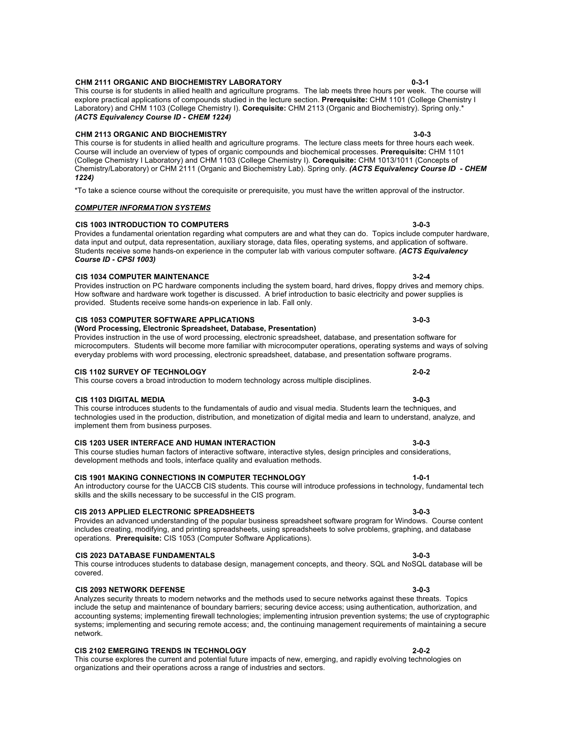**CHM 2111 ORGANIC AND BIOCHEMISTRY LABORATORY** **0-3-1**
This course is for students in allied health and agriculture programs. The lab meets three hours per week. The course will explore practical applications of compounds studied in the lecture section. **Prerequisite:** CHM 1101 (College Chemistry I Laboratory) and CHM 1103 (College Chemistry I). **Corequisite:** CHM 2113 (Organic and Biochemistry). Spring only.* ***(ACTS Equivalency Course ID - CHEM 1224)***

**CHM 2113 ORGANIC AND BIOCHEMISTRY** **3-0-3**
This course is for students in allied health and agriculture programs. The lecture class meets for three hours each week. Course will include an overview of types of organic compounds and biochemical processes. **Prerequisite:** CHM 1101 (College Chemistry I Laboratory) and CHM 1103 (College Chemistry I). **Corequisite:** CHM 1013/1011 (Concepts of Chemistry/Laboratory) or CHM 2111 (Organic and Biochemistry Lab). Spring only. ***(ACTS Equivalency Course ID - CHEM 1224)***

*To take a science course without the corequisite or prerequisite, you must have the written approval of the instructor.

***COMPUTER INFORMATION SYSTEMS***

**CIS 1003 INTRODUCTION TO COMPUTERS** **3-0-3**
Provides a fundamental orientation regarding what computers are and what they can do. Topics include computer hardware, data input and output, data representation, auxiliary storage, data files, operating systems, and application of software. Students receive some hands-on experience in the computer lab with various computer software. ***(ACTS Equivalency Course ID - CPSI 1003)***

**CIS 1034 COMPUTER MAINTENANCE** **3-2-4**
Provides instruction on PC hardware components including the system board, hard drives, floppy drives and memory chips. How software and hardware work together is discussed. A brief introduction to basic electricity and power supplies is provided. Students receive some hands-on experience in lab. Fall only.

**CIS 1053 COMPUTER SOFTWARE APPLICATIONS** **3-0-3**
**(Word Processing, Electronic Spreadsheet, Database, Presentation)**
Provides instruction in the use of word processing, electronic spreadsheet, database, and presentation software for microcomputers. Students will become more familiar with microcomputer operations, operating systems and ways of solving everyday problems with word processing, electronic spreadsheet, database, and presentation software programs.

**CIS 1102 SURVEY OF TECHNOLOGY** **2-0-2**
This course covers a broad introduction to modern technology across multiple disciplines.

**CIS 1103 DIGITAL MEDIA** **3-0-3**
This course introduces students to the fundamentals of audio and visual media. Students learn the techniques, and technologies used in the production, distribution, and monetization of digital media and learn to understand, analyze, and implement them from business purposes.

**CIS 1203 USER INTERFACE AND HUMAN INTERACTION** **3-0-3**
This course studies human factors of interactive software, interactive styles, design principles and considerations, development methods and tools, interface quality and evaluation methods.

**CIS 1901 MAKING CONNECTIONS IN COMPUTER TECHNOLOGY** **1-0-1**
An introductory course for the UACCB CIS students. This course will introduce professions in technology, fundamental tech skills and the skills necessary to be successful in the CIS program.

**CIS 2013 APPLIED ELECTRONIC SPREADSHEETS** **3-0-3**
Provides an advanced understanding of the popular business spreadsheet software program for Windows. Course content includes creating, modifying, and printing spreadsheets, using spreadsheets to solve problems, graphing, and database operations. **Prerequisite:** CIS 1053 (Computer Software Applications).

**CIS 2023 DATABASE FUNDAMENTALS** **3-0-3**
This course introduces students to database design, management concepts, and theory. SQL and NoSQL database will be covered.

**CIS 2093 NETWORK DEFENSE** **3-0-3**
Analyzes security threats to modern networks and the methods used to secure networks against these threats. Topics include the setup and maintenance of boundary barriers; securing device access; using authentication, authorization, and accounting systems; implementing firewall technologies; implementing intrusion prevention systems; the use of cryptographic systems; implementing and securing remote access; and, the continuing management requirements of maintaining a secure network.

**CIS 2102 EMERGING TRENDS IN TECHNOLOGY** **2-0-2**
This course explores the current and potential future impacts of new, emerging, and rapidly evolving technologies on organizations and their operations across a range of industries and sectors.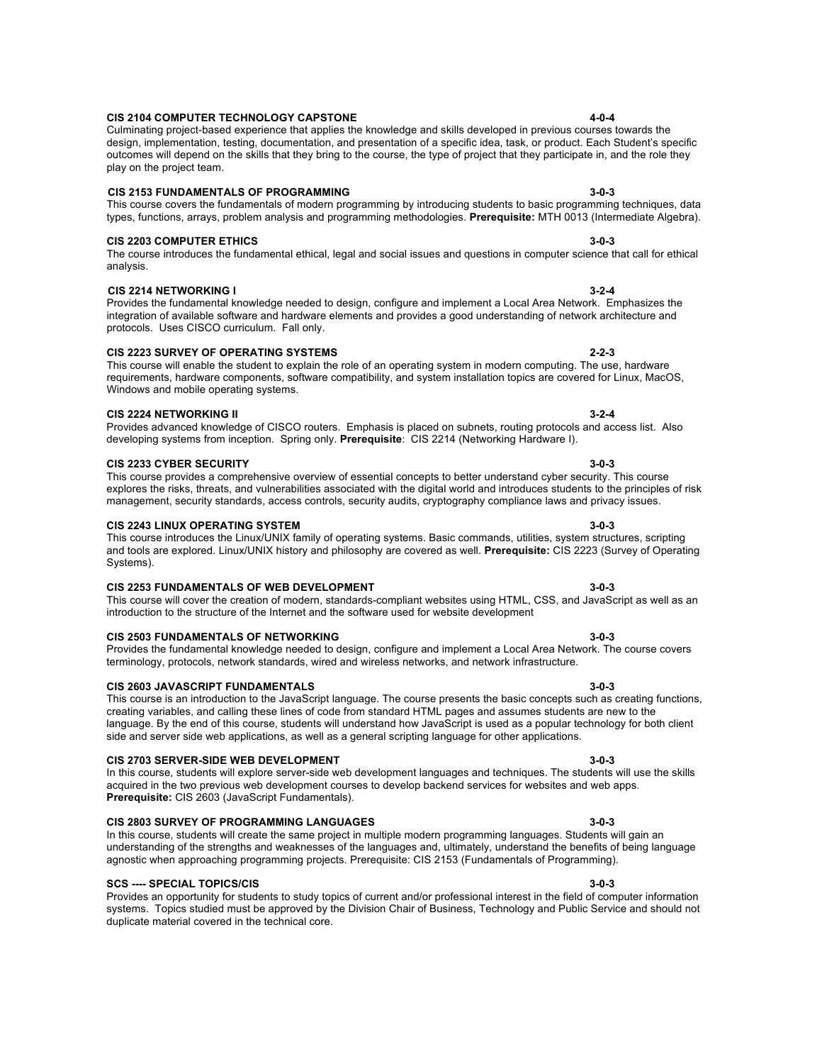**CIS 2104 COMPUTER TECHNOLOGY CAPSTONE** **4-0-4**
Culminating project-based experience that applies the knowledge and skills developed in previous courses towards the design, implementation, testing, documentation, and presentation of a specific idea, task, or product. Each Student's specific outcomes will depend on the skills that they bring to the course, the type of project that they participate in, and the role they play on the project team.

**CIS 2153 FUNDAMENTALS OF PROGRAMMING** **3-0-3**
This course covers the fundamentals of modern programming by introducing students to basic programming techniques, data types, functions, arrays, problem analysis and programming methodologies. **Prerequisite:** MTH 0013 (Intermediate Algebra).

**CIS 2203 COMPUTER ETHICS** **3-0-3**
The course introduces the fundamental ethical, legal and social issues and questions in computer science that call for ethical analysis.

**CIS 2214 NETWORKING I** **3-2-4**
Provides the fundamental knowledge needed to design, configure and implement a Local Area Network. Emphasizes the integration of available software and hardware elements and provides a good understanding of network architecture and protocols. Uses CISCO curriculum. Fall only.

**CIS 2223 SURVEY OF OPERATING SYSTEMS** **2-2-3**
This course will enable the student to explain the role of an operating system in modern computing. The use, hardware requirements, hardware components, software compatibility, and system installation topics are covered for Linux, MacOS, Windows and mobile operating systems.

**CIS 2224 NETWORKING II** **3-2-4**
Provides advanced knowledge of CISCO routers. Emphasis is placed on subnets, routing protocols and access list. Also developing systems from inception. Spring only. **Prerequisite**: CIS 2214 (Networking Hardware I).

**CIS 2233 CYBER SECURITY** **3-0-3**
This course provides a comprehensive overview of essential concepts to better understand cyber security. This course explores the risks, threats, and vulnerabilities associated with the digital world and introduces students to the principles of risk management, security standards, access controls, security audits, cryptography compliance laws and privacy issues.

**CIS 2243 LINUX OPERATING SYSTEM** **3-0-3**
This course introduces the Linux/UNIX family of operating systems. Basic commands, utilities, system structures, scripting and tools are explored. Linux/UNIX history and philosophy are covered as well. **Prerequisite:** CIS 2223 (Survey of Operating Systems).

**CIS 2253 FUNDAMENTALS OF WEB DEVELOPMENT** **3-0-3**
This course will cover the creation of modern, standards-compliant websites using HTML, CSS, and JavaScript as well as an introduction to the structure of the Internet and the software used for website development

**CIS 2503 FUNDAMENTALS OF NETWORKING** **3-0-3**
Provides the fundamental knowledge needed to design, configure and implement a Local Area Network. The course covers terminology, protocols, network standards, wired and wireless networks, and network infrastructure.

**CIS 2603 JAVASCRIPT FUNDAMENTALS** **3-0-3**
This course is an introduction to the JavaScript language. The course presents the basic concepts such as creating functions, creating variables, and calling these lines of code from standard HTML pages and assumes students are new to the language. By the end of this course, students will understand how JavaScript is used as a popular technology for both client side and server side web applications, as well as a general scripting language for other applications.

**CIS 2703 SERVER-SIDE WEB DEVELOPMENT** **3-0-3**
In this course, students will explore server-side web development languages and techniques. The students will use the skills acquired in the two previous web development courses to develop backend services for websites and web apps. **Prerequisite:** CIS 2603 (JavaScript Fundamentals).

**CIS 2803 SURVEY OF PROGRAMMING LANGUAGES** **3-0-3**
In this course, students will create the same project in multiple modern programming languages. Students will gain an understanding of the strengths and weaknesses of the languages and, ultimately, understand the benefits of being language agnostic when approaching programming projects. Prerequisite: CIS 2153 (Fundamentals of Programming).

**SCS ---- SPECIAL TOPICS/CIS** **3-0-3**
Provides an opportunity for students to study topics of current and/or professional interest in the field of computer information systems. Topics studied must be approved by the Division Chair of Business, Technology and Public Service and should not duplicate material covered in the technical core.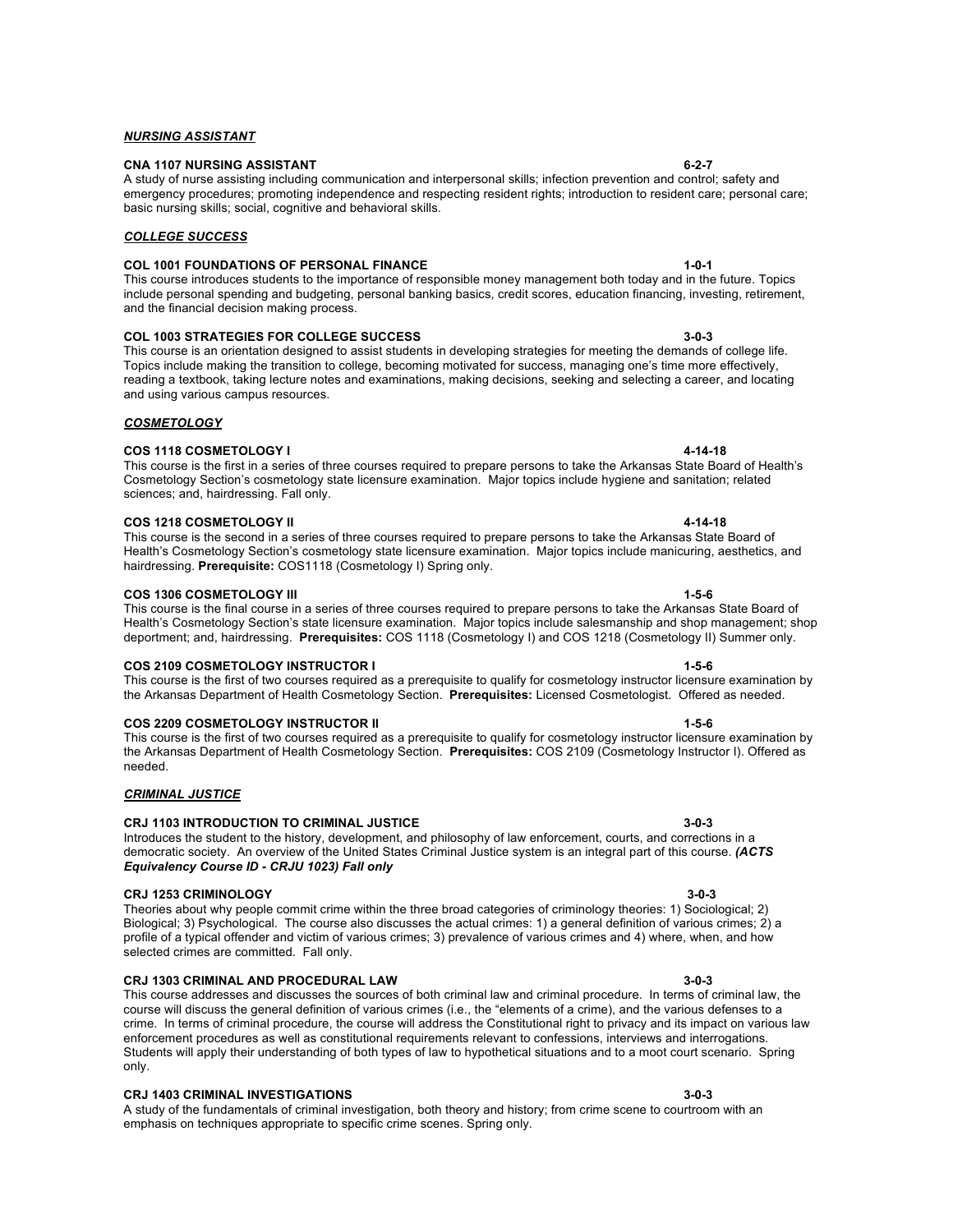***NURSING ASSISTANT***

**CNA 1107 NURSING ASSISTANT 6-2-7**
A study of nurse assisting including communication and interpersonal skills; infection prevention and control; safety and emergency procedures; promoting independence and respecting resident rights; introduction to resident care; personal care; basic nursing skills; social, cognitive and behavioral skills.

***COLLEGE SUCCESS***

**COL 1001 FOUNDATIONS OF PERSONAL FINANCE 1-0-1**
This course introduces students to the importance of responsible money management both today and in the future. Topics include personal spending and budgeting, personal banking basics, credit scores, education financing, investing, retirement, and the financial decision making process.

**COL 1003 STRATEGIES FOR COLLEGE SUCCESS 3-0-3**
This course is an orientation designed to assist students in developing strategies for meeting the demands of college life. Topics include making the transition to college, becoming motivated for success, managing one's time more effectively, reading a textbook, taking lecture notes and examinations, making decisions, seeking and selecting a career, and locating and using various campus resources.

***COSMETOLOGY***

**COS 1118 COSMETOLOGY I 4-14-18**
This course is the first in a series of three courses required to prepare persons to take the Arkansas State Board of Health's Cosmetology Section's cosmetology state licensure examination. Major topics include hygiene and sanitation; related sciences; and, hairdressing. Fall only.

**COS 1218 COSMETOLOGY II 4-14-18**
This course is the second in a series of three courses required to prepare persons to take the Arkansas State Board of Health's Cosmetology Section's cosmetology state licensure examination. Major topics include manicuring, aesthetics, and hairdressing. **Prerequisite:** COS1118 (Cosmetology I) Spring only.

**COS 1306 COSMETOLOGY III 1-5-6**
This course is the final course in a series of three courses required to prepare persons to take the Arkansas State Board of Health's Cosmetology Section's state licensure examination. Major topics include salesmanship and shop management; shop deportment; and, hairdressing. **Prerequisites:** COS 1118 (Cosmetology I) and COS 1218 (Cosmetology II) Summer only.

**COS 2109 COSMETOLOGY INSTRUCTOR I 1-5-6**
This course is the first of two courses required as a prerequisite to qualify for cosmetology instructor licensure examination by the Arkansas Department of Health Cosmetology Section. **Prerequisites:** Licensed Cosmetologist. Offered as needed.

**COS 2209 COSMETOLOGY INSTRUCTOR II 1-5-6**
This course is the first of two courses required as a prerequisite to qualify for cosmetology instructor licensure examination by the Arkansas Department of Health Cosmetology Section. **Prerequisites:** COS 2109 (Cosmetology Instructor I). Offered as needed.

***CRIMINAL JUSTICE***

**CRJ 1103 INTRODUCTION TO CRIMINAL JUSTICE 3-0-3**
Introduces the student to the history, development, and philosophy of law enforcement, courts, and corrections in a democratic society. An overview of the United States Criminal Justice system is an integral part of this course. ***(ACTS Equivalency Course ID - CRJU 1023) Fall only***

**CRJ 1253 CRIMINOLOGY 3-0-3**
Theories about why people commit crime within the three broad categories of criminology theories: 1) Sociological; 2) Biological; 3) Psychological. The course also discusses the actual crimes: 1) a general definition of various crimes; 2) a profile of a typical offender and victim of various crimes; 3) prevalence of various crimes and 4) where, when, and how selected crimes are committed. Fall only.

**CRJ 1303 CRIMINAL AND PROCEDURAL LAW 3-0-3**
This course addresses and discusses the sources of both criminal law and criminal procedure. In terms of criminal law, the course will discuss the general definition of various crimes (i.e., the "elements of a crime), and the various defenses to a crime. In terms of criminal procedure, the course will address the Constitutional right to privacy and its impact on various law enforcement procedures as well as constitutional requirements relevant to confessions, interviews and interrogations. Students will apply their understanding of both types of law to hypothetical situations and to a moot court scenario. Spring only.

**CRJ 1403 CRIMINAL INVESTIGATIONS 3-0-3**
A study of the fundamentals of criminal investigation, both theory and history; from crime scene to courtroom with an emphasis on techniques appropriate to specific crime scenes. Spring only.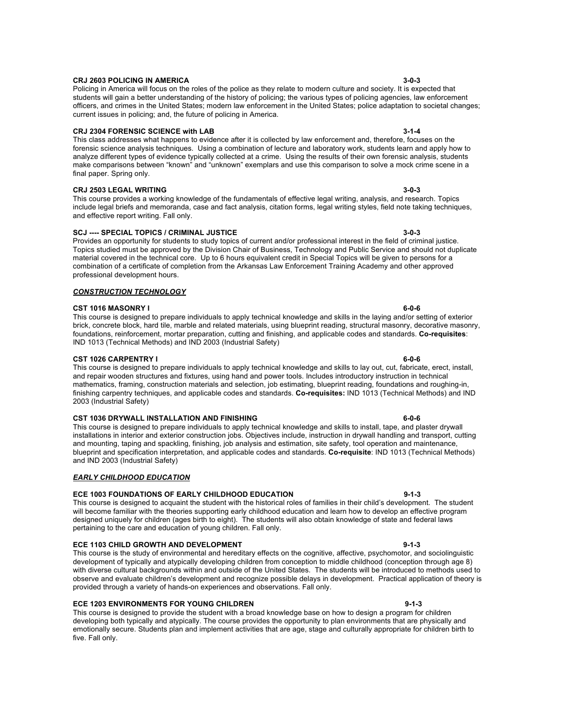**CRJ 2603 POLICING IN AMERICA** **3-0-3**

Policing in America will focus on the roles of the police as they relate to modern culture and society. It is expected that students will gain a better understanding of the history of policing; the various types of policing agencies, law enforcement officers, and crimes in the United States; modern law enforcement in the United States; police adaptation to societal changes; current issues in policing; and, the future of policing in America.

**CRJ 2304 FORENSIC SCIENCE with LAB** **3-1-4**

This class addresses what happens to evidence after it is collected by law enforcement and, therefore, focuses on the forensic science analysis techniques. Using a combination of lecture and laboratory work, students learn and apply how to analyze different types of evidence typically collected at a crime. Using the results of their own forensic analysis, students make comparisons between "known" and "unknown" exemplars and use this comparison to solve a mock crime scene in a final paper. Spring only.

**CRJ 2503 LEGAL WRITING** **3-0-3**

This course provides a working knowledge of the fundamentals of effective legal writing, analysis, and research. Topics include legal briefs and memoranda, case and fact analysis, citation forms, legal writing styles, field note taking techniques, and effective report writing. Fall only.

**SCJ ---- SPECIAL TOPICS / CRIMINAL JUSTICE** **3-0-3**

Provides an opportunity for students to study topics of current and/or professional interest in the field of criminal justice. Topics studied must be approved by the Division Chair of Business, Technology and Public Service and should not duplicate material covered in the technical core. Up to 6 hours equivalent credit in Special Topics will be given to persons for a combination of a certificate of completion from the Arkansas Law Enforcement Training Academy and other approved professional development hours.

***CONSTRUCTION TECHNOLOGY***

**CST 1016 MASONRY I** **6-0-6**

This course is designed to prepare individuals to apply technical knowledge and skills in the laying and/or setting of exterior brick, concrete block, hard tile, marble and related materials, using blueprint reading, structural masonry, decorative masonry, foundations, reinforcement, mortar preparation, cutting and finishing, and applicable codes and standards. **Co-requisites**: IND 1013 (Technical Methods) and IND 2003 (Industrial Safety)

**CST 1026 CARPENTRY I** **6-0-6**

This course is designed to prepare individuals to apply technical knowledge and skills to lay out, cut, fabricate, erect, install, and repair wooden structures and fixtures, using hand and power tools. Includes introductory instruction in technical mathematics, framing, construction materials and selection, job estimating, blueprint reading, foundations and roughing-in, finishing carpentry techniques, and applicable codes and standards. **Co-requisites:** IND 1013 (Technical Methods) and IND 2003 (Industrial Safety)

**CST 1036 DRYWALL INSTALLATION AND FINISHING** **6-0-6**

This course is designed to prepare individuals to apply technical knowledge and skills to install, tape, and plaster drywall installations in interior and exterior construction jobs. Objectives include, instruction in drywall handling and transport, cutting and mounting, taping and spackling, finishing, job analysis and estimation, site safety, tool operation and maintenance, blueprint and specification interpretation, and applicable codes and standards. **Co-requisite**: IND 1013 (Technical Methods) and IND 2003 (Industrial Safety)

***EARLY CHILDHOOD EDUCATION***

**ECE 1003 FOUNDATIONS OF EARLY CHILDHOOD EDUCATION** **9-1-3**

This course is designed to acquaint the student with the historical roles of families in their child's development. The student will become familiar with the theories supporting early childhood education and learn how to develop an effective program designed uniquely for children (ages birth to eight). The students will also obtain knowledge of state and federal laws pertaining to the care and education of young children. Fall only.

**ECE 1103 CHILD GROWTH AND DEVELOPMENT** **9-1-3**

This course is the study of environmental and hereditary effects on the cognitive, affective, psychomotor, and sociolinguistic development of typically and atypically developing children from conception to middle childhood (conception through age 8) with diverse cultural backgrounds within and outside of the United States. The students will be introduced to methods used to observe and evaluate children's development and recognize possible delays in development. Practical application of theory is provided through a variety of hands-on experiences and observations. Fall only.

**ECE 1203 ENVIRONMENTS FOR YOUNG CHILDREN** **9-1-3**

This course is designed to provide the student with a broad knowledge base on how to design a program for children developing both typically and atypically. The course provides the opportunity to plan environments that are physically and emotionally secure. Students plan and implement activities that are age, stage and culturally appropriate for children birth to five. Fall only.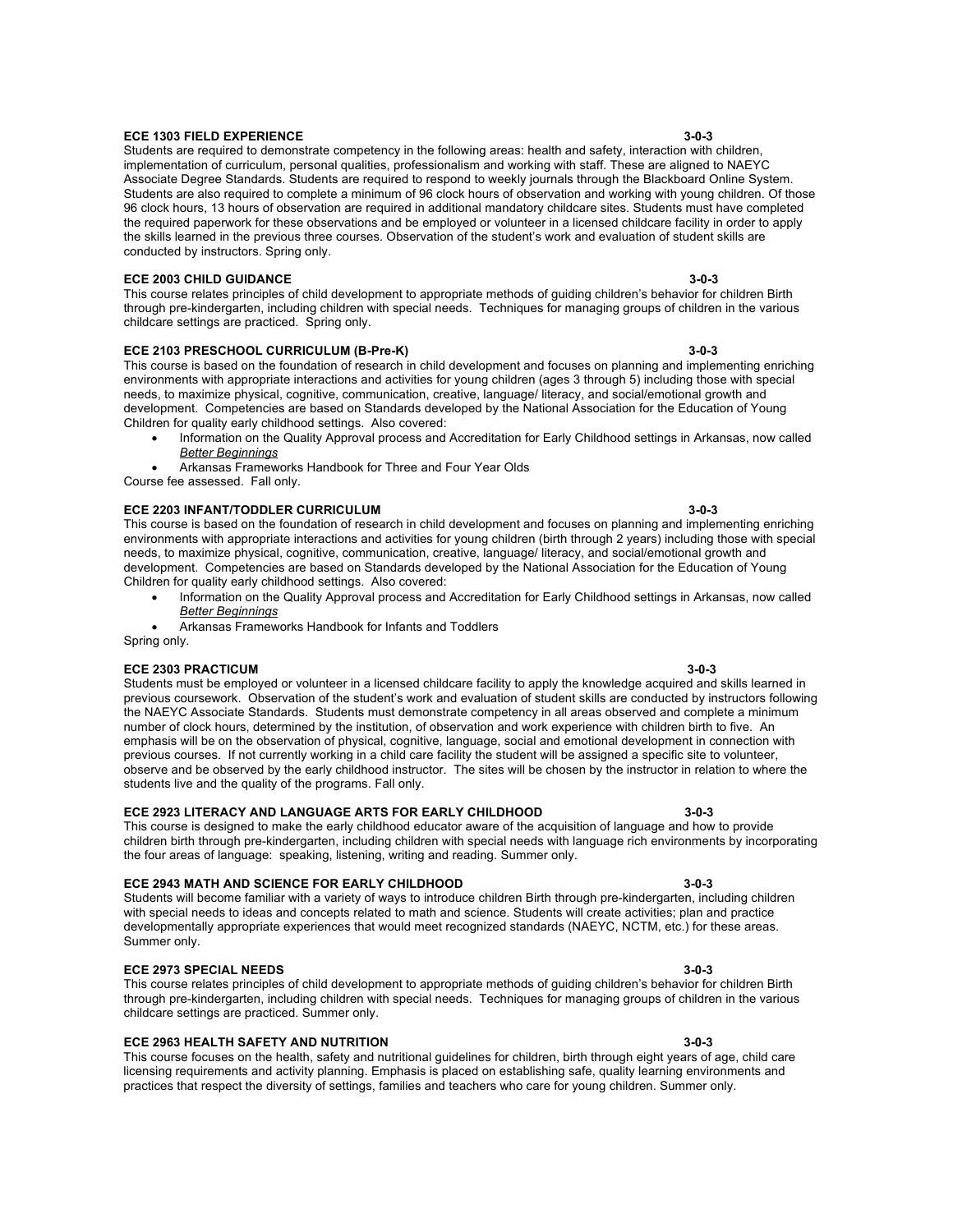**ECE 1303 FIELD EXPERIENCE 3-0-3**

Students are required to demonstrate competency in the following areas: health and safety, interaction with children, implementation of curriculum, personal qualities, professionalism and working with staff. These are aligned to NAEYC Associate Degree Standards. Students are required to respond to weekly journals through the Blackboard Online System. Students are also required to complete a minimum of 96 clock hours of observation and working with young children. Of those 96 clock hours, 13 hours of observation are required in additional mandatory childcare sites. Students must have completed the required paperwork for these observations and be employed or volunteer in a licensed childcare facility in order to apply the skills learned in the previous three courses. Observation of the student's work and evaluation of student skills are conducted by instructors. Spring only.

**ECE 2003 CHILD GUIDANCE 3-0-3**

This course relates principles of child development to appropriate methods of guiding children's behavior for children Birth through pre-kindergarten, including children with special needs. Techniques for managing groups of children in the various childcare settings are practiced. Spring only.

**ECE 2103 PRESCHOOL CURRICULUM (B-Pre-K) 3-0-3**

This course is based on the foundation of research in child development and focuses on planning and implementing enriching environments with appropriate interactions and activities for young children (ages 3 through 5) including those with special needs, to maximize physical, cognitive, communication, creative, language/ literacy, and social/emotional growth and development. Competencies are based on Standards developed by the National Association for the Education of Young Children for quality early childhood settings. Also covered:

- Information on the Quality Approval process and Accreditation for Early Childhood settings in Arkansas, now called *Better Beginnings*
- Arkansas Frameworks Handbook for Three and Four Year Olds

Course fee assessed. Fall only.

**ECE 2203 INFANT/TODDLER CURRICULUM 3-0-3**

This course is based on the foundation of research in child development and focuses on planning and implementing enriching environments with appropriate interactions and activities for young children (birth through 2 years) including those with special needs, to maximize physical, cognitive, communication, creative, language/ literacy, and social/emotional growth and development. Competencies are based on Standards developed by the National Association for the Education of Young Children for quality early childhood settings. Also covered:

- Information on the Quality Approval process and Accreditation for Early Childhood settings in Arkansas, now called *Better Beginnings*
- Arkansas Frameworks Handbook for Infants and Toddlers

Spring only.

**ECE 2303 PRACTICUM 3-0-3**

Students must be employed or volunteer in a licensed childcare facility to apply the knowledge acquired and skills learned in previous coursework. Observation of the student's work and evaluation of student skills are conducted by instructors following the NAEYC Associate Standards. Students must demonstrate competency in all areas observed and complete a minimum number of clock hours, determined by the institution, of observation and work experience with children birth to five. An emphasis will be on the observation of physical, cognitive, language, social and emotional development in connection with previous courses. If not currently working in a child care facility the student will be assigned a specific site to volunteer, observe and be observed by the early childhood instructor. The sites will be chosen by the instructor in relation to where the students live and the quality of the programs. Fall only.

**ECE 2923 LITERACY AND LANGUAGE ARTS FOR EARLY CHILDHOOD 3-0-3**

This course is designed to make the early childhood educator aware of the acquisition of language and how to provide children birth through pre-kindergarten, including children with special needs with language rich environments by incorporating the four areas of language: speaking, listening, writing and reading. Summer only.

**ECE 2943 MATH AND SCIENCE FOR EARLY CHILDHOOD 3-0-3**

Students will become familiar with a variety of ways to introduce children Birth through pre-kindergarten, including children with special needs to ideas and concepts related to math and science. Students will create activities; plan and practice developmentally appropriate experiences that would meet recognized standards (NAEYC, NCTM, etc.) for these areas. Summer only.

**ECE 2973 SPECIAL NEEDS 3-0-3**

This course relates principles of child development to appropriate methods of guiding children's behavior for children Birth through pre-kindergarten, including children with special needs. Techniques for managing groups of children in the various childcare settings are practiced. Summer only.

**ECE 2963 HEALTH SAFETY AND NUTRITION 3-0-3**

This course focuses on the health, safety and nutritional guidelines for children, birth through eight years of age, child care licensing requirements and activity planning. Emphasis is placed on establishing safe, quality learning environments and practices that respect the diversity of settings, families and teachers who care for young children. Summer only.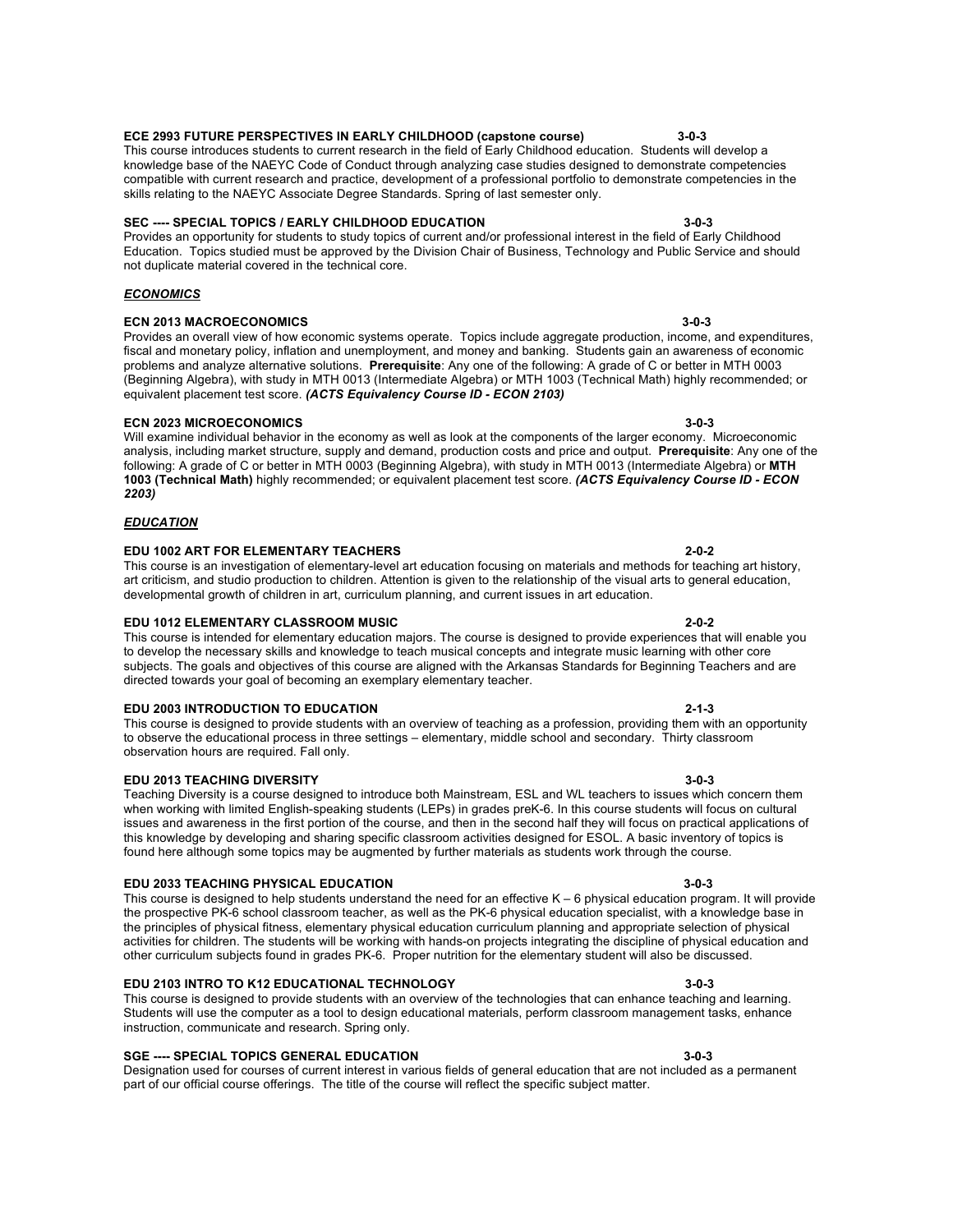**ECE 2993 FUTURE PERSPECTIVES IN EARLY CHILDHOOD (capstone course)** **3-0-3**
This course introduces students to current research in the field of Early Childhood education. Students will develop a knowledge base of the NAEYC Code of Conduct through analyzing case studies designed to demonstrate competencies compatible with current research and practice, development of a professional portfolio to demonstrate competencies in the skills relating to the NAEYC Associate Degree Standards. Spring of last semester only.

**SEC ---- SPECIAL TOPICS / EARLY CHILDHOOD EDUCATION** **3-0-3**
Provides an opportunity for students to study topics of current and/or professional interest in the field of Early Childhood Education. Topics studied must be approved by the Division Chair of Business, Technology and Public Service and should not duplicate material covered in the technical core.

## ***ECONOMICS***

**ECN 2013 MACROECONOMICS** **3-0-3**
Provides an overall view of how economic systems operate. Topics include aggregate production, income, and expenditures, fiscal and monetary policy, inflation and unemployment, and money and banking. Students gain an awareness of economic problems and analyze alternative solutions. **Prerequisite**: Any one of the following: A grade of C or better in MTH 0003 (Beginning Algebra), with study in MTH 0013 (Intermediate Algebra) or MTH 1003 (Technical Math) highly recommended; or equivalent placement test score. ***(ACTS Equivalency Course ID - ECON 2103)***

**ECN 2023 MICROECONOMICS** **3-0-3**
Will examine individual behavior in the economy as well as look at the components of the larger economy. Microeconomic analysis, including market structure, supply and demand, production costs and price and output. **Prerequisite**: Any one of the following: A grade of C or better in MTH 0003 (Beginning Algebra), with study in MTH 0013 (Intermediate Algebra) or **MTH 1003 (Technical Math)** highly recommended; or equivalent placement test score. ***(ACTS Equivalency Course ID - ECON 2203)***

## ***EDUCATION***

**EDU 1002 ART FOR ELEMENTARY TEACHERS** **2-0-2**
This course is an investigation of elementary-level art education focusing on materials and methods for teaching art history, art criticism, and studio production to children. Attention is given to the relationship of the visual arts to general education, developmental growth of children in art, curriculum planning, and current issues in art education.

**EDU 1012 ELEMENTARY CLASSROOM MUSIC** **2-0-2**
This course is intended for elementary education majors. The course is designed to provide experiences that will enable you to develop the necessary skills and knowledge to teach musical concepts and integrate music learning with other core subjects. The goals and objectives of this course are aligned with the Arkansas Standards for Beginning Teachers and are directed towards your goal of becoming an exemplary elementary teacher.

**EDU 2003 INTRODUCTION TO EDUCATION** **2-1-3**
This course is designed to provide students with an overview of teaching as a profession, providing them with an opportunity to observe the educational process in three settings – elementary, middle school and secondary. Thirty classroom observation hours are required. Fall only.

**EDU 2013 TEACHING DIVERSITY** **3-0-3**
Teaching Diversity is a course designed to introduce both Mainstream, ESL and WL teachers to issues which concern them when working with limited English-speaking students (LEPs) in grades preK-6. In this course students will focus on cultural issues and awareness in the first portion of the course, and then in the second half they will focus on practical applications of this knowledge by developing and sharing specific classroom activities designed for ESOL. A basic inventory of topics is found here although some topics may be augmented by further materials as students work through the course.

**EDU 2033 TEACHING PHYSICAL EDUCATION** **3-0-3**
This course is designed to help students understand the need for an effective K – 6 physical education program. It will provide the prospective PK-6 school classroom teacher, as well as the PK-6 physical education specialist, with a knowledge base in the principles of physical fitness, elementary physical education curriculum planning and appropriate selection of physical activities for children. The students will be working with hands-on projects integrating the discipline of physical education and other curriculum subjects found in grades PK-6. Proper nutrition for the elementary student will also be discussed.

**EDU 2103 INTRO TO K12 EDUCATIONAL TECHNOLOGY** **3-0-3**
This course is designed to provide students with an overview of the technologies that can enhance teaching and learning. Students will use the computer as a tool to design educational materials, perform classroom management tasks, enhance instruction, communicate and research. Spring only.

**SGE ---- SPECIAL TOPICS GENERAL EDUCATION** **3-0-3**
Designation used for courses of current interest in various fields of general education that are not included as a permanent part of our official course offerings. The title of the course will reflect the specific subject matter.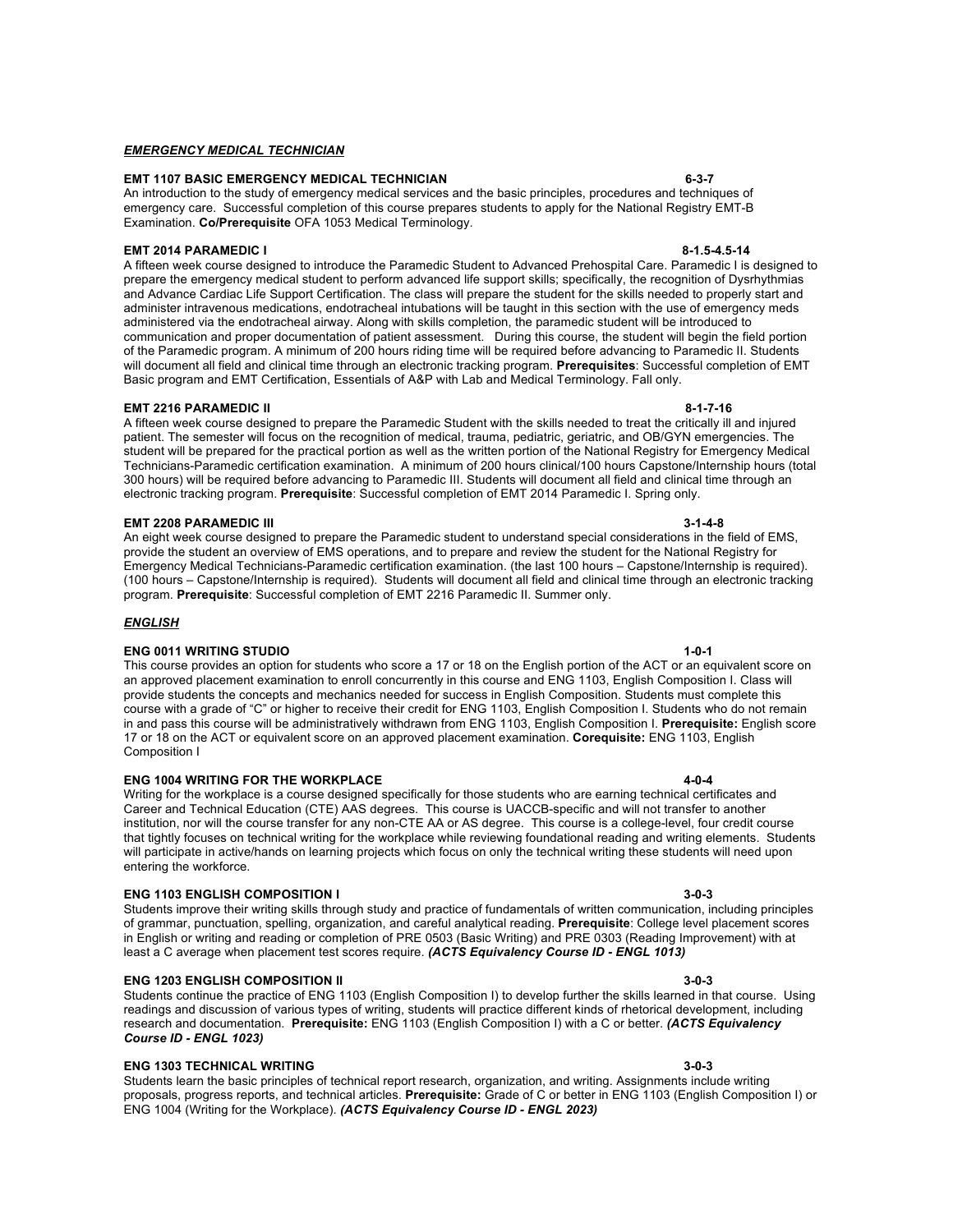***EMERGENCY MEDICAL TECHNICIAN***

**EMT 1107 BASIC EMERGENCY MEDICAL TECHNICIAN 6-3-7**

An introduction to the study of emergency medical services and the basic principles, procedures and techniques of emergency care. Successful completion of this course prepares students to apply for the National Registry EMT-B Examination. **Co/Prerequisite** OFA 1053 Medical Terminology.

**EMT 2014 PARAMEDIC I 8-1.5-4.5-14**

A fifteen week course designed to introduce the Paramedic Student to Advanced Prehospital Care. Paramedic I is designed to prepare the emergency medical student to perform advanced life support skills; specifically, the recognition of Dysrhythmias and Advance Cardiac Life Support Certification. The class will prepare the student for the skills needed to properly start and administer intravenous medications, endotracheal intubations will be taught in this section with the use of emergency meds administered via the endotracheal airway. Along with skills completion, the paramedic student will be introduced to communication and proper documentation of patient assessment. During this course, the student will begin the field portion of the Paramedic program. A minimum of 200 hours riding time will be required before advancing to Paramedic II. Students will document all field and clinical time through an electronic tracking program. **Prerequisites**: Successful completion of EMT Basic program and EMT Certification, Essentials of A&P with Lab and Medical Terminology. Fall only.

**EMT 2216 PARAMEDIC II 8-1-7-16**

A fifteen week course designed to prepare the Paramedic Student with the skills needed to treat the critically ill and injured patient. The semester will focus on the recognition of medical, trauma, pediatric, geriatric, and OB/GYN emergencies. The student will be prepared for the practical portion as well as the written portion of the National Registry for Emergency Medical Technicians-Paramedic certification examination. A minimum of 200 hours clinical/100 hours Capstone/Internship hours (total 300 hours) will be required before advancing to Paramedic III. Students will document all field and clinical time through an electronic tracking program. **Prerequisite**: Successful completion of EMT 2014 Paramedic I. Spring only.

**EMT 2208 PARAMEDIC III 3-1-4-8**

An eight week course designed to prepare the Paramedic student to understand special considerations in the field of EMS, provide the student an overview of EMS operations, and to prepare and review the student for the National Registry for Emergency Medical Technicians-Paramedic certification examination. (the last 100 hours – Capstone/Internship is required). (100 hours – Capstone/Internship is required). Students will document all field and clinical time through an electronic tracking program. **Prerequisite**: Successful completion of EMT 2216 Paramedic II. Summer only.

***ENGLISH***

**ENG 0011 WRITING STUDIO 1-0-1**

This course provides an option for students who score a 17 or 18 on the English portion of the ACT or an equivalent score on an approved placement examination to enroll concurrently in this course and ENG 1103, English Composition I. Class will provide students the concepts and mechanics needed for success in English Composition. Students must complete this course with a grade of "C" or higher to receive their credit for ENG 1103, English Composition I. Students who do not remain in and pass this course will be administratively withdrawn from ENG 1103, English Composition I. **Prerequisite:** English score 17 or 18 on the ACT or equivalent score on an approved placement examination. **Corequisite:** ENG 1103, English Composition I

**ENG 1004 WRITING FOR THE WORKPLACE 4-0-4**

Writing for the workplace is a course designed specifically for those students who are earning technical certificates and Career and Technical Education (CTE) AAS degrees. This course is UACCB-specific and will not transfer to another institution, nor will the course transfer for any non-CTE AA or AS degree. This course is a college-level, four credit course that tightly focuses on technical writing for the workplace while reviewing foundational reading and writing elements. Students will participate in active/hands on learning projects which focus on only the technical writing these students will need upon entering the workforce.

**ENG 1103 ENGLISH COMPOSITION I 3-0-3**

Students improve their writing skills through study and practice of fundamentals of written communication, including principles of grammar, punctuation, spelling, organization, and careful analytical reading. **Prerequisite**: College level placement scores in English or writing and reading or completion of PRE 0503 (Basic Writing) and PRE 0303 (Reading Improvement) with at least a C average when placement test scores require. ***(ACTS Equivalency Course ID - ENGL 1013)***

**ENG 1203 ENGLISH COMPOSITION II 3-0-3**

Students continue the practice of ENG 1103 (English Composition I) to develop further the skills learned in that course. Using readings and discussion of various types of writing, students will practice different kinds of rhetorical development, including research and documentation. **Prerequisite:** ENG 1103 (English Composition I) with a C or better. ***(ACTS Equivalency Course ID - ENGL 1023)***

**ENG 1303 TECHNICAL WRITING 3-0-3**

Students learn the basic principles of technical report research, organization, and writing. Assignments include writing proposals, progress reports, and technical articles. **Prerequisite:** Grade of C or better in ENG 1103 (English Composition I) or ENG 1004 (Writing for the Workplace). ***(ACTS Equivalency Course ID - ENGL 2023)***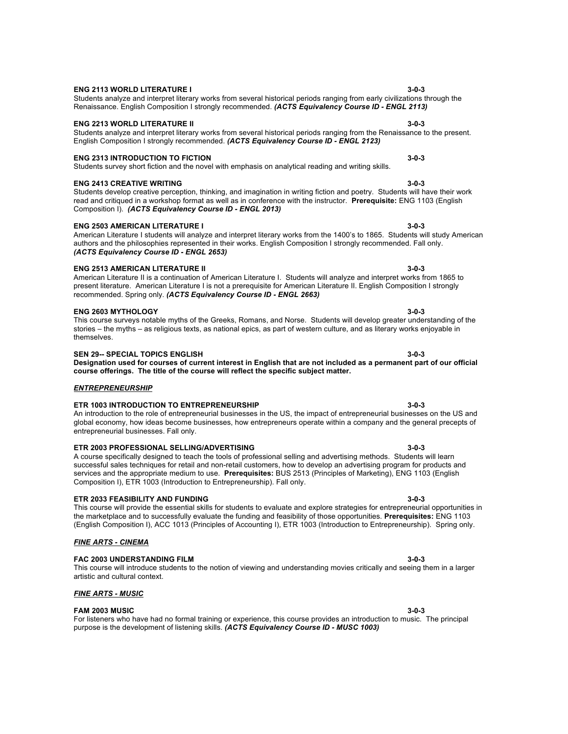**ENG 2113 WORLD LITERATURE I** **3-0-3**

Students analyze and interpret literary works from several historical periods ranging from early civilizations through the Renaissance. English Composition I strongly recommended. ***(ACTS Equivalency Course ID - ENGL 2113)***

**ENG 2213 WORLD LITERATURE II** **3-0-3**

Students analyze and interpret literary works from several historical periods ranging from the Renaissance to the present. English Composition I strongly recommended. ***(ACTS Equivalency Course ID - ENGL 2123)***

**ENG 2313 INTRODUCTION TO FICTION** **3-0-3**

Students survey short fiction and the novel with emphasis on analytical reading and writing skills.

**ENG 2413 CREATIVE WRITING** **3-0-3**

Students develop creative perception, thinking, and imagination in writing fiction and poetry. Students will have their work read and critiqued in a workshop format as well as in conference with the instructor. **Prerequisite:** ENG 1103 (English Composition I). ***(ACTS Equivalency Course ID - ENGL 2013)***

**ENG 2503 AMERICAN LITERATURE I** **3-0-3**

American Literature I students will analyze and interpret literary works from the 1400's to 1865. Students will study American authors and the philosophies represented in their works. English Composition I strongly recommended. Fall only. ***(ACTS Equivalency Course ID - ENGL 2653)***

**ENG 2513 AMERICAN LITERATURE II** **3-0-3**

American Literature II is a continuation of American Literature I. Students will analyze and interpret works from 1865 to present literature. American Literature I is not a prerequisite for American Literature II. English Composition I strongly recommended. Spring only. ***(ACTS Equivalency Course ID - ENGL 2663)***

**ENG 2603 MYTHOLOGY** **3-0-3**

This course surveys notable myths of the Greeks, Romans, and Norse. Students will develop greater understanding of the stories – the myths – as religious texts, as national epics, as part of western culture, and as literary works enjoyable in themselves.

**SEN 29-- SPECIAL TOPICS ENGLISH** **3-0-3**

**Designation used for courses of current interest in English that are not included as a permanent part of our official course offerings. The title of the course will reflect the specific subject matter.**

## ***ENTREPRENEURSHIP***

**ETR 1003 INTRODUCTION TO ENTREPRENEURSHIP** **3-0-3**

An introduction to the role of entrepreneurial businesses in the US, the impact of entrepreneurial businesses on the US and global economy, how ideas become businesses, how entrepreneurs operate within a company and the general precepts of entrepreneurial businesses. Fall only.

**ETR 2003 PROFESSIONAL SELLING/ADVERTISING** **3-0-3**

A course specifically designed to teach the tools of professional selling and advertising methods. Students will learn successful sales techniques for retail and non-retail customers, how to develop an advertising program for products and services and the appropriate medium to use. **Prerequisites:** BUS 2513 (Principles of Marketing), ENG 1103 (English Composition I), ETR 1003 (Introduction to Entrepreneurship). Fall only.

**ETR 2033 FEASIBILITY AND FUNDING** **3-0-3**

This course will provide the essential skills for students to evaluate and explore strategies for entrepreneurial opportunities in the marketplace and to successfully evaluate the funding and feasibility of those opportunities. **Prerequisites:** ENG 1103 (English Composition I), ACC 1013 (Principles of Accounting I), ETR 1003 (Introduction to Entrepreneurship). Spring only.

## ***FINE ARTS - CINEMA***

**FAC 2003 UNDERSTANDING FILM** **3-0-3**

This course will introduce students to the notion of viewing and understanding movies critically and seeing them in a larger artistic and cultural context.

## ***FINE ARTS - MUSIC***

**FAM 2003 MUSIC** **3-0-3**

For listeners who have had no formal training or experience, this course provides an introduction to music. The principal purpose is the development of listening skills. ***(ACTS Equivalency Course ID - MUSC 1003)***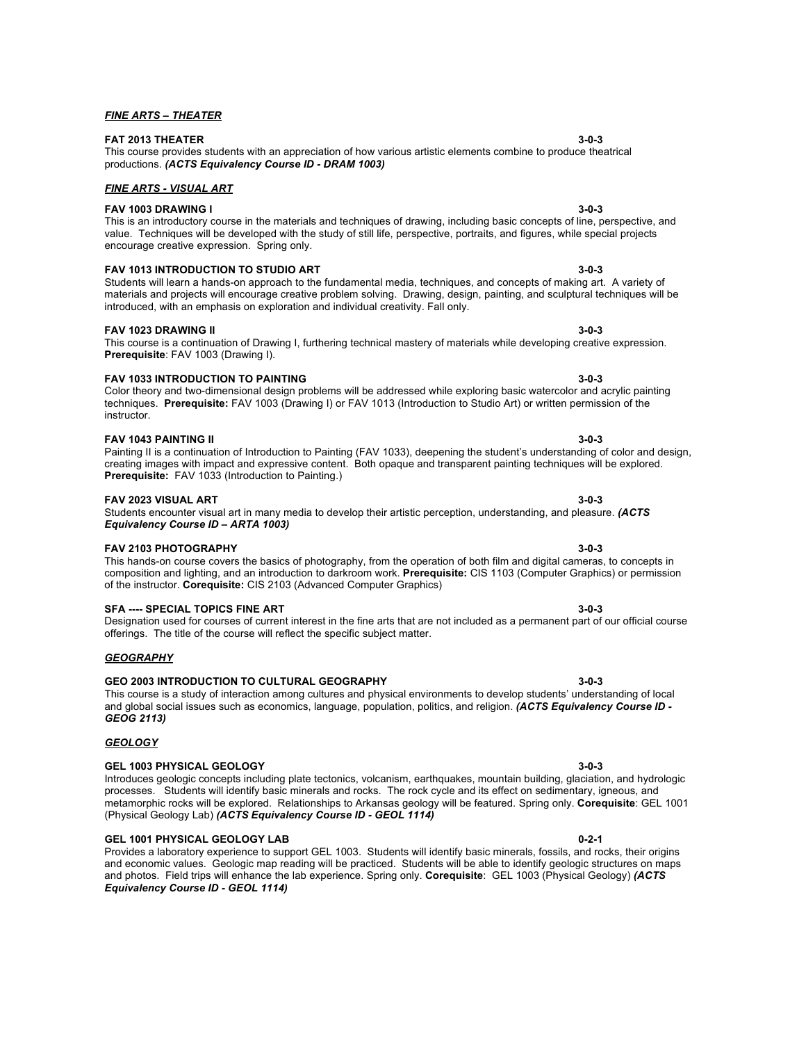***FINE ARTS – THEATER***

**FAT 2013 THEATER 3-0-3**
This course provides students with an appreciation of how various artistic elements combine to produce theatrical productions. ***(ACTS Equivalency Course ID - DRAM 1003)***

***FINE ARTS - VISUAL ART***

**FAV 1003 DRAWING I 3-0-3**
This is an introductory course in the materials and techniques of drawing, including basic concepts of line, perspective, and value. Techniques will be developed with the study of still life, perspective, portraits, and figures, while special projects encourage creative expression. Spring only.

**FAV 1013 INTRODUCTION TO STUDIO ART 3-0-3**
Students will learn a hands-on approach to the fundamental media, techniques, and concepts of making art. A variety of materials and projects will encourage creative problem solving. Drawing, design, painting, and sculptural techniques will be introduced, with an emphasis on exploration and individual creativity. Fall only.

**FAV 1023 DRAWING II 3-0-3**
This course is a continuation of Drawing I, furthering technical mastery of materials while developing creative expression. **Prerequisite**: FAV 1003 (Drawing I).

**FAV 1033 INTRODUCTION TO PAINTING 3-0-3**
Color theory and two-dimensional design problems will be addressed while exploring basic watercolor and acrylic painting techniques. **Prerequisite:** FAV 1003 (Drawing I) or FAV 1013 (Introduction to Studio Art) or written permission of the instructor.

**FAV 1043 PAINTING II 3-0-3**
Painting II is a continuation of Introduction to Painting (FAV 1033), deepening the student's understanding of color and design, creating images with impact and expressive content. Both opaque and transparent painting techniques will be explored. **Prerequisite:** FAV 1033 (Introduction to Painting.)

**FAV 2023 VISUAL ART 3-0-3**
Students encounter visual art in many media to develop their artistic perception, understanding, and pleasure. ***(ACTS Equivalency Course ID – ARTA 1003)***

**FAV 2103 PHOTOGRAPHY 3-0-3**
This hands-on course covers the basics of photography, from the operation of both film and digital cameras, to concepts in composition and lighting, and an introduction to darkroom work. **Prerequisite:** CIS 1103 (Computer Graphics) or permission of the instructor. **Corequisite:** CIS 2103 (Advanced Computer Graphics)

**SFA ---- SPECIAL TOPICS FINE ART 3-0-3**
Designation used for courses of current interest in the fine arts that are not included as a permanent part of our official course offerings. The title of the course will reflect the specific subject matter.

***GEOGRAPHY***

**GEO 2003 INTRODUCTION TO CULTURAL GEOGRAPHY 3-0-3**
This course is a study of interaction among cultures and physical environments to develop students' understanding of local and global social issues such as economics, language, population, politics, and religion. ***(ACTS Equivalency Course ID - GEOG 2113)***

***GEOLOGY***

**GEL 1003 PHYSICAL GEOLOGY 3-0-3**
Introduces geologic concepts including plate tectonics, volcanism, earthquakes, mountain building, glaciation, and hydrologic processes. Students will identify basic minerals and rocks. The rock cycle and its effect on sedimentary, igneous, and metamorphic rocks will be explored. Relationships to Arkansas geology will be featured. Spring only. **Corequisite**: GEL 1001 (Physical Geology Lab) ***(ACTS Equivalency Course ID - GEOL 1114)***

**GEL 1001 PHYSICAL GEOLOGY LAB 0-2-1**
Provides a laboratory experience to support GEL 1003. Students will identify basic minerals, fossils, and rocks, their origins and economic values. Geologic map reading will be practiced. Students will be able to identify geologic structures on maps and photos. Field trips will enhance the lab experience. Spring only. **Corequisite**: GEL 1003 (Physical Geology) ***(ACTS Equivalency Course ID - GEOL 1114)***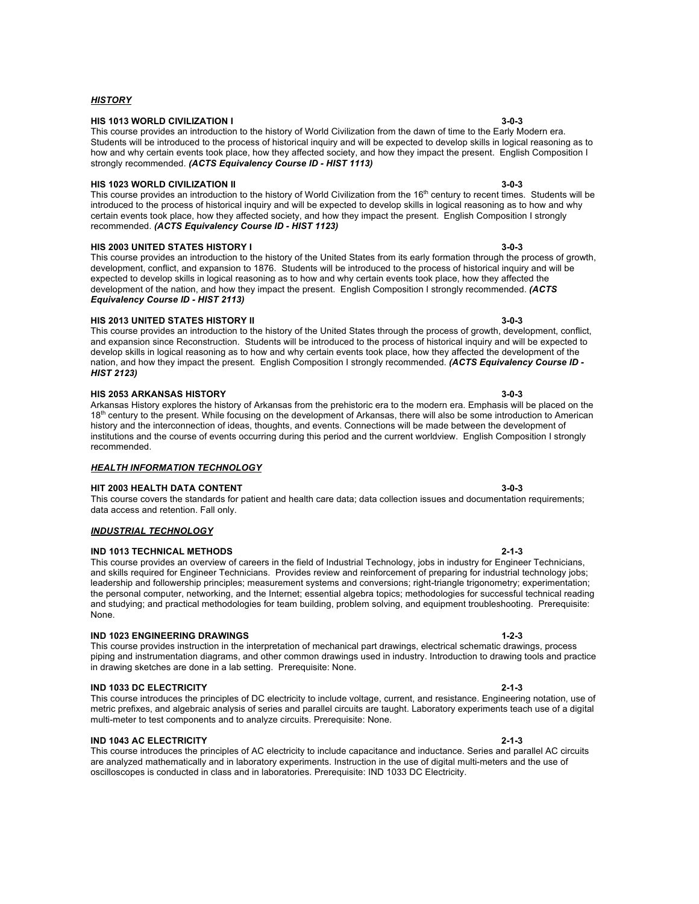## ***HISTORY***

**HIS 1013 WORLD CIVILIZATION I** **3-0-3**

This course provides an introduction to the history of World Civilization from the dawn of time to the Early Modern era. Students will be introduced to the process of historical inquiry and will be expected to develop skills in logical reasoning as to how and why certain events took place, how they affected society, and how they impact the present. English Composition I strongly recommended. ***(ACTS Equivalency Course ID - HIST 1113)***

**HIS 1023 WORLD CIVILIZATION II** **3-0-3**

This course provides an introduction to the history of World Civilization from the 16th century to recent times. Students will be introduced to the process of historical inquiry and will be expected to develop skills in logical reasoning as to how and why certain events took place, how they affected society, and how they impact the present. English Composition I strongly recommended. ***(ACTS Equivalency Course ID - HIST 1123)***

**HIS 2003 UNITED STATES HISTORY I** **3-0-3**

This course provides an introduction to the history of the United States from its early formation through the process of growth, development, conflict, and expansion to 1876. Students will be introduced to the process of historical inquiry and will be expected to develop skills in logical reasoning as to how and why certain events took place, how they affected the development of the nation, and how they impact the present. English Composition I strongly recommended. ***(ACTS Equivalency Course ID - HIST 2113)***

**HIS 2013 UNITED STATES HISTORY II** **3-0-3**

This course provides an introduction to the history of the United States through the process of growth, development, conflict, and expansion since Reconstruction. Students will be introduced to the process of historical inquiry and will be expected to develop skills in logical reasoning as to how and why certain events took place, how they affected the development of the nation, and how they impact the present. English Composition I strongly recommended. ***(ACTS Equivalency Course ID - HIST 2123)***

**HIS 2053 ARKANSAS HISTORY** **3-0-3**

Arkansas History explores the history of Arkansas from the prehistoric era to the modern era. Emphasis will be placed on the 18th century to the present. While focusing on the development of Arkansas, there will also be some introduction to American history and the interconnection of ideas, thoughts, and events. Connections will be made between the development of institutions and the course of events occurring during this period and the current worldview. English Composition I strongly recommended.

## ***HEALTH INFORMATION TECHNOLOGY***

**HIT 2003 HEALTH DATA CONTENT** **3-0-3**

This course covers the standards for patient and health care data; data collection issues and documentation requirements; data access and retention. Fall only.

## ***INDUSTRIAL TECHNOLOGY***

**IND 1013 TECHNICAL METHODS** **2-1-3**

This course provides an overview of careers in the field of Industrial Technology, jobs in industry for Engineer Technicians, and skills required for Engineer Technicians. Provides review and reinforcement of preparing for industrial technology jobs; leadership and followership principles; measurement systems and conversions; right-triangle trigonometry; experimentation; the personal computer, networking, and the Internet; essential algebra topics; methodologies for successful technical reading and studying; and practical methodologies for team building, problem solving, and equipment troubleshooting. Prerequisite: None.

**IND 1023 ENGINEERING DRAWINGS** **1-2-3**

This course provides instruction in the interpretation of mechanical part drawings, electrical schematic drawings, process piping and instrumentation diagrams, and other common drawings used in industry. Introduction to drawing tools and practice in drawing sketches are done in a lab setting. Prerequisite: None.

**IND 1033 DC ELECTRICITY** **2-1-3**

This course introduces the principles of DC electricity to include voltage, current, and resistance. Engineering notation, use of metric prefixes, and algebraic analysis of series and parallel circuits are taught. Laboratory experiments teach use of a digital multi-meter to test components and to analyze circuits. Prerequisite: None.

**IND 1043 AC ELECTRICITY** **2-1-3**

This course introduces the principles of AC electricity to include capacitance and inductance. Series and parallel AC circuits are analyzed mathematically and in laboratory experiments. Instruction in the use of digital multi-meters and the use of oscilloscopes is conducted in class and in laboratories. Prerequisite: IND 1033 DC Electricity.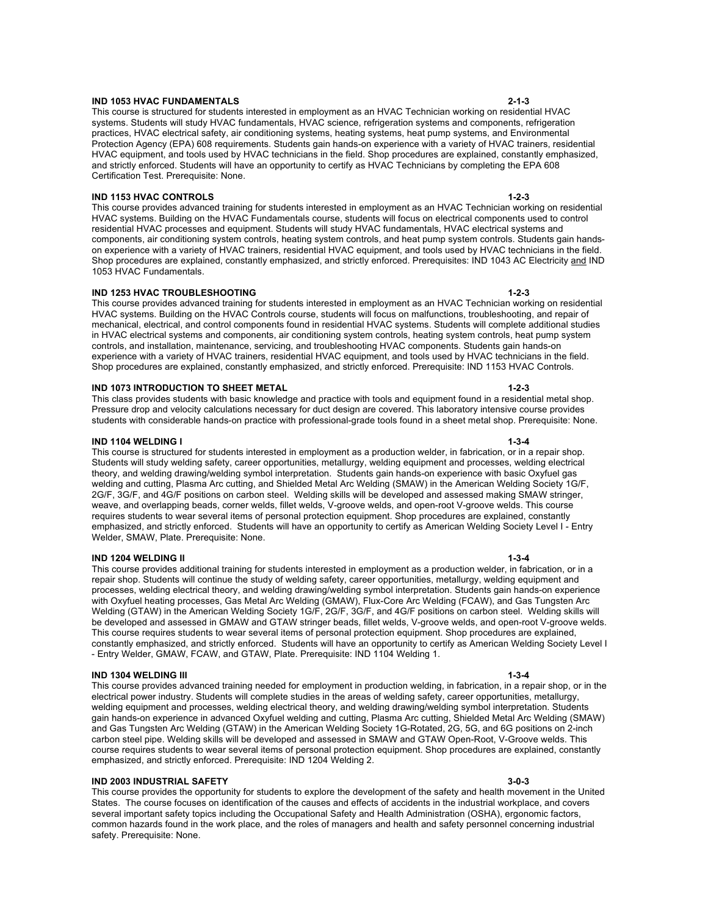**IND 1053 HVAC FUNDAMENTALS** **2-1-3**

This course is structured for students interested in employment as an HVAC Technician working on residential HVAC systems. Students will study HVAC fundamentals, HVAC science, refrigeration systems and components, refrigeration practices, HVAC electrical safety, air conditioning systems, heating systems, heat pump systems, and Environmental Protection Agency (EPA) 608 requirements. Students gain hands-on experience with a variety of HVAC trainers, residential HVAC equipment, and tools used by HVAC technicians in the field. Shop procedures are explained, constantly emphasized, and strictly enforced. Students will have an opportunity to certify as HVAC Technicians by completing the EPA 608 Certification Test. Prerequisite: None.

**IND 1153 HVAC CONTROLS** **1-2-3**

This course provides advanced training for students interested in employment as an HVAC Technician working on residential HVAC systems. Building on the HVAC Fundamentals course, students will focus on electrical components used to control residential HVAC processes and equipment. Students will study HVAC fundamentals, HVAC electrical systems and components, air conditioning system controls, heating system controls, and heat pump system controls. Students gain hands-on experience with a variety of HVAC trainers, residential HVAC equipment, and tools used by HVAC technicians in the field. Shop procedures are explained, constantly emphasized, and strictly enforced. Prerequisites: IND 1043 AC Electricity and IND 1053 HVAC Fundamentals.

**IND 1253 HVAC TROUBLESHOOTING** **1-2-3**

This course provides advanced training for students interested in employment as an HVAC Technician working on residential HVAC systems. Building on the HVAC Controls course, students will focus on malfunctions, troubleshooting, and repair of mechanical, electrical, and control components found in residential HVAC systems. Students will complete additional studies in HVAC electrical systems and components, air conditioning system controls, heating system controls, heat pump system controls, and installation, maintenance, servicing, and troubleshooting HVAC components. Students gain hands-on experience with a variety of HVAC trainers, residential HVAC equipment, and tools used by HVAC technicians in the field. Shop procedures are explained, constantly emphasized, and strictly enforced. Prerequisite: IND 1153 HVAC Controls.

**IND 1073 INTRODUCTION TO SHEET METAL** **1-2-3**

This class provides students with basic knowledge and practice with tools and equipment found in a residential metal shop. Pressure drop and velocity calculations necessary for duct design are covered. This laboratory intensive course provides students with considerable hands-on practice with professional-grade tools found in a sheet metal shop. Prerequisite: None.

**IND 1104 WELDING I** **1-3-4**

This course is structured for students interested in employment as a production welder, in fabrication, or in a repair shop. Students will study welding safety, career opportunities, metallurgy, welding equipment and processes, welding electrical theory, and welding drawing/welding symbol interpretation. Students gain hands-on experience with basic Oxyfuel gas welding and cutting, Plasma Arc cutting, and Shielded Metal Arc Welding (SMAW) in the American Welding Society 1G/F, 2G/F, 3G/F, and 4G/F positions on carbon steel. Welding skills will be developed and assessed making SMAW stringer, weave, and overlapping beads, corner welds, fillet welds, V-groove welds, and open-root V-groove welds. This course requires students to wear several items of personal protection equipment. Shop procedures are explained, constantly emphasized, and strictly enforced. Students will have an opportunity to certify as American Welding Society Level I - Entry Welder, SMAW, Plate. Prerequisite: None.

**IND 1204 WELDING II** **1-3-4**

This course provides additional training for students interested in employment as a production welder, in fabrication, or in a repair shop. Students will continue the study of welding safety, career opportunities, metallurgy, welding equipment and processes, welding electrical theory, and welding drawing/welding symbol interpretation. Students gain hands-on experience with Oxyfuel heating processes, Gas Metal Arc Welding (GMAW), Flux-Core Arc Welding (FCAW), and Gas Tungsten Arc Welding (GTAW) in the American Welding Society 1G/F, 2G/F, 3G/F, and 4G/F positions on carbon steel. Welding skills will be developed and assessed in GMAW and GTAW stringer beads, fillet welds, V-groove welds, and open-root V-groove welds. This course requires students to wear several items of personal protection equipment. Shop procedures are explained, constantly emphasized, and strictly enforced. Students will have an opportunity to certify as American Welding Society Level I - Entry Welder, GMAW, FCAW, and GTAW, Plate. Prerequisite: IND 1104 Welding 1.

**IND 1304 WELDING III** **1-3-4**

This course provides advanced training needed for employment in production welding, in fabrication, in a repair shop, or in the electrical power industry. Students will complete studies in the areas of welding safety, career opportunities, metallurgy, welding equipment and processes, welding electrical theory, and welding drawing/welding symbol interpretation. Students gain hands-on experience in advanced Oxyfuel welding and cutting, Plasma Arc cutting, Shielded Metal Arc Welding (SMAW) and Gas Tungsten Arc Welding (GTAW) in the American Welding Society 1G-Rotated, 2G, 5G, and 6G positions on 2-inch carbon steel pipe. Welding skills will be developed and assessed in SMAW and GTAW Open-Root, V-Groove welds. This course requires students to wear several items of personal protection equipment. Shop procedures are explained, constantly emphasized, and strictly enforced. Prerequisite: IND 1204 Welding 2.

**IND 2003 INDUSTRIAL SAFETY** **3-0-3**

This course provides the opportunity for students to explore the development of the safety and health movement in the United States. The course focuses on identification of the causes and effects of accidents in the industrial workplace, and covers several important safety topics including the Occupational Safety and Health Administration (OSHA), ergonomic factors, common hazards found in the work place, and the roles of managers and health and safety personnel concerning industrial safety. Prerequisite: None.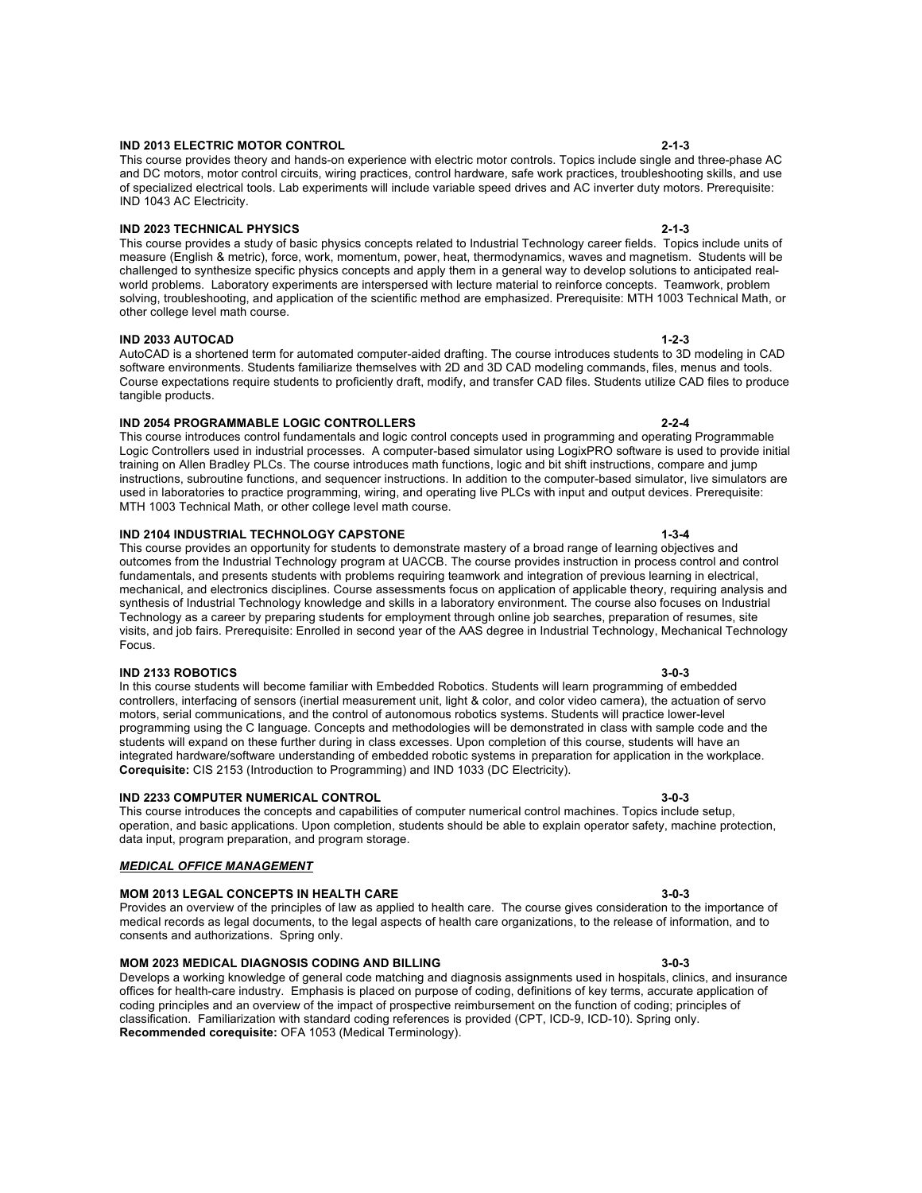**IND 2013 ELECTRIC MOTOR CONTROL** **2-1-3**
This course provides theory and hands-on experience with electric motor controls. Topics include single and three-phase AC and DC motors, motor control circuits, wiring practices, control hardware, safe work practices, troubleshooting skills, and use of specialized electrical tools. Lab experiments will include variable speed drives and AC inverter duty motors. Prerequisite: IND 1043 AC Electricity.

**IND 2023 TECHNICAL PHYSICS** **2-1-3**
This course provides a study of basic physics concepts related to Industrial Technology career fields. Topics include units of measure (English & metric), force, work, momentum, power, heat, thermodynamics, waves and magnetism. Students will be challenged to synthesize specific physics concepts and apply them in a general way to develop solutions to anticipated real-world problems. Laboratory experiments are interspersed with lecture material to reinforce concepts. Teamwork, problem solving, troubleshooting, and application of the scientific method are emphasized. Prerequisite: MTH 1003 Technical Math, or other college level math course.

**IND 2033 AUTOCAD** **1-2-3**
AutoCAD is a shortened term for automated computer-aided drafting. The course introduces students to 3D modeling in CAD software environments. Students familiarize themselves with 2D and 3D CAD modeling commands, files, menus and tools. Course expectations require students to proficiently draft, modify, and transfer CAD files. Students utilize CAD files to produce tangible products.

**IND 2054 PROGRAMMABLE LOGIC CONTROLLERS** **2-2-4**
This course introduces control fundamentals and logic control concepts used in programming and operating Programmable Logic Controllers used in industrial processes. A computer-based simulator using LogixPRO software is used to provide initial training on Allen Bradley PLCs. The course introduces math functions, logic and bit shift instructions, compare and jump instructions, subroutine functions, and sequencer instructions. In addition to the computer-based simulator, live simulators are used in laboratories to practice programming, wiring, and operating live PLCs with input and output devices. Prerequisite: MTH 1003 Technical Math, or other college level math course.

**IND 2104 INDUSTRIAL TECHNOLOGY CAPSTONE** **1-3-4**
This course provides an opportunity for students to demonstrate mastery of a broad range of learning objectives and outcomes from the Industrial Technology program at UACCB. The course provides instruction in process control and control fundamentals, and presents students with problems requiring teamwork and integration of previous learning in electrical, mechanical, and electronics disciplines. Course assessments focus on application of applicable theory, requiring analysis and synthesis of Industrial Technology knowledge and skills in a laboratory environment. The course also focuses on Industrial Technology as a career by preparing students for employment through online job searches, preparation of resumes, site visits, and job fairs. Prerequisite: Enrolled in second year of the AAS degree in Industrial Technology, Mechanical Technology Focus.

**IND 2133 ROBOTICS** **3-0-3**
In this course students will become familiar with Embedded Robotics. Students will learn programming of embedded controllers, interfacing of sensors (inertial measurement unit, light & color, and color video camera), the actuation of servo motors, serial communications, and the control of autonomous robotics systems. Students will practice lower-level programming using the C language. Concepts and methodologies will be demonstrated in class with sample code and the students will expand on these further during in class excesses. Upon completion of this course, students will have an integrated hardware/software understanding of embedded robotic systems in preparation for application in the workplace. **Corequisite:** CIS 2153 (Introduction to Programming) and IND 1033 (DC Electricity).

**IND 2233 COMPUTER NUMERICAL CONTROL** **3-0-3**
This course introduces the concepts and capabilities of computer numerical control machines. Topics include setup, operation, and basic applications. Upon completion, students should be able to explain operator safety, machine protection, data input, program preparation, and program storage.

***MEDICAL OFFICE MANAGEMENT***

**MOM 2013 LEGAL CONCEPTS IN HEALTH CARE** **3-0-3**
Provides an overview of the principles of law as applied to health care. The course gives consideration to the importance of medical records as legal documents, to the legal aspects of health care organizations, to the release of information, and to consents and authorizations. Spring only.

**MOM 2023 MEDICAL DIAGNOSIS CODING AND BILLING** **3-0-3**
Develops a working knowledge of general code matching and diagnosis assignments used in hospitals, clinics, and insurance offices for health-care industry. Emphasis is placed on purpose of coding, definitions of key terms, accurate application of coding principles and an overview of the impact of prospective reimbursement on the function of coding; principles of classification. Familiarization with standard coding references is provided (CPT, ICD-9, ICD-10). Spring only.
**Recommended corequisite:** OFA 1053 (Medical Terminology).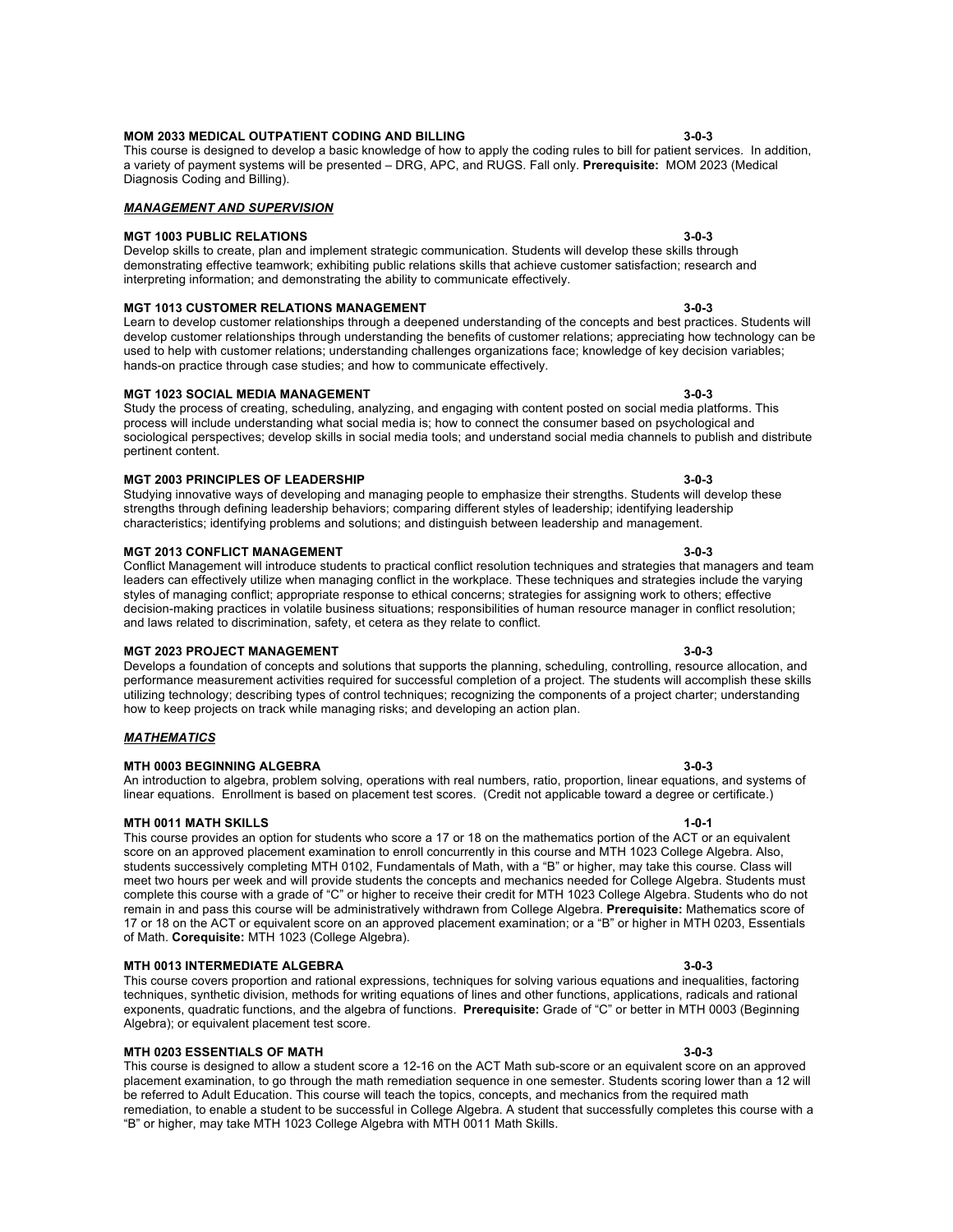**MOM 2033 MEDICAL OUTPATIENT CODING AND BILLING** **3-0-3**
This course is designed to develop a basic knowledge of how to apply the coding rules to bill for patient services. In addition, a variety of payment systems will be presented – DRG, APC, and RUGS. Fall only. **Prerequisite:** MOM 2023 (Medical Diagnosis Coding and Billing).

***MANAGEMENT AND SUPERVISION***

**MGT 1003 PUBLIC RELATIONS** **3-0-3**
Develop skills to create, plan and implement strategic communication. Students will develop these skills through demonstrating effective teamwork; exhibiting public relations skills that achieve customer satisfaction; research and interpreting information; and demonstrating the ability to communicate effectively.

**MGT 1013 CUSTOMER RELATIONS MANAGEMENT** **3-0-3**
Learn to develop customer relationships through a deepened understanding of the concepts and best practices. Students will develop customer relationships through understanding the benefits of customer relations; appreciating how technology can be used to help with customer relations; understanding challenges organizations face; knowledge of key decision variables; hands-on practice through case studies; and how to communicate effectively.

**MGT 1023 SOCIAL MEDIA MANAGEMENT** **3-0-3**
Study the process of creating, scheduling, analyzing, and engaging with content posted on social media platforms. This process will include understanding what social media is; how to connect the consumer based on psychological and sociological perspectives; develop skills in social media tools; and understand social media channels to publish and distribute pertinent content.

**MGT 2003 PRINCIPLES OF LEADERSHIP** **3-0-3**
Studying innovative ways of developing and managing people to emphasize their strengths. Students will develop these strengths through defining leadership behaviors; comparing different styles of leadership; identifying leadership characteristics; identifying problems and solutions; and distinguish between leadership and management.

**MGT 2013 CONFLICT MANAGEMENT** **3-0-3**
Conflict Management will introduce students to practical conflict resolution techniques and strategies that managers and team leaders can effectively utilize when managing conflict in the workplace. These techniques and strategies include the varying styles of managing conflict; appropriate response to ethical concerns; strategies for assigning work to others; effective decision-making practices in volatile business situations; responsibilities of human resource manager in conflict resolution; and laws related to discrimination, safety, et cetera as they relate to conflict.

**MGT 2023 PROJECT MANAGEMENT** **3-0-3**
Develops a foundation of concepts and solutions that supports the planning, scheduling, controlling, resource allocation, and performance measurement activities required for successful completion of a project. The students will accomplish these skills utilizing technology; describing types of control techniques; recognizing the components of a project charter; understanding how to keep projects on track while managing risks; and developing an action plan.

***MATHEMATICS***

**MTH 0003 BEGINNING ALGEBRA** **3-0-3**
An introduction to algebra, problem solving, operations with real numbers, ratio, proportion, linear equations, and systems of linear equations. Enrollment is based on placement test scores. (Credit not applicable toward a degree or certificate.)

**MTH 0011 MATH SKILLS** **1-0-1**
This course provides an option for students who score a 17 or 18 on the mathematics portion of the ACT or an equivalent score on an approved placement examination to enroll concurrently in this course and MTH 1023 College Algebra. Also, students successively completing MTH 0102, Fundamentals of Math, with a "B" or higher, may take this course. Class will meet two hours per week and will provide students the concepts and mechanics needed for College Algebra. Students must complete this course with a grade of "C" or higher to receive their credit for MTH 1023 College Algebra. Students who do not remain in and pass this course will be administratively withdrawn from College Algebra. **Prerequisite:** Mathematics score of 17 or 18 on the ACT or equivalent score on an approved placement examination; or a "B" or higher in MTH 0203, Essentials of Math. **Corequisite:** MTH 1023 (College Algebra).

**MTH 0013 INTERMEDIATE ALGEBRA** **3-0-3**
This course covers proportion and rational expressions, techniques for solving various equations and inequalities, factoring techniques, synthetic division, methods for writing equations of lines and other functions, applications, radicals and rational exponents, quadratic functions, and the algebra of functions. **Prerequisite:** Grade of "C" or better in MTH 0003 (Beginning Algebra); or equivalent placement test score.

**MTH 0203 ESSENTIALS OF MATH** **3-0-3**
This course is designed to allow a student score a 12-16 on the ACT Math sub-score or an equivalent score on an approved placement examination, to go through the math remediation sequence in one semester. Students scoring lower than a 12 will be referred to Adult Education. This course will teach the topics, concepts, and mechanics from the required math remediation, to enable a student to be successful in College Algebra. A student that successfully completes this course with a "B" or higher, may take MTH 1023 College Algebra with MTH 0011 Math Skills.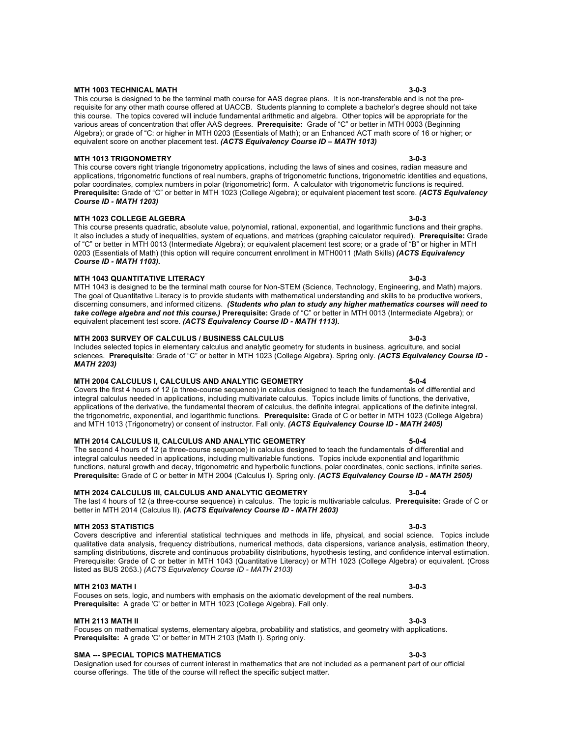**MTH 1003 TECHNICAL MATH** **3-0-3**

This course is designed to be the terminal math course for AAS degree plans. It is non-transferable and is not the pre-requisite for any other math course offered at UACCB. Students planning to complete a bachelor's degree should not take this course. The topics covered will include fundamental arithmetic and algebra. Other topics will be appropriate for the various areas of concentration that offer AAS degrees. **Prerequisite:** Grade of "C" or better in MTH 0003 (Beginning Algebra); or grade of "C: or higher in MTH 0203 (Essentials of Math); or an Enhanced ACT math score of 16 or higher; or equivalent score on another placement test. ***(ACTS Equivalency Course ID – MATH 1013)***

**MTH 1013 TRIGONOMETRY** **3-0-3**

This course covers right triangle trigonometry applications, including the laws of sines and cosines, radian measure and applications, trigonometric functions of real numbers, graphs of trigonometric functions, trigonometric identities and equations, polar coordinates, complex numbers in polar (trigonometric) form. A calculator with trigonometric functions is required. **Prerequisite:** Grade of "C" or better in MTH 1023 (College Algebra); or equivalent placement test score. ***(ACTS Equivalency Course ID - MATH 1203)***

**MTH 1023 COLLEGE ALGEBRA** **3-0-3**

This course presents quadratic, absolute value, polynomial, rational, exponential, and logarithmic functions and their graphs. It also includes a study of inequalities, system of equations, and matrices (graphing calculator required). **Prerequisite:** Grade of "C" or better in MTH 0013 (Intermediate Algebra); or equivalent placement test score; or a grade of "B" or higher in MTH 0203 (Essentials of Math) (this option will require concurrent enrollment in MTH0011 (Math Skills) ***(ACTS Equivalency Course ID - MATH 1103).***

**MTH 1043 QUANTITATIVE LITERACY** **3-0-3**

MTH 1043 is designed to be the terminal math course for Non-STEM (Science, Technology, Engineering, and Math) majors. The goal of Quantitative Literacy is to provide students with mathematical understanding and skills to be productive workers, discerning consumers, and informed citizens. ***(Students who plan to study any higher mathematics courses will need to take college algebra and not this course.)*** **Prerequisite:** Grade of "C" or better in MTH 0013 (Intermediate Algebra); or equivalent placement test score. ***(ACTS Equivalency Course ID - MATH 1113).***

**MTH 2003 SURVEY OF CALCULUS / BUSINESS CALCULUS** **3-0-3**

Includes selected topics in elementary calculus and analytic geometry for students in business, agriculture, and social sciences. **Prerequisite**: Grade of "C" or better in MTH 1023 (College Algebra). Spring only. ***(ACTS Equivalency Course ID - MATH 2203)***

**MTH 2004 CALCULUS I, CALCULUS AND ANALYTIC GEOMETRY** **5-0-4**

Covers the first 4 hours of 12 (a three-course sequence) in calculus designed to teach the fundamentals of differential and integral calculus needed in applications, including multivariate calculus. Topics include limits of functions, the derivative, applications of the derivative, the fundamental theorem of calculus, the definite integral, applications of the definite integral, the trigonometric, exponential, and logarithmic functions. **Prerequisite:** Grade of C or better in MTH 1023 (College Algebra) and MTH 1013 (Trigonometry) or consent of instructor. Fall only. ***(ACTS Equivalency Course ID - MATH 2405)***

**MTH 2014 CALCULUS II, CALCULUS AND ANALYTIC GEOMETRY** **5-0-4**

The second 4 hours of 12 (a three-course sequence) in calculus designed to teach the fundamentals of differential and integral calculus needed in applications, including multivariable functions. Topics include exponential and logarithmic functions, natural growth and decay, trigonometric and hyperbolic functions, polar coordinates, conic sections, infinite series. **Prerequisite:** Grade of C or better in MTH 2004 (Calculus I). Spring only. ***(ACTS Equivalency Course ID - MATH 2505)***

**MTH 2024 CALCULUS III, CALCULUS AND ANALYTIC GEOMETRY** **3-0-4**

The last 4 hours of 12 (a three-course sequence) in calculus. The topic is multivariable calculus. **Prerequisite:** Grade of C or better in MTH 2014 (Calculus II). ***(ACTS Equivalency Course ID - MATH 2603)***

**MTH 2053 STATISTICS** **3-0-3**

Covers descriptive and inferential statistical techniques and methods in life, physical, and social science. Topics include qualitative data analysis, frequency distributions, numerical methods, data dispersions, variance analysis, estimation theory, sampling distributions, discrete and continuous probability distributions, hypothesis testing, and confidence interval estimation. Prerequisite: Grade of C or better in MTH 1043 (Quantitative Literacy) or MTH 1023 (College Algebra) or equivalent. (Cross listed as BUS 2053.) *(ACTS Equivalency Course ID - MATH 2103)*

**MTH 2103 MATH I** **3-0-3**

Focuses on sets, logic, and numbers with emphasis on the axiomatic development of the real numbers. **Prerequisite:** A grade 'C' or better in MTH 1023 (College Algebra). Fall only.

**MTH 2113 MATH II** **3-0-3**

Focuses on mathematical systems, elementary algebra, probability and statistics, and geometry with applications. **Prerequisite:** A grade 'C' or better in MTH 2103 (Math I). Spring only.

**SMA --- SPECIAL TOPICS MATHEMATICS** **3-0-3**

Designation used for courses of current interest in mathematics that are not included as a permanent part of our official course offerings. The title of the course will reflect the specific subject matter.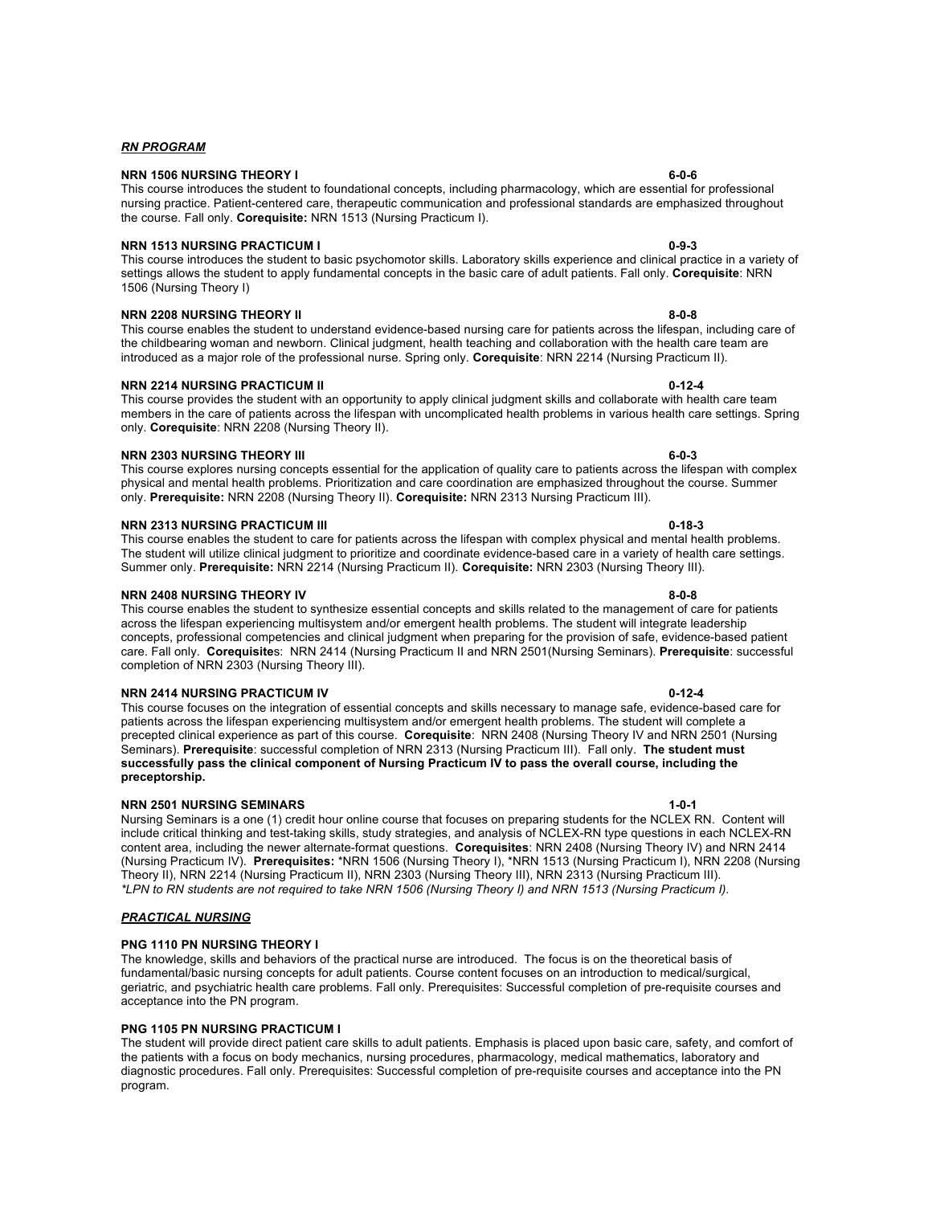## *RN PROGRAM*

### NRN 1506 NURSING THEORY I 6-0-6

This course introduces the student to foundational concepts, including pharmacology, which are essential for professional nursing practice. Patient-centered care, therapeutic communication and professional standards are emphasized throughout the course. Fall only. **Corequisite:** NRN 1513 (Nursing Practicum I).

### NRN 1513 NURSING PRACTICUM I 0-9-3

This course introduces the student to basic psychomotor skills. Laboratory skills experience and clinical practice in a variety of settings allows the student to apply fundamental concepts in the basic care of adult patients. Fall only. **Corequisite**: NRN 1506 (Nursing Theory I)

### NRN 2208 NURSING THEORY II 8-0-8

This course enables the student to understand evidence-based nursing care for patients across the lifespan, including care of the childbearing woman and newborn. Clinical judgment, health teaching and collaboration with the health care team are introduced as a major role of the professional nurse. Spring only. **Corequisite**: NRN 2214 (Nursing Practicum II).

### NRN 2214 NURSING PRACTICUM II 0-12-4

This course provides the student with an opportunity to apply clinical judgment skills and collaborate with health care team members in the care of patients across the lifespan with uncomplicated health problems in various health care settings. Spring only. **Corequisite**: NRN 2208 (Nursing Theory II).

### NRN 2303 NURSING THEORY III 6-0-3

This course explores nursing concepts essential for the application of quality care to patients across the lifespan with complex physical and mental health problems. Prioritization and care coordination are emphasized throughout the course. Summer only. **Prerequisite:** NRN 2208 (Nursing Theory II). **Corequisite:** NRN 2313 Nursing Practicum III).

### NRN 2313 NURSING PRACTICUM III 0-18-3

This course enables the student to care for patients across the lifespan with complex physical and mental health problems. The student will utilize clinical judgment to prioritize and coordinate evidence-based care in a variety of health care settings. Summer only. **Prerequisite:** NRN 2214 (Nursing Practicum II). **Corequisite:** NRN 2303 (Nursing Theory III).

### NRN 2408 NURSING THEORY IV 8-0-8

This course enables the student to synthesize essential concepts and skills related to the management of care for patients across the lifespan experiencing multisystem and/or emergent health problems. The student will integrate leadership concepts, professional competencies and clinical judgment when preparing for the provision of safe, evidence-based patient care. Fall only. **Corequisite**s: NRN 2414 (Nursing Practicum II and NRN 2501(Nursing Seminars). **Prerequisite**: successful completion of NRN 2303 (Nursing Theory III).

### NRN 2414 NURSING PRACTICUM IV 0-12-4

This course focuses on the integration of essential concepts and skills necessary to manage safe, evidence-based care for patients across the lifespan experiencing multisystem and/or emergent health problems. The student will complete a precepted clinical experience as part of this course. **Corequisite**: NRN 2408 (Nursing Theory IV and NRN 2501 (Nursing Seminars). **Prerequisite**: successful completion of NRN 2313 (Nursing Practicum III). Fall only. **The student must successfully pass the clinical component of Nursing Practicum IV to pass the overall course, including the preceptorship.**

### NRN 2501 NURSING SEMINARS 1-0-1

Nursing Seminars is a one (1) credit hour online course that focuses on preparing students for the NCLEX RN. Content will include critical thinking and test-taking skills, study strategies, and analysis of NCLEX-RN type questions in each NCLEX-RN content area, including the newer alternate-format questions. **Corequisites**: NRN 2408 (Nursing Theory IV) and NRN 2414 (Nursing Practicum IV). **Prerequisites:** *NRN 1506 (Nursing Theory I), *NRN 1513 (Nursing Practicum I), NRN 2208 (Nursing Theory II), NRN 2214 (Nursing Practicum II), NRN 2303 (Nursing Theory III), NRN 2313 (Nursing Practicum III).
*\*LPN to RN students are not required to take NRN 1506 (Nursing Theory I) and NRN 1513 (Nursing Practicum I).*

## *PRACTICAL NURSING*

### PNG 1110 PN NURSING THEORY I

The knowledge, skills and behaviors of the practical nurse are introduced. The focus is on the theoretical basis of fundamental/basic nursing concepts for adult patients. Course content focuses on an introduction to medical/surgical, geriatric, and psychiatric health care problems. Fall only. Prerequisites: Successful completion of pre-requisite courses and acceptance into the PN program.

### PNG 1105 PN NURSING PRACTICUM I

The student will provide direct patient care skills to adult patients. Emphasis is placed upon basic care, safety, and comfort of the patients with a focus on body mechanics, nursing procedures, pharmacology, medical mathematics, laboratory and diagnostic procedures. Fall only. Prerequisites: Successful completion of pre-requisite courses and acceptance into the PN program.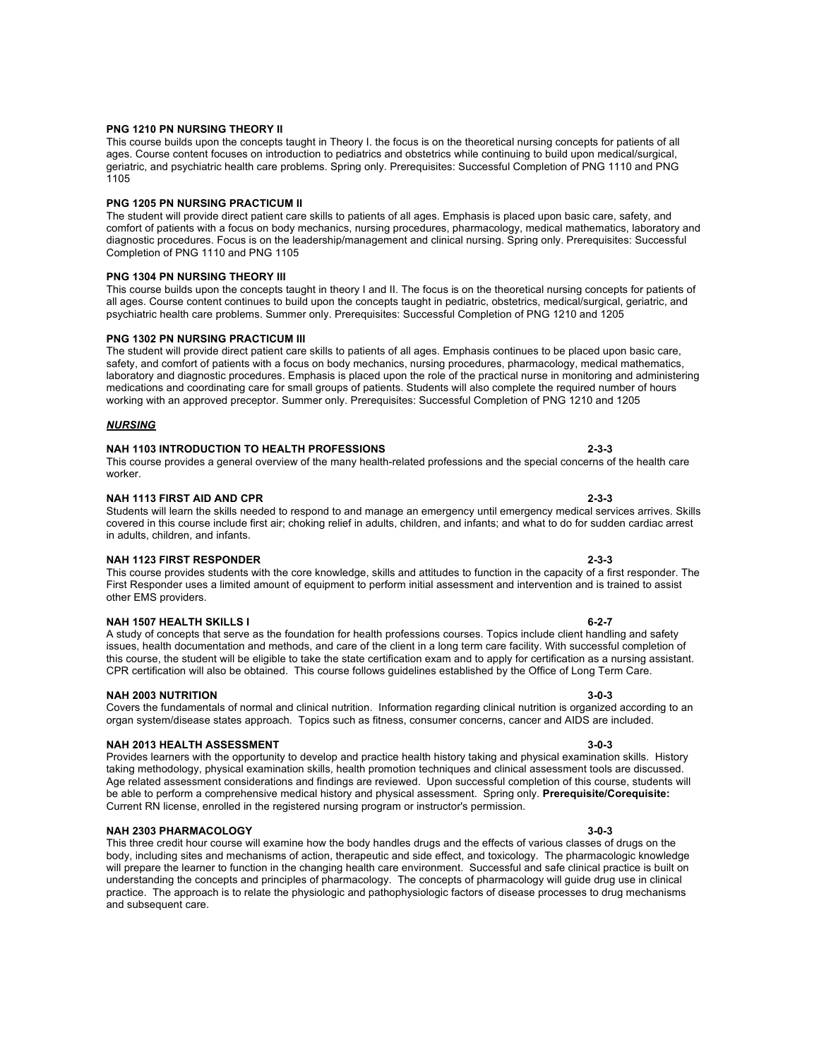**PNG 1210 PN NURSING THEORY II**

This course builds upon the concepts taught in Theory I. the focus is on the theoretical nursing concepts for patients of all ages. Course content focuses on introduction to pediatrics and obstetrics while continuing to build upon medical/surgical, geriatric, and psychiatric health care problems. Spring only. Prerequisites: Successful Completion of PNG 1110 and PNG 1105

**PNG 1205 PN NURSING PRACTICUM II**

The student will provide direct patient care skills to patients of all ages. Emphasis is placed upon basic care, safety, and comfort of patients with a focus on body mechanics, nursing procedures, pharmacology, medical mathematics, laboratory and diagnostic procedures. Focus is on the leadership/management and clinical nursing. Spring only. Prerequisites: Successful Completion of PNG 1110 and PNG 1105

**PNG 1304 PN NURSING THEORY III**

This course builds upon the concepts taught in theory I and II. The focus is on the theoretical nursing concepts for patients of all ages. Course content continues to build upon the concepts taught in pediatric, obstetrics, medical/surgical, geriatric, and psychiatric health care problems. Summer only. Prerequisites: Successful Completion of PNG 1210 and 1205

**PNG 1302 PN NURSING PRACTICUM III**

The student will provide direct patient care skills to patients of all ages. Emphasis continues to be placed upon basic care, safety, and comfort of patients with a focus on body mechanics, nursing procedures, pharmacology, medical mathematics, laboratory and diagnostic procedures. Emphasis is placed upon the role of the practical nurse in monitoring and administering medications and coordinating care for small groups of patients. Students will also complete the required number of hours working with an approved preceptor. Summer only. Prerequisites: Successful Completion of PNG 1210 and 1205

***NURSING***

**NAH 1103 INTRODUCTION TO HEALTH PROFESSIONS** **2-3-3**

This course provides a general overview of the many health-related professions and the special concerns of the health care worker.

**NAH 1113 FIRST AID AND CPR** **2-3-3**

Students will learn the skills needed to respond to and manage an emergency until emergency medical services arrives. Skills covered in this course include first air; choking relief in adults, children, and infants; and what to do for sudden cardiac arrest in adults, children, and infants.

**NAH 1123 FIRST RESPONDER** **2-3-3**

This course provides students with the core knowledge, skills and attitudes to function in the capacity of a first responder. The First Responder uses a limited amount of equipment to perform initial assessment and intervention and is trained to assist other EMS providers.

**NAH 1507 HEALTH SKILLS I** **6-2-7**

A study of concepts that serve as the foundation for health professions courses. Topics include client handling and safety issues, health documentation and methods, and care of the client in a long term care facility. With successful completion of this course, the student will be eligible to take the state certification exam and to apply for certification as a nursing assistant. CPR certification will also be obtained. This course follows guidelines established by the Office of Long Term Care.

**NAH 2003 NUTRITION** **3-0-3**

Covers the fundamentals of normal and clinical nutrition. Information regarding clinical nutrition is organized according to an organ system/disease states approach. Topics such as fitness, consumer concerns, cancer and AIDS are included.

**NAH 2013 HEALTH ASSESSMENT** **3-0-3**

Provides learners with the opportunity to develop and practice health history taking and physical examination skills. History taking methodology, physical examination skills, health promotion techniques and clinical assessment tools are discussed. Age related assessment considerations and findings are reviewed. Upon successful completion of this course, students will be able to perform a comprehensive medical history and physical assessment. Spring only. **Prerequisite/Corequisite:** Current RN license, enrolled in the registered nursing program or instructor's permission.

**NAH 2303 PHARMACOLOGY** **3-0-3**

This three credit hour course will examine how the body handles drugs and the effects of various classes of drugs on the body, including sites and mechanisms of action, therapeutic and side effect, and toxicology. The pharmacologic knowledge will prepare the learner to function in the changing health care environment. Successful and safe clinical practice is built on understanding the concepts and principles of pharmacology. The concepts of pharmacology will guide drug use in clinical practice. The approach is to relate the physiologic and pathophysiologic factors of disease processes to drug mechanisms and subsequent care.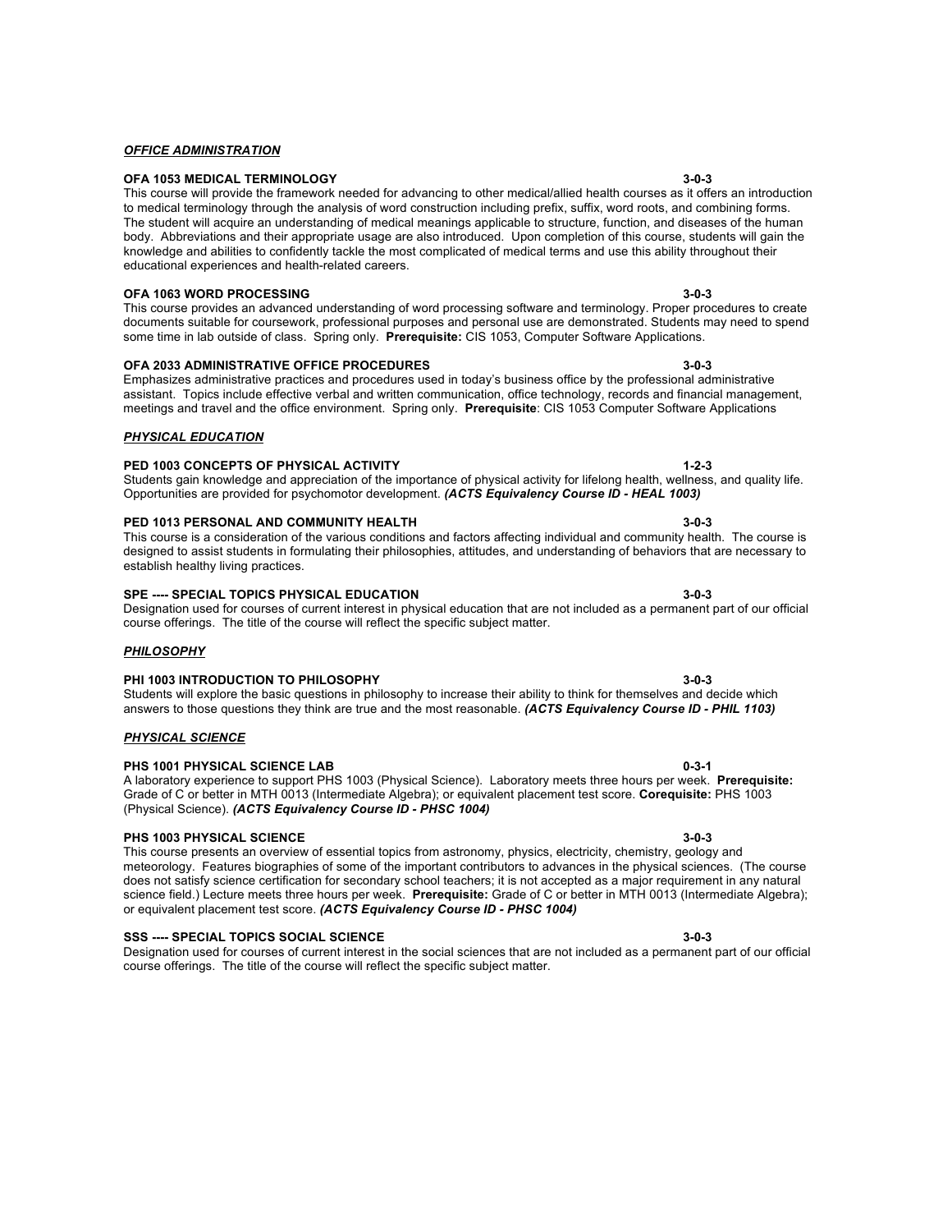***OFFICE ADMINISTRATION***

**OFA 1053 MEDICAL TERMINOLOGY 3-0-3**
This course will provide the framework needed for advancing to other medical/allied health courses as it offers an introduction to medical terminology through the analysis of word construction including prefix, suffix, word roots, and combining forms. The student will acquire an understanding of medical meanings applicable to structure, function, and diseases of the human body. Abbreviations and their appropriate usage are also introduced. Upon completion of this course, students will gain the knowledge and abilities to confidently tackle the most complicated of medical terms and use this ability throughout their educational experiences and health-related careers.

**OFA 1063 WORD PROCESSING 3-0-3**
This course provides an advanced understanding of word processing software and terminology. Proper procedures to create documents suitable for coursework, professional purposes and personal use are demonstrated. Students may need to spend some time in lab outside of class. Spring only. **Prerequisite:** CIS 1053, Computer Software Applications.

**OFA 2033 ADMINISTRATIVE OFFICE PROCEDURES 3-0-3**
Emphasizes administrative practices and procedures used in today's business office by the professional administrative assistant. Topics include effective verbal and written communication, office technology, records and financial management, meetings and travel and the office environment. Spring only. **Prerequisite**: CIS 1053 Computer Software Applications

***PHYSICAL EDUCATION***

**PED 1003 CONCEPTS OF PHYSICAL ACTIVITY 1-2-3**
Students gain knowledge and appreciation of the importance of physical activity for lifelong health, wellness, and quality life. Opportunities are provided for psychomotor development. ***(ACTS Equivalency Course ID - HEAL 1003)***

**PED 1013 PERSONAL AND COMMUNITY HEALTH 3-0-3**
This course is a consideration of the various conditions and factors affecting individual and community health. The course is designed to assist students in formulating their philosophies, attitudes, and understanding of behaviors that are necessary to establish healthy living practices.

**SPE ---- SPECIAL TOPICS PHYSICAL EDUCATION 3-0-3**
Designation used for courses of current interest in physical education that are not included as a permanent part of our official course offerings. The title of the course will reflect the specific subject matter.

***PHILOSOPHY***

**PHI 1003 INTRODUCTION TO PHILOSOPHY 3-0-3**
Students will explore the basic questions in philosophy to increase their ability to think for themselves and decide which answers to those questions they think are true and the most reasonable. ***(ACTS Equivalency Course ID - PHIL 1103)***

***PHYSICAL SCIENCE***

**PHS 1001 PHYSICAL SCIENCE LAB 0-3-1**
A laboratory experience to support PHS 1003 (Physical Science). Laboratory meets three hours per week. **Prerequisite:** Grade of C or better in MTH 0013 (Intermediate Algebra); or equivalent placement test score. **Corequisite:** PHS 1003 (Physical Science). ***(ACTS Equivalency Course ID - PHSC 1004)***

**PHS 1003 PHYSICAL SCIENCE 3-0-3**
This course presents an overview of essential topics from astronomy, physics, electricity, chemistry, geology and meteorology. Features biographies of some of the important contributors to advances in the physical sciences. (The course does not satisfy science certification for secondary school teachers; it is not accepted as a major requirement in any natural science field.) Lecture meets three hours per week. **Prerequisite:** Grade of C or better in MTH 0013 (Intermediate Algebra); or equivalent placement test score. ***(ACTS Equivalency Course ID - PHSC 1004)***

**SSS ---- SPECIAL TOPICS SOCIAL SCIENCE 3-0-3**
Designation used for courses of current interest in the social sciences that are not included as a permanent part of our official course offerings. The title of the course will reflect the specific subject matter.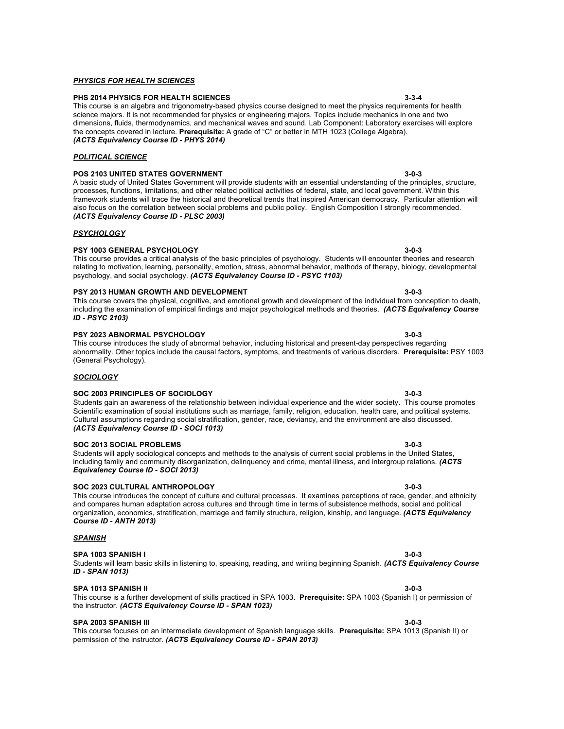***PHYSICS FOR HEALTH SCIENCES***

**PHS 2014 PHYSICS FOR HEALTH SCIENCES 3-3-4**
This course is an algebra and trigonometry-based physics course designed to meet the physics requirements for health science majors. It is not recommended for physics or engineering majors. Topics include mechanics in one and two dimensions, fluids, thermodynamics, and mechanical waves and sound. Lab Component: Laboratory exercises will explore the concepts covered in lecture. **Prerequisite:** A grade of "C" or better in MTH 1023 (College Algebra).
***(ACTS Equivalency Course ID - PHYS 2014)***

***POLITICAL SCIENCE***

**POS 2103 UNITED STATES GOVERNMENT 3-0-3**
A basic study of United States Government will provide students with an essential understanding of the principles, structure, processes, functions, limitations, and other related political activities of federal, state, and local government. Within this framework students will trace the historical and theoretical trends that inspired American democracy. Particular attention will also focus on the correlation between social problems and public policy. English Composition I strongly recommended.
***(ACTS Equivalency Course ID - PLSC 2003)***

***PSYCHOLOGY***

**PSY 1003 GENERAL PSYCHOLOGY 3-0-3**
This course provides a critical analysis of the basic principles of psychology. Students will encounter theories and research relating to motivation, learning, personality, emotion, stress, abnormal behavior, methods of therapy, biology, developmental psychology, and social psychology. ***(ACTS Equivalency Course ID - PSYC 1103)***

**PSY 2013 HUMAN GROWTH AND DEVELOPMENT 3-0-3**
This course covers the physical, cognitive, and emotional growth and development of the individual from conception to death, including the examination of empirical findings and major psychological methods and theories. ***(ACTS Equivalency Course ID - PSYC 2103)***

**PSY 2023 ABNORMAL PSYCHOLOGY 3-0-3**
This course introduces the study of abnormal behavior, including historical and present-day perspectives regarding abnormality. Other topics include the causal factors, symptoms, and treatments of various disorders. **Prerequisite:** PSY 1003 (General Psychology).

***SOCIOLOGY***

**SOC 2003 PRINCIPLES OF SOCIOLOGY 3-0-3**
Students gain an awareness of the relationship between individual experience and the wider society. This course promotes Scientific examination of social institutions such as marriage, family, religion, education, health care, and political systems. Cultural assumptions regarding social stratification, gender, race, deviancy, and the environment are also discussed.
***(ACTS Equivalency Course ID - SOCI 1013)***

**SOC 2013 SOCIAL PROBLEMS 3-0-3**
Students will apply sociological concepts and methods to the analysis of current social problems in the United States, including family and community disorganization, delinquency and crime, mental illness, and intergroup relations. ***(ACTS Equivalency Course ID - SOCI 2013)***

**SOC 2023 CULTURAL ANTHROPOLOGY 3-0-3**
This course introduces the concept of culture and cultural processes. It examines perceptions of race, gender, and ethnicity and compares human adaptation across cultures and through time in terms of subsistence methods, social and political organization, economics, stratification, marriage and family structure, religion, kinship, and language. ***(ACTS Equivalency Course ID - ANTH 2013)***

***SPANISH***

**SPA 1003 SPANISH I 3-0-3**
Students will learn basic skills in listening to, speaking, reading, and writing beginning Spanish. ***(ACTS Equivalency Course ID - SPAN 1013)***

**SPA 1013 SPANISH II 3-0-3**
This course is a further development of skills practiced in SPA 1003. **Prerequisite:** SPA 1003 (Spanish I) or permission of the instructor. ***(ACTS Equivalency Course ID - SPAN 1023)***

**SPA 2003 SPANISH III 3-0-3**
This course focuses on an intermediate development of Spanish language skills. **Prerequisite:** SPA 1013 (Spanish II) or permission of the instructor. ***(ACTS Equivalency Course ID - SPAN 2013)***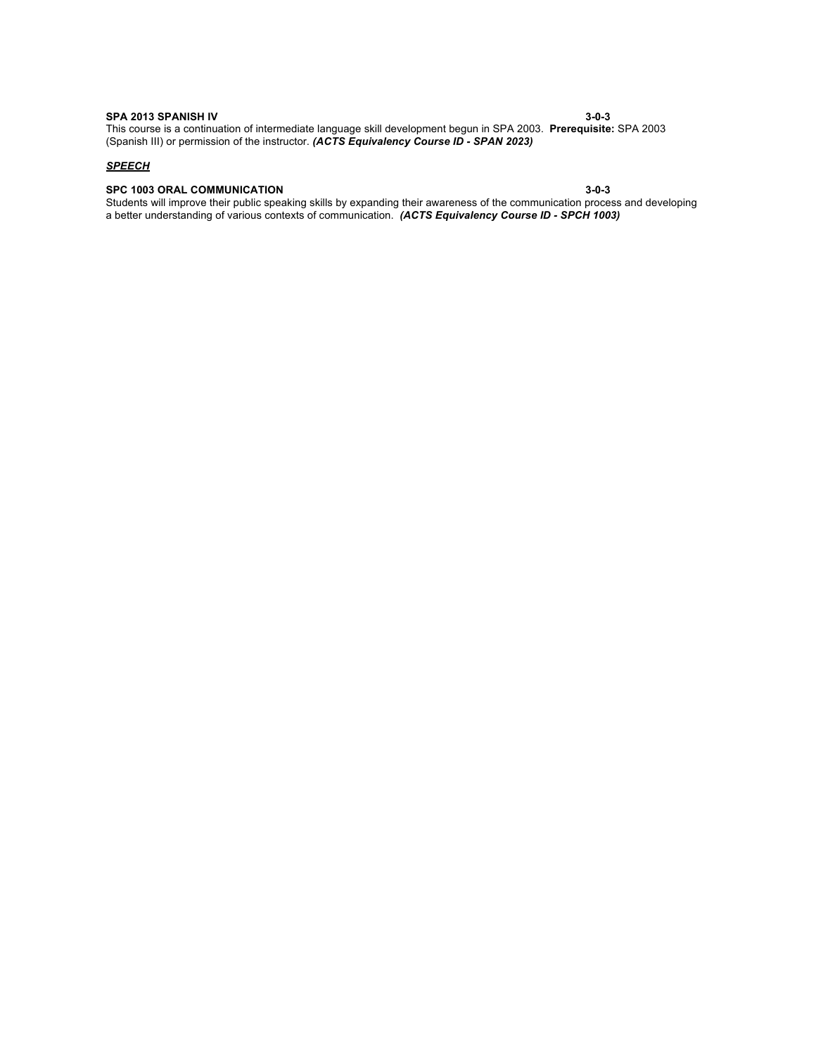**SPA 2013 SPANISH IV** **3-0-3**
This course is a continuation of intermediate language skill development begun in SPA 2003. **Prerequisite:** SPA 2003 (Spanish III) or permission of the instructor. ***(ACTS Equivalency Course ID - SPAN 2023)***

***<u>SPEECH</u>***

**SPC 1003 ORAL COMMUNICATION** **3-0-3**
Students will improve their public speaking skills by expanding their awareness of the communication process and developing a better understanding of various contexts of communication. ***(ACTS Equivalency Course ID - SPCH 1003)***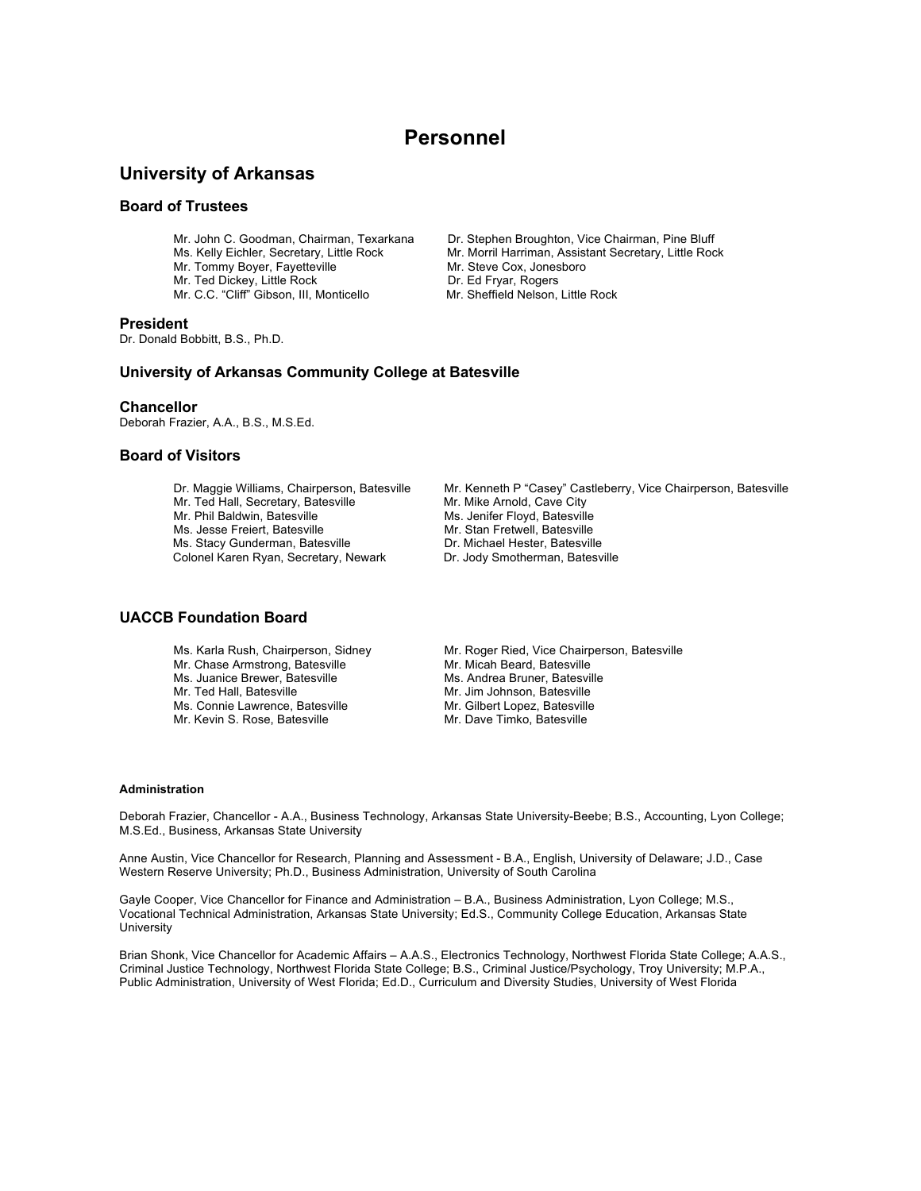# Personnel

## University of Arkansas

### Board of Trustees

Mr. John C. Goodman, Chairman, Texarkana
Dr. Stephen Broughton, Vice Chairman, Pine Bluff
Ms. Kelly Eichler, Secretary, Little Rock
Mr. Morril Harriman, Assistant Secretary, Little Rock
Mr. Tommy Boyer, Fayetteville
Mr. Steve Cox, Jonesboro
Mr. Ted Dickey, Little Rock
Dr. Ed Fryar, Rogers
Mr. C.C. "Cliff" Gibson, III, Monticello
Mr. Sheffield Nelson, Little Rock

### President

Dr. Donald Bobbitt, B.S., Ph.D.

### University of Arkansas Community College at Batesville

### Chancellor

Deborah Frazier, A.A., B.S., M.S.Ed.

### Board of Visitors

Dr. Maggie Williams, Chairperson, Batesville
Mr. Kenneth P "Casey" Castleberry, Vice Chairperson, Batesville
Mr. Ted Hall, Secretary, Batesville
Mr. Mike Arnold, Cave City
Mr. Phil Baldwin, Batesville
Ms. Jenifer Floyd, Batesville
Ms. Jesse Freiert, Batesville
Mr. Stan Fretwell, Batesville
Ms. Stacy Gunderman, Batesville
Dr. Michael Hester, Batesville
Colonel Karen Ryan, Secretary, Newark
Dr. Jody Smotherman, Batesville

### UACCB Foundation Board

Ms. Karla Rush, Chairperson, Sidney
Mr. Roger Ried, Vice Chairperson, Batesville
Mr. Chase Armstrong, Batesville
Mr. Micah Beard, Batesville
Ms. Juanice Brewer, Batesville
Ms. Andrea Bruner, Batesville
Mr. Ted Hall, Batesville
Mr. Jim Johnson, Batesville
Ms. Connie Lawrence, Batesville
Mr. Gilbert Lopez, Batesville
Mr. Kevin S. Rose, Batesville
Mr. Dave Timko, Batesville

#### Administration

Deborah Frazier, Chancellor - A.A., Business Technology, Arkansas State University-Beebe; B.S., Accounting, Lyon College; M.S.Ed., Business, Arkansas State University

Anne Austin, Vice Chancellor for Research, Planning and Assessment - B.A., English, University of Delaware; J.D., Case Western Reserve University; Ph.D., Business Administration, University of South Carolina

Gayle Cooper, Vice Chancellor for Finance and Administration – B.A., Business Administration, Lyon College; M.S., Vocational Technical Administration, Arkansas State University; Ed.S., Community College Education, Arkansas State University

Brian Shonk, Vice Chancellor for Academic Affairs – A.A.S., Electronics Technology, Northwest Florida State College; A.A.S., Criminal Justice Technology, Northwest Florida State College; B.S., Criminal Justice/Psychology, Troy University; M.P.A., Public Administration, University of West Florida; Ed.D., Curriculum and Diversity Studies, University of West Florida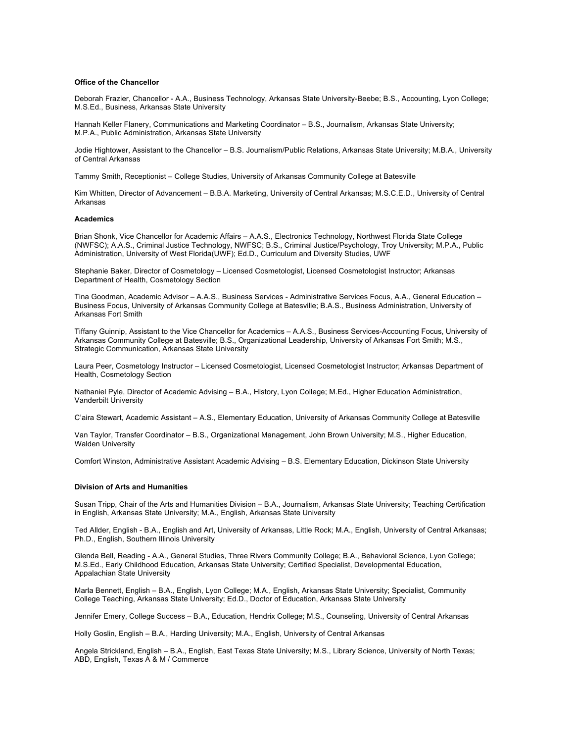**Office of the Chancellor**

Deborah Frazier, Chancellor - A.A., Business Technology, Arkansas State University-Beebe; B.S., Accounting, Lyon College; M.S.Ed., Business, Arkansas State University

Hannah Keller Flanery, Communications and Marketing Coordinator – B.S., Journalism, Arkansas State University; M.P.A., Public Administration, Arkansas State University

Jodie Hightower, Assistant to the Chancellor – B.S. Journalism/Public Relations, Arkansas State University; M.B.A., University of Central Arkansas

Tammy Smith, Receptionist – College Studies, University of Arkansas Community College at Batesville

Kim Whitten, Director of Advancement – B.B.A. Marketing, University of Central Arkansas; M.S.C.E.D., University of Central Arkansas

**Academics**

Brian Shonk, Vice Chancellor for Academic Affairs – A.A.S., Electronics Technology, Northwest Florida State College (NWFSC); A.A.S., Criminal Justice Technology, NWFSC; B.S., Criminal Justice/Psychology, Troy University; M.P.A., Public Administration, University of West Florida(UWF); Ed.D., Curriculum and Diversity Studies, UWF

Stephanie Baker, Director of Cosmetology – Licensed Cosmetologist, Licensed Cosmetologist Instructor; Arkansas Department of Health, Cosmetology Section

Tina Goodman, Academic Advisor – A.A.S., Business Services - Administrative Services Focus, A.A., General Education – Business Focus, University of Arkansas Community College at Batesville; B.A.S., Business Administration, University of Arkansas Fort Smith

Tiffany Guinnip, Assistant to the Vice Chancellor for Academics – A.A.S., Business Services-Accounting Focus, University of Arkansas Community College at Batesville; B.S., Organizational Leadership, University of Arkansas Fort Smith; M.S., Strategic Communication, Arkansas State University

Laura Peer, Cosmetology Instructor – Licensed Cosmetologist, Licensed Cosmetologist Instructor; Arkansas Department of Health, Cosmetology Section

Nathaniel Pyle, Director of Academic Advising – B.A., History, Lyon College; M.Ed., Higher Education Administration, Vanderbilt University

C'aira Stewart, Academic Assistant – A.S., Elementary Education, University of Arkansas Community College at Batesville

Van Taylor, Transfer Coordinator – B.S., Organizational Management, John Brown University; M.S., Higher Education, Walden University

Comfort Winston, Administrative Assistant Academic Advising – B.S. Elementary Education, Dickinson State University

**Division of Arts and Humanities**

Susan Tripp, Chair of the Arts and Humanities Division – B.A., Journalism, Arkansas State University; Teaching Certification in English, Arkansas State University; M.A., English, Arkansas State University

Ted Allder, English - B.A., English and Art, University of Arkansas, Little Rock; M.A., English, University of Central Arkansas; Ph.D., English, Southern Illinois University

Glenda Bell, Reading - A.A., General Studies, Three Rivers Community College; B.A., Behavioral Science, Lyon College; M.S.Ed., Early Childhood Education, Arkansas State University; Certified Specialist, Developmental Education, Appalachian State University

Marla Bennett, English – B.A., English, Lyon College; M.A., English, Arkansas State University; Specialist, Community College Teaching, Arkansas State University; Ed.D., Doctor of Education, Arkansas State University

Jennifer Emery, College Success – B.A., Education, Hendrix College; M.S., Counseling, University of Central Arkansas

Holly Goslin, English – B.A., Harding University; M.A., English, University of Central Arkansas

Angela Strickland, English – B.A., English, East Texas State University; M.S., Library Science, University of North Texas; ABD, English, Texas A & M / Commerce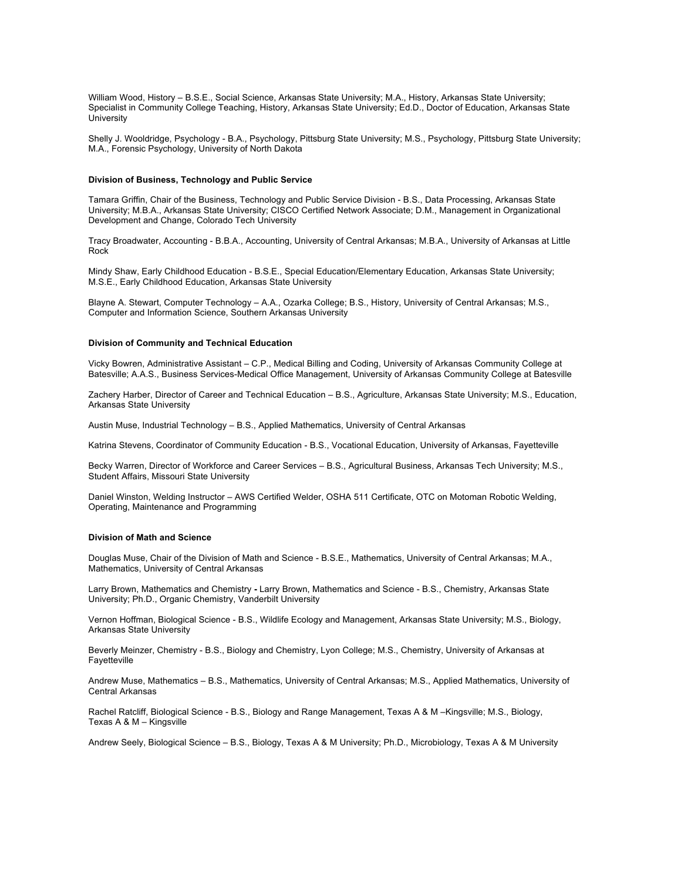William Wood, History – B.S.E., Social Science, Arkansas State University; M.A., History, Arkansas State University; Specialist in Community College Teaching, History, Arkansas State University; Ed.D., Doctor of Education, Arkansas State University

Shelly J. Wooldridge, Psychology - B.A., Psychology, Pittsburg State University; M.S., Psychology, Pittsburg State University; M.A., Forensic Psychology, University of North Dakota

**Division of Business, Technology and Public Service**

Tamara Griffin, Chair of the Business, Technology and Public Service Division - B.S., Data Processing, Arkansas State University; M.B.A., Arkansas State University; CISCO Certified Network Associate; D.M., Management in Organizational Development and Change, Colorado Tech University

Tracy Broadwater, Accounting - B.B.A., Accounting, University of Central Arkansas; M.B.A., University of Arkansas at Little Rock

Mindy Shaw, Early Childhood Education - B.S.E., Special Education/Elementary Education, Arkansas State University; M.S.E., Early Childhood Education, Arkansas State University

Blayne A. Stewart, Computer Technology – A.A., Ozarka College; B.S., History, University of Central Arkansas; M.S., Computer and Information Science, Southern Arkansas University

**Division of Community and Technical Education**

Vicky Bowren, Administrative Assistant – C.P., Medical Billing and Coding, University of Arkansas Community College at Batesville; A.A.S., Business Services-Medical Office Management, University of Arkansas Community College at Batesville

Zachery Harber, Director of Career and Technical Education – B.S., Agriculture, Arkansas State University; M.S., Education, Arkansas State University

Austin Muse, Industrial Technology – B.S., Applied Mathematics, University of Central Arkansas

Katrina Stevens, Coordinator of Community Education - B.S., Vocational Education, University of Arkansas, Fayetteville

Becky Warren, Director of Workforce and Career Services – B.S., Agricultural Business, Arkansas Tech University; M.S., Student Affairs, Missouri State University

Daniel Winston, Welding Instructor – AWS Certified Welder, OSHA 511 Certificate, OTC on Motoman Robotic Welding, Operating, Maintenance and Programming

**Division of Math and Science**

Douglas Muse, Chair of the Division of Math and Science - B.S.E., Mathematics, University of Central Arkansas; M.A., Mathematics, University of Central Arkansas

Larry Brown, Mathematics and Chemistry **-** Larry Brown, Mathematics and Science - B.S., Chemistry, Arkansas State University; Ph.D., Organic Chemistry, Vanderbilt University

Vernon Hoffman, Biological Science - B.S., Wildlife Ecology and Management, Arkansas State University; M.S., Biology, Arkansas State University

Beverly Meinzer, Chemistry - B.S., Biology and Chemistry, Lyon College; M.S., Chemistry, University of Arkansas at Fayetteville

Andrew Muse, Mathematics – B.S., Mathematics, University of Central Arkansas; M.S., Applied Mathematics, University of Central Arkansas

Rachel Ratcliff, Biological Science - B.S., Biology and Range Management, Texas A & M –Kingsville; M.S., Biology, Texas A & M – Kingsville

Andrew Seely, Biological Science – B.S., Biology, Texas A & M University; Ph.D., Microbiology, Texas A & M University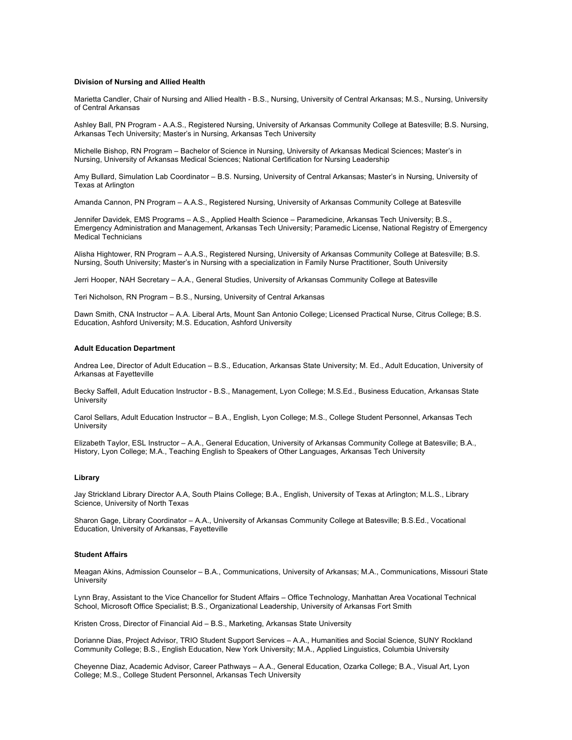### Division of Nursing and Allied Health

Marietta Candler, Chair of Nursing and Allied Health - B.S., Nursing, University of Central Arkansas; M.S., Nursing, University of Central Arkansas

Ashley Ball, PN Program - A.A.S., Registered Nursing, University of Arkansas Community College at Batesville; B.S. Nursing, Arkansas Tech University; Master's in Nursing, Arkansas Tech University

Michelle Bishop, RN Program – Bachelor of Science in Nursing, University of Arkansas Medical Sciences; Master's in Nursing, University of Arkansas Medical Sciences; National Certification for Nursing Leadership

Amy Bullard, Simulation Lab Coordinator – B.S. Nursing, University of Central Arkansas; Master's in Nursing, University of Texas at Arlington

Amanda Cannon, PN Program – A.A.S., Registered Nursing, University of Arkansas Community College at Batesville

Jennifer Davidek, EMS Programs – A.S., Applied Health Science – Paramedicine, Arkansas Tech University; B.S., Emergency Administration and Management, Arkansas Tech University; Paramedic License, National Registry of Emergency Medical Technicians

Alisha Hightower, RN Program – A.A.S., Registered Nursing, University of Arkansas Community College at Batesville; B.S. Nursing, South University; Master's in Nursing with a specialization in Family Nurse Practitioner, South University

Jerri Hooper, NAH Secretary – A.A., General Studies, University of Arkansas Community College at Batesville

Teri Nicholson, RN Program – B.S., Nursing, University of Central Arkansas

Dawn Smith, CNA Instructor – A.A. Liberal Arts, Mount San Antonio College; Licensed Practical Nurse, Citrus College; B.S. Education, Ashford University; M.S. Education, Ashford University

### Adult Education Department

Andrea Lee, Director of Adult Education – B.S., Education, Arkansas State University; M. Ed., Adult Education, University of Arkansas at Fayetteville

Becky Saffell, Adult Education Instructor - B.S., Management, Lyon College; M.S.Ed., Business Education, Arkansas State University

Carol Sellars, Adult Education Instructor – B.A., English, Lyon College; M.S., College Student Personnel, Arkansas Tech University

Elizabeth Taylor, ESL Instructor – A.A., General Education, University of Arkansas Community College at Batesville; B.A., History, Lyon College; M.A., Teaching English to Speakers of Other Languages, Arkansas Tech University

### Library

Jay Strickland Library Director A.A, South Plains College; B.A., English, University of Texas at Arlington; M.L.S., Library Science, University of North Texas

Sharon Gage, Library Coordinator – A.A., University of Arkansas Community College at Batesville; B.S.Ed., Vocational Education, University of Arkansas, Fayetteville

### Student Affairs

Meagan Akins, Admission Counselor – B.A., Communications, University of Arkansas; M.A., Communications, Missouri State University

Lynn Bray, Assistant to the Vice Chancellor for Student Affairs – Office Technology, Manhattan Area Vocational Technical School, Microsoft Office Specialist; B.S., Organizational Leadership, University of Arkansas Fort Smith

Kristen Cross, Director of Financial Aid – B.S., Marketing, Arkansas State University

Dorianne Dias, Project Advisor, TRIO Student Support Services – A.A., Humanities and Social Science, SUNY Rockland Community College; B.S., English Education, New York University; M.A., Applied Linguistics, Columbia University

Cheyenne Diaz, Academic Advisor, Career Pathways – A.A., General Education, Ozarka College; B.A., Visual Art, Lyon College; M.S., College Student Personnel, Arkansas Tech University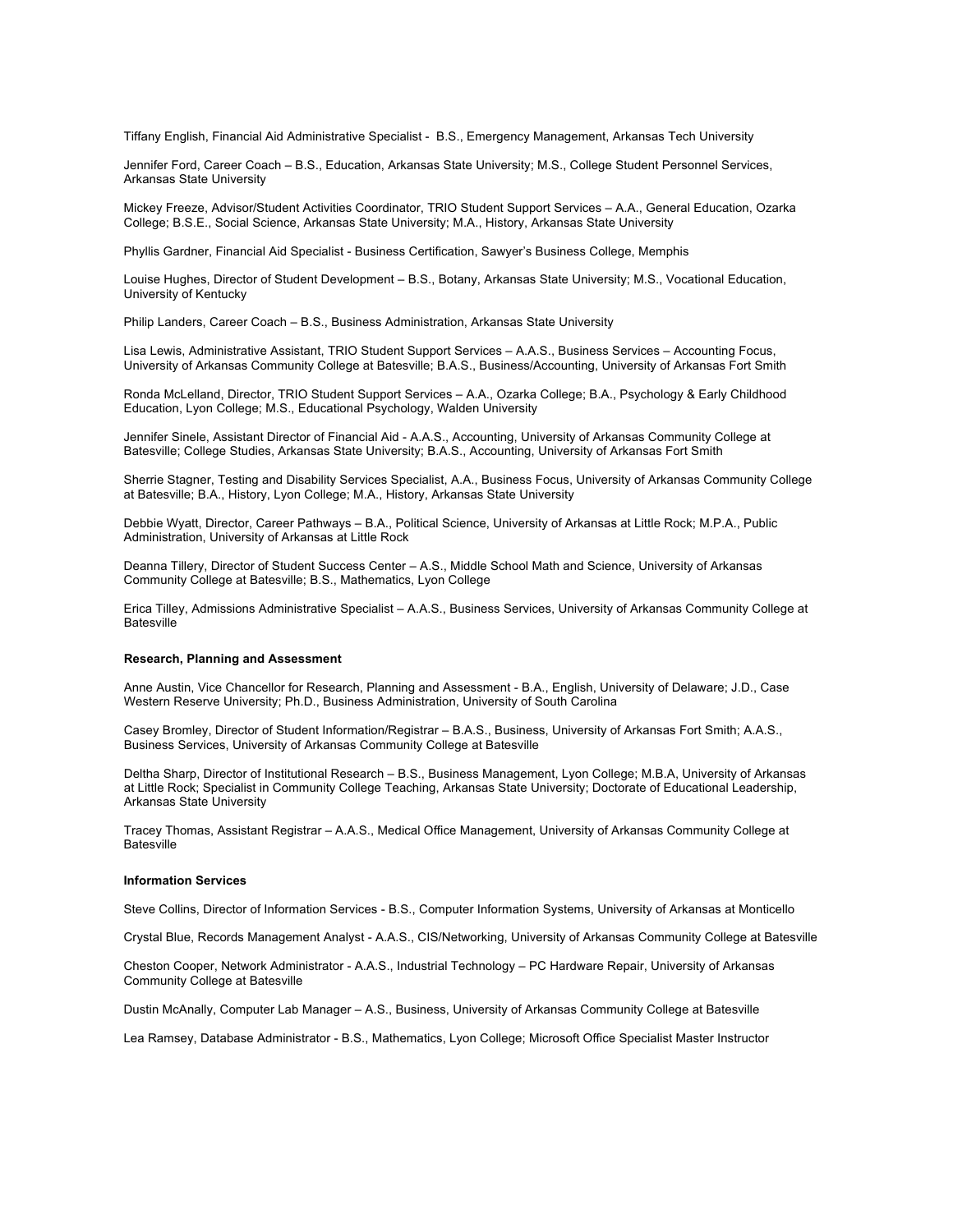Tiffany English, Financial Aid Administrative Specialist - B.S., Emergency Management, Arkansas Tech University

Jennifer Ford, Career Coach – B.S., Education, Arkansas State University; M.S., College Student Personnel Services, Arkansas State University

Mickey Freeze, Advisor/Student Activities Coordinator, TRIO Student Support Services – A.A., General Education, Ozarka College; B.S.E., Social Science, Arkansas State University; M.A., History, Arkansas State University

Phyllis Gardner, Financial Aid Specialist - Business Certification, Sawyer's Business College, Memphis

Louise Hughes, Director of Student Development – B.S., Botany, Arkansas State University; M.S., Vocational Education, University of Kentucky

Philip Landers, Career Coach – B.S., Business Administration, Arkansas State University

Lisa Lewis, Administrative Assistant, TRIO Student Support Services – A.A.S., Business Services – Accounting Focus, University of Arkansas Community College at Batesville; B.A.S., Business/Accounting, University of Arkansas Fort Smith

Ronda McLelland, Director, TRIO Student Support Services – A.A., Ozarka College; B.A., Psychology & Early Childhood Education, Lyon College; M.S., Educational Psychology, Walden University

Jennifer Sinele, Assistant Director of Financial Aid - A.A.S., Accounting, University of Arkansas Community College at Batesville; College Studies, Arkansas State University; B.A.S., Accounting, University of Arkansas Fort Smith

Sherrie Stagner, Testing and Disability Services Specialist, A.A., Business Focus, University of Arkansas Community College at Batesville; B.A., History, Lyon College; M.A., History, Arkansas State University

Debbie Wyatt, Director, Career Pathways – B.A., Political Science, University of Arkansas at Little Rock; M.P.A., Public Administration, University of Arkansas at Little Rock

Deanna Tillery, Director of Student Success Center – A.S., Middle School Math and Science, University of Arkansas Community College at Batesville; B.S., Mathematics, Lyon College

Erica Tilley, Admissions Administrative Specialist – A.A.S., Business Services, University of Arkansas Community College at Batesville

**Research, Planning and Assessment**

Anne Austin, Vice Chancellor for Research, Planning and Assessment - B.A., English, University of Delaware; J.D., Case Western Reserve University; Ph.D., Business Administration, University of South Carolina

Casey Bromley, Director of Student Information/Registrar – B.A.S., Business, University of Arkansas Fort Smith; A.A.S., Business Services, University of Arkansas Community College at Batesville

Deltha Sharp, Director of Institutional Research – B.S., Business Management, Lyon College; M.B.A, University of Arkansas at Little Rock; Specialist in Community College Teaching, Arkansas State University; Doctorate of Educational Leadership, Arkansas State University

Tracey Thomas, Assistant Registrar – A.A.S., Medical Office Management, University of Arkansas Community College at Batesville

**Information Services**

Steve Collins, Director of Information Services - B.S., Computer Information Systems, University of Arkansas at Monticello

Crystal Blue, Records Management Analyst - A.A.S., CIS/Networking, University of Arkansas Community College at Batesville

Cheston Cooper, Network Administrator - A.A.S., Industrial Technology – PC Hardware Repair, University of Arkansas Community College at Batesville

Dustin McAnally, Computer Lab Manager – A.S., Business, University of Arkansas Community College at Batesville

Lea Ramsey, Database Administrator - B.S., Mathematics, Lyon College; Microsoft Office Specialist Master Instructor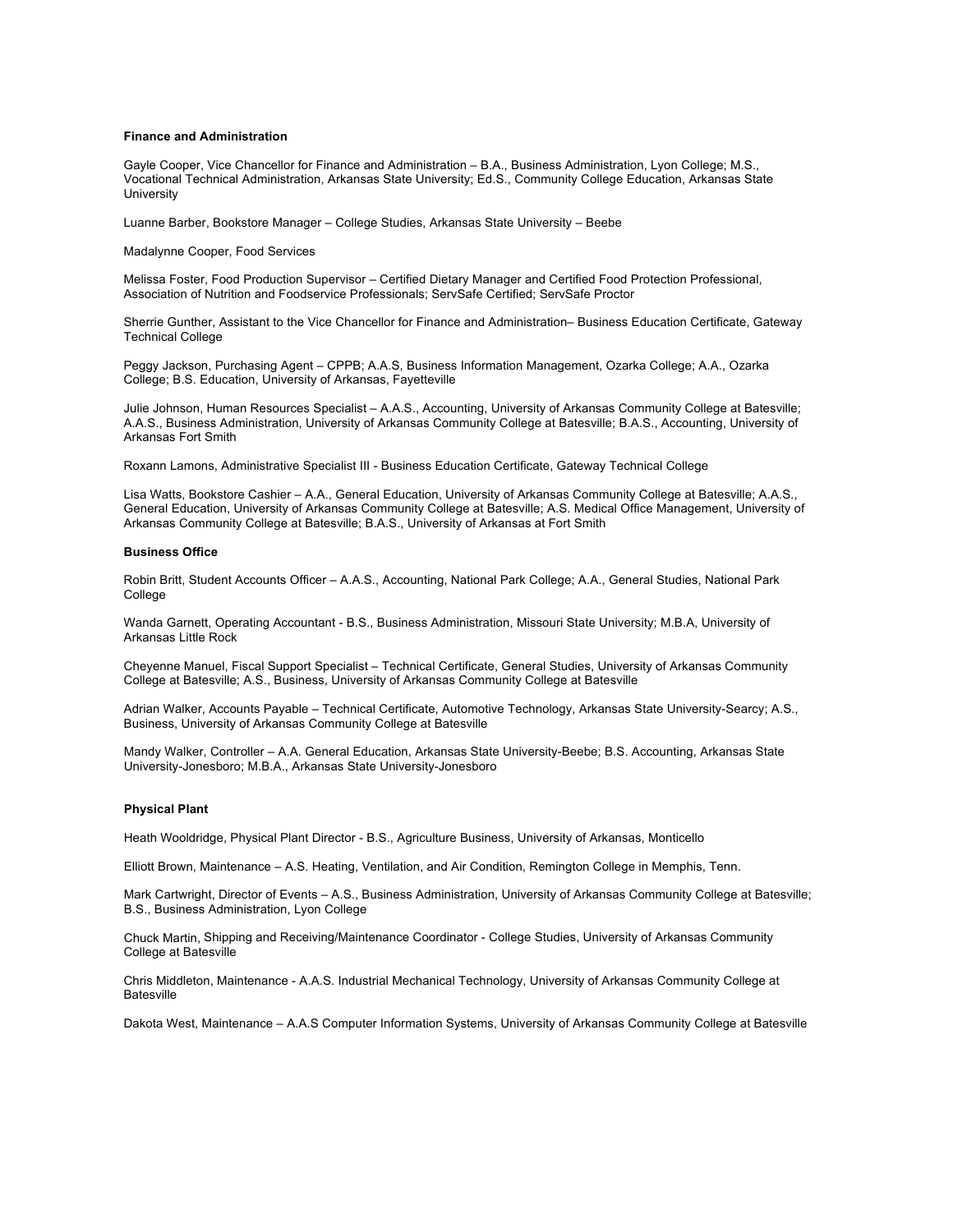**Finance and Administration**

Gayle Cooper, Vice Chancellor for Finance and Administration – B.A., Business Administration, Lyon College; M.S., Vocational Technical Administration, Arkansas State University; Ed.S., Community College Education, Arkansas State University

Luanne Barber, Bookstore Manager – College Studies, Arkansas State University – Beebe

Madalynne Cooper, Food Services

Melissa Foster, Food Production Supervisor – Certified Dietary Manager and Certified Food Protection Professional, Association of Nutrition and Foodservice Professionals; ServSafe Certified; ServSafe Proctor

Sherrie Gunther, Assistant to the Vice Chancellor for Finance and Administration– Business Education Certificate, Gateway Technical College

Peggy Jackson, Purchasing Agent – CPPB; A.A.S, Business Information Management, Ozarka College; A.A., Ozarka College; B.S. Education, University of Arkansas, Fayetteville

Julie Johnson, Human Resources Specialist – A.A.S., Accounting, University of Arkansas Community College at Batesville; A.A.S., Business Administration, University of Arkansas Community College at Batesville; B.A.S., Accounting, University of Arkansas Fort Smith

Roxann Lamons, Administrative Specialist III - Business Education Certificate, Gateway Technical College

Lisa Watts, Bookstore Cashier – A.A., General Education, University of Arkansas Community College at Batesville; A.A.S., General Education, University of Arkansas Community College at Batesville; A.S. Medical Office Management, University of Arkansas Community College at Batesville; B.A.S., University of Arkansas at Fort Smith

**Business Office**

Robin Britt, Student Accounts Officer – A.A.S., Accounting, National Park College; A.A., General Studies, National Park College

Wanda Garnett, Operating Accountant - B.S., Business Administration, Missouri State University; M.B.A, University of Arkansas Little Rock

Cheyenne Manuel, Fiscal Support Specialist – Technical Certificate, General Studies, University of Arkansas Community College at Batesville; A.S., Business, University of Arkansas Community College at Batesville

Adrian Walker, Accounts Payable – Technical Certificate, Automotive Technology, Arkansas State University-Searcy; A.S., Business, University of Arkansas Community College at Batesville

Mandy Walker, Controller – A.A. General Education, Arkansas State University-Beebe; B.S. Accounting, Arkansas State University-Jonesboro; M.B.A., Arkansas State University-Jonesboro

**Physical Plant**

Heath Wooldridge, Physical Plant Director - B.S., Agriculture Business, University of Arkansas, Monticello

Elliott Brown, Maintenance – A.S. Heating, Ventilation, and Air Condition, Remington College in Memphis, Tenn.

Mark Cartwright, Director of Events – A.S., Business Administration, University of Arkansas Community College at Batesville; B.S., Business Administration, Lyon College

Chuck Martin, Shipping and Receiving/Maintenance Coordinator - College Studies, University of Arkansas Community College at Batesville

Chris Middleton, Maintenance - A.A.S. Industrial Mechanical Technology, University of Arkansas Community College at Batesville

Dakota West, Maintenance – A.A.S Computer Information Systems, University of Arkansas Community College at Batesville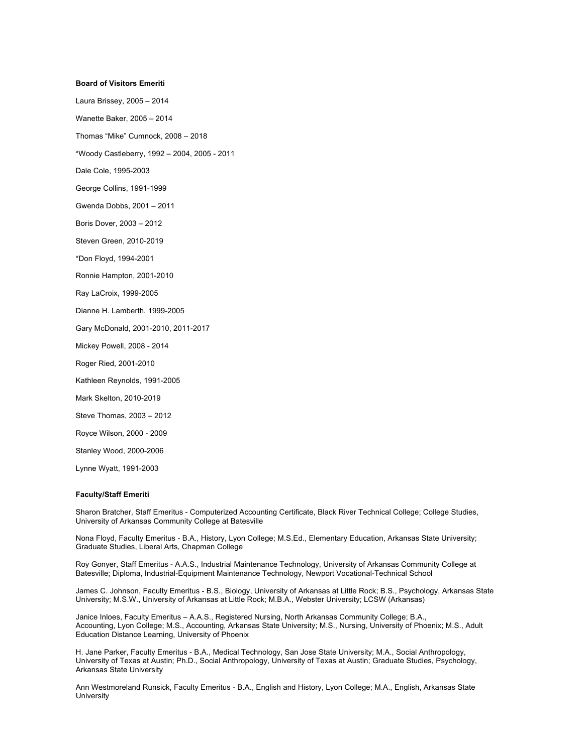**Board of Visitors Emeriti**

Laura Brissey, 2005 – 2014

Wanette Baker, 2005 – 2014

Thomas “Mike” Cumnock, 2008 – 2018

*Woody Castleberry, 1992 – 2004, 2005 - 2011

Dale Cole, 1995-2003

George Collins, 1991-1999

Gwenda Dobbs, 2001 – 2011

Boris Dover, 2003 – 2012

Steven Green, 2010-2019

*Don Floyd, 1994-2001

Ronnie Hampton, 2001-2010

Ray LaCroix, 1999-2005

Dianne H. Lamberth, 1999-2005

Gary McDonald, 2001-2010, 2011-2017

Mickey Powell, 2008 - 2014

Roger Ried, 2001-2010

Kathleen Reynolds, 1991-2005

Mark Skelton, 2010-2019

Steve Thomas, 2003 – 2012

Royce Wilson, 2000 - 2009

Stanley Wood, 2000-2006

Lynne Wyatt, 1991-2003

**Faculty/Staff Emeriti**

Sharon Bratcher, Staff Emeritus - Computerized Accounting Certificate, Black River Technical College; College Studies, University of Arkansas Community College at Batesville

Nona Floyd, Faculty Emeritus - B.A., History, Lyon College; M.S.Ed., Elementary Education, Arkansas State University; Graduate Studies, Liberal Arts, Chapman College

Roy Gonyer, Staff Emeritus - A.A.S., Industrial Maintenance Technology, University of Arkansas Community College at Batesville; Diploma, Industrial-Equipment Maintenance Technology, Newport Vocational-Technical School

James C. Johnson, Faculty Emeritus - B.S., Biology, University of Arkansas at Little Rock; B.S., Psychology, Arkansas State University; M.S.W., University of Arkansas at Little Rock; M.B.A., Webster University; LCSW (Arkansas)

Janice Inloes, Faculty Emeritus – A.A.S., Registered Nursing, North Arkansas Community College; B.A., Accounting, Lyon College; M.S., Accounting, Arkansas State University; M.S., Nursing, University of Phoenix; M.S., Adult Education Distance Learning, University of Phoenix

H. Jane Parker, Faculty Emeritus - B.A., Medical Technology, San Jose State University; M.A., Social Anthropology, University of Texas at Austin; Ph.D., Social Anthropology, University of Texas at Austin; Graduate Studies, Psychology, Arkansas State University

Ann Westmoreland Runsick, Faculty Emeritus - B.A., English and History, Lyon College; M.A., English, Arkansas State University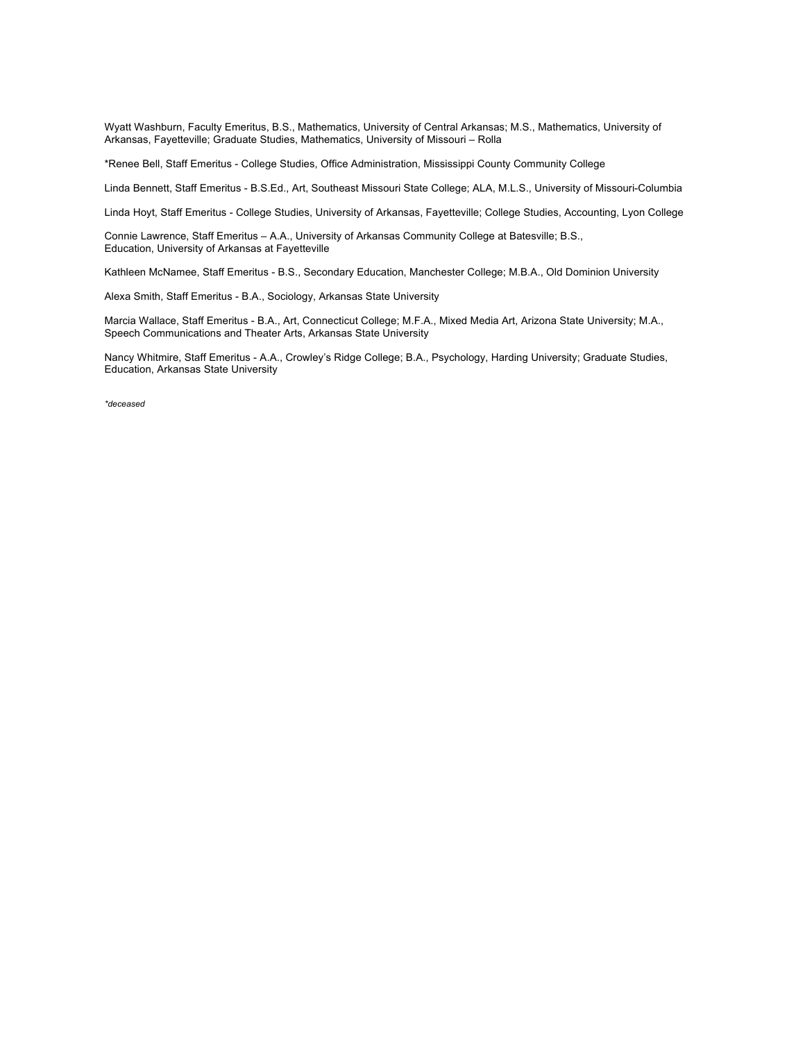Wyatt Washburn, Faculty Emeritus, B.S., Mathematics, University of Central Arkansas; M.S., Mathematics, University of Arkansas, Fayetteville; Graduate Studies, Mathematics, University of Missouri – Rolla

*Renee Bell, Staff Emeritus - College Studies, Office Administration, Mississippi County Community College

Linda Bennett, Staff Emeritus - B.S.Ed., Art, Southeast Missouri State College; ALA, M.L.S., University of Missouri-Columbia

Linda Hoyt, Staff Emeritus - College Studies, University of Arkansas, Fayetteville; College Studies, Accounting, Lyon College

Connie Lawrence, Staff Emeritus – A.A., University of Arkansas Community College at Batesville; B.S., Education, University of Arkansas at Fayetteville

Kathleen McNamee, Staff Emeritus - B.S., Secondary Education, Manchester College; M.B.A., Old Dominion University

Alexa Smith, Staff Emeritus - B.A., Sociology, Arkansas State University

Marcia Wallace, Staff Emeritus - B.A., Art, Connecticut College; M.F.A., Mixed Media Art, Arizona State University; M.A., Speech Communications and Theater Arts, Arkansas State University

Nancy Whitmire, Staff Emeritus - A.A., Crowley's Ridge College; B.A., Psychology, Harding University; Graduate Studies, Education, Arkansas State University

*\*deceased*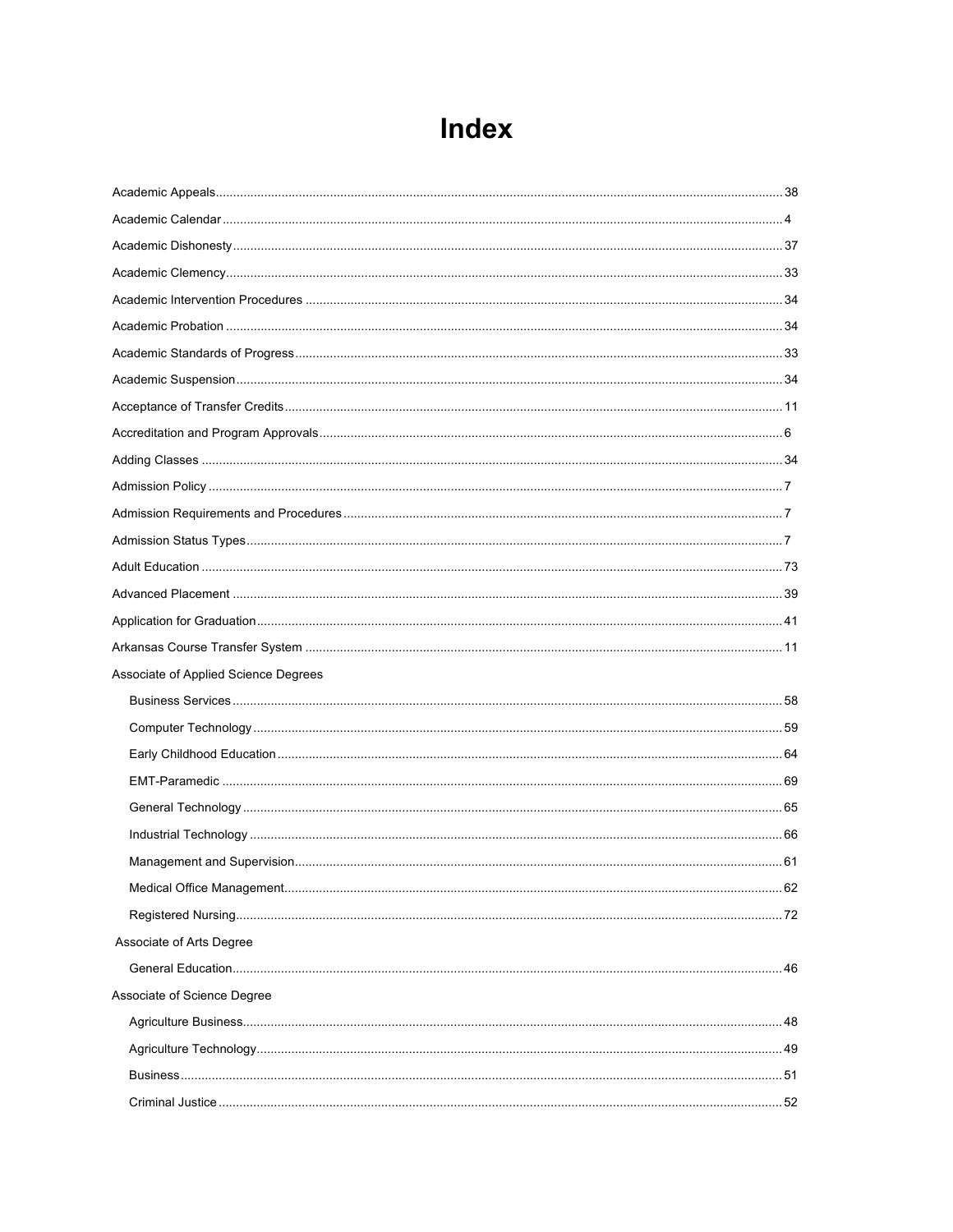# Index

Academic Appeals ........................................ 38

Academic Calendar ........................................ 4

Academic Dishonesty ........................................ 37

Academic Clemency ........................................ 33

Academic Intervention Procedures ........................................ 34

Academic Probation ........................................ 34

Academic Standards of Progress ........................................ 33

Academic Suspension ........................................ 34

Acceptance of Transfer Credits ........................................ 11

Accreditation and Program Approvals ........................................ 6

Adding Classes ........................................ 34

Admission Policy ........................................ 7

Admission Requirements and Procedures ........................................ 7

Admission Status Types ........................................ 7

Adult Education ........................................ 73

Advanced Placement ........................................ 39

Application for Graduation ........................................ 41

Arkansas Course Transfer System ........................................ 11

Associate of Applied Science Degrees

- Business Services ........................................ 58
- Computer Technology ........................................ 59
- Early Childhood Education ........................................ 64
- EMT-Paramedic ........................................ 69
- General Technology ........................................ 65
- Industrial Technology ........................................ 66
- Management and Supervision ........................................ 61
- Medical Office Management ........................................ 62
- Registered Nursing ........................................ 72

Associate of Arts Degree

- General Education ........................................ 46

Associate of Science Degree

- Agriculture Business ........................................ 48
- Agriculture Technology ........................................ 49
- Business ........................................ 51
- Criminal Justice ........................................ 52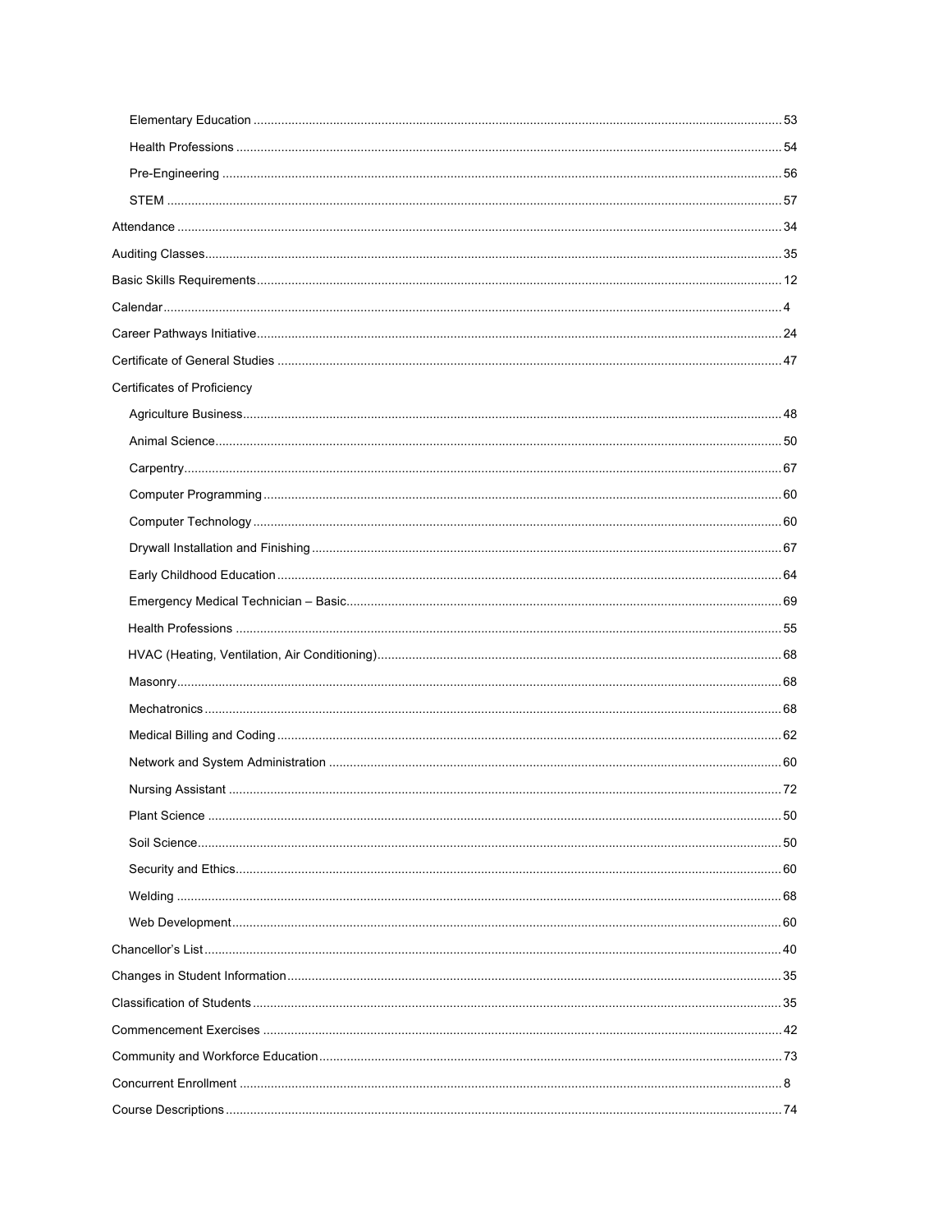- Elementary Education ... 53
- Health Professions ... 54
- Pre-Engineering ... 56
- STEM ... 57

Attendance ... 34

Auditing Classes ... 35

Basic Skills Requirements ... 12

Calendar ... 4

Career Pathways Initiative ... 24

Certificate of General Studies ... 47

Certificates of Proficiency

- Agriculture Business ... 48
- Animal Science ... 50
- Carpentry ... 67
- Computer Programming ... 60
- Computer Technology ... 60
- Drywall Installation and Finishing ... 67
- Early Childhood Education ... 64
- Emergency Medical Technician – Basic ... 69
- Health Professions ... 55
- HVAC (Heating, Ventilation, Air Conditioning) ... 68
- Masonry ... 68
- Mechatronics ... 68
- Medical Billing and Coding ... 62
- Network and System Administration ... 60
- Nursing Assistant ... 72
- Plant Science ... 50
- Soil Science ... 50
- Security and Ethics ... 60
- Welding ... 68
- Web Development ... 60

Chancellor's List ... 40

Changes in Student Information ... 35

Classification of Students ... 35

Commencement Exercises ... 42

Community and Workforce Education ... 73

Concurrent Enrollment ... 8

Course Descriptions ... 74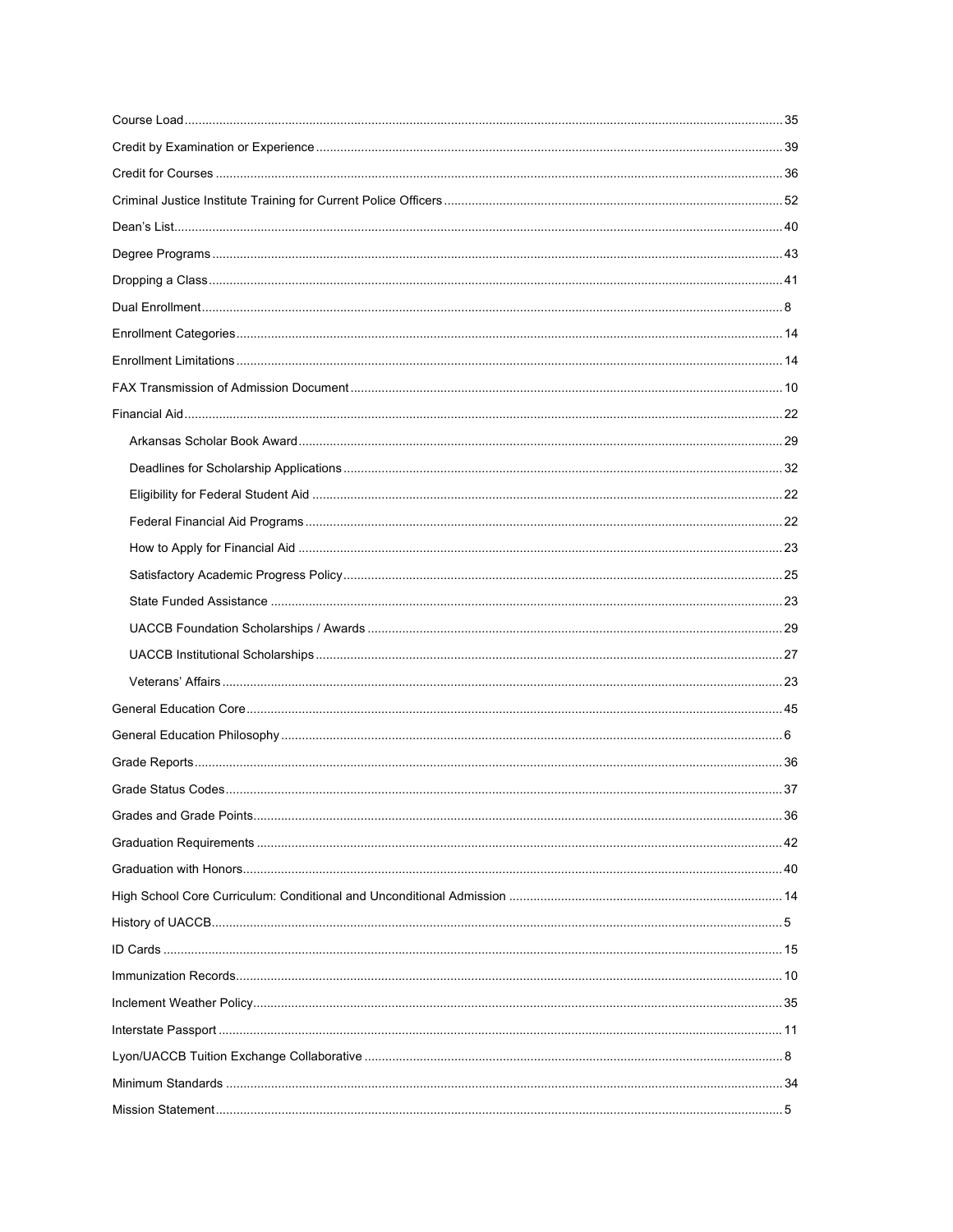Course Load ........ 35

Credit by Examination or Experience ........ 39

Credit for Courses ........ 36

Criminal Justice Institute Training for Current Police Officers ........ 52

Dean's List ........ 40

Degree Programs ........ 43

Dropping a Class ........ 41

Dual Enrollment ........ 8

Enrollment Categories ........ 14

Enrollment Limitations ........ 14

FAX Transmission of Admission Document ........ 10

Financial Aid ........ 22

- Arkansas Scholar Book Award ........ 29
- Deadlines for Scholarship Applications ........ 32
- Eligibility for Federal Student Aid ........ 22
- Federal Financial Aid Programs ........ 22
- How to Apply for Financial Aid ........ 23
- Satisfactory Academic Progress Policy ........ 25
- State Funded Assistance ........ 23
- UACCB Foundation Scholarships / Awards ........ 29
- UACCB Institutional Scholarships ........ 27
- Veterans' Affairs ........ 23

General Education Core ........ 45

General Education Philosophy ........ 6

Grade Reports ........ 36

Grade Status Codes ........ 37

Grades and Grade Points ........ 36

Graduation Requirements ........ 42

Graduation with Honors ........ 40

High School Core Curriculum: Conditional and Unconditional Admission ........ 14

History of UACCB ........ 5

ID Cards ........ 15

Immunization Records ........ 10

Inclement Weather Policy ........ 35

Interstate Passport ........ 11

Lyon/UACCB Tuition Exchange Collaborative ........ 8

Minimum Standards ........ 34

Mission Statement ........ 5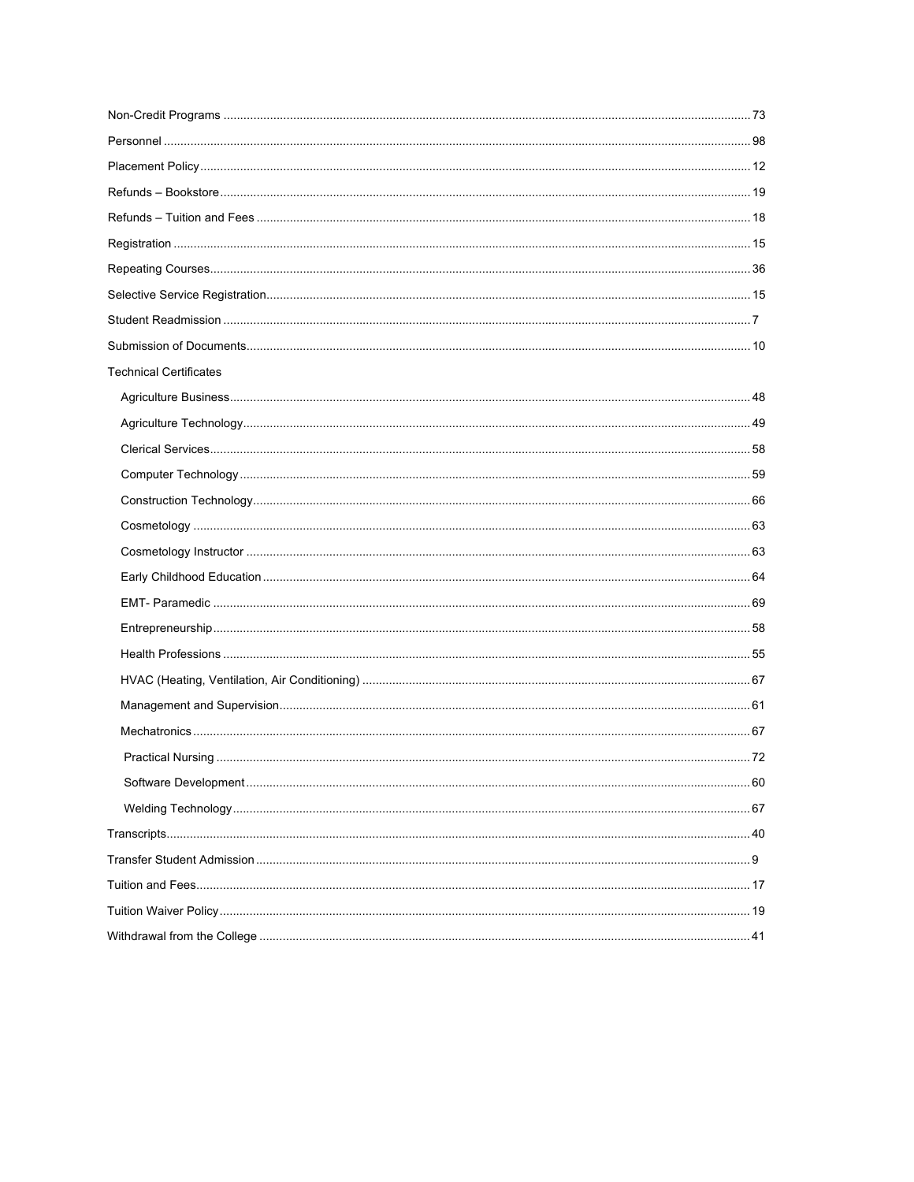Non-Credit Programs ........................................ 73

Personnel ........................................ 98

Placement Policy ........................................ 12

Refunds – Bookstore ........................................ 19

Refunds – Tuition and Fees ........................................ 18

Registration ........................................ 15

Repeating Courses ........................................ 36

Selective Service Registration ........................................ 15

Student Readmission ........................................ 7

Submission of Documents ........................................ 10

Technical Certificates

- Agriculture Business ........................................ 48
- Agriculture Technology ........................................ 49
- Clerical Services ........................................ 58
- Computer Technology ........................................ 59
- Construction Technology ........................................ 66
- Cosmetology ........................................ 63
- Cosmetology Instructor ........................................ 63
- Early Childhood Education ........................................ 64
- EMT- Paramedic ........................................ 69
- Entrepreneurship ........................................ 58
- Health Professions ........................................ 55
- HVAC (Heating, Ventilation, Air Conditioning) ........................................ 67
- Management and Supervision ........................................ 61
- Mechatronics ........................................ 67
- Practical Nursing ........................................ 72
- Software Development ........................................ 60
- Welding Technology ........................................ 67

Transcripts ........................................ 40

Transfer Student Admission ........................................ 9

Tuition and Fees ........................................ 17

Tuition Waiver Policy ........................................ 19

Withdrawal from the College ........................................ 41